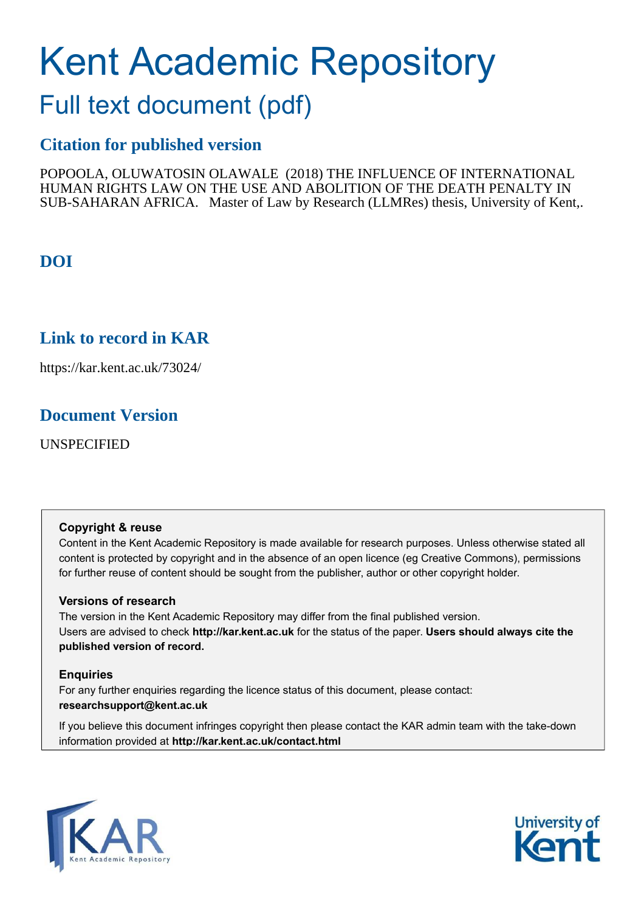# Kent Academic Repository

## Full text document (pdf)

### Citation for published version

POPOOLA, OLUWATOSIN OLAWALE (2018) THE INFLUENCE OF INTERNATIONAL HUMAN RIGHTS LAW ON THE USE AND ABOLITION OF THE DEATH PENALTY IN SUB-SAHARAN AFRICA. Master of Law by Research (LLMRes) thesis, University of Kent,.

### DOI

### Link to record in KAR

https://kar.kent.ac.uk/73024/

### Document Version

UNSPECIFIED

**Copyright & reuse**

Content in the Kent Academic Repository is made available for research purposes. Unless otherwise stated all content is protected by copyright and in the absence of an open licence (eg Creative Commons), permissions for further reuse of content should be sought from the publisher, author or other copyright holder.

**Versions of research**

The version in the Kent Academic Repository may differ from the final published version. Users are advised to check **http://kar.kent.ac.uk** for the status of the paper. **Users should always cite the published version of record.**

**Enquiries**

For any further enquiries regarding the licence status of this document, please contact: **researchsupport@kent.ac.uk**

If you believe this document infringes copyright then please contact the KAR admin team with the take-down information provided at **http://kar.kent.ac.uk/contact.html**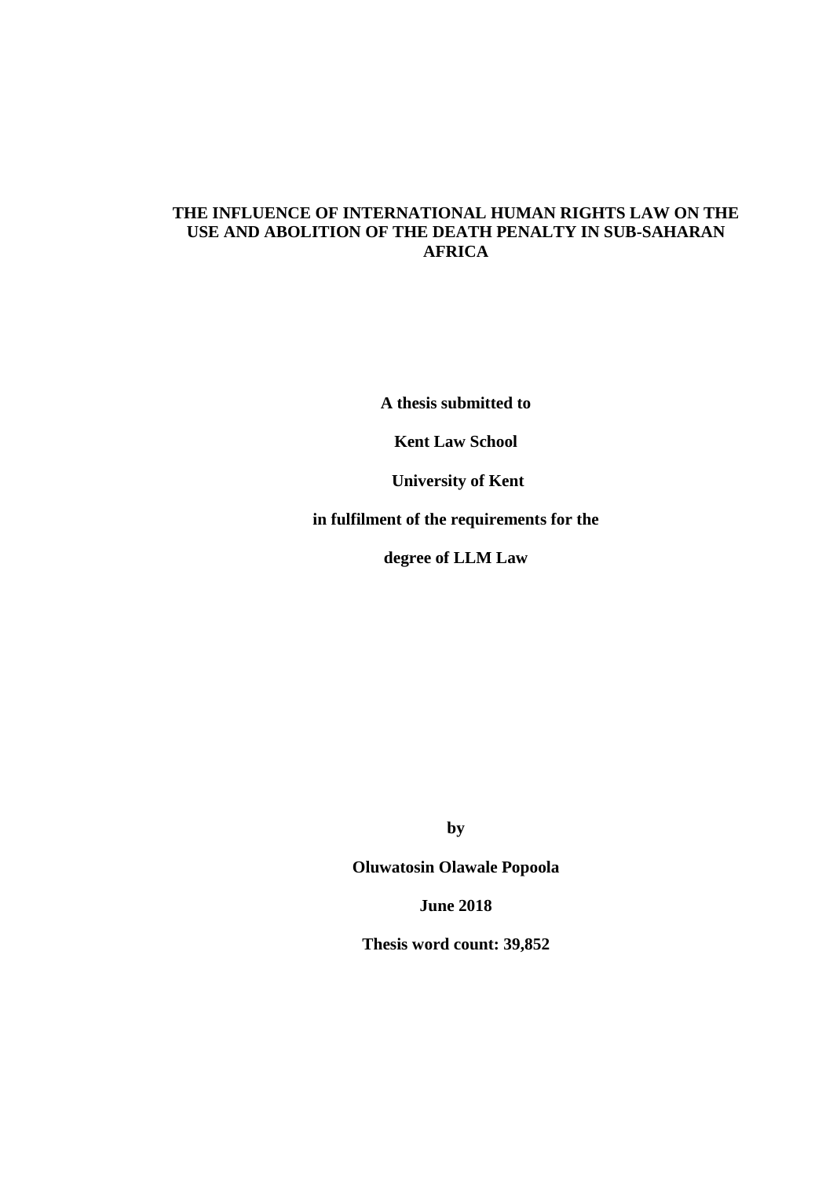# THE INFLUENCE OF INTERNATIONAL HUMAN RIGHTS LAW ON THE USE AND ABOLITION OF THE DEATH PENALTY IN SUB-SAHARAN AFRICA

**A thesis submitted to**

**Kent Law School**

**University of Kent**

**in fulfilment of the requirements for the**

**degree of LLM Law**

**by**

**Oluwatosin Olawale Popoola**

**June 2018**

**Thesis word count: 39,852**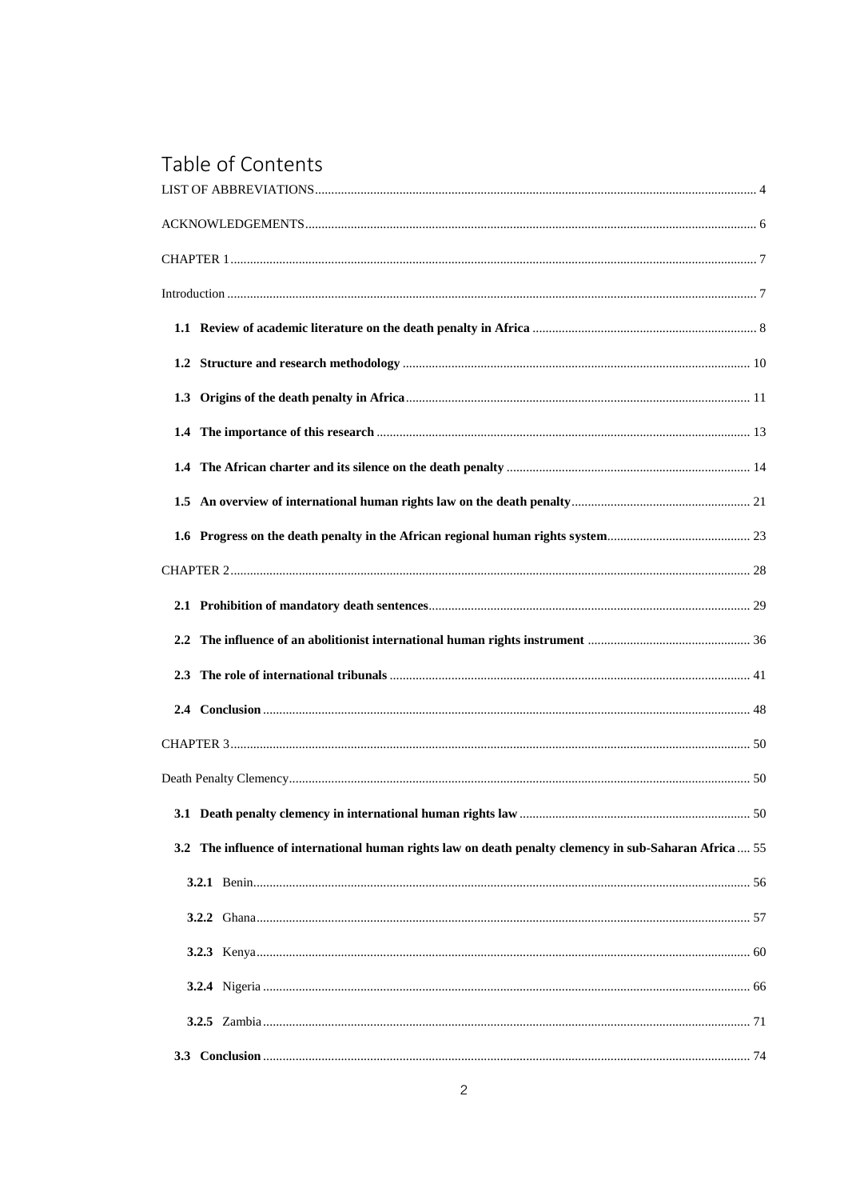# Table of Contents

LIST OF ABBREVIATIONS .................................................................. 4

ACKNOWLEDGEMENTS .................................................................. 6

CHAPTER 1 .................................................................. 7

Introduction .................................................................. 7

**1.1 Review of academic literature on the death penalty in Africa** .................................................................. 8

**1.2 Structure and research methodology** .................................................................. 10

**1.3 Origins of the death penalty in Africa** .................................................................. 11

**1.4 The importance of this research** .................................................................. 13

**1.4 The African charter and its silence on the death penalty** .................................................................. 14

**1.5 An overview of international human rights law on the death penalty** .................................................................. 21

**1.6 Progress on the death penalty in the African regional human rights system** .................................................................. 23

CHAPTER 2 .................................................................. 28

**2.1 Prohibition of mandatory death sentences** .................................................................. 29

**2.2 The influence of an abolitionist international human rights instrument** .................................................................. 36

**2.3 The role of international tribunals** .................................................................. 41

**2.4 Conclusion** .................................................................. 48

CHAPTER 3 .................................................................. 50

Death Penalty Clemency .................................................................. 50

**3.1 Death penalty clemency in international human rights law** .................................................................. 50

**3.2 The influence of international human rights law on death penalty clemency in sub-Saharan Africa** .... 55

**3.2.1** Benin .................................................................. 56

**3.2.2** Ghana .................................................................. 57

**3.2.3** Kenya .................................................................. 60

**3.2.4** Nigeria .................................................................. 66

**3.2.5** Zambia .................................................................. 71

**3.3 Conclusion** .................................................................. 74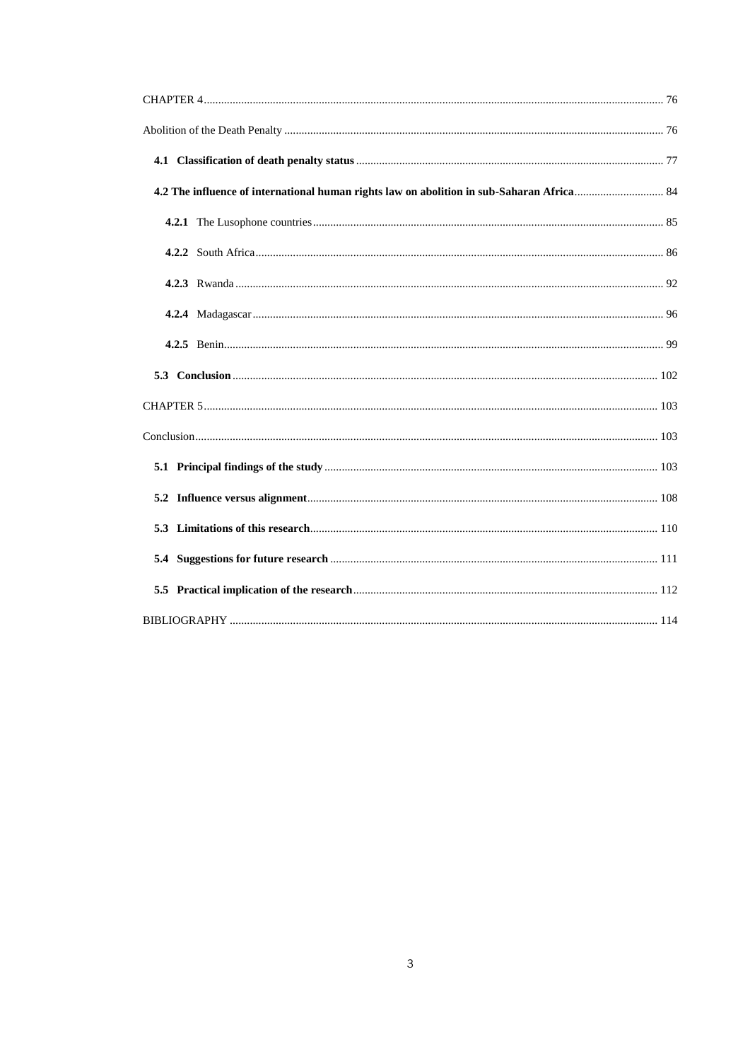CHAPTER 4 .......... 76

Abolition of the Death Penalty .......... 76

- **4.1 Classification of death penalty status** .......... 77
- **4.2 The influence of international human rights law on abolition in sub-Saharan Africa** .......... 84
  - **4.2.1** The Lusophone countries .......... 85
  - **4.2.2** South Africa .......... 86
  - **4.2.3** Rwanda .......... 92
  - **4.2.4** Madagascar .......... 96
  - **4.2.5** Benin .......... 99
- **5.3 Conclusion** .......... 102

CHAPTER 5 .......... 103

Conclusion .......... 103

- **5.1 Principal findings of the study** .......... 103
- **5.2 Influence versus alignment** .......... 108
- **5.3 Limitations of this research** .......... 110
- **5.4 Suggestions for future research** .......... 111
- **5.5 Practical implication of the research** .......... 112

BIBLIOGRAPHY .......... 114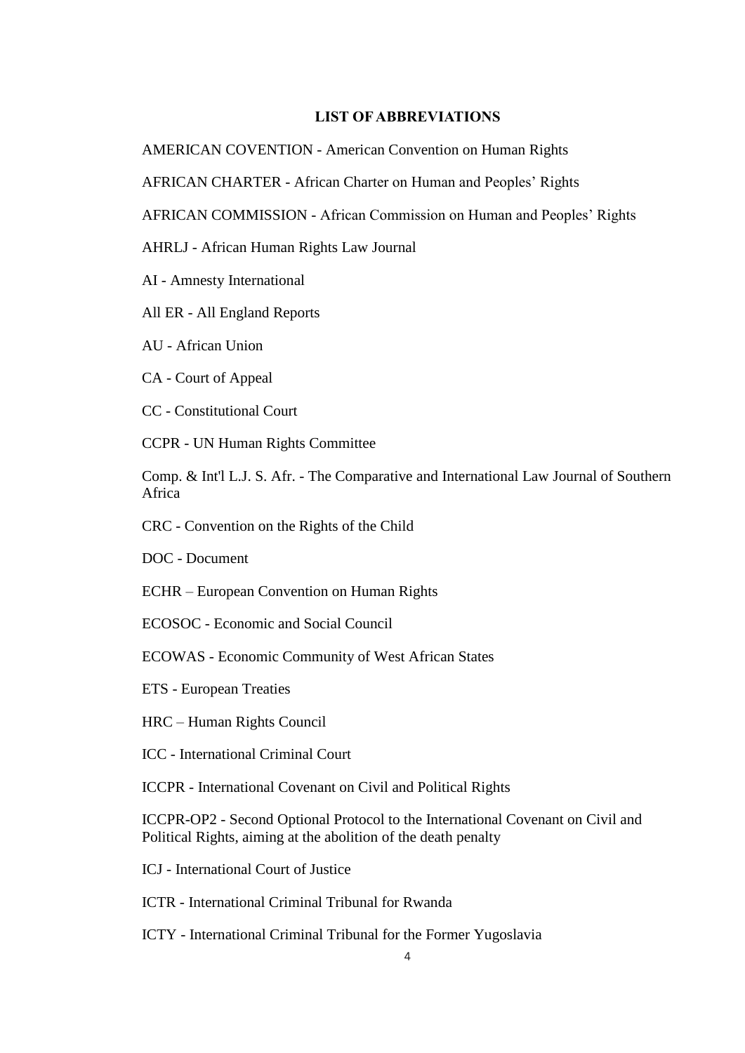## LIST OF ABBREVIATIONS

AMERICAN COVENTION - American Convention on Human Rights

AFRICAN CHARTER - African Charter on Human and Peoples' Rights

AFRICAN COMMISSION - African Commission on Human and Peoples' Rights

AHRLJ - African Human Rights Law Journal

AI - Amnesty International

All ER - All England Reports

AU - African Union

CA - Court of Appeal

CC - Constitutional Court

CCPR - UN Human Rights Committee

Comp. & Int'l L.J. S. Afr. - The Comparative and International Law Journal of Southern Africa

CRC - Convention on the Rights of the Child

DOC - Document

ECHR – European Convention on Human Rights

ECOSOC - Economic and Social Council

ECOWAS - Economic Community of West African States

ETS - European Treaties

HRC – Human Rights Council

ICC - International Criminal Court

ICCPR - International Covenant on Civil and Political Rights

ICCPR-OP2 - Second Optional Protocol to the International Covenant on Civil and Political Rights, aiming at the abolition of the death penalty

ICJ - International Court of Justice

ICTR - International Criminal Tribunal for Rwanda

ICTY - International Criminal Tribunal for the Former Yugoslavia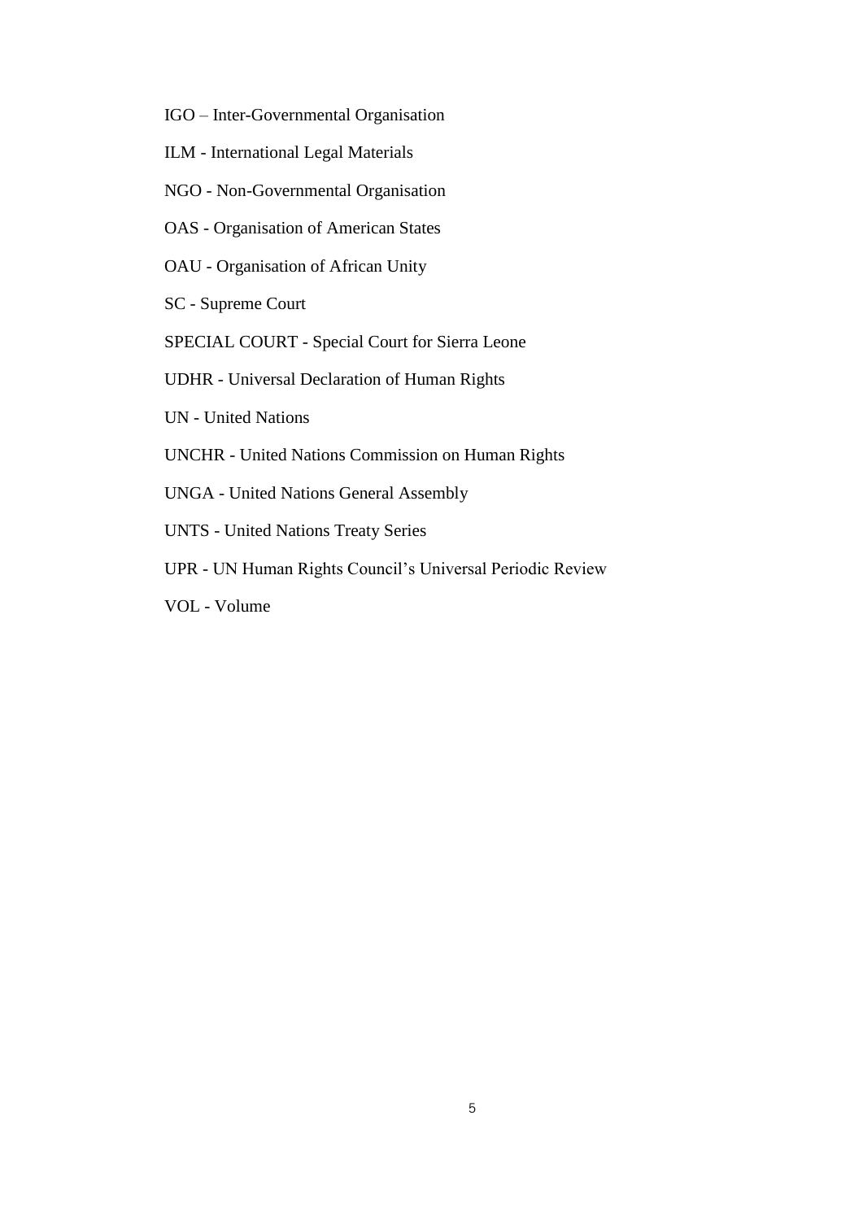IGO – Inter-Governmental Organisation

ILM - International Legal Materials

NGO - Non-Governmental Organisation

OAS - Organisation of American States

OAU - Organisation of African Unity

SC - Supreme Court

SPECIAL COURT - Special Court for Sierra Leone

UDHR - Universal Declaration of Human Rights

UN - United Nations

UNCHR - United Nations Commission on Human Rights

UNGA - United Nations General Assembly

UNTS - United Nations Treaty Series

UPR - UN Human Rights Council's Universal Periodic Review

VOL - Volume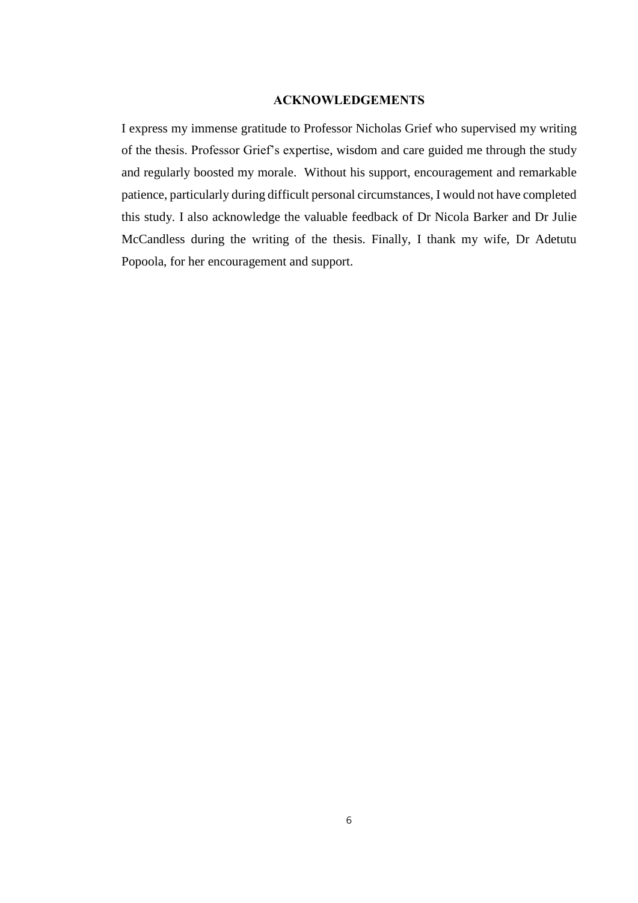## ACKNOWLEDGEMENTS

I express my immense gratitude to Professor Nicholas Grief who supervised my writing of the thesis. Professor Grief's expertise, wisdom and care guided me through the study and regularly boosted my morale. Without his support, encouragement and remarkable patience, particularly during difficult personal circumstances, I would not have completed this study. I also acknowledge the valuable feedback of Dr Nicola Barker and Dr Julie McCandless during the writing of the thesis. Finally, I thank my wife, Dr Adetutu Popoola, for her encouragement and support.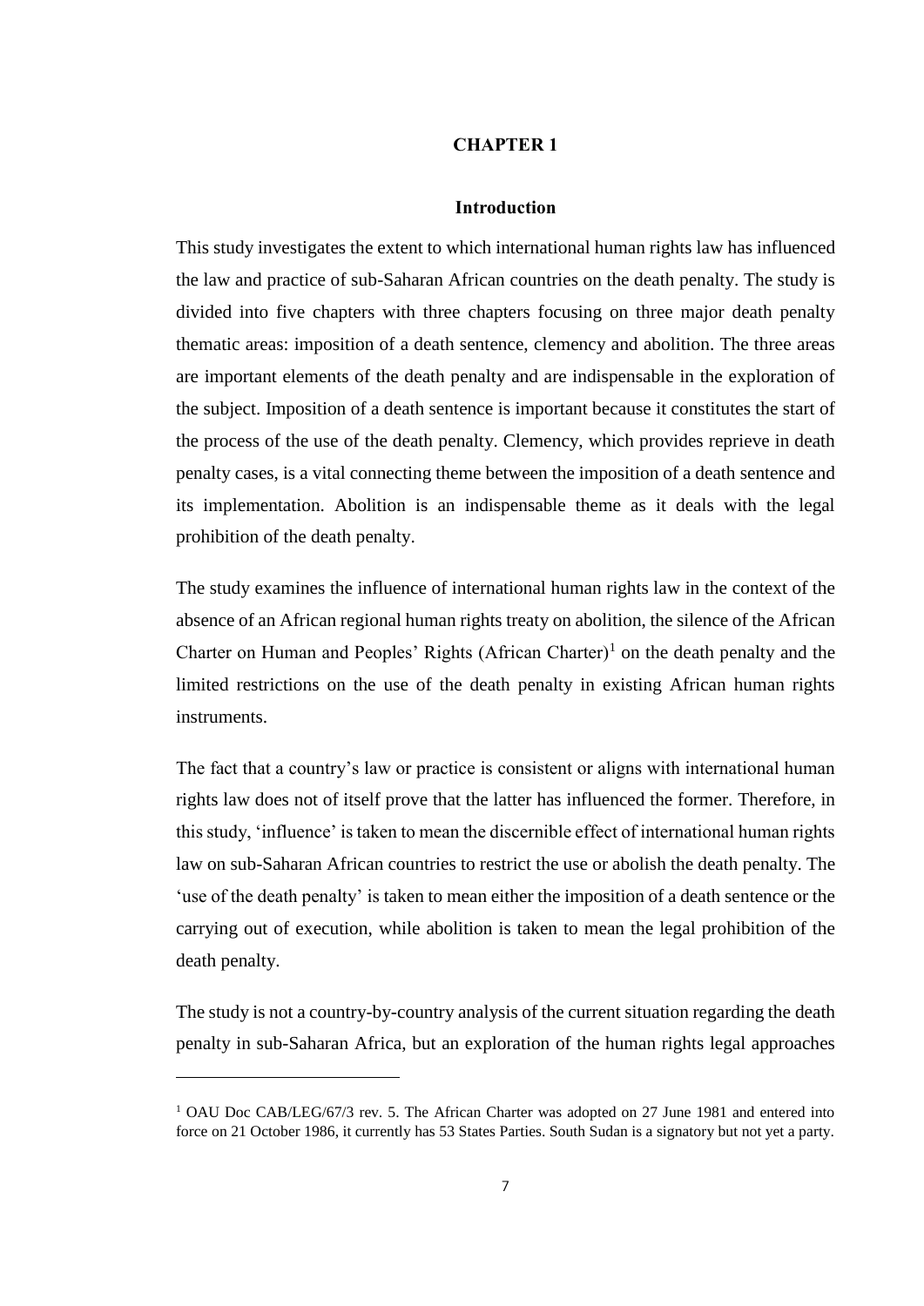# CHAPTER 1

## Introduction

This study investigates the extent to which international human rights law has influenced the law and practice of sub-Saharan African countries on the death penalty. The study is divided into five chapters with three chapters focusing on three major death penalty thematic areas: imposition of a death sentence, clemency and abolition. The three areas are important elements of the death penalty and are indispensable in the exploration of the subject. Imposition of a death sentence is important because it constitutes the start of the process of the use of the death penalty. Clemency, which provides reprieve in death penalty cases, is a vital connecting theme between the imposition of a death sentence and its implementation. Abolition is an indispensable theme as it deals with the legal prohibition of the death penalty.

The study examines the influence of international human rights law in the context of the absence of an African regional human rights treaty on abolition, the silence of the African Charter on Human and Peoples' Rights (African Charter)[1] on the death penalty and the limited restrictions on the use of the death penalty in existing African human rights instruments.

The fact that a country's law or practice is consistent or aligns with international human rights law does not of itself prove that the latter has influenced the former. Therefore, in this study, 'influence' is taken to mean the discernible effect of international human rights law on sub-Saharan African countries to restrict the use or abolish the death penalty. The 'use of the death penalty' is taken to mean either the imposition of a death sentence or the carrying out of execution, while abolition is taken to mean the legal prohibition of the death penalty.

The study is not a country-by-country analysis of the current situation regarding the death penalty in sub-Saharan Africa, but an exploration of the human rights legal approaches

---

[1] OAU Doc CAB/LEG/67/3 rev. 5. The African Charter was adopted on 27 June 1981 and entered into force on 21 October 1986, it currently has 53 States Parties. South Sudan is a signatory but not yet a party.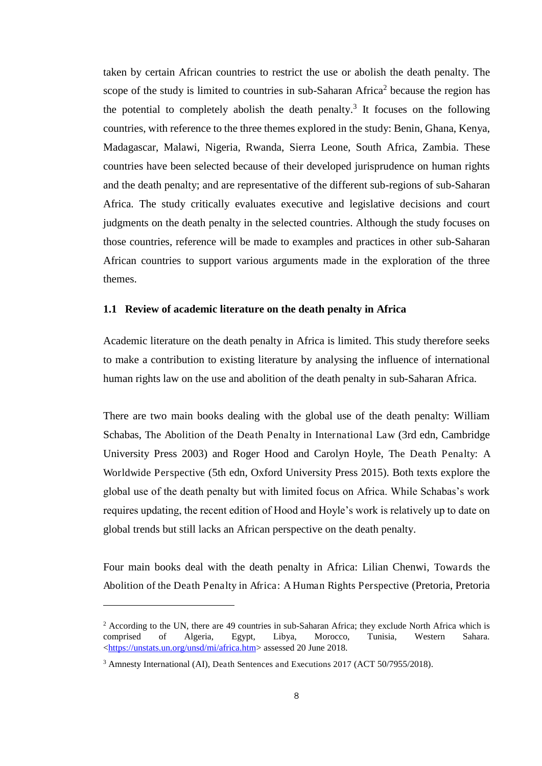taken by certain African countries to restrict the use or abolish the death penalty. The scope of the study is limited to countries in sub-Saharan Africa[2] because the region has the potential to completely abolish the death penalty.[3] It focuses on the following countries, with reference to the three themes explored in the study: Benin, Ghana, Kenya, Madagascar, Malawi, Nigeria, Rwanda, Sierra Leone, South Africa, Zambia. These countries have been selected because of their developed jurisprudence on human rights and the death penalty; and are representative of the different sub-regions of sub-Saharan Africa. The study critically evaluates executive and legislative decisions and court judgments on the death penalty in the selected countries. Although the study focuses on those countries, reference will be made to examples and practices in other sub-Saharan African countries to support various arguments made in the exploration of the three themes.

### 1.1 Review of academic literature on the death penalty in Africa

Academic literature on the death penalty in Africa is limited. This study therefore seeks to make a contribution to existing literature by analysing the influence of international human rights law on the use and abolition of the death penalty in sub-Saharan Africa.

There are two main books dealing with the global use of the death penalty: William Schabas, The Abolition of the Death Penalty in International Law (3rd edn, Cambridge University Press 2003) and Roger Hood and Carolyn Hoyle, The Death Penalty: A Worldwide Perspective (5th edn, Oxford University Press 2015). Both texts explore the global use of the death penalty but with limited focus on Africa. While Schabas's work requires updating, the recent edition of Hood and Hoyle's work is relatively up to date on global trends but still lacks an African perspective on the death penalty.

Four main books deal with the death penalty in Africa: Lilian Chenwi, Towards the Abolition of the Death Penalty in Africa: A Human Rights Perspective (Pretoria, Pretoria

---

[2] According to the UN, there are 49 countries in sub-Saharan Africa; they exclude North Africa which is comprised of Algeria, Egypt, Libya, Morocco, Tunisia, Western Sahara. <https://unstats.un.org/unsd/mi/africa.htm> assessed 20 June 2018.

[3] Amnesty International (AI), Death Sentences and Executions 2017 (ACT 50/7955/2018).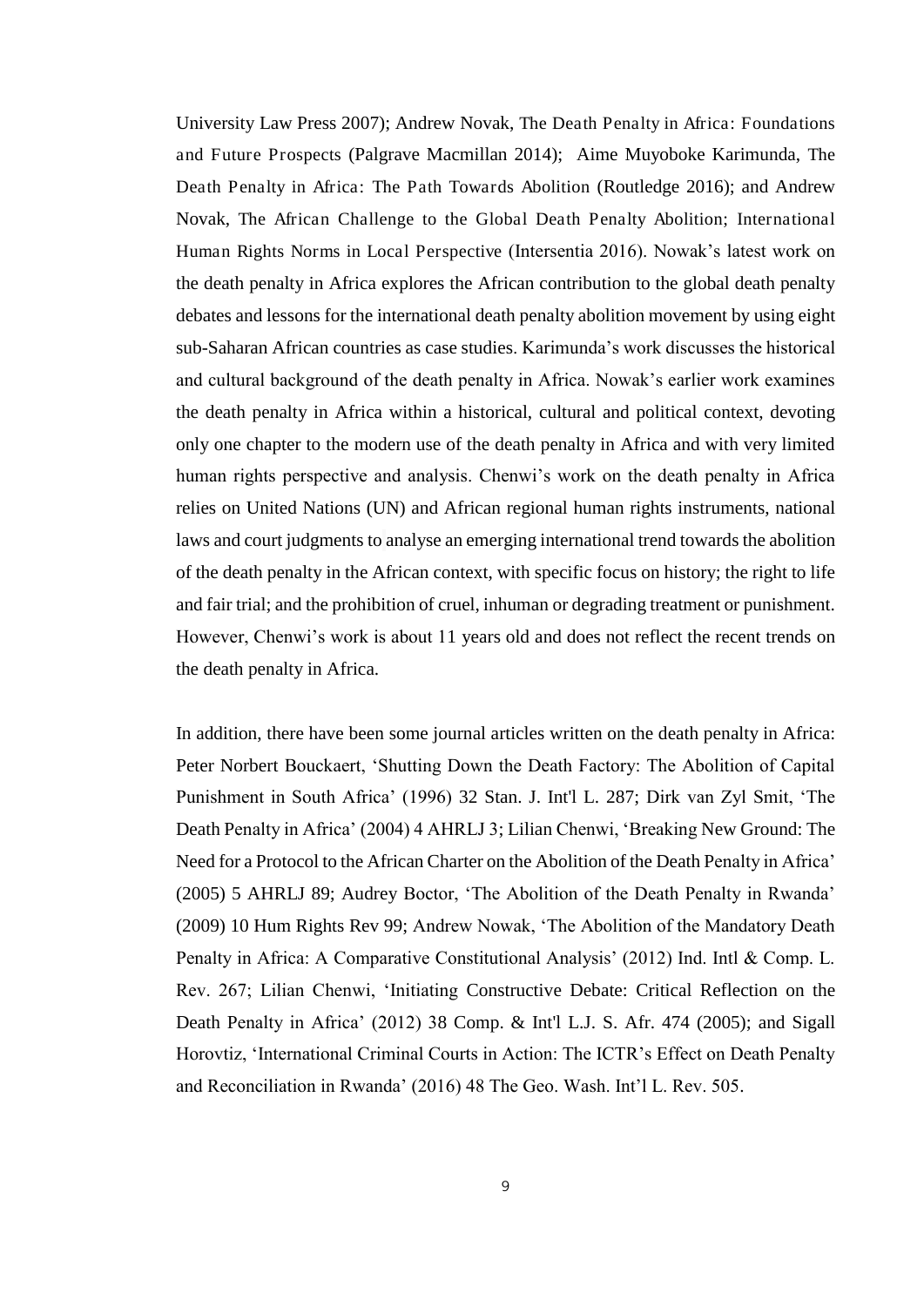University Law Press 2007); Andrew Novak, The Death Penalty in Africa: Foundations and Future Prospects (Palgrave Macmillan 2014); Aime Muyoboke Karimunda, The Death Penalty in Africa: The Path Towards Abolition (Routledge 2016); and Andrew Novak, The African Challenge to the Global Death Penalty Abolition; International Human Rights Norms in Local Perspective (Intersentia 2016). Nowak's latest work on the death penalty in Africa explores the African contribution to the global death penalty debates and lessons for the international death penalty abolition movement by using eight sub-Saharan African countries as case studies. Karimunda's work discusses the historical and cultural background of the death penalty in Africa. Nowak's earlier work examines the death penalty in Africa within a historical, cultural and political context, devoting only one chapter to the modern use of the death penalty in Africa and with very limited human rights perspective and analysis. Chenwi's work on the death penalty in Africa relies on United Nations (UN) and African regional human rights instruments, national laws and court judgments to analyse an emerging international trend towards the abolition of the death penalty in the African context, with specific focus on history; the right to life and fair trial; and the prohibition of cruel, inhuman or degrading treatment or punishment. However, Chenwi's work is about 11 years old and does not reflect the recent trends on the death penalty in Africa.

In addition, there have been some journal articles written on the death penalty in Africa: Peter Norbert Bouckaert, 'Shutting Down the Death Factory: The Abolition of Capital Punishment in South Africa' (1996) 32 Stan. J. Int'l L. 287; Dirk van Zyl Smit, 'The Death Penalty in Africa' (2004) 4 AHRLJ 3; Lilian Chenwi, 'Breaking New Ground: The Need for a Protocol to the African Charter on the Abolition of the Death Penalty in Africa' (2005) 5 AHRLJ 89; Audrey Boctor, 'The Abolition of the Death Penalty in Rwanda' (2009) 10 Hum Rights Rev 99; Andrew Nowak, 'The Abolition of the Mandatory Death Penalty in Africa: A Comparative Constitutional Analysis' (2012) Ind. Intl & Comp. L. Rev. 267; Lilian Chenwi, 'Initiating Constructive Debate: Critical Reflection on the Death Penalty in Africa' (2012) 38 Comp. & Int'l L.J. S. Afr. 474 (2005); and Sigall Horovtiz, 'International Criminal Courts in Action: The ICTR's Effect on Death Penalty and Reconciliation in Rwanda' (2016) 48 The Geo. Wash. Int'l L. Rev. 505.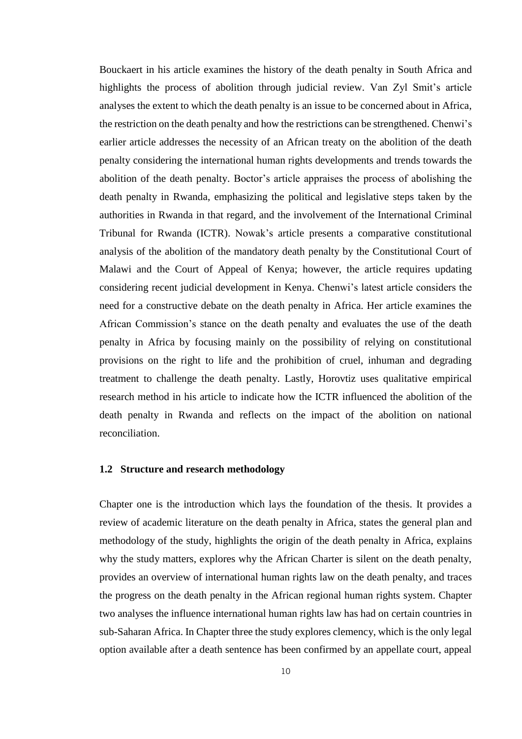Bouckaert in his article examines the history of the death penalty in South Africa and highlights the process of abolition through judicial review. Van Zyl Smit's article analyses the extent to which the death penalty is an issue to be concerned about in Africa, the restriction on the death penalty and how the restrictions can be strengthened. Chenwi's earlier article addresses the necessity of an African treaty on the abolition of the death penalty considering the international human rights developments and trends towards the abolition of the death penalty. Boctor's article appraises the process of abolishing the death penalty in Rwanda, emphasizing the political and legislative steps taken by the authorities in Rwanda in that regard, and the involvement of the International Criminal Tribunal for Rwanda (ICTR). Nowak's article presents a comparative constitutional analysis of the abolition of the mandatory death penalty by the Constitutional Court of Malawi and the Court of Appeal of Kenya; however, the article requires updating considering recent judicial development in Kenya. Chenwi's latest article considers the need for a constructive debate on the death penalty in Africa. Her article examines the African Commission's stance on the death penalty and evaluates the use of the death penalty in Africa by focusing mainly on the possibility of relying on constitutional provisions on the right to life and the prohibition of cruel, inhuman and degrading treatment to challenge the death penalty. Lastly, Horovtiz uses qualitative empirical research method in his article to indicate how the ICTR influenced the abolition of the death penalty in Rwanda and reflects on the impact of the abolition on national reconciliation.

### 1.2 Structure and research methodology

Chapter one is the introduction which lays the foundation of the thesis. It provides a review of academic literature on the death penalty in Africa, states the general plan and methodology of the study, highlights the origin of the death penalty in Africa, explains why the study matters, explores why the African Charter is silent on the death penalty, provides an overview of international human rights law on the death penalty, and traces the progress on the death penalty in the African regional human rights system. Chapter two analyses the influence international human rights law has had on certain countries in sub-Saharan Africa. In Chapter three the study explores clemency, which is the only legal option available after a death sentence has been confirmed by an appellate court, appeal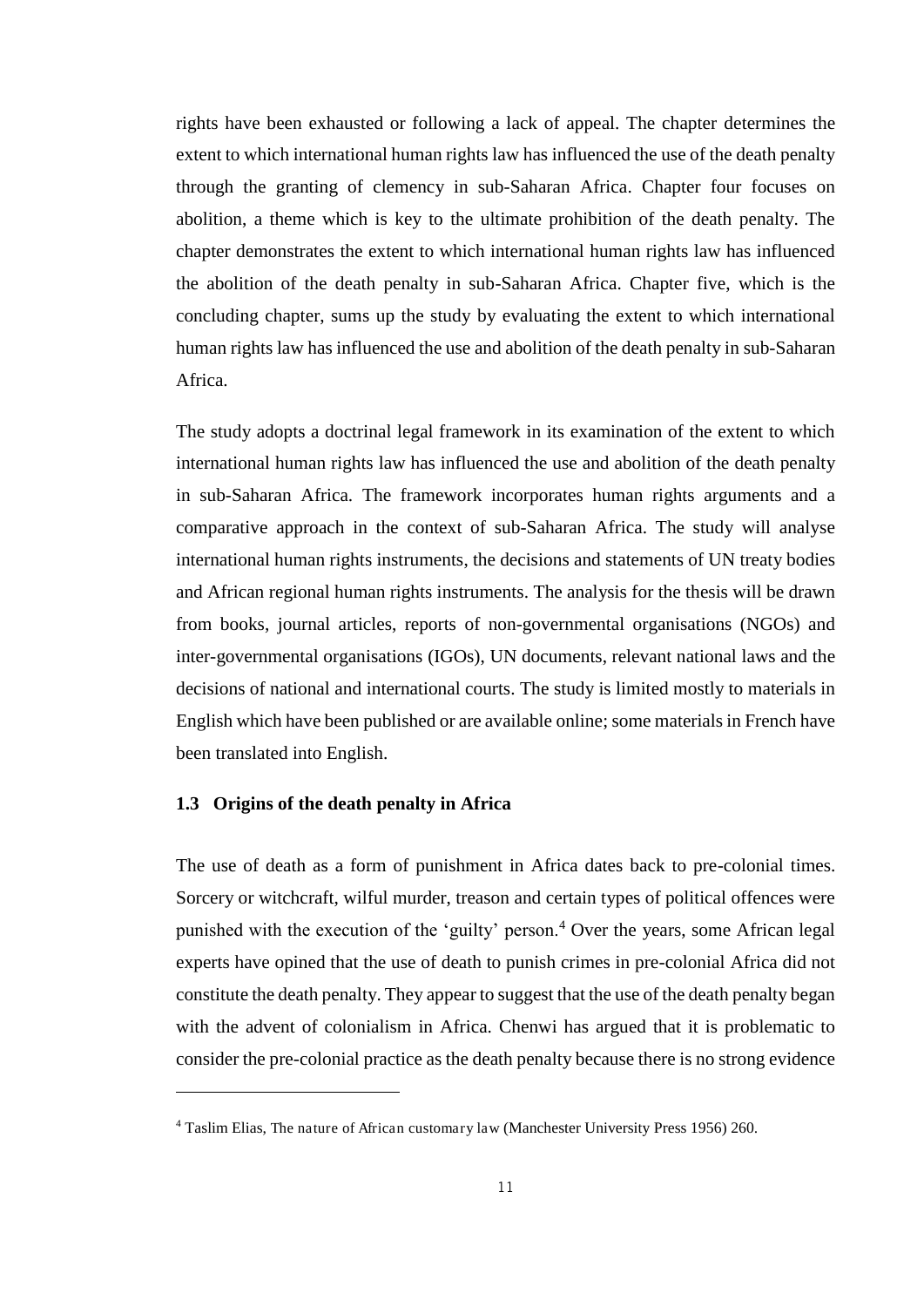rights have been exhausted or following a lack of appeal. The chapter determines the extent to which international human rights law has influenced the use of the death penalty through the granting of clemency in sub-Saharan Africa. Chapter four focuses on abolition, a theme which is key to the ultimate prohibition of the death penalty. The chapter demonstrates the extent to which international human rights law has influenced the abolition of the death penalty in sub-Saharan Africa. Chapter five, which is the concluding chapter, sums up the study by evaluating the extent to which international human rights law has influenced the use and abolition of the death penalty in sub-Saharan Africa.

The study adopts a doctrinal legal framework in its examination of the extent to which international human rights law has influenced the use and abolition of the death penalty in sub-Saharan Africa. The framework incorporates human rights arguments and a comparative approach in the context of sub-Saharan Africa. The study will analyse international human rights instruments, the decisions and statements of UN treaty bodies and African regional human rights instruments. The analysis for the thesis will be drawn from books, journal articles, reports of non-governmental organisations (NGOs) and inter-governmental organisations (IGOs), UN documents, relevant national laws and the decisions of national and international courts. The study is limited mostly to materials in English which have been published or are available online; some materials in French have been translated into English.

### 1.3 Origins of the death penalty in Africa

The use of death as a form of punishment in Africa dates back to pre-colonial times. Sorcery or witchcraft, wilful murder, treason and certain types of political offences were punished with the execution of the 'guilty' person.[4] Over the years, some African legal experts have opined that the use of death to punish crimes in pre-colonial Africa did not constitute the death penalty. They appear to suggest that the use of the death penalty began with the advent of colonialism in Africa. Chenwi has argued that it is problematic to consider the pre-colonial practice as the death penalty because there is no strong evidence

[4] Taslim Elias, The nature of African customary law (Manchester University Press 1956) 260.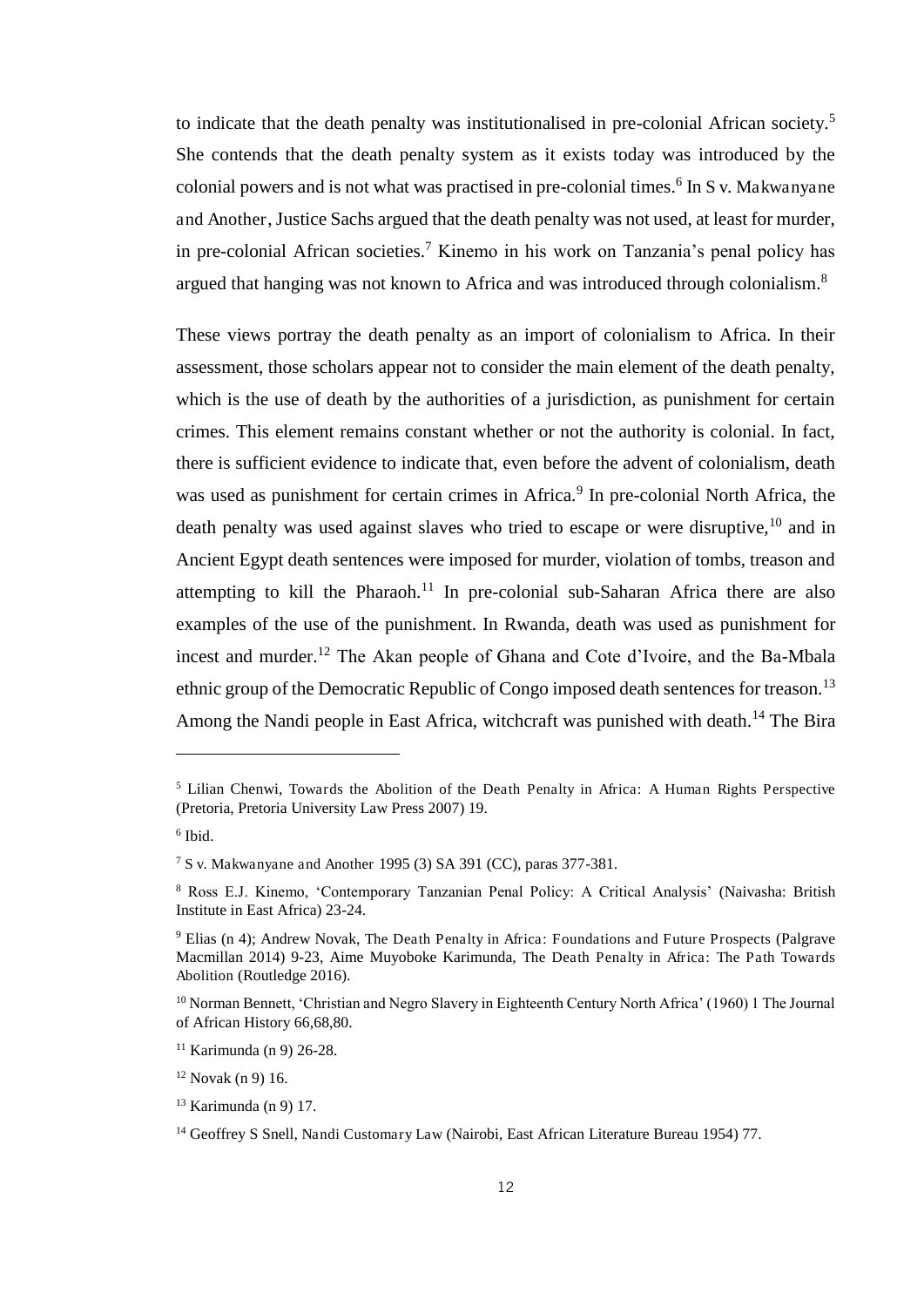to indicate that the death penalty was institutionalised in pre-colonial African society.[5] She contends that the death penalty system as it exists today was introduced by the colonial powers and is not what was practised in pre-colonial times.[6] In S v. Makwanyane and Another, Justice Sachs argued that the death penalty was not used, at least for murder, in pre-colonial African societies.[7] Kinemo in his work on Tanzania's penal policy has argued that hanging was not known to Africa and was introduced through colonialism.[8]

These views portray the death penalty as an import of colonialism to Africa. In their assessment, those scholars appear not to consider the main element of the death penalty, which is the use of death by the authorities of a jurisdiction, as punishment for certain crimes. This element remains constant whether or not the authority is colonial. In fact, there is sufficient evidence to indicate that, even before the advent of colonialism, death was used as punishment for certain crimes in Africa.[9] In pre-colonial North Africa, the death penalty was used against slaves who tried to escape or were disruptive,[10] and in Ancient Egypt death sentences were imposed for murder, violation of tombs, treason and attempting to kill the Pharaoh.[11] In pre-colonial sub-Saharan Africa there are also examples of the use of the punishment. In Rwanda, death was used as punishment for incest and murder.[12] The Akan people of Ghana and Cote d'Ivoire, and the Ba-Mbala ethnic group of the Democratic Republic of Congo imposed death sentences for treason.[13] Among the Nandi people in East Africa, witchcraft was punished with death.[14] The Bira

---

[5] Lilian Chenwi, Towards the Abolition of the Death Penalty in Africa: A Human Rights Perspective (Pretoria, Pretoria University Law Press 2007) 19.

[6] Ibid.

[7] S v. Makwanyane and Another 1995 (3) SA 391 (CC), paras 377-381.

[8] Ross E.J. Kinemo, 'Contemporary Tanzanian Penal Policy: A Critical Analysis' (Naivasha: British Institute in East Africa) 23-24.

[9] Elias (n 4); Andrew Novak, The Death Penalty in Africa: Foundations and Future Prospects (Palgrave Macmillan 2014) 9-23, Aime Muyoboke Karimunda, The Death Penalty in Africa: The Path Towards Abolition (Routledge 2016).

[10] Norman Bennett, 'Christian and Negro Slavery in Eighteenth Century North Africa' (1960) 1 The Journal of African History 66,68,80.

[11] Karimunda (n 9) 26-28.

[12] Novak (n 9) 16.

[13] Karimunda (n 9) 17.

[14] Geoffrey S Snell, Nandi Customary Law (Nairobi, East African Literature Bureau 1954) 77.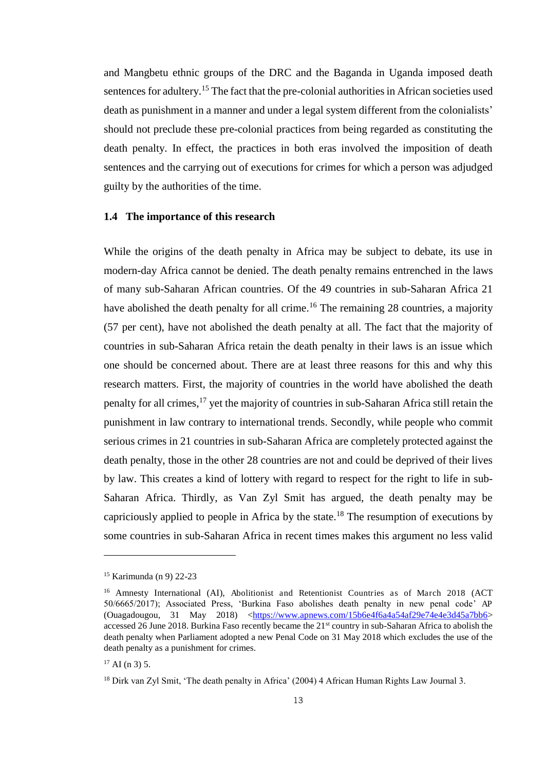and Mangbetu ethnic groups of the DRC and the Baganda in Uganda imposed death sentences for adultery.[15] The fact that the pre-colonial authorities in African societies used death as punishment in a manner and under a legal system different from the colonialists' should not preclude these pre-colonial practices from being regarded as constituting the death penalty. In effect, the practices in both eras involved the imposition of death sentences and the carrying out of executions for crimes for which a person was adjudged guilty by the authorities of the time.

### 1.4 The importance of this research

While the origins of the death penalty in Africa may be subject to debate, its use in modern-day Africa cannot be denied. The death penalty remains entrenched in the laws of many sub-Saharan African countries. Of the 49 countries in sub-Saharan Africa 21 have abolished the death penalty for all crime.[16] The remaining 28 countries, a majority (57 per cent), have not abolished the death penalty at all. The fact that the majority of countries in sub-Saharan Africa retain the death penalty in their laws is an issue which one should be concerned about. There are at least three reasons for this and why this research matters. First, the majority of countries in the world have abolished the death penalty for all crimes,[17] yet the majority of countries in sub-Saharan Africa still retain the punishment in law contrary to international trends. Secondly, while people who commit serious crimes in 21 countries in sub-Saharan Africa are completely protected against the death penalty, those in the other 28 countries are not and could be deprived of their lives by law. This creates a kind of lottery with regard to respect for the right to life in sub-Saharan Africa. Thirdly, as Van Zyl Smit has argued, the death penalty may be capriciously applied to people in Africa by the state.[18] The resumption of executions by some countries in sub-Saharan Africa in recent times makes this argument no less valid

---

[15] Karimunda (n 9) 22-23

[16] Amnesty International (AI), Abolitionist and Retentionist Countries as of March 2018 (ACT 50/6665/2017); Associated Press, 'Burkina Faso abolishes death penalty in new penal code' AP (Ouagadougou, 31 May 2018) <https://www.apnews.com/15b6e4f6a4a54af29e74e4e3d45a7bb6> accessed 26 June 2018. Burkina Faso recently became the 21st country in sub-Saharan Africa to abolish the death penalty when Parliament adopted a new Penal Code on 31 May 2018 which excludes the use of the death penalty as a punishment for crimes.

[17] AI (n 3) 5.

[18] Dirk van Zyl Smit, 'The death penalty in Africa' (2004) 4 African Human Rights Law Journal 3.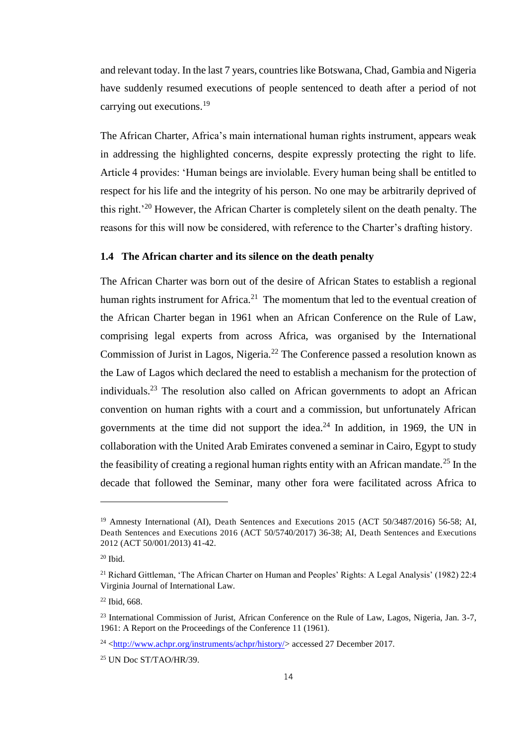and relevant today. In the last 7 years, countries like Botswana, Chad, Gambia and Nigeria have suddenly resumed executions of people sentenced to death after a period of not carrying out executions.[19]

The African Charter, Africa's main international human rights instrument, appears weak in addressing the highlighted concerns, despite expressly protecting the right to life. Article 4 provides: 'Human beings are inviolable. Every human being shall be entitled to respect for his life and the integrity of his person. No one may be arbitrarily deprived of this right.'[20] However, the African Charter is completely silent on the death penalty. The reasons for this will now be considered, with reference to the Charter's drafting history.

### 1.4 The African charter and its silence on the death penalty

The African Charter was born out of the desire of African States to establish a regional human rights instrument for Africa.[21] The momentum that led to the eventual creation of the African Charter began in 1961 when an African Conference on the Rule of Law, comprising legal experts from across Africa, was organised by the International Commission of Jurist in Lagos, Nigeria.[22] The Conference passed a resolution known as the Law of Lagos which declared the need to establish a mechanism for the protection of individuals.[23] The resolution also called on African governments to adopt an African convention on human rights with a court and a commission, but unfortunately African governments at the time did not support the idea.[24] In addition, in 1969, the UN in collaboration with the United Arab Emirates convened a seminar in Cairo, Egypt to study the feasibility of creating a regional human rights entity with an African mandate.[25] In the decade that followed the Seminar, many other fora were facilitated across Africa to

---

[19] Amnesty International (AI), Death Sentences and Executions 2015 (ACT 50/3487/2016) 56-58; AI, Death Sentences and Executions 2016 (ACT 50/5740/2017) 36-38; AI, Death Sentences and Executions 2012 (ACT 50/001/2013) 41-42.

[20] Ibid.

[21] Richard Gittleman, 'The African Charter on Human and Peoples' Rights: A Legal Analysis' (1982) 22:4 Virginia Journal of International Law.

[22] Ibid, 668.

[23] International Commission of Jurist, African Conference on the Rule of Law, Lagos, Nigeria, Jan. 3-7, 1961: A Report on the Proceedings of the Conference 11 (1961).

[24] <http://www.achpr.org/instruments/achpr/history/> accessed 27 December 2017.

[25] UN Doc ST/TAO/HR/39.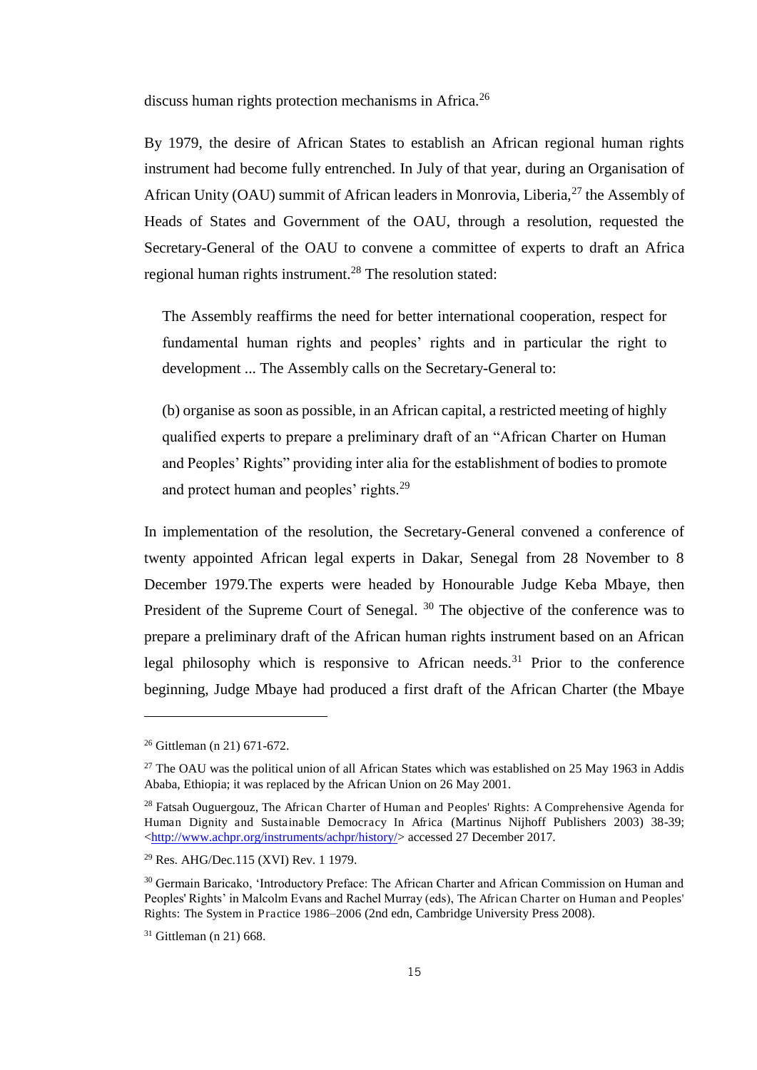discuss human rights protection mechanisms in Africa.[26]

By 1979, the desire of African States to establish an African regional human rights instrument had become fully entrenched. In July of that year, during an Organisation of African Unity (OAU) summit of African leaders in Monrovia, Liberia,[27] the Assembly of Heads of States and Government of the OAU, through a resolution, requested the Secretary-General of the OAU to convene a committee of experts to draft an Africa regional human rights instrument.[28] The resolution stated:

> The Assembly reaffirms the need for better international cooperation, respect for fundamental human rights and peoples' rights and in particular the right to development ... The Assembly calls on the Secretary-General to:
>
> (b) organise as soon as possible, in an African capital, a restricted meeting of highly qualified experts to prepare a preliminary draft of an "African Charter on Human and Peoples' Rights" providing inter alia for the establishment of bodies to promote and protect human and peoples' rights.[29]

In implementation of the resolution, the Secretary-General convened a conference of twenty appointed African legal experts in Dakar, Senegal from 28 November to 8 December 1979.The experts were headed by Honourable Judge Keba Mbaye, then President of the Supreme Court of Senegal. [30] The objective of the conference was to prepare a preliminary draft of the African human rights instrument based on an African legal philosophy which is responsive to African needs.[31] Prior to the conference beginning, Judge Mbaye had produced a first draft of the African Charter (the Mbaye

---

[26] Gittleman (n 21) 671-672.

[27] The OAU was the political union of all African States which was established on 25 May 1963 in Addis Ababa, Ethiopia; it was replaced by the African Union on 26 May 2001.

[28] Fatsah Ouguergouz, The African Charter of Human and Peoples' Rights: A Comprehensive Agenda for Human Dignity and Sustainable Democracy In Africa (Martinus Nijhoff Publishers 2003) 38-39; <http://www.achpr.org/instruments/achpr/history/> accessed 27 December 2017.

[29] Res. AHG/Dec.115 (XVI) Rev. 1 1979.

[30] Germain Baricako, 'Introductory Preface: The African Charter and African Commission on Human and Peoples' Rights' in Malcolm Evans and Rachel Murray (eds), The African Charter on Human and Peoples' Rights: The System in Practice 1986–2006 (2nd edn, Cambridge University Press 2008).

[31] Gittleman (n 21) 668.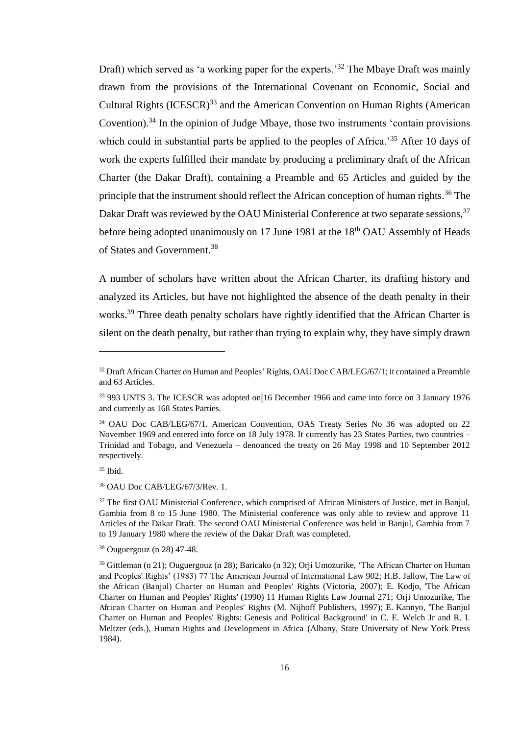Draft) which served as 'a working paper for the experts.'[32] The Mbaye Draft was mainly drawn from the provisions of the International Covenant on Economic, Social and Cultural Rights (ICESCR)[33] and the American Convention on Human Rights (American Covention).[34] In the opinion of Judge Mbaye, those two instruments 'contain provisions which could in substantial parts be applied to the peoples of Africa.'[35] After 10 days of work the experts fulfilled their mandate by producing a preliminary draft of the African Charter (the Dakar Draft), containing a Preamble and 65 Articles and guided by the principle that the instrument should reflect the African conception of human rights.[36] The Dakar Draft was reviewed by the OAU Ministerial Conference at two separate sessions,[37] before being adopted unanimously on 17 June 1981 at the 18th OAU Assembly of Heads of States and Government.[38]

A number of scholars have written about the African Charter, its drafting history and analyzed its Articles, but have not highlighted the absence of the death penalty in their works.[39] Three death penalty scholars have rightly identified that the African Charter is silent on the death penalty, but rather than trying to explain why, they have simply drawn

---

[32] Draft African Charter on Human and Peoples' Rights, OAU Doc CAB/LEG/67/1; it contained a Preamble and 63 Articles.

[33] 993 UNTS 3. The ICESCR was adopted on 16 December 1966 and came into force on 3 January 1976 and currently as 168 States Parties.

[34] OAU Doc CAB/LEG/67/1. American Convention, OAS Treaty Series No 36 was adopted on 22 November 1969 and entered into force on 18 July 1978. It currently has 23 States Parties, two countries – Trinidad and Tobago, and Venezuela – denounced the treaty on 26 May 1998 and 10 September 2012 respectively.

[35] Ibid.

[36] OAU Doc CAB/LEG/67/3/Rev. 1.

[37] The first OAU Ministerial Conference, which comprised of African Ministers of Justice, met in Banjul, Gambia from 8 to 15 June 1980. The Ministerial conference was only able to review and approve 11 Articles of the Dakar Draft. The second OAU Ministerial Conference was held in Banjul, Gambia from 7 to 19 January 1980 where the review of the Dakar Draft was completed.

[38] Ouguergouz (n 28) 47-48.

[39] Gittleman (n 21); Ouguergouz (n 28); Baricako (n 32); Orji Umozurike, 'The African Charter on Human and Peoples' Rights' (1983) 77 The American Journal of International Law 902; H.B. Jallow, The Law of the African (Banjul) Charter on Human and Peoples' Rights (Victoria, 2007); E. Kodjo, 'The African Charter on Human and Peoples' Rights' (1990) 11 Human Rights Law Journal 271; Orji Umozurike, The African Charter on Human and Peoples' Rights (M. Nijhoff Publishers, 1997); E. Kannyo, 'The Banjul Charter on Human and Peoples' Rights: Genesis and Political Background' in C. E. Welch Jr and R. I. Meltzer (eds.), Human Rights and Development in Africa (Albany, State University of New York Press 1984).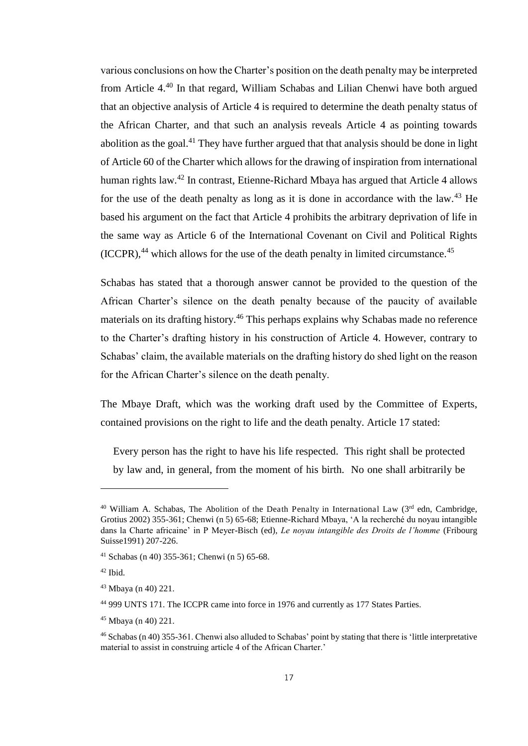various conclusions on how the Charter's position on the death penalty may be interpreted from Article 4.[40] In that regard, William Schabas and Lilian Chenwi have both argued that an objective analysis of Article 4 is required to determine the death penalty status of the African Charter, and that such an analysis reveals Article 4 as pointing towards abolition as the goal.[41] They have further argued that that analysis should be done in light of Article 60 of the Charter which allows for the drawing of inspiration from international human rights law.[42] In contrast, Etienne-Richard Mbaya has argued that Article 4 allows for the use of the death penalty as long as it is done in accordance with the law.[43] He based his argument on the fact that Article 4 prohibits the arbitrary deprivation of life in the same way as Article 6 of the International Covenant on Civil and Political Rights (ICCPR),[44] which allows for the use of the death penalty in limited circumstance.[45]

Schabas has stated that a thorough answer cannot be provided to the question of the African Charter's silence on the death penalty because of the paucity of available materials on its drafting history.[46] This perhaps explains why Schabas made no reference to the Charter's drafting history in his construction of Article 4. However, contrary to Schabas' claim, the available materials on the drafting history do shed light on the reason for the African Charter's silence on the death penalty.

The Mbaye Draft, which was the working draft used by the Committee of Experts, contained provisions on the right to life and the death penalty. Article 17 stated:

> Every person has the right to have his life respected. This right shall be protected by law and, in general, from the moment of his birth. No one shall arbitrarily be

---

[40] William A. Schabas, The Abolition of the Death Penalty in International Law (3rd edn, Cambridge, Grotius 2002) 355-361; Chenwi (n 5) 65-68; Etienne-Richard Mbaya, 'A la recherché du noyau intangible dans la Charte africaine' in P Meyer-Bisch (ed), *Le noyau intangible des Droits de l'homme* (Fribourg Suisse1991) 207-226.

[41] Schabas (n 40) 355-361; Chenwi (n 5) 65-68.

[42] Ibid.

[43] Mbaya (n 40) 221.

[44] 999 UNTS 171. The ICCPR came into force in 1976 and currently as 177 States Parties.

[45] Mbaya (n 40) 221.

[46] Schabas (n 40) 355-361. Chenwi also alluded to Schabas' point by stating that there is 'little interpretative material to assist in construing article 4 of the African Charter.'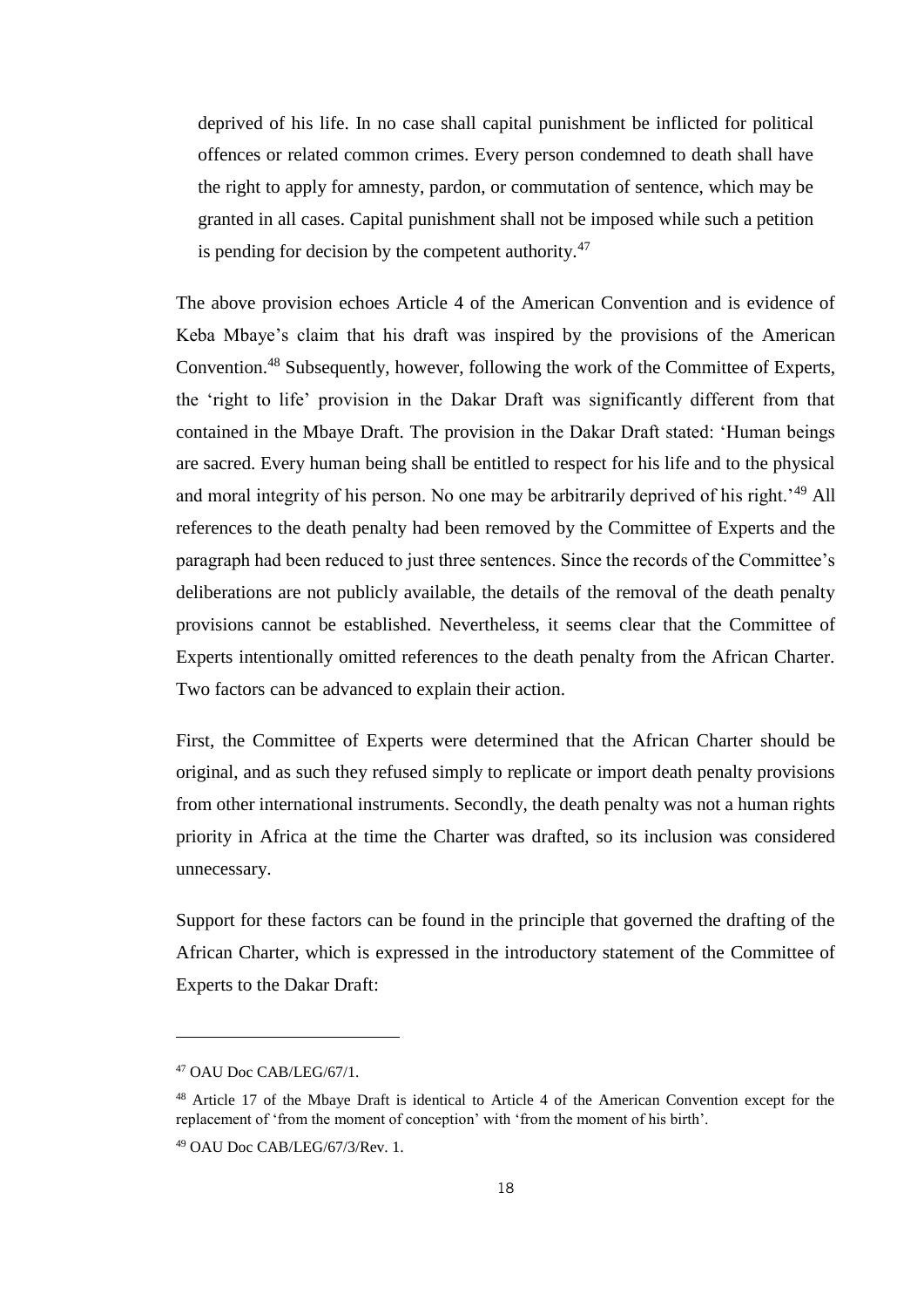> deprived of his life. In no case shall capital punishment be inflicted for political offences or related common crimes. Every person condemned to death shall have the right to apply for amnesty, pardon, or commutation of sentence, which may be granted in all cases. Capital punishment shall not be imposed while such a petition is pending for decision by the competent authority.[47]

The above provision echoes Article 4 of the American Convention and is evidence of Keba Mbaye's claim that his draft was inspired by the provisions of the American Convention.[48] Subsequently, however, following the work of the Committee of Experts, the 'right to life' provision in the Dakar Draft was significantly different from that contained in the Mbaye Draft. The provision in the Dakar Draft stated: 'Human beings are sacred. Every human being shall be entitled to respect for his life and to the physical and moral integrity of his person. No one may be arbitrarily deprived of his right.'[49] All references to the death penalty had been removed by the Committee of Experts and the paragraph had been reduced to just three sentences. Since the records of the Committee's deliberations are not publicly available, the details of the removal of the death penalty provisions cannot be established. Nevertheless, it seems clear that the Committee of Experts intentionally omitted references to the death penalty from the African Charter. Two factors can be advanced to explain their action.

First, the Committee of Experts were determined that the African Charter should be original, and as such they refused simply to replicate or import death penalty provisions from other international instruments. Secondly, the death penalty was not a human rights priority in Africa at the time the Charter was drafted, so its inclusion was considered unnecessary.

Support for these factors can be found in the principle that governed the drafting of the African Charter, which is expressed in the introductory statement of the Committee of Experts to the Dakar Draft:

---

[47] OAU Doc CAB/LEG/67/1.

[48] Article 17 of the Mbaye Draft is identical to Article 4 of the American Convention except for the replacement of 'from the moment of conception' with 'from the moment of his birth'.

[49] OAU Doc CAB/LEG/67/3/Rev. 1.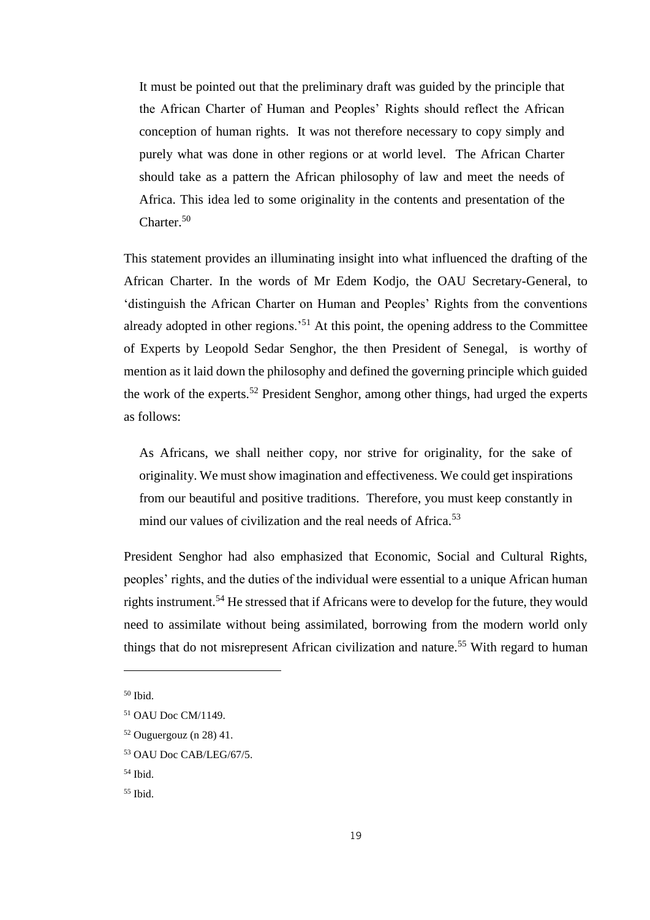> It must be pointed out that the preliminary draft was guided by the principle that the African Charter of Human and Peoples' Rights should reflect the African conception of human rights. It was not therefore necessary to copy simply and purely what was done in other regions or at world level. The African Charter should take as a pattern the African philosophy of law and meet the needs of Africa. This idea led to some originality in the contents and presentation of the Charter.[50]

This statement provides an illuminating insight into what influenced the drafting of the African Charter. In the words of Mr Edem Kodjo, the OAU Secretary-General, to 'distinguish the African Charter on Human and Peoples' Rights from the conventions already adopted in other regions.'[51] At this point, the opening address to the Committee of Experts by Leopold Sedar Senghor, the then President of Senegal, is worthy of mention as it laid down the philosophy and defined the governing principle which guided the work of the experts.[52] President Senghor, among other things, had urged the experts as follows:

> As Africans, we shall neither copy, nor strive for originality, for the sake of originality. We must show imagination and effectiveness. We could get inspirations from our beautiful and positive traditions. Therefore, you must keep constantly in mind our values of civilization and the real needs of Africa.[53]

President Senghor had also emphasized that Economic, Social and Cultural Rights, peoples' rights, and the duties of the individual were essential to a unique African human rights instrument.[54] He stressed that if Africans were to develop for the future, they would need to assimilate without being assimilated, borrowing from the modern world only things that do not misrepresent African civilization and nature.[55] With regard to human

---

[50] Ibid.

[51] OAU Doc CM/1149.

[52] Ouguergouz (n 28) 41.

[53] OAU Doc CAB/LEG/67/5.

[54] Ibid.

[55] Ibid.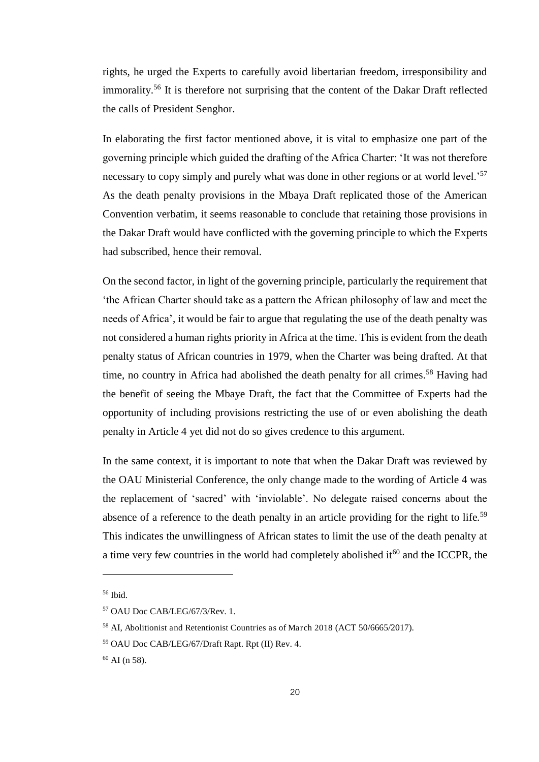rights, he urged the Experts to carefully avoid libertarian freedom, irresponsibility and immorality.[56] It is therefore not surprising that the content of the Dakar Draft reflected the calls of President Senghor.

In elaborating the first factor mentioned above, it is vital to emphasize one part of the governing principle which guided the drafting of the Africa Charter: 'It was not therefore necessary to copy simply and purely what was done in other regions or at world level.'[57] As the death penalty provisions in the Mbaya Draft replicated those of the American Convention verbatim, it seems reasonable to conclude that retaining those provisions in the Dakar Draft would have conflicted with the governing principle to which the Experts had subscribed, hence their removal.

On the second factor, in light of the governing principle, particularly the requirement that 'the African Charter should take as a pattern the African philosophy of law and meet the needs of Africa', it would be fair to argue that regulating the use of the death penalty was not considered a human rights priority in Africa at the time. This is evident from the death penalty status of African countries in 1979, when the Charter was being drafted. At that time, no country in Africa had abolished the death penalty for all crimes.[58] Having had the benefit of seeing the Mbaye Draft, the fact that the Committee of Experts had the opportunity of including provisions restricting the use of or even abolishing the death penalty in Article 4 yet did not do so gives credence to this argument.

In the same context, it is important to note that when the Dakar Draft was reviewed by the OAU Ministerial Conference, the only change made to the wording of Article 4 was the replacement of 'sacred' with 'inviolable'. No delegate raised concerns about the absence of a reference to the death penalty in an article providing for the right to life.[59] This indicates the unwillingness of African states to limit the use of the death penalty at a time very few countries in the world had completely abolished it[60] and the ICCPR, the

---

[56] Ibid.

[57] OAU Doc CAB/LEG/67/3/Rev. 1.

[58] AI, Abolitionist and Retentionist Countries as of March 2018 (ACT 50/6665/2017).

[59] OAU Doc CAB/LEG/67/Draft Rapt. Rpt (II) Rev. 4.

[60] AI (n 58).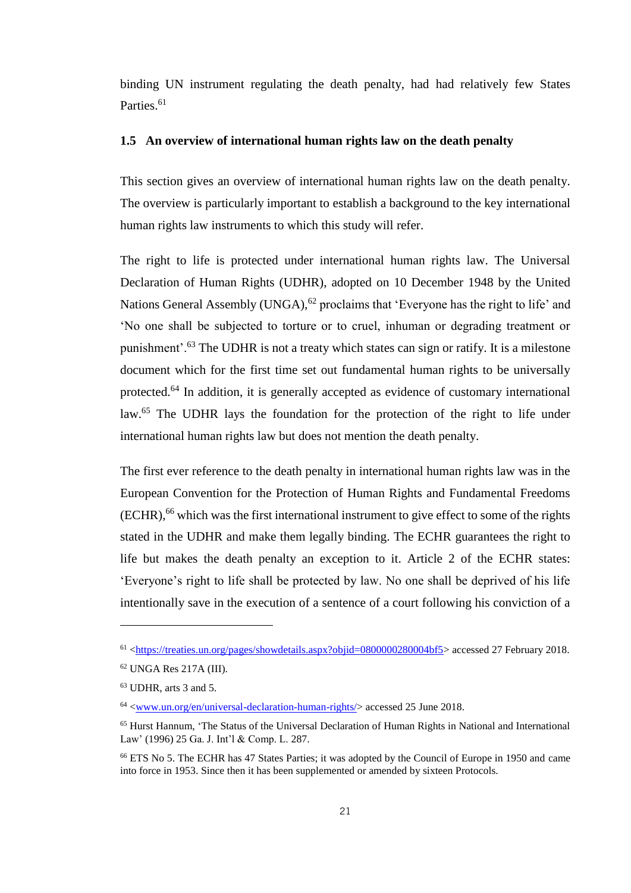binding UN instrument regulating the death penalty, had had relatively few States Parties.[61]

### 1.5 An overview of international human rights law on the death penalty

This section gives an overview of international human rights law on the death penalty. The overview is particularly important to establish a background to the key international human rights law instruments to which this study will refer.

The right to life is protected under international human rights law. The Universal Declaration of Human Rights (UDHR), adopted on 10 December 1948 by the United Nations General Assembly (UNGA),[62] proclaims that 'Everyone has the right to life' and 'No one shall be subjected to torture or to cruel, inhuman or degrading treatment or punishment'.[63] The UDHR is not a treaty which states can sign or ratify. It is a milestone document which for the first time set out fundamental human rights to be universally protected.[64] In addition, it is generally accepted as evidence of customary international law.[65] The UDHR lays the foundation for the protection of the right to life under international human rights law but does not mention the death penalty.

The first ever reference to the death penalty in international human rights law was in the European Convention for the Protection of Human Rights and Fundamental Freedoms (ECHR),[66] which was the first international instrument to give effect to some of the rights stated in the UDHR and make them legally binding. The ECHR guarantees the right to life but makes the death penalty an exception to it. Article 2 of the ECHR states: 'Everyone's right to life shall be protected by law. No one shall be deprived of his life intentionally save in the execution of a sentence of a court following his conviction of a

---

[61] <https://treaties.un.org/pages/showdetails.aspx?objid=0800000280004bf5> accessed 27 February 2018.

[62] UNGA Res 217A (III).

[63] UDHR, arts 3 and 5.

[64] <www.un.org/en/universal-declaration-human-rights/> accessed 25 June 2018.

[65] Hurst Hannum, 'The Status of the Universal Declaration of Human Rights in National and International Law' (1996) 25 Ga. J. Int'l & Comp. L. 287.

[66] ETS No 5. The ECHR has 47 States Parties; it was adopted by the Council of Europe in 1950 and came into force in 1953. Since then it has been supplemented or amended by sixteen Protocols.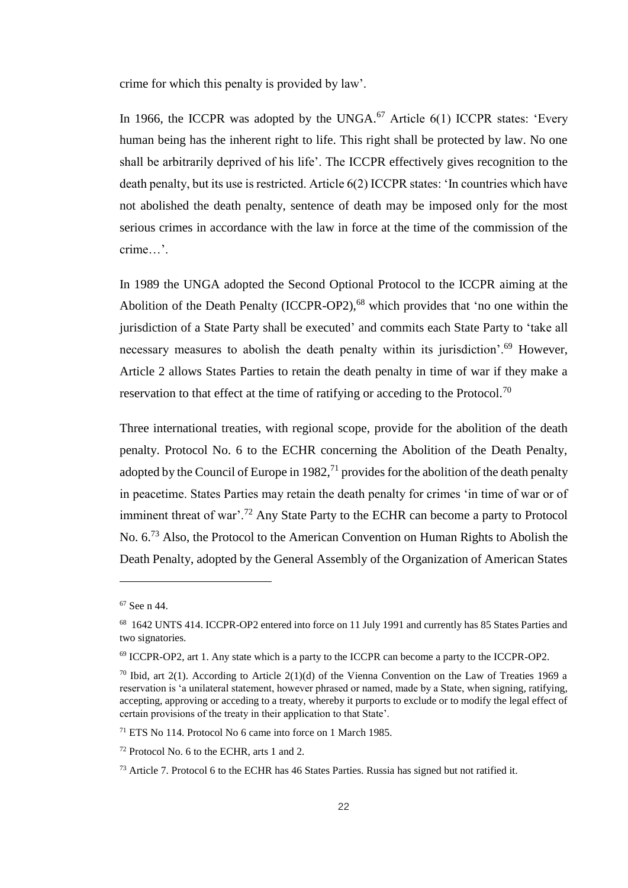crime for which this penalty is provided by law'.

In 1966, the ICCPR was adopted by the UNGA.[67] Article 6(1) ICCPR states: 'Every human being has the inherent right to life. This right shall be protected by law. No one shall be arbitrarily deprived of his life'. The ICCPR effectively gives recognition to the death penalty, but its use is restricted. Article 6(2) ICCPR states: 'In countries which have not abolished the death penalty, sentence of death may be imposed only for the most serious crimes in accordance with the law in force at the time of the commission of the crime…'.

In 1989 the UNGA adopted the Second Optional Protocol to the ICCPR aiming at the Abolition of the Death Penalty (ICCPR-OP2),[68] which provides that 'no one within the jurisdiction of a State Party shall be executed' and commits each State Party to 'take all necessary measures to abolish the death penalty within its jurisdiction'.[69] However, Article 2 allows States Parties to retain the death penalty in time of war if they make a reservation to that effect at the time of ratifying or acceding to the Protocol.[70]

Three international treaties, with regional scope, provide for the abolition of the death penalty. Protocol No. 6 to the ECHR concerning the Abolition of the Death Penalty, adopted by the Council of Europe in 1982,[71] provides for the abolition of the death penalty in peacetime. States Parties may retain the death penalty for crimes 'in time of war or of imminent threat of war'.[72] Any State Party to the ECHR can become a party to Protocol No. 6.[73] Also, the Protocol to the American Convention on Human Rights to Abolish the Death Penalty, adopted by the General Assembly of the Organization of American States

---

[67] See n 44.

[68] 1642 UNTS 414. ICCPR-OP2 entered into force on 11 July 1991 and currently has 85 States Parties and two signatories.

[69] ICCPR-OP2, art 1. Any state which is a party to the ICCPR can become a party to the ICCPR-OP2.

[70] Ibid, art 2(1). According to Article 2(1)(d) of the Vienna Convention on the Law of Treaties 1969 a reservation is 'a unilateral statement, however phrased or named, made by a State, when signing, ratifying, accepting, approving or acceding to a treaty, whereby it purports to exclude or to modify the legal effect of certain provisions of the treaty in their application to that State'.

[71] ETS No 114. Protocol No 6 came into force on 1 March 1985.

[72] Protocol No. 6 to the ECHR, arts 1 and 2.

[73] Article 7. Protocol 6 to the ECHR has 46 States Parties. Russia has signed but not ratified it.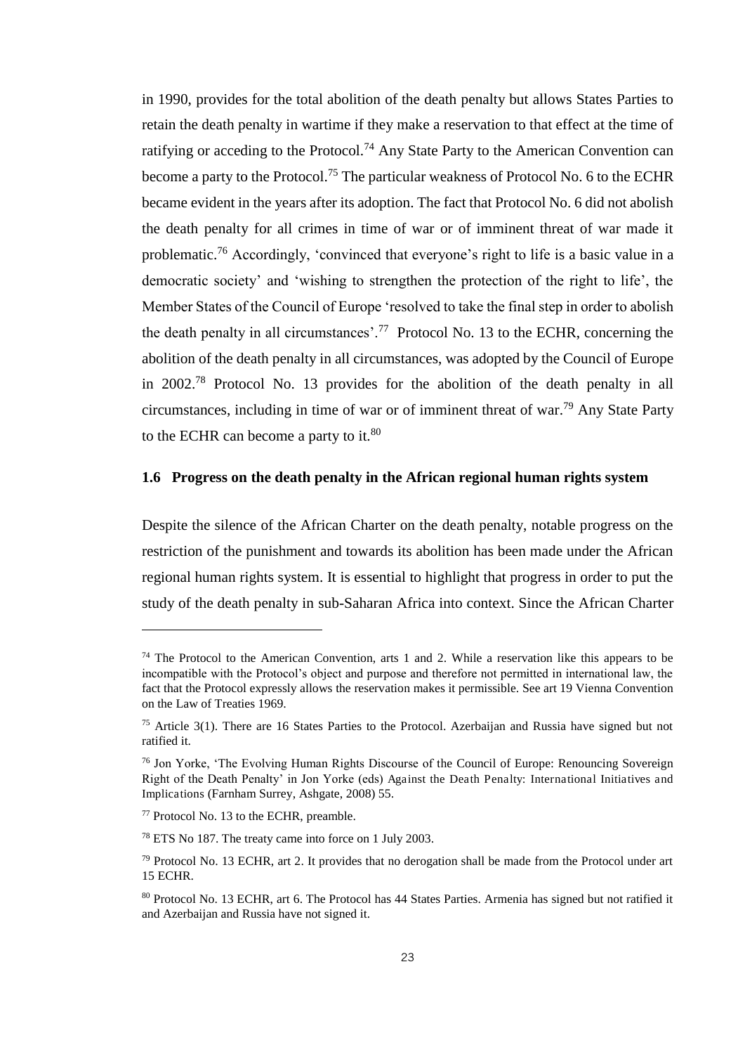in 1990, provides for the total abolition of the death penalty but allows States Parties to retain the death penalty in wartime if they make a reservation to that effect at the time of ratifying or acceding to the Protocol.[74] Any State Party to the American Convention can become a party to the Protocol.[75] The particular weakness of Protocol No. 6 to the ECHR became evident in the years after its adoption. The fact that Protocol No. 6 did not abolish the death penalty for all crimes in time of war or of imminent threat of war made it problematic.[76] Accordingly, 'convinced that everyone's right to life is a basic value in a democratic society' and 'wishing to strengthen the protection of the right to life', the Member States of the Council of Europe 'resolved to take the final step in order to abolish the death penalty in all circumstances'.[77] Protocol No. 13 to the ECHR, concerning the abolition of the death penalty in all circumstances, was adopted by the Council of Europe in 2002.[78] Protocol No. 13 provides for the abolition of the death penalty in all circumstances, including in time of war or of imminent threat of war.[79] Any State Party to the ECHR can become a party to it.[80]

### 1.6 Progress on the death penalty in the African regional human rights system

Despite the silence of the African Charter on the death penalty, notable progress on the restriction of the punishment and towards its abolition has been made under the African regional human rights system. It is essential to highlight that progress in order to put the study of the death penalty in sub-Saharan Africa into context. Since the African Charter

---

[74] The Protocol to the American Convention, arts 1 and 2. While a reservation like this appears to be incompatible with the Protocol's object and purpose and therefore not permitted in international law, the fact that the Protocol expressly allows the reservation makes it permissible. See art 19 Vienna Convention on the Law of Treaties 1969.

[75] Article 3(1). There are 16 States Parties to the Protocol. Azerbaijan and Russia have signed but not ratified it.

[76] Jon Yorke, 'The Evolving Human Rights Discourse of the Council of Europe: Renouncing Sovereign Right of the Death Penalty' in Jon Yorke (eds) *Against the Death Penalty: International Initiatives and Implications* (Farnham Surrey, Ashgate, 2008) 55.

[77] Protocol No. 13 to the ECHR, preamble.

[78] ETS No 187. The treaty came into force on 1 July 2003.

[79] Protocol No. 13 ECHR, art 2. It provides that no derogation shall be made from the Protocol under art 15 ECHR.

[80] Protocol No. 13 ECHR, art 6. The Protocol has 44 States Parties. Armenia has signed but not ratified it and Azerbaijan and Russia have not signed it.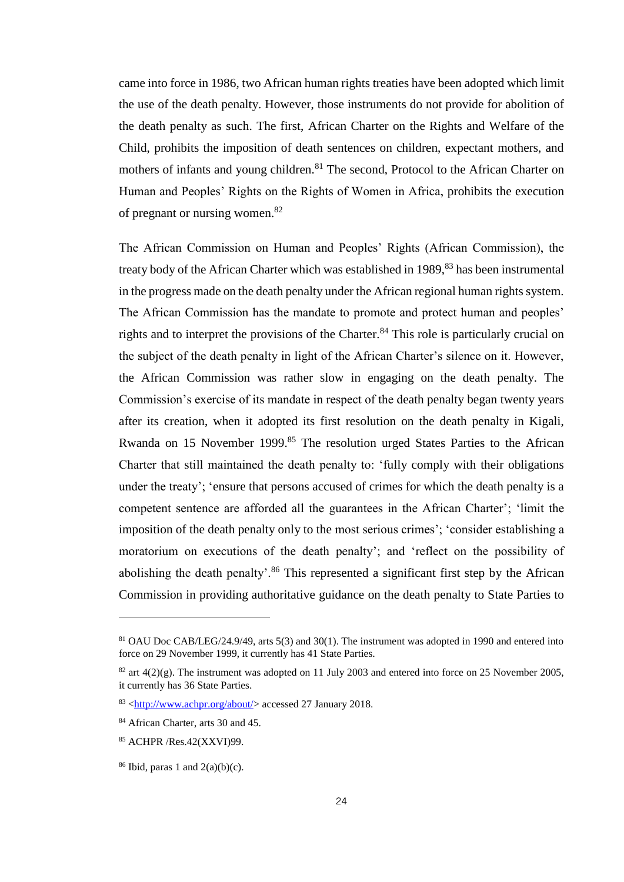came into force in 1986, two African human rights treaties have been adopted which limit the use of the death penalty. However, those instruments do not provide for abolition of the death penalty as such. The first, African Charter on the Rights and Welfare of the Child, prohibits the imposition of death sentences on children, expectant mothers, and mothers of infants and young children.[81] The second, Protocol to the African Charter on Human and Peoples' Rights on the Rights of Women in Africa, prohibits the execution of pregnant or nursing women.[82]

The African Commission on Human and Peoples' Rights (African Commission), the treaty body of the African Charter which was established in 1989,[83] has been instrumental in the progress made on the death penalty under the African regional human rights system. The African Commission has the mandate to promote and protect human and peoples' rights and to interpret the provisions of the Charter.[84] This role is particularly crucial on the subject of the death penalty in light of the African Charter's silence on it. However, the African Commission was rather slow in engaging on the death penalty. The Commission's exercise of its mandate in respect of the death penalty began twenty years after its creation, when it adopted its first resolution on the death penalty in Kigali, Rwanda on 15 November 1999.[85] The resolution urged States Parties to the African Charter that still maintained the death penalty to: 'fully comply with their obligations under the treaty'; 'ensure that persons accused of crimes for which the death penalty is a competent sentence are afforded all the guarantees in the African Charter'; 'limit the imposition of the death penalty only to the most serious crimes'; 'consider establishing a moratorium on executions of the death penalty'; and 'reflect on the possibility of abolishing the death penalty'.[86] This represented a significant first step by the African Commission in providing authoritative guidance on the death penalty to State Parties to

---

[81] OAU Doc CAB/LEG/24.9/49, arts 5(3) and 30(1). The instrument was adopted in 1990 and entered into force on 29 November 1999, it currently has 41 State Parties.

[82] art 4(2)(g). The instrument was adopted on 11 July 2003 and entered into force on 25 November 2005, it currently has 36 State Parties.

[83] <http://www.achpr.org/about/> accessed 27 January 2018.

[84] African Charter, arts 30 and 45.

[85] ACHPR /Res.42(XXVI)99.

[86] Ibid, paras 1 and 2(a)(b)(c).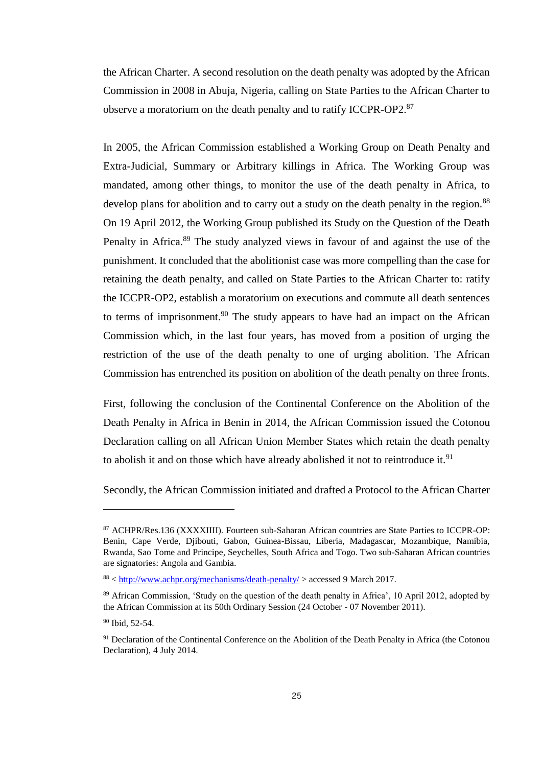the African Charter. A second resolution on the death penalty was adopted by the African Commission in 2008 in Abuja, Nigeria, calling on State Parties to the African Charter to observe a moratorium on the death penalty and to ratify ICCPR-OP2.[87]

In 2005, the African Commission established a Working Group on Death Penalty and Extra-Judicial, Summary or Arbitrary killings in Africa. The Working Group was mandated, among other things, to monitor the use of the death penalty in Africa, to develop plans for abolition and to carry out a study on the death penalty in the region.[88] On 19 April 2012, the Working Group published its Study on the Question of the Death Penalty in Africa.[89] The study analyzed views in favour of and against the use of the punishment. It concluded that the abolitionist case was more compelling than the case for retaining the death penalty, and called on State Parties to the African Charter to: ratify the ICCPR-OP2, establish a moratorium on executions and commute all death sentences to terms of imprisonment.[90] The study appears to have had an impact on the African Commission which, in the last four years, has moved from a position of urging the restriction of the use of the death penalty to one of urging abolition. The African Commission has entrenched its position on abolition of the death penalty on three fronts.

First, following the conclusion of the Continental Conference on the Abolition of the Death Penalty in Africa in Benin in 2014, the African Commission issued the Cotonou Declaration calling on all African Union Member States which retain the death penalty to abolish it and on those which have already abolished it not to reintroduce it.[91]

Secondly, the African Commission initiated and drafted a Protocol to the African Charter

---

[87] ACHPR/Res.136 (XXXXIIII). Fourteen sub-Saharan African countries are State Parties to ICCPR-OP: Benin, Cape Verde, Djibouti, Gabon, Guinea-Bissau, Liberia, Madagascar, Mozambique, Namibia, Rwanda, Sao Tome and Principe, Seychelles, South Africa and Togo. Two sub-Saharan African countries are signatories: Angola and Gambia.

[88] < http://www.achpr.org/mechanisms/death-penalty/ > accessed 9 March 2017.

[89] African Commission, 'Study on the question of the death penalty in Africa', 10 April 2012, adopted by the African Commission at its 50th Ordinary Session (24 October - 07 November 2011).

[90] Ibid, 52-54.

[91] Declaration of the Continental Conference on the Abolition of the Death Penalty in Africa (the Cotonou Declaration), 4 July 2014.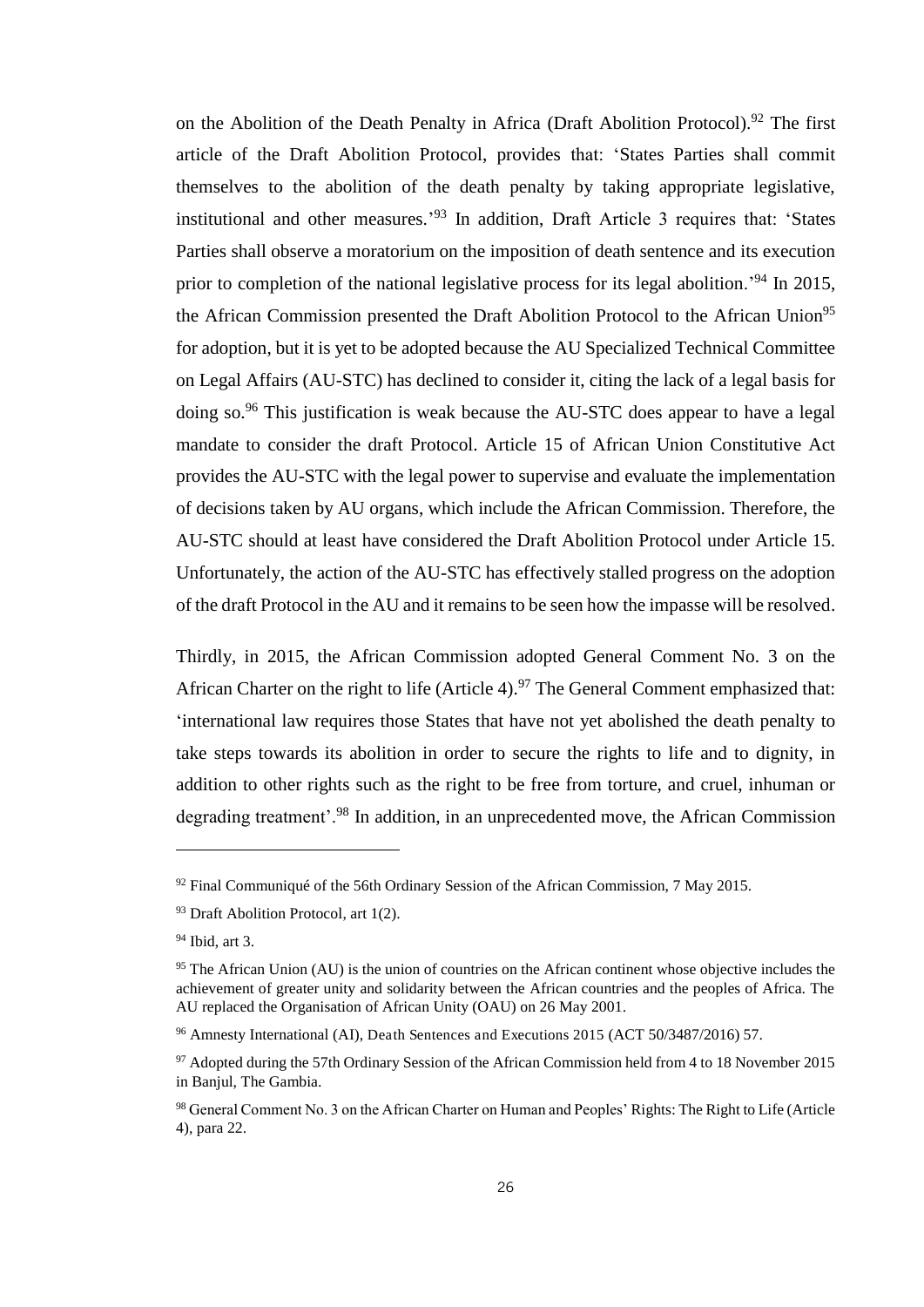on the Abolition of the Death Penalty in Africa (Draft Abolition Protocol).[92] The first article of the Draft Abolition Protocol, provides that: 'States Parties shall commit themselves to the abolition of the death penalty by taking appropriate legislative, institutional and other measures.'[93] In addition, Draft Article 3 requires that: 'States Parties shall observe a moratorium on the imposition of death sentence and its execution prior to completion of the national legislative process for its legal abolition.'[94] In 2015, the African Commission presented the Draft Abolition Protocol to the African Union[95] for adoption, but it is yet to be adopted because the AU Specialized Technical Committee on Legal Affairs (AU-STC) has declined to consider it, citing the lack of a legal basis for doing so.[96] This justification is weak because the AU-STC does appear to have a legal mandate to consider the draft Protocol. Article 15 of African Union Constitutive Act provides the AU-STC with the legal power to supervise and evaluate the implementation of decisions taken by AU organs, which include the African Commission. Therefore, the AU-STC should at least have considered the Draft Abolition Protocol under Article 15. Unfortunately, the action of the AU-STC has effectively stalled progress on the adoption of the draft Protocol in the AU and it remains to be seen how the impasse will be resolved.

Thirdly, in 2015, the African Commission adopted General Comment No. 3 on the African Charter on the right to life (Article 4).[97] The General Comment emphasized that: 'international law requires those States that have not yet abolished the death penalty to take steps towards its abolition in order to secure the rights to life and to dignity, in addition to other rights such as the right to be free from torture, and cruel, inhuman or degrading treatment'.[98] In addition, in an unprecedented move, the African Commission

---

[92] Final Communiqué of the 56th Ordinary Session of the African Commission, 7 May 2015.

[93] Draft Abolition Protocol, art 1(2).

[94] Ibid, art 3.

[95] The African Union (AU) is the union of countries on the African continent whose objective includes the achievement of greater unity and solidarity between the African countries and the peoples of Africa. The AU replaced the Organisation of African Unity (OAU) on 26 May 2001.

[96] Amnesty International (AI), Death Sentences and Executions 2015 (ACT 50/3487/2016) 57.

[97] Adopted during the 57th Ordinary Session of the African Commission held from 4 to 18 November 2015 in Banjul, The Gambia.

[98] General Comment No. 3 on the African Charter on Human and Peoples' Rights: The Right to Life (Article 4), para 22.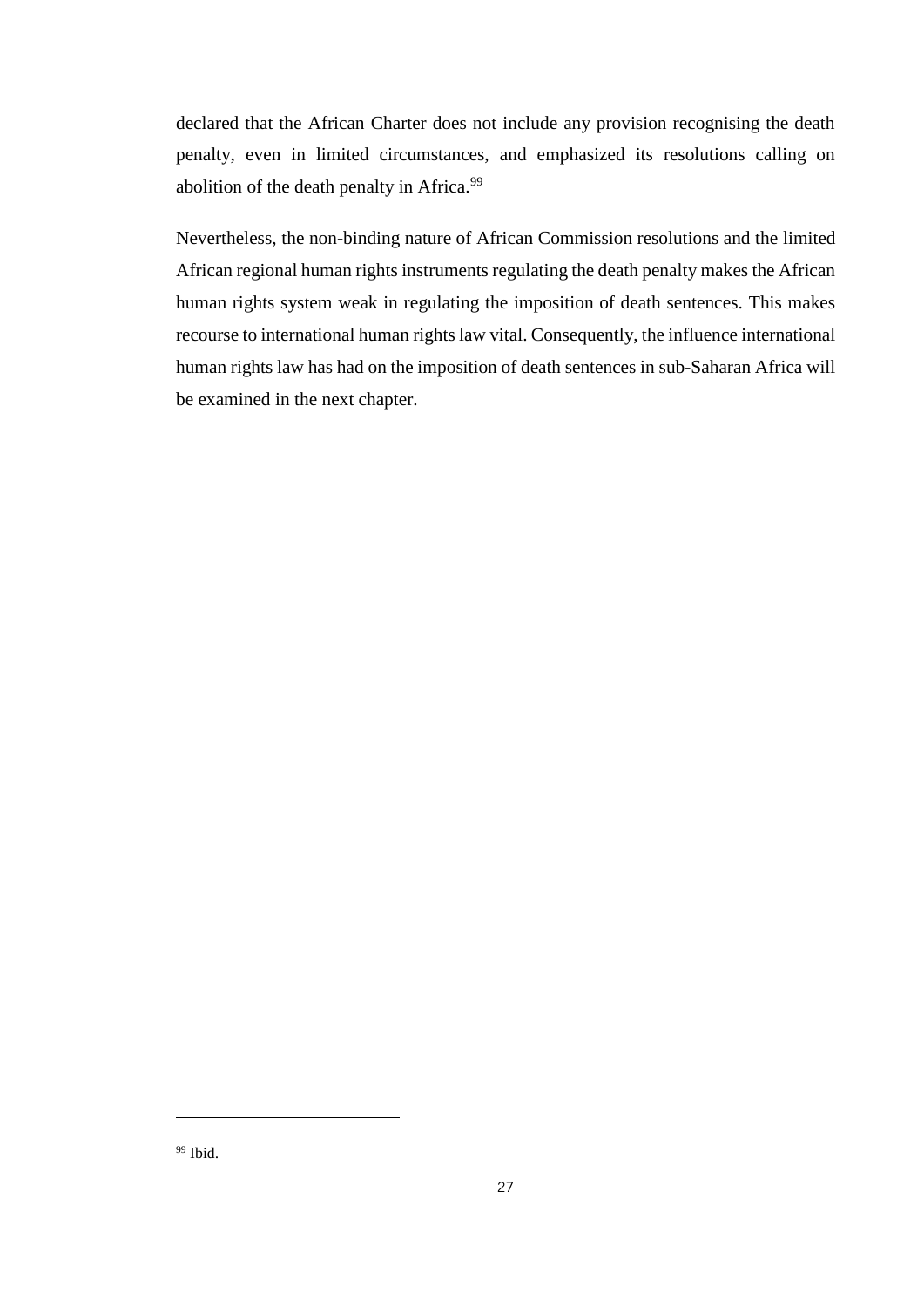declared that the African Charter does not include any provision recognising the death penalty, even in limited circumstances, and emphasized its resolutions calling on abolition of the death penalty in Africa.[99]

Nevertheless, the non-binding nature of African Commission resolutions and the limited African regional human rights instruments regulating the death penalty makes the African human rights system weak in regulating the imposition of death sentences. This makes recourse to international human rights law vital. Consequently, the influence international human rights law has had on the imposition of death sentences in sub-Saharan Africa will be examined in the next chapter.

---

[99] Ibid.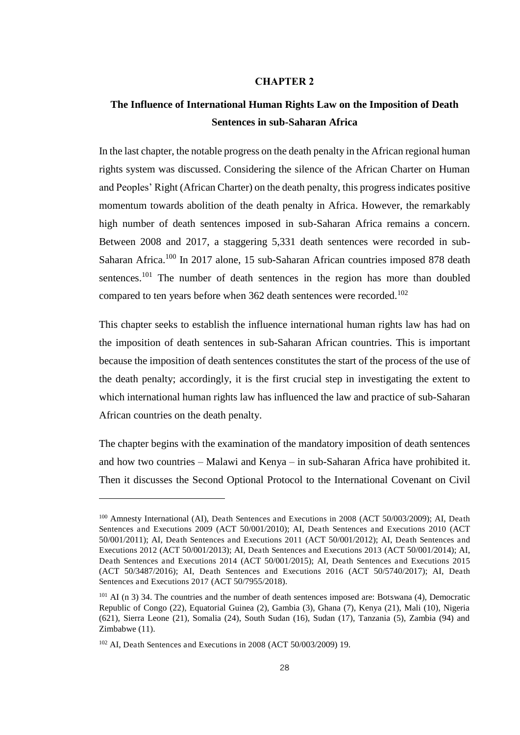# CHAPTER 2

## The Influence of International Human Rights Law on the Imposition of Death Sentences in sub-Saharan Africa

In the last chapter, the notable progress on the death penalty in the African regional human rights system was discussed. Considering the silence of the African Charter on Human and Peoples' Right (African Charter) on the death penalty, this progress indicates positive momentum towards abolition of the death penalty in Africa. However, the remarkably high number of death sentences imposed in sub-Saharan Africa remains a concern. Between 2008 and 2017, a staggering 5,331 death sentences were recorded in sub-Saharan Africa.[100] In 2017 alone, 15 sub-Saharan African countries imposed 878 death sentences.[101] The number of death sentences in the region has more than doubled compared to ten years before when 362 death sentences were recorded.[102]

This chapter seeks to establish the influence international human rights law has had on the imposition of death sentences in sub-Saharan African countries. This is important because the imposition of death sentences constitutes the start of the process of the use of the death penalty; accordingly, it is the first crucial step in investigating the extent to which international human rights law has influenced the law and practice of sub-Saharan African countries on the death penalty.

The chapter begins with the examination of the mandatory imposition of death sentences and how two countries – Malawi and Kenya – in sub-Saharan Africa have prohibited it. Then it discusses the Second Optional Protocol to the International Covenant on Civil

---

[100] Amnesty International (AI), Death Sentences and Executions in 2008 (ACT 50/003/2009); AI, Death Sentences and Executions 2009 (ACT 50/001/2010); AI, Death Sentences and Executions 2010 (ACT 50/001/2011); AI, Death Sentences and Executions 2011 (ACT 50/001/2012); AI, Death Sentences and Executions 2012 (ACT 50/001/2013); AI, Death Sentences and Executions 2013 (ACT 50/001/2014); AI, Death Sentences and Executions 2014 (ACT 50/001/2015); AI, Death Sentences and Executions 2015 (ACT 50/3487/2016); AI, Death Sentences and Executions 2016 (ACT 50/5740/2017); AI, Death Sentences and Executions 2017 (ACT 50/7955/2018).

[101] AI (n 3) 34. The countries and the number of death sentences imposed are: Botswana (4), Democratic Republic of Congo (22), Equatorial Guinea (2), Gambia (3), Ghana (7), Kenya (21), Mali (10), Nigeria (621), Sierra Leone (21), Somalia (24), South Sudan (16), Sudan (17), Tanzania (5), Zambia (94) and Zimbabwe (11).

[102] AI, Death Sentences and Executions in 2008 (ACT 50/003/2009) 19.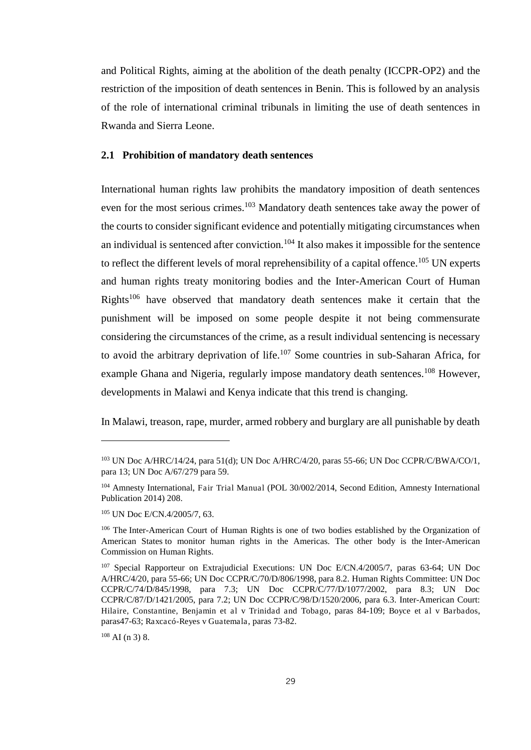and Political Rights, aiming at the abolition of the death penalty (ICCPR-OP2) and the restriction of the imposition of death sentences in Benin. This is followed by an analysis of the role of international criminal tribunals in limiting the use of death sentences in Rwanda and Sierra Leone.

### 2.1 Prohibition of mandatory death sentences

International human rights law prohibits the mandatory imposition of death sentences even for the most serious crimes.[103] Mandatory death sentences take away the power of the courts to consider significant evidence and potentially mitigating circumstances when an individual is sentenced after conviction.[104] It also makes it impossible for the sentence to reflect the different levels of moral reprehensibility of a capital offence.[105] UN experts and human rights treaty monitoring bodies and the Inter-American Court of Human Rights[106] have observed that mandatory death sentences make it certain that the punishment will be imposed on some people despite it not being commensurate considering the circumstances of the crime, as a result individual sentencing is necessary to avoid the arbitrary deprivation of life.[107] Some countries in sub-Saharan Africa, for example Ghana and Nigeria, regularly impose mandatory death sentences.[108] However, developments in Malawi and Kenya indicate that this trend is changing.

In Malawi, treason, rape, murder, armed robbery and burglary are all punishable by death

---

[103] UN Doc A/HRC/14/24, para 51(d); UN Doc A/HRC/4/20, paras 55-66; UN Doc CCPR/C/BWA/CO/1, para 13; UN Doc A/67/279 para 59.

[104] Amnesty International, *Fair Trial Manual* (POL 30/002/2014, Second Edition, Amnesty International Publication 2014) 208.

[105] UN Doc E/CN.4/2005/7, 63.

[106] The Inter-American Court of Human Rights is one of two bodies established by the Organization of American States to monitor human rights in the Americas. The other body is the Inter-American Commission on Human Rights.

[107] Special Rapporteur on Extrajudicial Executions: UN Doc E/CN.4/2005/7, paras 63-64; UN Doc A/HRC/4/20, para 55-66; UN Doc CCPR/C/70/D/806/1998, para 8.2. Human Rights Committee: UN Doc CCPR/C/74/D/845/1998, para 7.3; UN Doc CCPR/C/77/D/1077/2002, para 8.3; UN Doc CCPR/C/87/D/1421/2005, para 7.2; UN Doc CCPR/C/98/D/1520/2006, para 6.3. Inter-American Court: *Hilaire, Constantine, Benjamin et al v Trinidad and Tobago*, paras 84-109; *Boyce et al v Barbados*, paras47-63; *Raxcacó-Reyes v Guatemala*, paras 73-82.

[108] AI (n 3) 8.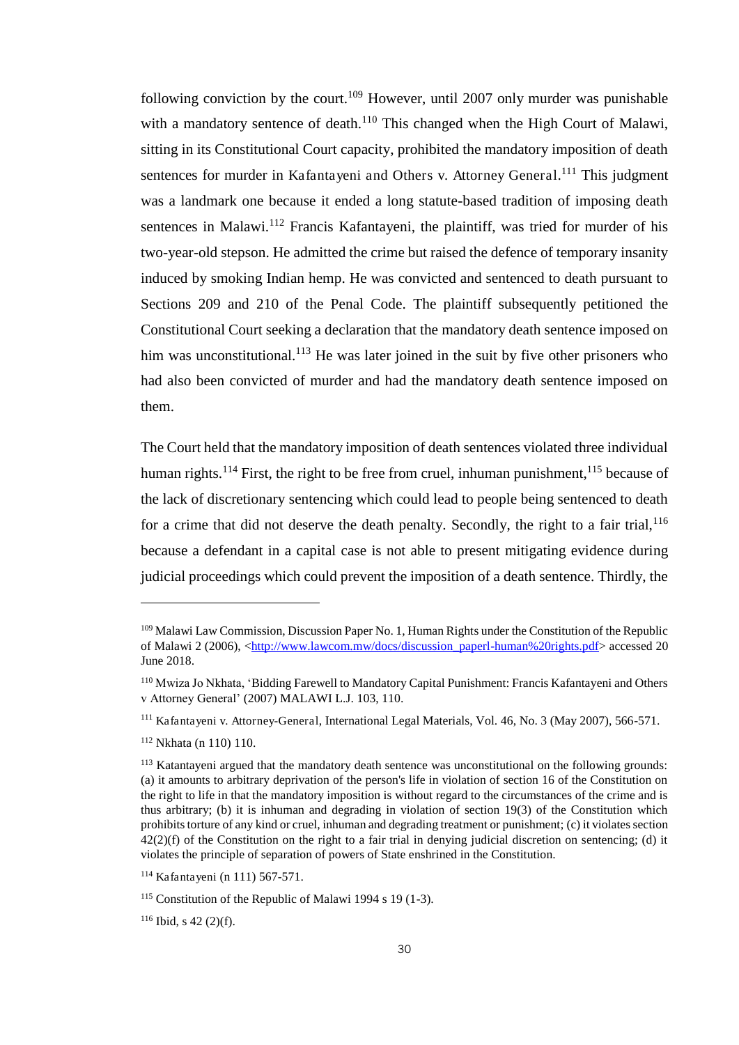following conviction by the court.[109] However, until 2007 only murder was punishable with a mandatory sentence of death.[110] This changed when the High Court of Malawi, sitting in its Constitutional Court capacity, prohibited the mandatory imposition of death sentences for murder in Kafantayeni and Others v. Attorney General.[111] This judgment was a landmark one because it ended a long statute-based tradition of imposing death sentences in Malawi.[112] Francis Kafantayeni, the plaintiff, was tried for murder of his two-year-old stepson. He admitted the crime but raised the defence of temporary insanity induced by smoking Indian hemp. He was convicted and sentenced to death pursuant to Sections 209 and 210 of the Penal Code. The plaintiff subsequently petitioned the Constitutional Court seeking a declaration that the mandatory death sentence imposed on him was unconstitutional.[113] He was later joined in the suit by five other prisoners who had also been convicted of murder and had the mandatory death sentence imposed on them.

The Court held that the mandatory imposition of death sentences violated three individual human rights.[114] First, the right to be free from cruel, inhuman punishment,[115] because of the lack of discretionary sentencing which could lead to people being sentenced to death for a crime that did not deserve the death penalty. Secondly, the right to a fair trial,[116] because a defendant in a capital case is not able to present mitigating evidence during judicial proceedings which could prevent the imposition of a death sentence. Thirdly, the

---

[109] Malawi Law Commission, Discussion Paper No. 1, Human Rights under the Constitution of the Republic of Malawi 2 (2006), <http://www.lawcom.mw/docs/discussion_paperl-human%20rights.pdf> accessed 20 June 2018.

[110] Mwiza Jo Nkhata, 'Bidding Farewell to Mandatory Capital Punishment: Francis Kafantayeni and Others v Attorney General' (2007) MALAWI L.J. 103, 110.

[111] Kafantayeni v. Attorney-General, International Legal Materials, Vol. 46, No. 3 (May 2007), 566-571.

[112] Nkhata (n 110) 110.

[113] Katantayeni argued that the mandatory death sentence was unconstitutional on the following grounds: (a) it amounts to arbitrary deprivation of the person's life in violation of section 16 of the Constitution on the right to life in that the mandatory imposition is without regard to the circumstances of the crime and is thus arbitrary; (b) it is inhuman and degrading in violation of section 19(3) of the Constitution which prohibits torture of any kind or cruel, inhuman and degrading treatment or punishment; (c) it violates section 42(2)(f) of the Constitution on the right to a fair trial in denying judicial discretion on sentencing; (d) it violates the principle of separation of powers of State enshrined in the Constitution.

[114] Kafantayeni (n 111) 567-571.

[115] Constitution of the Republic of Malawi 1994 s 19 (1-3).

[116] Ibid, s 42 (2)(f).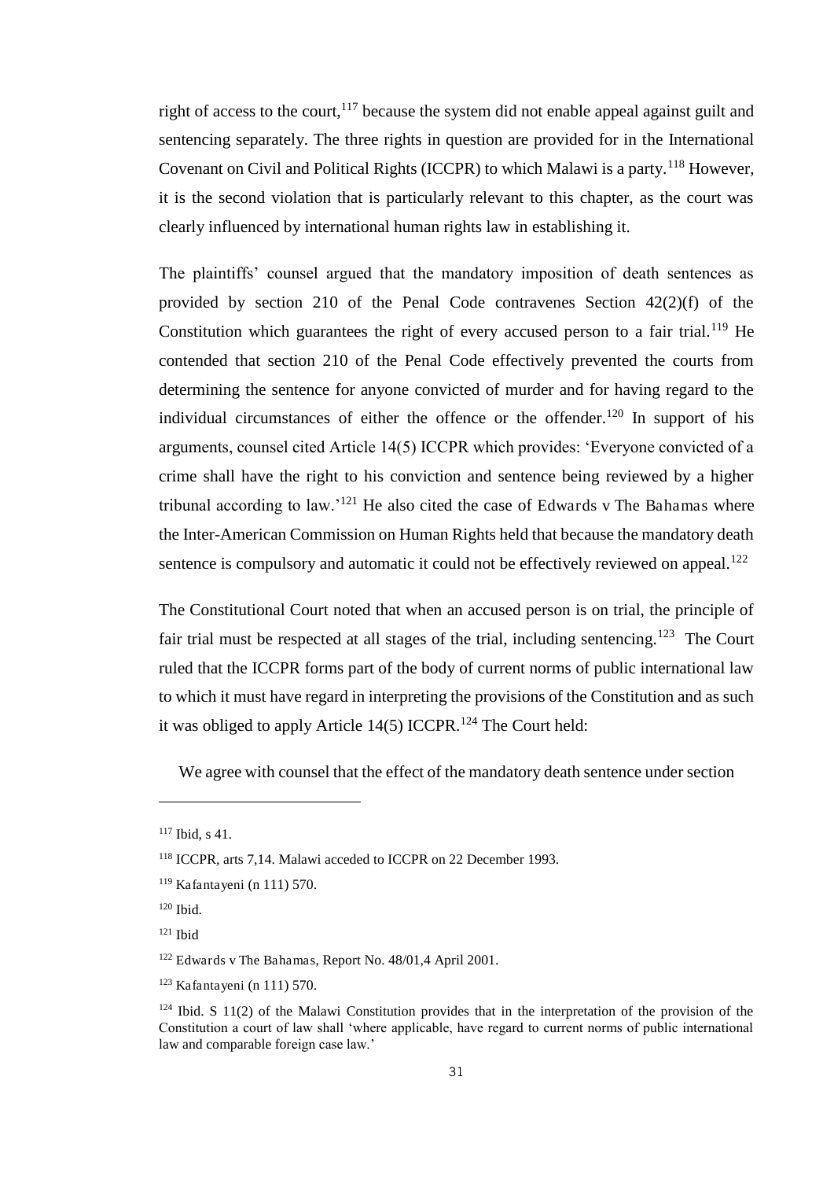right of access to the court,[117] because the system did not enable appeal against guilt and sentencing separately. The three rights in question are provided for in the International Covenant on Civil and Political Rights (ICCPR) to which Malawi is a party.[118] However, it is the second violation that is particularly relevant to this chapter, as the court was clearly influenced by international human rights law in establishing it.

The plaintiffs' counsel argued that the mandatory imposition of death sentences as provided by section 210 of the Penal Code contravenes Section 42(2)(f) of the Constitution which guarantees the right of every accused person to a fair trial.[119] He contended that section 210 of the Penal Code effectively prevented the courts from determining the sentence for anyone convicted of murder and for having regard to the individual circumstances of either the offence or the offender.[120] In support of his arguments, counsel cited Article 14(5) ICCPR which provides: 'Everyone convicted of a crime shall have the right to his conviction and sentence being reviewed by a higher tribunal according to law.'[121] He also cited the case of Edwards v The Bahamas where the Inter-American Commission on Human Rights held that because the mandatory death sentence is compulsory and automatic it could not be effectively reviewed on appeal.[122]

The Constitutional Court noted that when an accused person is on trial, the principle of fair trial must be respected at all stages of the trial, including sentencing.[123] The Court ruled that the ICCPR forms part of the body of current norms of public international law to which it must have regard in interpreting the provisions of the Constitution and as such it was obliged to apply Article 14(5) ICCPR.[124] The Court held:

> We agree with counsel that the effect of the mandatory death sentence under section

---

[117] Ibid, s 41.

[118] ICCPR, arts 7,14. Malawi acceded to ICCPR on 22 December 1993.

[119] Kafantayeni (n 111) 570.

[120] Ibid.

[121] Ibid

[122] Edwards v The Bahamas, Report No. 48/01,4 April 2001.

[123] Kafantayeni (n 111) 570.

[124] Ibid. S 11(2) of the Malawi Constitution provides that in the interpretation of the provision of the Constitution a court of law shall 'where applicable, have regard to current norms of public international law and comparable foreign case law.'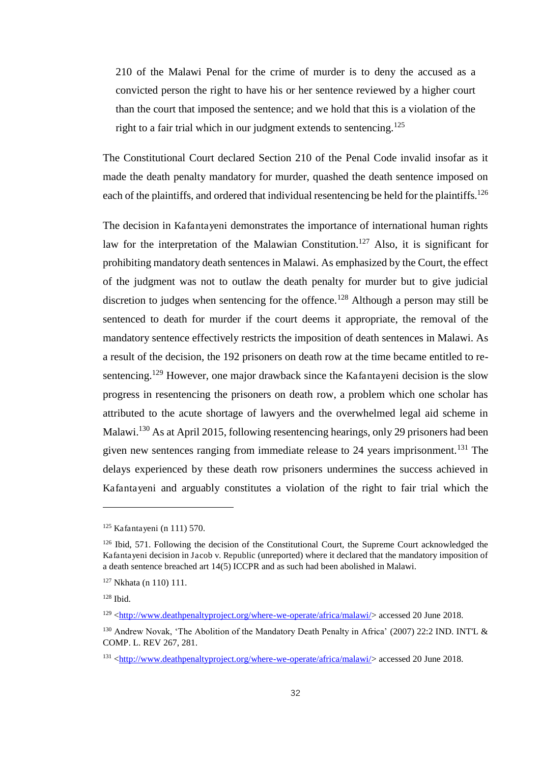> 210 of the Malawi Penal for the crime of murder is to deny the accused as a convicted person the right to have his or her sentence reviewed by a higher court than the court that imposed the sentence; and we hold that this is a violation of the right to a fair trial which in our judgment extends to sentencing.[125]

The Constitutional Court declared Section 210 of the Penal Code invalid insofar as it made the death penalty mandatory for murder, quashed the death sentence imposed on each of the plaintiffs, and ordered that individual resentencing be held for the plaintiffs.[126]

The decision in Kafantayeni demonstrates the importance of international human rights law for the interpretation of the Malawian Constitution.[127] Also, it is significant for prohibiting mandatory death sentences in Malawi. As emphasized by the Court, the effect of the judgment was not to outlaw the death penalty for murder but to give judicial discretion to judges when sentencing for the offence.[128] Although a person may still be sentenced to death for murder if the court deems it appropriate, the removal of the mandatory sentence effectively restricts the imposition of death sentences in Malawi. As a result of the decision, the 192 prisoners on death row at the time became entitled to re-sentencing.[129] However, one major drawback since the Kafantayeni decision is the slow progress in resentencing the prisoners on death row, a problem which one scholar has attributed to the acute shortage of lawyers and the overwhelmed legal aid scheme in Malawi.[130] As at April 2015, following resentencing hearings, only 29 prisoners had been given new sentences ranging from immediate release to 24 years imprisonment.[131] The delays experienced by these death row prisoners undermines the success achieved in Kafantayeni and arguably constitutes a violation of the right to fair trial which the

---

[125] Kafantayeni (n 111) 570.

[126] Ibid, 571. Following the decision of the Constitutional Court, the Supreme Court acknowledged the Kafantayeni decision in Jacob v. Republic (unreported) where it declared that the mandatory imposition of a death sentence breached art 14(5) ICCPR and as such had been abolished in Malawi.

[127] Nkhata (n 110) 111.

[128] Ibid.

[129] <http://www.deathpenaltyproject.org/where-we-operate/africa/malawi/> accessed 20 June 2018.

[130] Andrew Novak, 'The Abolition of the Mandatory Death Penalty in Africa' (2007) 22:2 IND. INT'L & COMP. L. REV 267, 281.

[131] <http://www.deathpenaltyproject.org/where-we-operate/africa/malawi/> accessed 20 June 2018.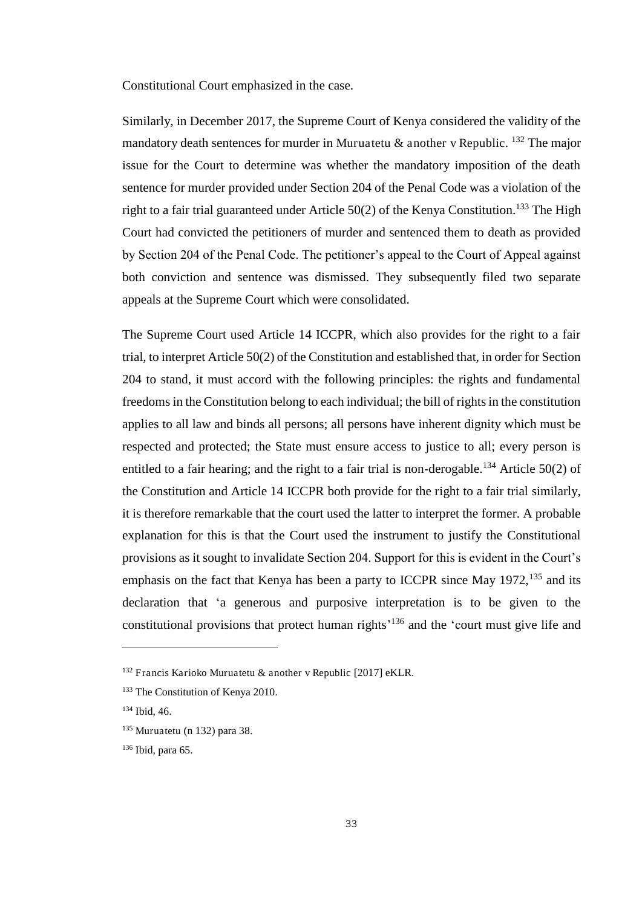Constitutional Court emphasized in the case.

Similarly, in December 2017, the Supreme Court of Kenya considered the validity of the mandatory death sentences for murder in Muruatetu & another v Republic. [132] The major issue for the Court to determine was whether the mandatory imposition of the death sentence for murder provided under Section 204 of the Penal Code was a violation of the right to a fair trial guaranteed under Article 50(2) of the Kenya Constitution.[133] The High Court had convicted the petitioners of murder and sentenced them to death as provided by Section 204 of the Penal Code. The petitioner's appeal to the Court of Appeal against both conviction and sentence was dismissed. They subsequently filed two separate appeals at the Supreme Court which were consolidated.

The Supreme Court used Article 14 ICCPR, which also provides for the right to a fair trial, to interpret Article 50(2) of the Constitution and established that, in order for Section 204 to stand, it must accord with the following principles: the rights and fundamental freedoms in the Constitution belong to each individual; the bill of rights in the constitution applies to all law and binds all persons; all persons have inherent dignity which must be respected and protected; the State must ensure access to justice to all; every person is entitled to a fair hearing; and the right to a fair trial is non-derogable.[134] Article 50(2) of the Constitution and Article 14 ICCPR both provide for the right to a fair trial similarly, it is therefore remarkable that the court used the latter to interpret the former. A probable explanation for this is that the Court used the instrument to justify the Constitutional provisions as it sought to invalidate Section 204. Support for this is evident in the Court's emphasis on the fact that Kenya has been a party to ICCPR since May 1972,[135] and its declaration that 'a generous and purposive interpretation is to be given to the constitutional provisions that protect human rights'[136] and the 'court must give life and

---

[132] Francis Karioko Muruatetu & another v Republic [2017] eKLR.

[133] The Constitution of Kenya 2010.

[134] Ibid, 46.

[135] Muruatetu (n 132) para 38.

[136] Ibid, para 65.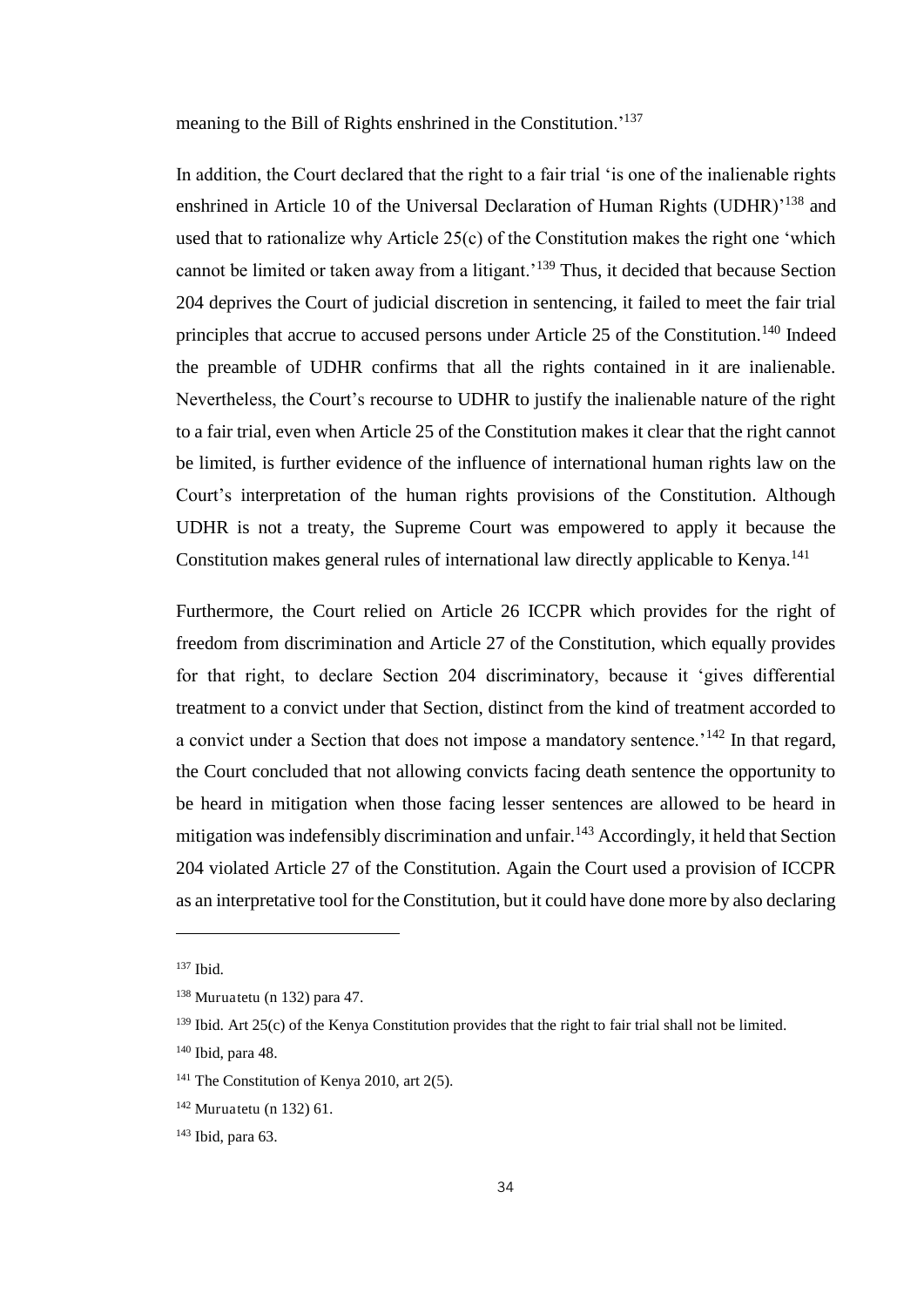meaning to the Bill of Rights enshrined in the Constitution.'[137]

In addition, the Court declared that the right to a fair trial 'is one of the inalienable rights enshrined in Article 10 of the Universal Declaration of Human Rights (UDHR)'[138] and used that to rationalize why Article 25(c) of the Constitution makes the right one 'which cannot be limited or taken away from a litigant.'[139] Thus, it decided that because Section 204 deprives the Court of judicial discretion in sentencing, it failed to meet the fair trial principles that accrue to accused persons under Article 25 of the Constitution.[140] Indeed the preamble of UDHR confirms that all the rights contained in it are inalienable. Nevertheless, the Court's recourse to UDHR to justify the inalienable nature of the right to a fair trial, even when Article 25 of the Constitution makes it clear that the right cannot be limited, is further evidence of the influence of international human rights law on the Court's interpretation of the human rights provisions of the Constitution. Although UDHR is not a treaty, the Supreme Court was empowered to apply it because the Constitution makes general rules of international law directly applicable to Kenya.[141]

Furthermore, the Court relied on Article 26 ICCPR which provides for the right of freedom from discrimination and Article 27 of the Constitution, which equally provides for that right, to declare Section 204 discriminatory, because it 'gives differential treatment to a convict under that Section, distinct from the kind of treatment accorded to a convict under a Section that does not impose a mandatory sentence.'[142] In that regard, the Court concluded that not allowing convicts facing death sentence the opportunity to be heard in mitigation when those facing lesser sentences are allowed to be heard in mitigation was indefensibly discrimination and unfair.[143] Accordingly, it held that Section 204 violated Article 27 of the Constitution. Again the Court used a provision of ICCPR as an interpretative tool for the Constitution, but it could have done more by also declaring

---

[137] Ibid.

[138] Muruatetu (n 132) para 47.

[139] Ibid. Art 25(c) of the Kenya Constitution provides that the right to fair trial shall not be limited.

[140] Ibid, para 48.

[141] The Constitution of Kenya 2010, art 2(5).

[142] Muruatetu (n 132) 61.

[143] Ibid, para 63.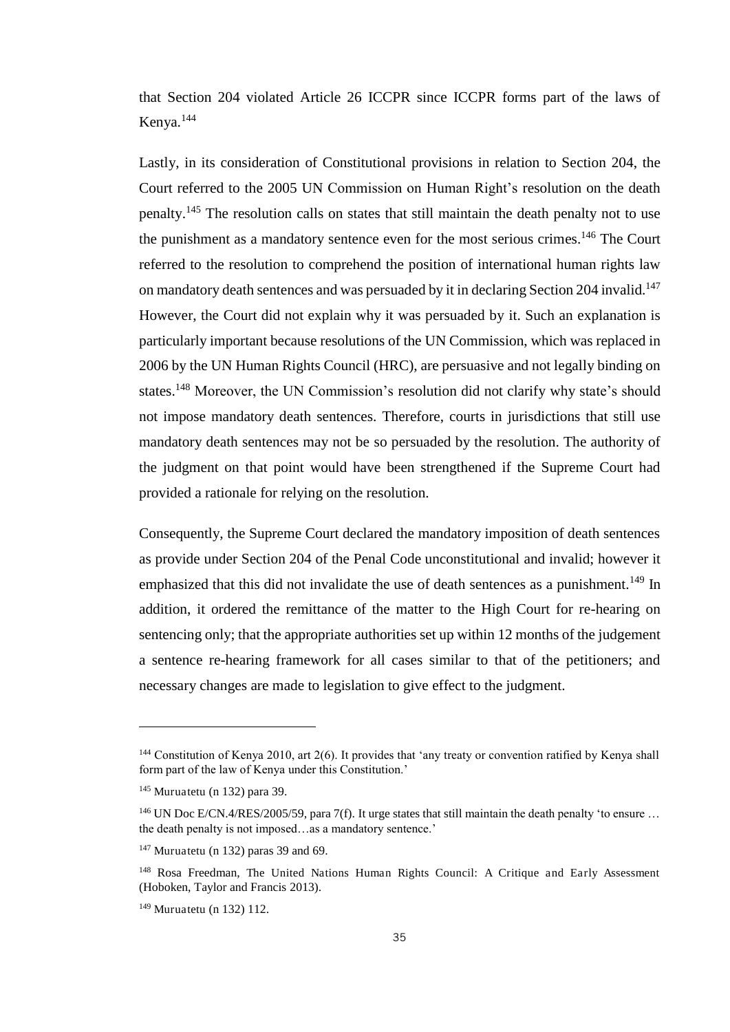that Section 204 violated Article 26 ICCPR since ICCPR forms part of the laws of Kenya.[144]

Lastly, in its consideration of Constitutional provisions in relation to Section 204, the Court referred to the 2005 UN Commission on Human Right's resolution on the death penalty.[145] The resolution calls on states that still maintain the death penalty not to use the punishment as a mandatory sentence even for the most serious crimes.[146] The Court referred to the resolution to comprehend the position of international human rights law on mandatory death sentences and was persuaded by it in declaring Section 204 invalid.[147] However, the Court did not explain why it was persuaded by it. Such an explanation is particularly important because resolutions of the UN Commission, which was replaced in 2006 by the UN Human Rights Council (HRC), are persuasive and not legally binding on states.[148] Moreover, the UN Commission's resolution did not clarify why state's should not impose mandatory death sentences. Therefore, courts in jurisdictions that still use mandatory death sentences may not be so persuaded by the resolution. The authority of the judgment on that point would have been strengthened if the Supreme Court had provided a rationale for relying on the resolution.

Consequently, the Supreme Court declared the mandatory imposition of death sentences as provide under Section 204 of the Penal Code unconstitutional and invalid; however it emphasized that this did not invalidate the use of death sentences as a punishment.[149] In addition, it ordered the remittance of the matter to the High Court for re-hearing on sentencing only; that the appropriate authorities set up within 12 months of the judgement a sentence re-hearing framework for all cases similar to that of the petitioners; and necessary changes are made to legislation to give effect to the judgment.

---

[144] Constitution of Kenya 2010, art 2(6). It provides that 'any treaty or convention ratified by Kenya shall form part of the law of Kenya under this Constitution.'

[145] Muruatetu (n 132) para 39.

[146] UN Doc E/CN.4/RES/2005/59, para 7(f). It urge states that still maintain the death penalty 'to ensure … the death penalty is not imposed…as a mandatory sentence.'

[147] Muruatetu (n 132) paras 39 and 69.

[148] Rosa Freedman, The United Nations Human Rights Council: A Critique and Early Assessment (Hoboken, Taylor and Francis 2013).

[149] Muruatetu (n 132) 112.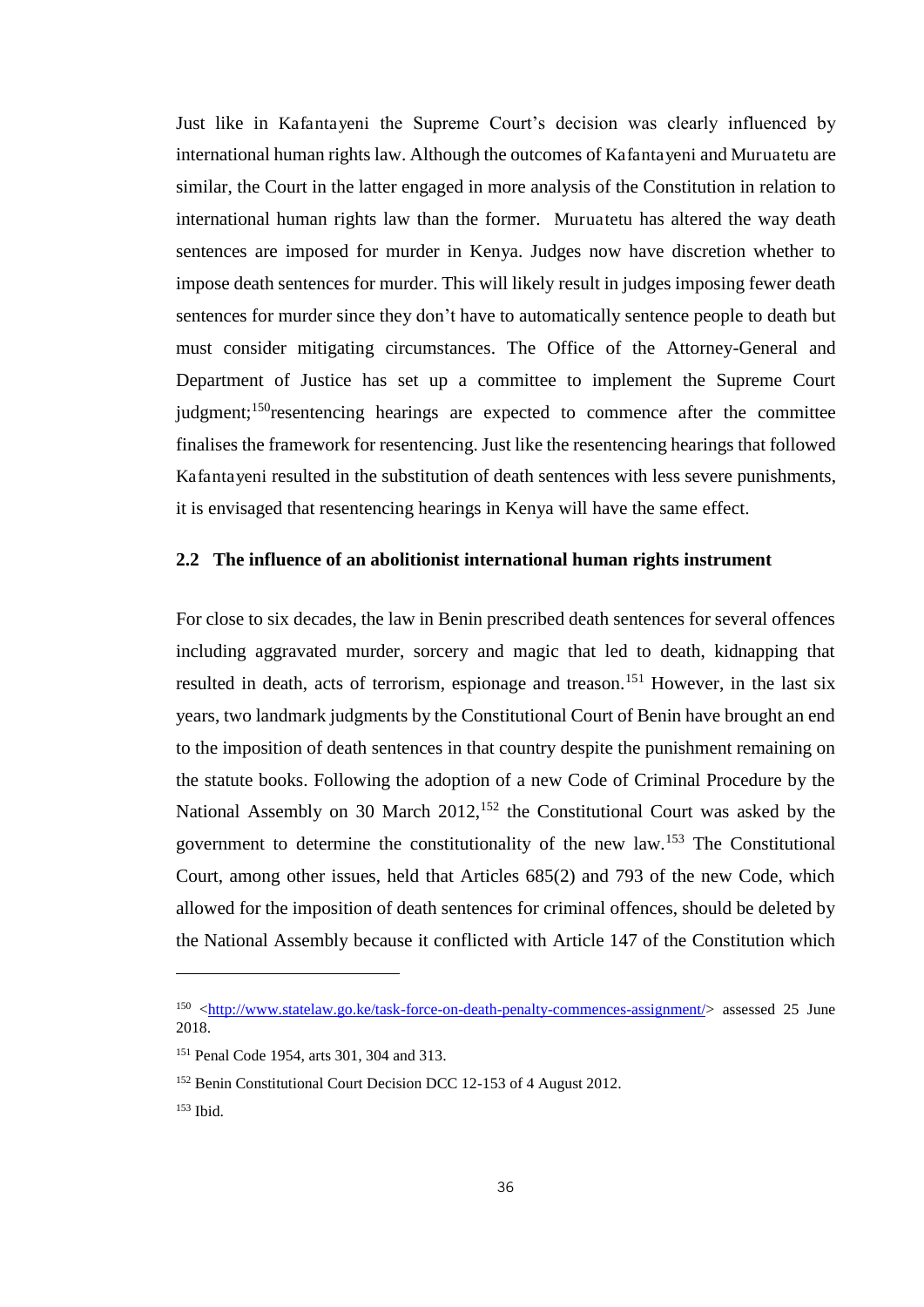Just like in Kafantayeni the Supreme Court's decision was clearly influenced by international human rights law. Although the outcomes of Kafantayeni and Muruatetu are similar, the Court in the latter engaged in more analysis of the Constitution in relation to international human rights law than the former. Muruatetu has altered the way death sentences are imposed for murder in Kenya. Judges now have discretion whether to impose death sentences for murder. This will likely result in judges imposing fewer death sentences for murder since they don't have to automatically sentence people to death but must consider mitigating circumstances. The Office of the Attorney-General and Department of Justice has set up a committee to implement the Supreme Court judgment;[150]resentencing hearings are expected to commence after the committee finalises the framework for resentencing. Just like the resentencing hearings that followed Kafantayeni resulted in the substitution of death sentences with less severe punishments, it is envisaged that resentencing hearings in Kenya will have the same effect.

### 2.2 The influence of an abolitionist international human rights instrument

For close to six decades, the law in Benin prescribed death sentences for several offences including aggravated murder, sorcery and magic that led to death, kidnapping that resulted in death, acts of terrorism, espionage and treason.[151] However, in the last six years, two landmark judgments by the Constitutional Court of Benin have brought an end to the imposition of death sentences in that country despite the punishment remaining on the statute books. Following the adoption of a new Code of Criminal Procedure by the National Assembly on 30 March 2012,[152] the Constitutional Court was asked by the government to determine the constitutionality of the new law.[153] The Constitutional Court, among other issues, held that Articles 685(2) and 793 of the new Code, which allowed for the imposition of death sentences for criminal offences, should be deleted by the National Assembly because it conflicted with Article 147 of the Constitution which

---

[150] <http://www.statelaw.go.ke/task-force-on-death-penalty-commences-assignment/> assessed 25 June 2018.

[151] Penal Code 1954, arts 301, 304 and 313.

[152] Benin Constitutional Court Decision DCC 12-153 of 4 August 2012.

[153] Ibid.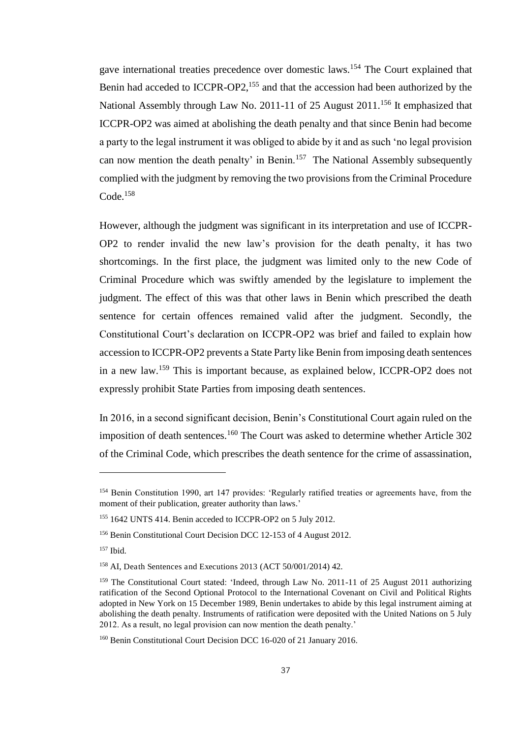gave international treaties precedence over domestic laws.[154] The Court explained that Benin had acceded to ICCPR-OP2,[155] and that the accession had been authorized by the National Assembly through Law No. 2011-11 of 25 August 2011.[156] It emphasized that ICCPR-OP2 was aimed at abolishing the death penalty and that since Benin had become a party to the legal instrument it was obliged to abide by it and as such 'no legal provision can now mention the death penalty' in Benin.[157] The National Assembly subsequently complied with the judgment by removing the two provisions from the Criminal Procedure Code.[158]

However, although the judgment was significant in its interpretation and use of ICCPR-OP2 to render invalid the new law's provision for the death penalty, it has two shortcomings. In the first place, the judgment was limited only to the new Code of Criminal Procedure which was swiftly amended by the legislature to implement the judgment. The effect of this was that other laws in Benin which prescribed the death sentence for certain offences remained valid after the judgment. Secondly, the Constitutional Court's declaration on ICCPR-OP2 was brief and failed to explain how accession to ICCPR-OP2 prevents a State Party like Benin from imposing death sentences in a new law.[159] This is important because, as explained below, ICCPR-OP2 does not expressly prohibit State Parties from imposing death sentences.

In 2016, in a second significant decision, Benin's Constitutional Court again ruled on the imposition of death sentences.[160] The Court was asked to determine whether Article 302 of the Criminal Code, which prescribes the death sentence for the crime of assassination,

---

[154] Benin Constitution 1990, art 147 provides: 'Regularly ratified treaties or agreements have, from the moment of their publication, greater authority than laws.'

[155] 1642 UNTS 414. Benin acceded to ICCPR-OP2 on 5 July 2012.

[156] Benin Constitutional Court Decision DCC 12-153 of 4 August 2012.

[157] Ibid.

[158] AI, Death Sentences and Executions 2013 (ACT 50/001/2014) 42.

[159] The Constitutional Court stated: 'Indeed, through Law No. 2011-11 of 25 August 2011 authorizing ratification of the Second Optional Protocol to the International Covenant on Civil and Political Rights adopted in New York on 15 December 1989, Benin undertakes to abide by this legal instrument aiming at abolishing the death penalty. Instruments of ratification were deposited with the United Nations on 5 July 2012. As a result, no legal provision can now mention the death penalty.'

[160] Benin Constitutional Court Decision DCC 16-020 of 21 January 2016.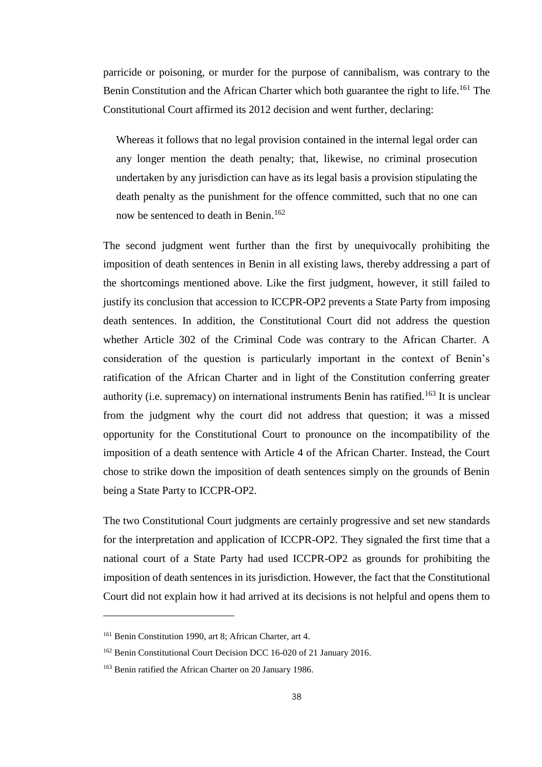parricide or poisoning, or murder for the purpose of cannibalism, was contrary to the Benin Constitution and the African Charter which both guarantee the right to life.[161] The Constitutional Court affirmed its 2012 decision and went further, declaring:

> Whereas it follows that no legal provision contained in the internal legal order can any longer mention the death penalty; that, likewise, no criminal prosecution undertaken by any jurisdiction can have as its legal basis a provision stipulating the death penalty as the punishment for the offence committed, such that no one can now be sentenced to death in Benin.[162]

The second judgment went further than the first by unequivocally prohibiting the imposition of death sentences in Benin in all existing laws, thereby addressing a part of the shortcomings mentioned above. Like the first judgment, however, it still failed to justify its conclusion that accession to ICCPR-OP2 prevents a State Party from imposing death sentences. In addition, the Constitutional Court did not address the question whether Article 302 of the Criminal Code was contrary to the African Charter. A consideration of the question is particularly important in the context of Benin's ratification of the African Charter and in light of the Constitution conferring greater authority (i.e. supremacy) on international instruments Benin has ratified.[163] It is unclear from the judgment why the court did not address that question; it was a missed opportunity for the Constitutional Court to pronounce on the incompatibility of the imposition of a death sentence with Article 4 of the African Charter. Instead, the Court chose to strike down the imposition of death sentences simply on the grounds of Benin being a State Party to ICCPR-OP2.

The two Constitutional Court judgments are certainly progressive and set new standards for the interpretation and application of ICCPR-OP2. They signaled the first time that a national court of a State Party had used ICCPR-OP2 as grounds for prohibiting the imposition of death sentences in its jurisdiction. However, the fact that the Constitutional Court did not explain how it had arrived at its decisions is not helpful and opens them to

---

[161] Benin Constitution 1990, art 8; African Charter, art 4.

[162] Benin Constitutional Court Decision DCC 16-020 of 21 January 2016.

[163] Benin ratified the African Charter on 20 January 1986.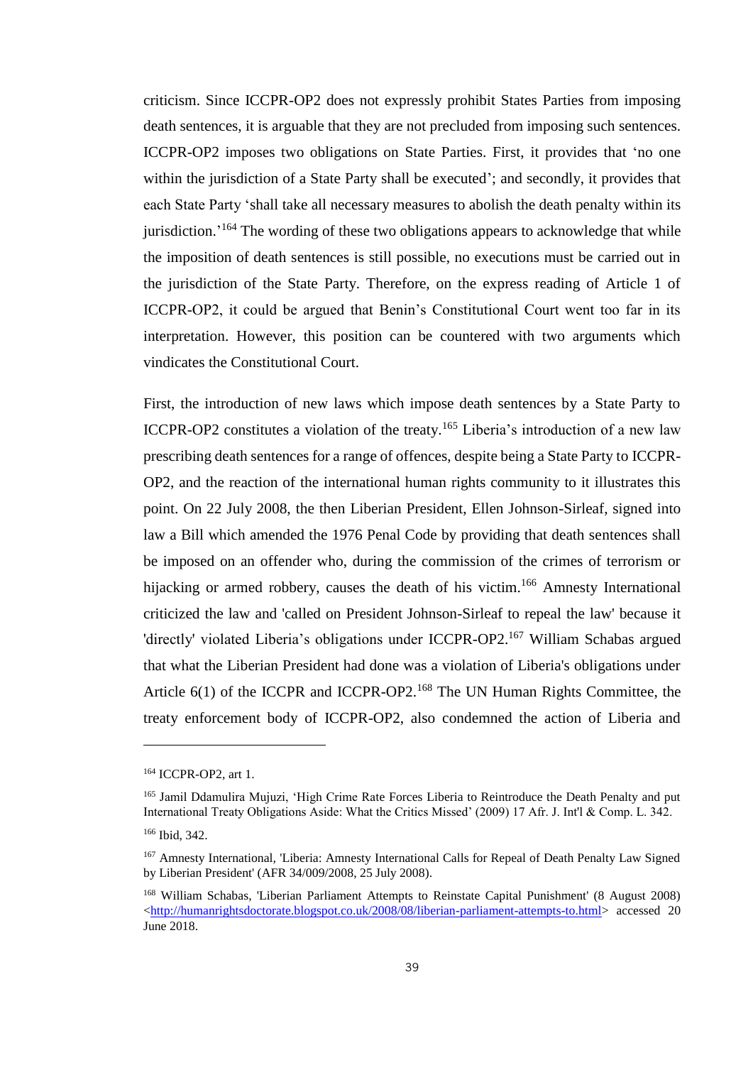criticism. Since ICCPR-OP2 does not expressly prohibit States Parties from imposing death sentences, it is arguable that they are not precluded from imposing such sentences. ICCPR-OP2 imposes two obligations on State Parties. First, it provides that 'no one within the jurisdiction of a State Party shall be executed'; and secondly, it provides that each State Party 'shall take all necessary measures to abolish the death penalty within its jurisdiction.'[164] The wording of these two obligations appears to acknowledge that while the imposition of death sentences is still possible, no executions must be carried out in the jurisdiction of the State Party. Therefore, on the express reading of Article 1 of ICCPR-OP2, it could be argued that Benin's Constitutional Court went too far in its interpretation. However, this position can be countered with two arguments which vindicates the Constitutional Court.

First, the introduction of new laws which impose death sentences by a State Party to ICCPR-OP2 constitutes a violation of the treaty.[165] Liberia's introduction of a new law prescribing death sentences for a range of offences, despite being a State Party to ICCPR-OP2, and the reaction of the international human rights community to it illustrates this point. On 22 July 2008, the then Liberian President, Ellen Johnson-Sirleaf, signed into law a Bill which amended the 1976 Penal Code by providing that death sentences shall be imposed on an offender who, during the commission of the crimes of terrorism or hijacking or armed robbery, causes the death of his victim.[166] Amnesty International criticized the law and 'called on President Johnson-Sirleaf to repeal the law' because it 'directly' violated Liberia's obligations under ICCPR-OP2.[167] William Schabas argued that what the Liberian President had done was a violation of Liberia's obligations under Article 6(1) of the ICCPR and ICCPR-OP2.[168] The UN Human Rights Committee, the treaty enforcement body of ICCPR-OP2, also condemned the action of Liberia and

---

[164] ICCPR-OP2, art 1.

[165] Jamil Ddamulira Mujuzi, 'High Crime Rate Forces Liberia to Reintroduce the Death Penalty and put International Treaty Obligations Aside: What the Critics Missed' (2009) 17 Afr. J. Int'l & Comp. L. 342.

[166] Ibid, 342.

[167] Amnesty International, 'Liberia: Amnesty International Calls for Repeal of Death Penalty Law Signed by Liberian President' (AFR 34/009/2008, 25 July 2008).

[168] William Schabas, 'Liberian Parliament Attempts to Reinstate Capital Punishment' (8 August 2008) <http://humanrightsdoctorate.blogspot.co.uk/2008/08/liberian-parliament-attempts-to.html> accessed 20 June 2018.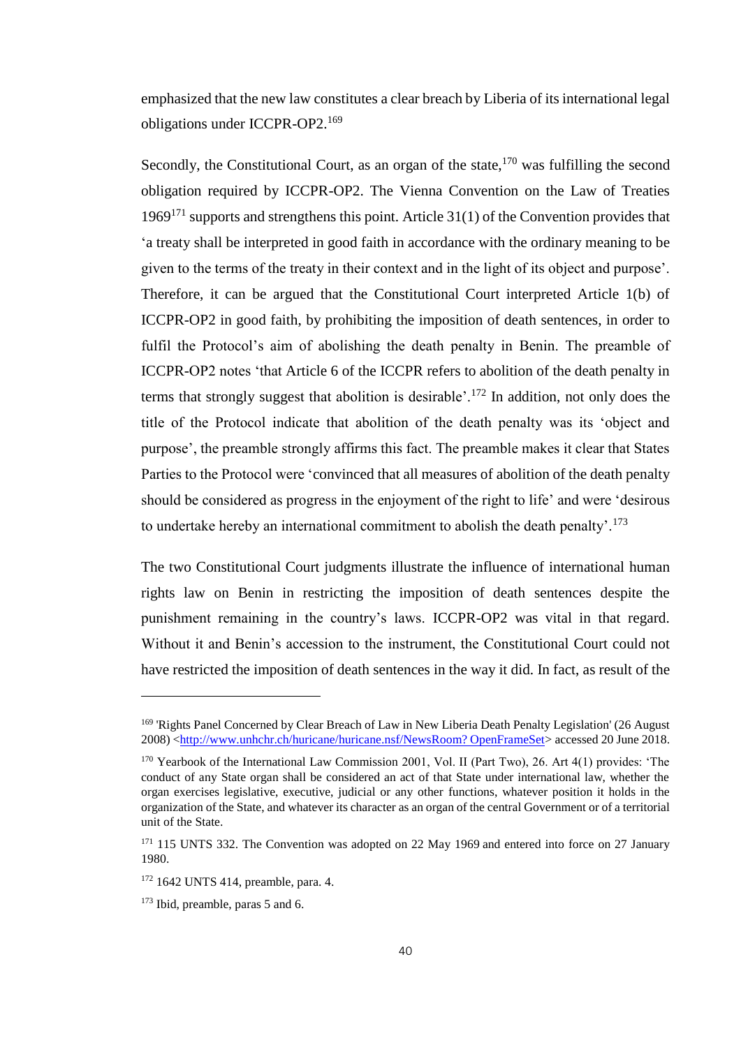emphasized that the new law constitutes a clear breach by Liberia of its international legal obligations under ICCPR-OP2.[169]

Secondly, the Constitutional Court, as an organ of the state,[170] was fulfilling the second obligation required by ICCPR-OP2. The Vienna Convention on the Law of Treaties 1969[171] supports and strengthens this point. Article 31(1) of the Convention provides that 'a treaty shall be interpreted in good faith in accordance with the ordinary meaning to be given to the terms of the treaty in their context and in the light of its object and purpose'. Therefore, it can be argued that the Constitutional Court interpreted Article 1(b) of ICCPR-OP2 in good faith, by prohibiting the imposition of death sentences, in order to fulfil the Protocol's aim of abolishing the death penalty in Benin. The preamble of ICCPR-OP2 notes 'that Article 6 of the ICCPR refers to abolition of the death penalty in terms that strongly suggest that abolition is desirable'.[172] In addition, not only does the title of the Protocol indicate that abolition of the death penalty was its 'object and purpose', the preamble strongly affirms this fact. The preamble makes it clear that States Parties to the Protocol were 'convinced that all measures of abolition of the death penalty should be considered as progress in the enjoyment of the right to life' and were 'desirous to undertake hereby an international commitment to abolish the death penalty'.[173]

The two Constitutional Court judgments illustrate the influence of international human rights law on Benin in restricting the imposition of death sentences despite the punishment remaining in the country's laws. ICCPR-OP2 was vital in that regard. Without it and Benin's accession to the instrument, the Constitutional Court could not have restricted the imposition of death sentences in the way it did. In fact, as result of the

---

[169] 'Rights Panel Concerned by Clear Breach of Law in New Liberia Death Penalty Legislation' (26 August 2008) <http://www.unhchr.ch/huricane/huricane.nsf/NewsRoom? OpenFrameSet> accessed 20 June 2018.

[170] Yearbook of the International Law Commission 2001, Vol. II (Part Two), 26. Art 4(1) provides: 'The conduct of any State organ shall be considered an act of that State under international law, whether the organ exercises legislative, executive, judicial or any other functions, whatever position it holds in the organization of the State, and whatever its character as an organ of the central Government or of a territorial unit of the State.

[171] 115 UNTS 332. The Convention was adopted on 22 May 1969 and entered into force on 27 January 1980.

[172] 1642 UNTS 414, preamble, para. 4.

[173] Ibid, preamble, paras 5 and 6.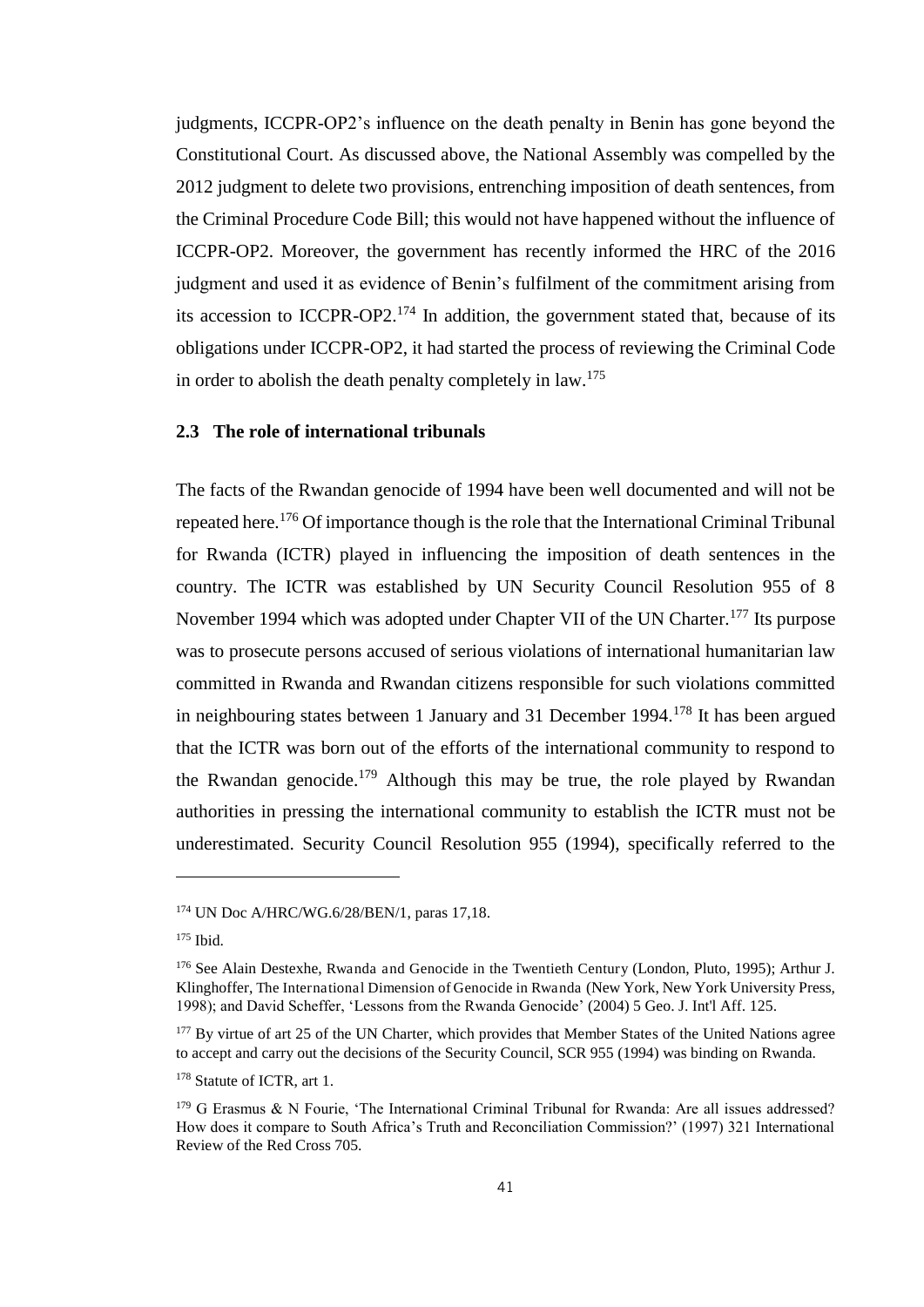judgments, ICCPR-OP2's influence on the death penalty in Benin has gone beyond the Constitutional Court. As discussed above, the National Assembly was compelled by the 2012 judgment to delete two provisions, entrenching imposition of death sentences, from the Criminal Procedure Code Bill; this would not have happened without the influence of ICCPR-OP2. Moreover, the government has recently informed the HRC of the 2016 judgment and used it as evidence of Benin's fulfilment of the commitment arising from its accession to ICCPR-OP2.[174] In addition, the government stated that, because of its obligations under ICCPR-OP2, it had started the process of reviewing the Criminal Code in order to abolish the death penalty completely in law.[175]

### 2.3 The role of international tribunals

The facts of the Rwandan genocide of 1994 have been well documented and will not be repeated here.[176] Of importance though is the role that the International Criminal Tribunal for Rwanda (ICTR) played in influencing the imposition of death sentences in the country. The ICTR was established by UN Security Council Resolution 955 of 8 November 1994 which was adopted under Chapter VII of the UN Charter.[177] Its purpose was to prosecute persons accused of serious violations of international humanitarian law committed in Rwanda and Rwandan citizens responsible for such violations committed in neighbouring states between 1 January and 31 December 1994.[178] It has been argued that the ICTR was born out of the efforts of the international community to respond to the Rwandan genocide.[179] Although this may be true, the role played by Rwandan authorities in pressing the international community to establish the ICTR must not be underestimated. Security Council Resolution 955 (1994), specifically referred to the

---

[174] UN Doc A/HRC/WG.6/28/BEN/1, paras 17,18.

[175] Ibid.

[176] See Alain Destexhe, Rwanda and Genocide in the Twentieth Century (London, Pluto, 1995); Arthur J. Klinghoffer, The International Dimension of Genocide in Rwanda (New York, New York University Press, 1998); and David Scheffer, 'Lessons from the Rwanda Genocide' (2004) 5 Geo. J. Int'l Aff. 125.

[177] By virtue of art 25 of the UN Charter, which provides that Member States of the United Nations agree to accept and carry out the decisions of the Security Council, SCR 955 (1994) was binding on Rwanda.

[178] Statute of ICTR, art 1.

[179] G Erasmus & N Fourie, 'The International Criminal Tribunal for Rwanda: Are all issues addressed? How does it compare to South Africa's Truth and Reconciliation Commission?' (1997) 321 International Review of the Red Cross 705.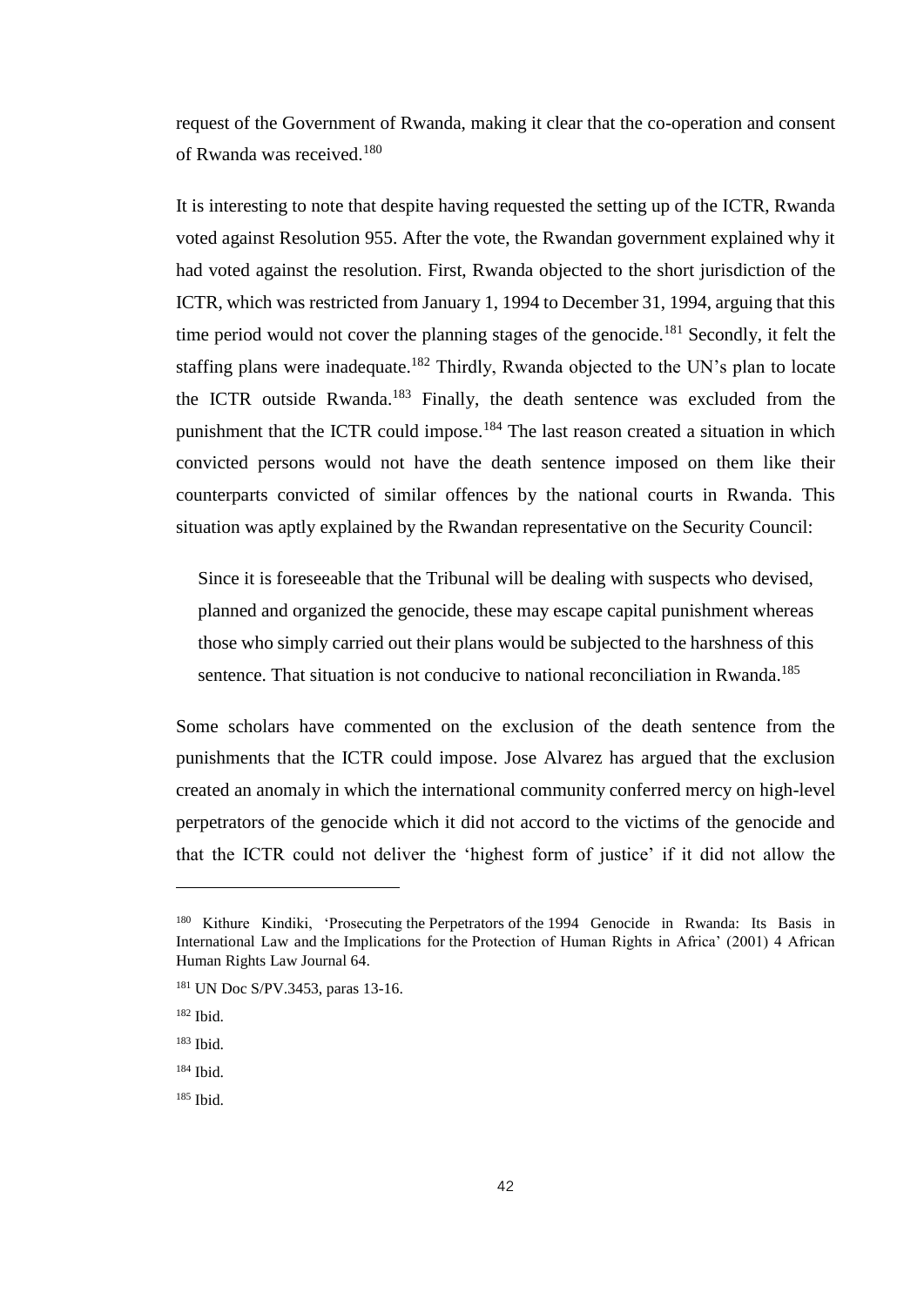request of the Government of Rwanda, making it clear that the co-operation and consent of Rwanda was received.[180]

It is interesting to note that despite having requested the setting up of the ICTR, Rwanda voted against Resolution 955. After the vote, the Rwandan government explained why it had voted against the resolution. First, Rwanda objected to the short jurisdiction of the ICTR, which was restricted from January 1, 1994 to December 31, 1994, arguing that this time period would not cover the planning stages of the genocide.[181] Secondly, it felt the staffing plans were inadequate.[182] Thirdly, Rwanda objected to the UN's plan to locate the ICTR outside Rwanda.[183] Finally, the death sentence was excluded from the punishment that the ICTR could impose.[184] The last reason created a situation in which convicted persons would not have the death sentence imposed on them like their counterparts convicted of similar offences by the national courts in Rwanda. This situation was aptly explained by the Rwandan representative on the Security Council:

> Since it is foreseeable that the Tribunal will be dealing with suspects who devised, planned and organized the genocide, these may escape capital punishment whereas those who simply carried out their plans would be subjected to the harshness of this sentence. That situation is not conducive to national reconciliation in Rwanda.[185]

Some scholars have commented on the exclusion of the death sentence from the punishments that the ICTR could impose. Jose Alvarez has argued that the exclusion created an anomaly in which the international community conferred mercy on high-level perpetrators of the genocide which it did not accord to the victims of the genocide and that the ICTR could not deliver the 'highest form of justice' if it did not allow the

---

[180] Kithure Kindiki, 'Prosecuting the Perpetrators of the 1994 Genocide in Rwanda: Its Basis in International Law and the Implications for the Protection of Human Rights in Africa' (2001) 4 African Human Rights Law Journal 64.

[181] UN Doc S/PV.3453, paras 13-16.

[182] Ibid.

[183] Ibid.

[184] Ibid.

[185] Ibid.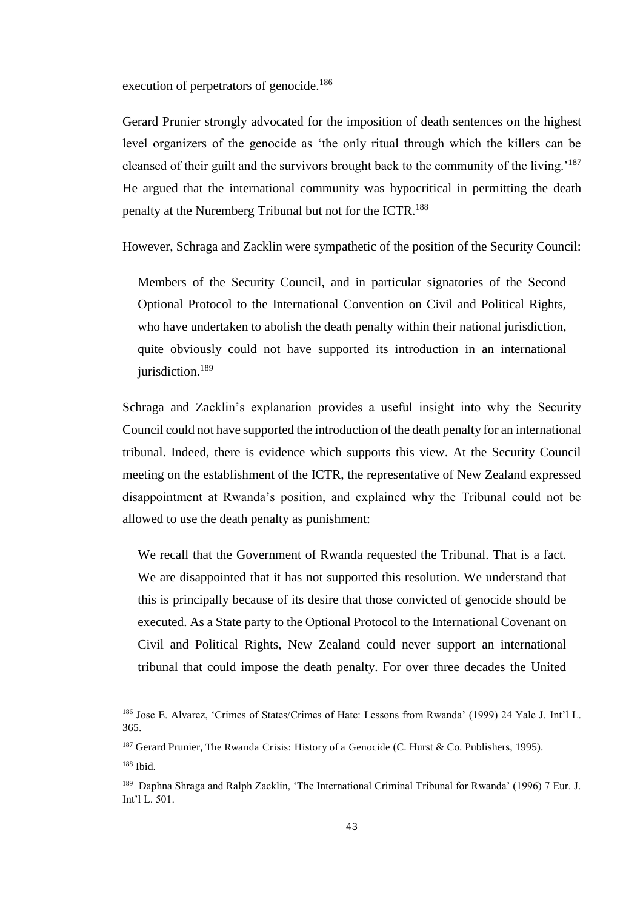execution of perpetrators of genocide.[186]

Gerard Prunier strongly advocated for the imposition of death sentences on the highest level organizers of the genocide as 'the only ritual through which the killers can be cleansed of their guilt and the survivors brought back to the community of the living.'[187] He argued that the international community was hypocritical in permitting the death penalty at the Nuremberg Tribunal but not for the ICTR.[188]

However, Schraga and Zacklin were sympathetic of the position of the Security Council:

> Members of the Security Council, and in particular signatories of the Second Optional Protocol to the International Convention on Civil and Political Rights, who have undertaken to abolish the death penalty within their national jurisdiction, quite obviously could not have supported its introduction in an international jurisdiction.[189]

Schraga and Zacklin's explanation provides a useful insight into why the Security Council could not have supported the introduction of the death penalty for an international tribunal. Indeed, there is evidence which supports this view. At the Security Council meeting on the establishment of the ICTR, the representative of New Zealand expressed disappointment at Rwanda's position, and explained why the Tribunal could not be allowed to use the death penalty as punishment:

> We recall that the Government of Rwanda requested the Tribunal. That is a fact. We are disappointed that it has not supported this resolution. We understand that this is principally because of its desire that those convicted of genocide should be executed. As a State party to the Optional Protocol to the International Covenant on Civil and Political Rights, New Zealand could never support an international tribunal that could impose the death penalty. For over three decades the United

---

[186] Jose E. Alvarez, 'Crimes of States/Crimes of Hate: Lessons from Rwanda' (1999) 24 Yale J. Int'l L. 365.

[187] Gerard Prunier, The Rwanda Crisis: History of a Genocide (C. Hurst & Co. Publishers, 1995).

[188] Ibid.

[189] Daphna Shraga and Ralph Zacklin, 'The International Criminal Tribunal for Rwanda' (1996) 7 Eur. J. Int'l L. 501.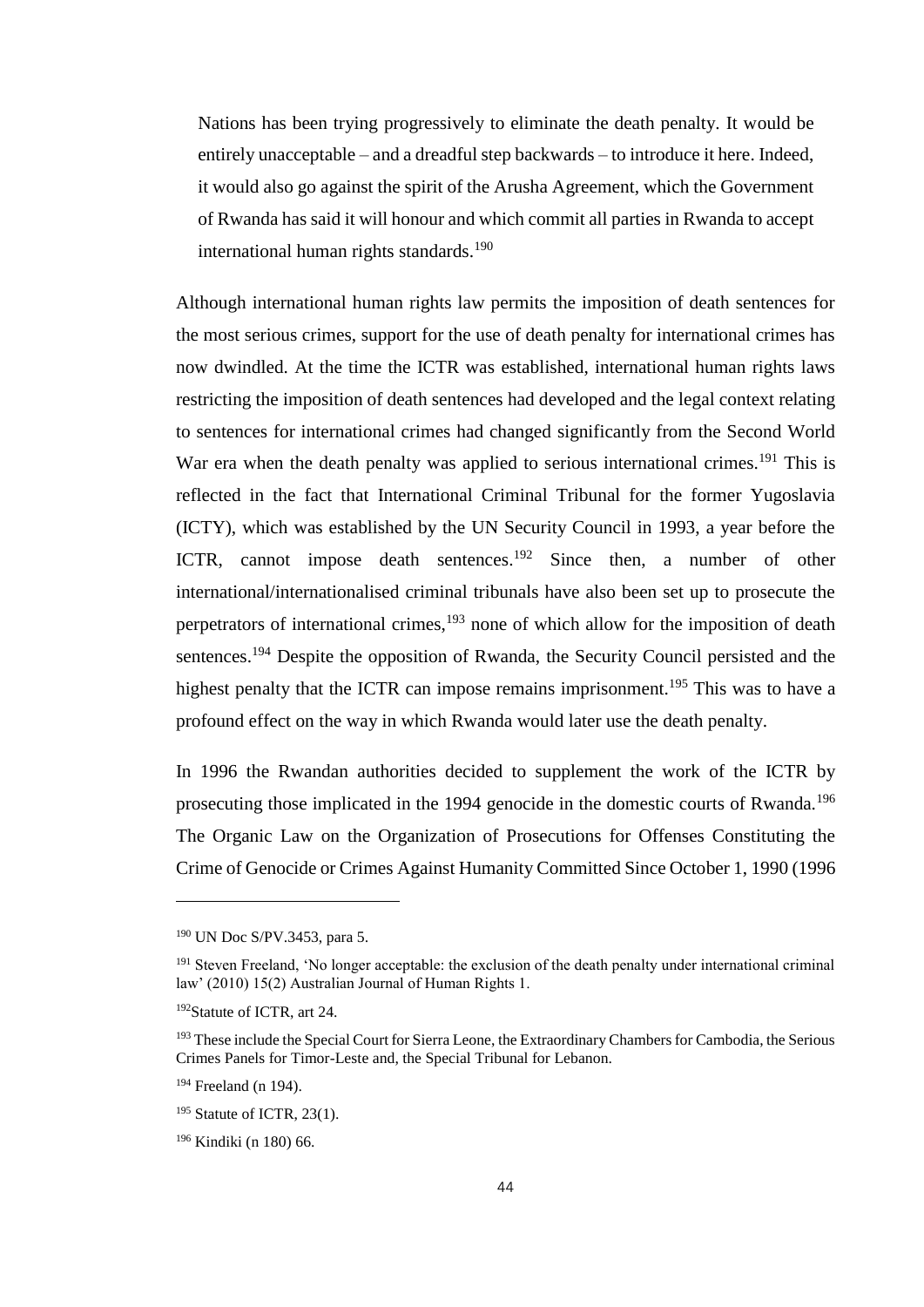Nations has been trying progressively to eliminate the death penalty. It would be entirely unacceptable – and a dreadful step backwards – to introduce it here. Indeed, it would also go against the spirit of the Arusha Agreement, which the Government of Rwanda has said it will honour and which commit all parties in Rwanda to accept international human rights standards.[190]

Although international human rights law permits the imposition of death sentences for the most serious crimes, support for the use of death penalty for international crimes has now dwindled. At the time the ICTR was established, international human rights laws restricting the imposition of death sentences had developed and the legal context relating to sentences for international crimes had changed significantly from the Second World War era when the death penalty was applied to serious international crimes.[191] This is reflected in the fact that International Criminal Tribunal for the former Yugoslavia (ICTY), which was established by the UN Security Council in 1993, a year before the ICTR, cannot impose death sentences.[192] Since then, a number of other international/internationalised criminal tribunals have also been set up to prosecute the perpetrators of international crimes,[193] none of which allow for the imposition of death sentences.[194] Despite the opposition of Rwanda, the Security Council persisted and the highest penalty that the ICTR can impose remains imprisonment.[195] This was to have a profound effect on the way in which Rwanda would later use the death penalty.

In 1996 the Rwandan authorities decided to supplement the work of the ICTR by prosecuting those implicated in the 1994 genocide in the domestic courts of Rwanda.[196] The Organic Law on the Organization of Prosecutions for Offenses Constituting the Crime of Genocide or Crimes Against Humanity Committed Since October 1, 1990 (1996

---

[190] UN Doc S/PV.3453, para 5.

[191] Steven Freeland, 'No longer acceptable: the exclusion of the death penalty under international criminal law' (2010) 15(2) Australian Journal of Human Rights 1.

[192] Statute of ICTR, art 24.

[193] These include the Special Court for Sierra Leone, the Extraordinary Chambers for Cambodia, the Serious Crimes Panels for Timor-Leste and, the Special Tribunal for Lebanon.

[194] Freeland (n 194).

[195] Statute of ICTR, 23(1).

[196] Kindiki (n 180) 66.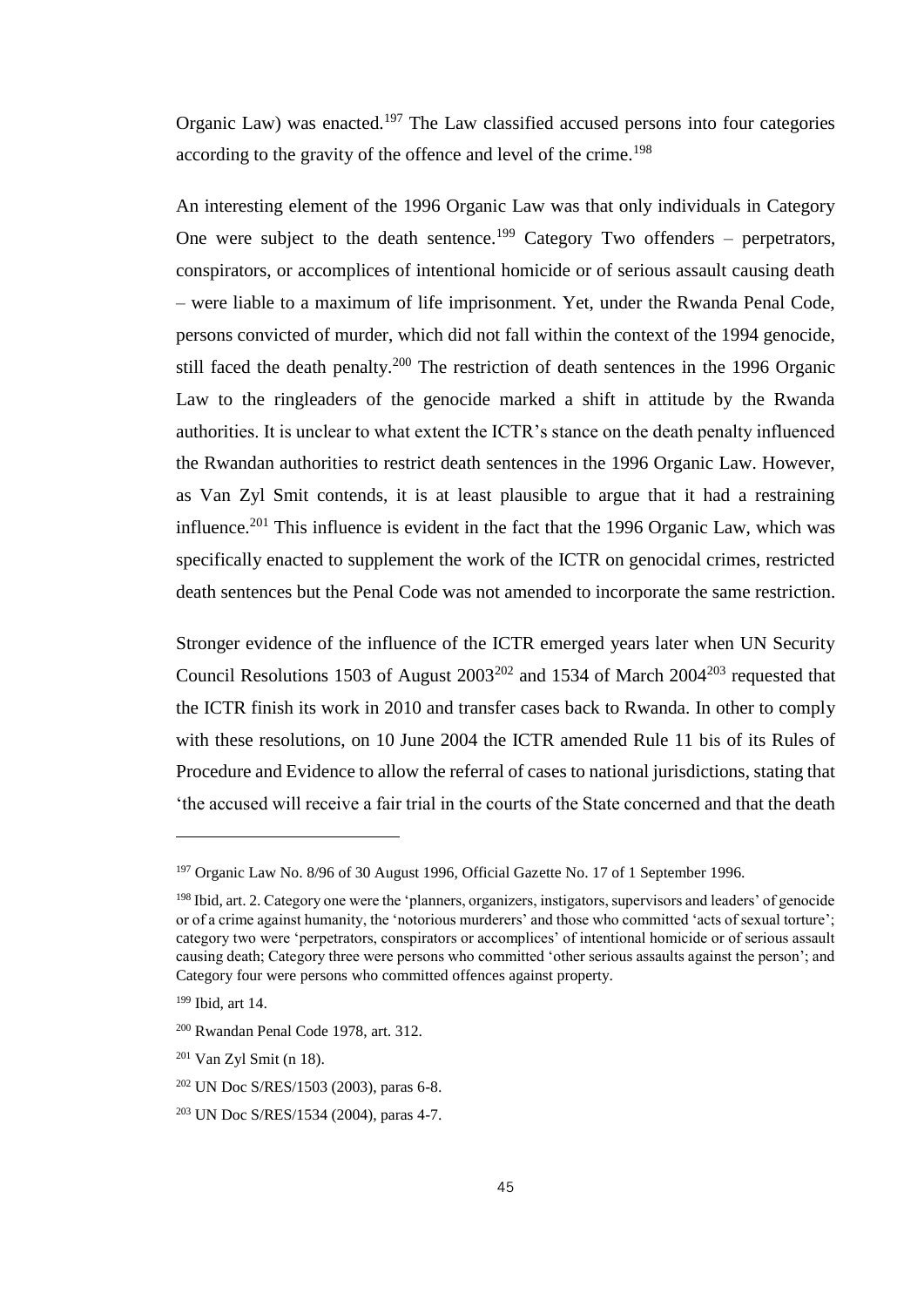Organic Law) was enacted.[197] The Law classified accused persons into four categories according to the gravity of the offence and level of the crime.[198]

An interesting element of the 1996 Organic Law was that only individuals in Category One were subject to the death sentence.[199] Category Two offenders – perpetrators, conspirators, or accomplices of intentional homicide or of serious assault causing death – were liable to a maximum of life imprisonment. Yet, under the Rwanda Penal Code, persons convicted of murder, which did not fall within the context of the 1994 genocide, still faced the death penalty.[200] The restriction of death sentences in the 1996 Organic Law to the ringleaders of the genocide marked a shift in attitude by the Rwanda authorities. It is unclear to what extent the ICTR's stance on the death penalty influenced the Rwandan authorities to restrict death sentences in the 1996 Organic Law. However, as Van Zyl Smit contends, it is at least plausible to argue that it had a restraining influence.[201] This influence is evident in the fact that the 1996 Organic Law, which was specifically enacted to supplement the work of the ICTR on genocidal crimes, restricted death sentences but the Penal Code was not amended to incorporate the same restriction.

Stronger evidence of the influence of the ICTR emerged years later when UN Security Council Resolutions 1503 of August 2003[202] and 1534 of March 2004[203] requested that the ICTR finish its work in 2010 and transfer cases back to Rwanda. In other to comply with these resolutions, on 10 June 2004 the ICTR amended Rule 11 bis of its Rules of Procedure and Evidence to allow the referral of cases to national jurisdictions, stating that 'the accused will receive a fair trial in the courts of the State concerned and that the death

---

[197] Organic Law No. 8/96 of 30 August 1996, Official Gazette No. 17 of 1 September 1996.

[198] Ibid, art. 2. Category one were the 'planners, organizers, instigators, supervisors and leaders' of genocide or of a crime against humanity, the 'notorious murderers' and those who committed 'acts of sexual torture'; category two were 'perpetrators, conspirators or accomplices' of intentional homicide or of serious assault causing death; Category three were persons who committed 'other serious assaults against the person'; and Category four were persons who committed offences against property.

[199] Ibid, art 14.

[200] Rwandan Penal Code 1978, art. 312.

[201] Van Zyl Smit (n 18).

[202] UN Doc S/RES/1503 (2003), paras 6-8.

[203] UN Doc S/RES/1534 (2004), paras 4-7.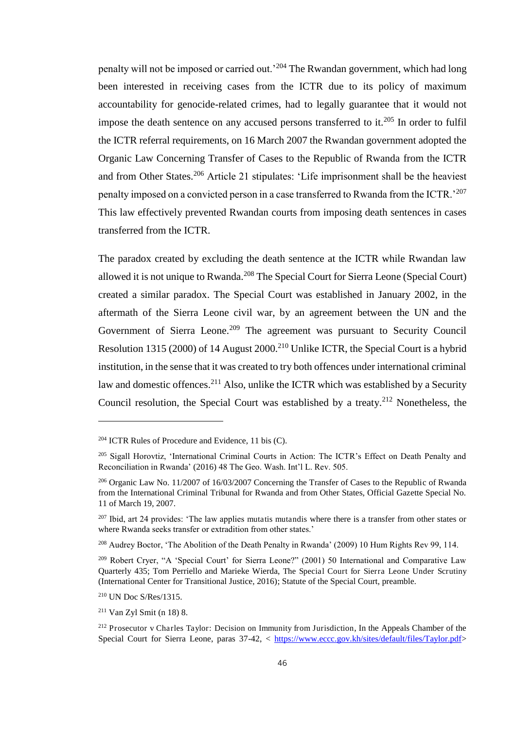penalty will not be imposed or carried out.'[204] The Rwandan government, which had long been interested in receiving cases from the ICTR due to its policy of maximum accountability for genocide-related crimes, had to legally guarantee that it would not impose the death sentence on any accused persons transferred to it.[205] In order to fulfil the ICTR referral requirements, on 16 March 2007 the Rwandan government adopted the Organic Law Concerning Transfer of Cases to the Republic of Rwanda from the ICTR and from Other States.[206] Article 21 stipulates: 'Life imprisonment shall be the heaviest penalty imposed on a convicted person in a case transferred to Rwanda from the ICTR.'[207] This law effectively prevented Rwandan courts from imposing death sentences in cases transferred from the ICTR.

The paradox created by excluding the death sentence at the ICTR while Rwandan law allowed it is not unique to Rwanda.[208] The Special Court for Sierra Leone (Special Court) created a similar paradox. The Special Court was established in January 2002, in the aftermath of the Sierra Leone civil war, by an agreement between the UN and the Government of Sierra Leone.[209] The agreement was pursuant to Security Council Resolution 1315 (2000) of 14 August 2000.[210] Unlike ICTR, the Special Court is a hybrid institution, in the sense that it was created to try both offences under international criminal law and domestic offences.[211] Also, unlike the ICTR which was established by a Security Council resolution, the Special Court was established by a treaty.[212] Nonetheless, the

---

[204] ICTR Rules of Procedure and Evidence, 11 bis (C).

[205] Sigall Horovtiz, 'International Criminal Courts in Action: The ICTR's Effect on Death Penalty and Reconciliation in Rwanda' (2016) 48 The Geo. Wash. Int'l L. Rev. 505.

[206] Organic Law No. 11/2007 of 16/03/2007 Concerning the Transfer of Cases to the Republic of Rwanda from the International Criminal Tribunal for Rwanda and from Other States, Official Gazette Special No. 11 of March 19, 2007.

[207] Ibid, art 24 provides: 'The law applies mutatis mutandis where there is a transfer from other states or where Rwanda seeks transfer or extradition from other states.'

[208] Audrey Boctor, 'The Abolition of the Death Penalty in Rwanda' (2009) 10 Hum Rights Rev 99, 114.

[209] Robert Cryer, "A 'Special Court' for Sierra Leone?" (2001) 50 International and Comparative Law Quarterly 435; Tom Perriello and Marieke Wierda, The Special Court for Sierra Leone Under Scrutiny (International Center for Transitional Justice, 2016); Statute of the Special Court, preamble.

[210] UN Doc S/Res/1315.

[211] Van Zyl Smit (n 18) 8.

[212] Prosecutor v Charles Taylor: Decision on Immunity from Jurisdiction, In the Appeals Chamber of the Special Court for Sierra Leone, paras 37-42, < https://www.eccc.gov.kh/sites/default/files/Taylor.pdf>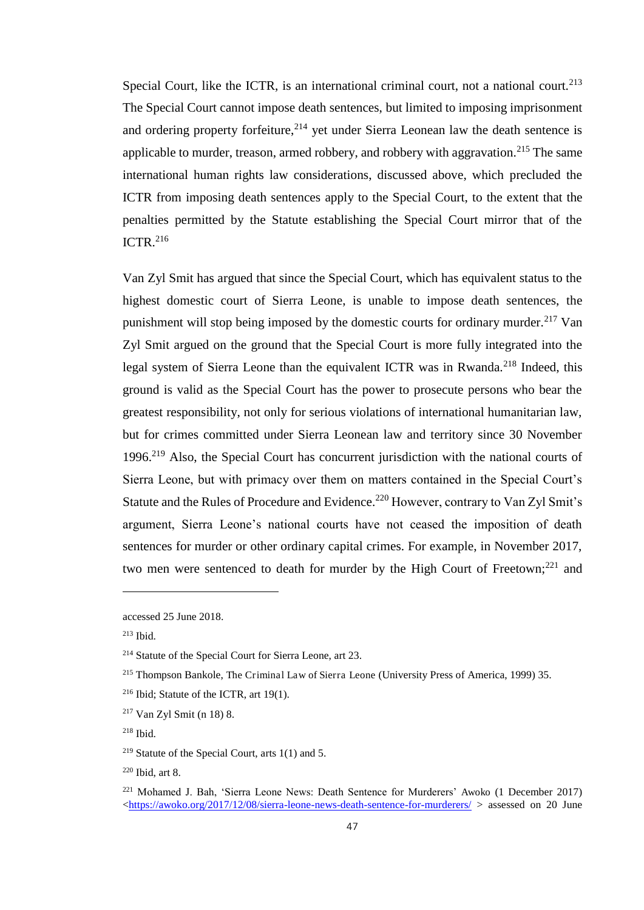Special Court, like the ICTR, is an international criminal court, not a national court.[213] The Special Court cannot impose death sentences, but limited to imposing imprisonment and ordering property forfeiture,[214] yet under Sierra Leonean law the death sentence is applicable to murder, treason, armed robbery, and robbery with aggravation.[215] The same international human rights law considerations, discussed above, which precluded the ICTR from imposing death sentences apply to the Special Court, to the extent that the penalties permitted by the Statute establishing the Special Court mirror that of the ICTR.[216]

Van Zyl Smit has argued that since the Special Court, which has equivalent status to the highest domestic court of Sierra Leone, is unable to impose death sentences, the punishment will stop being imposed by the domestic courts for ordinary murder.[217] Van Zyl Smit argued on the ground that the Special Court is more fully integrated into the legal system of Sierra Leone than the equivalent ICTR was in Rwanda.[218] Indeed, this ground is valid as the Special Court has the power to prosecute persons who bear the greatest responsibility, not only for serious violations of international humanitarian law, but for crimes committed under Sierra Leonean law and territory since 30 November 1996.[219] Also, the Special Court has concurrent jurisdiction with the national courts of Sierra Leone, but with primacy over them on matters contained in the Special Court's Statute and the Rules of Procedure and Evidence.[220] However, contrary to Van Zyl Smit's argument, Sierra Leone's national courts have not ceased the imposition of death sentences for murder or other ordinary capital crimes. For example, in November 2017, two men were sentenced to death for murder by the High Court of Freetown;[221] and

---

accessed 25 June 2018.

[213] Ibid.

[214] Statute of the Special Court for Sierra Leone, art 23.

[215] Thompson Bankole, The Criminal Law of Sierra Leone (University Press of America, 1999) 35.

[216] Ibid; Statute of the ICTR, art 19(1).

[217] Van Zyl Smit (n 18) 8.

[218] Ibid.

[219] Statute of the Special Court, arts 1(1) and 5.

[220] Ibid, art 8.

[221] Mohamed J. Bah, 'Sierra Leone News: Death Sentence for Murderers' Awoko (1 December 2017) <https://awoko.org/2017/12/08/sierra-leone-news-death-sentence-for-murderers/ > assessed on 20 June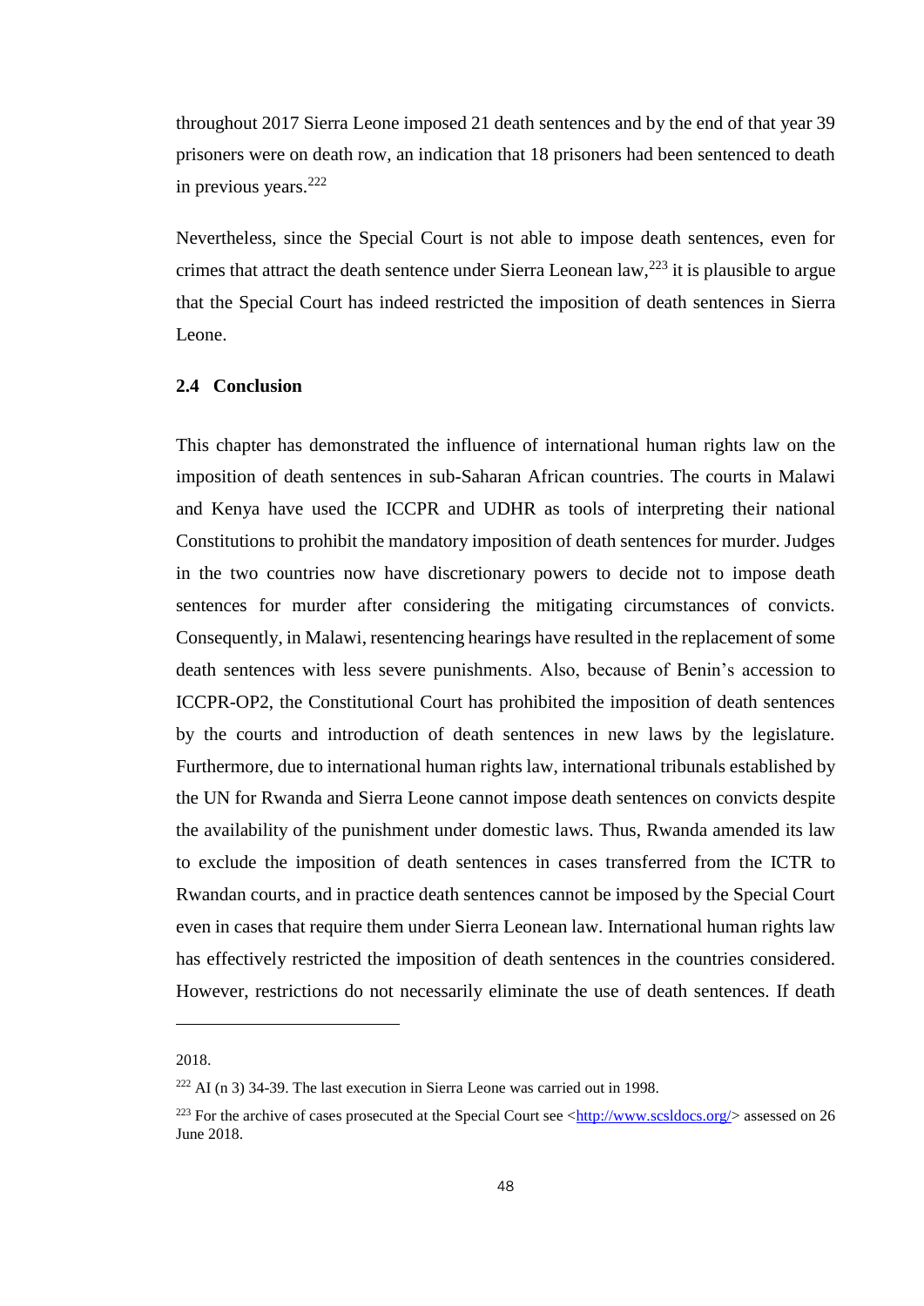throughout 2017 Sierra Leone imposed 21 death sentences and by the end of that year 39 prisoners were on death row, an indication that 18 prisoners had been sentenced to death in previous years.[222]

Nevertheless, since the Special Court is not able to impose death sentences, even for crimes that attract the death sentence under Sierra Leonean law,[223] it is plausible to argue that the Special Court has indeed restricted the imposition of death sentences in Sierra Leone.

### 2.4 Conclusion

This chapter has demonstrated the influence of international human rights law on the imposition of death sentences in sub-Saharan African countries. The courts in Malawi and Kenya have used the ICCPR and UDHR as tools of interpreting their national Constitutions to prohibit the mandatory imposition of death sentences for murder. Judges in the two countries now have discretionary powers to decide not to impose death sentences for murder after considering the mitigating circumstances of convicts. Consequently, in Malawi, resentencing hearings have resulted in the replacement of some death sentences with less severe punishments. Also, because of Benin's accession to ICCPR-OP2, the Constitutional Court has prohibited the imposition of death sentences by the courts and introduction of death sentences in new laws by the legislature. Furthermore, due to international human rights law, international tribunals established by the UN for Rwanda and Sierra Leone cannot impose death sentences on convicts despite the availability of the punishment under domestic laws. Thus, Rwanda amended its law to exclude the imposition of death sentences in cases transferred from the ICTR to Rwandan courts, and in practice death sentences cannot be imposed by the Special Court even in cases that require them under Sierra Leonean law. International human rights law has effectively restricted the imposition of death sentences in the countries considered. However, restrictions do not necessarily eliminate the use of death sentences. If death

---

2018.

[222] AI (n 3) 34-39. The last execution in Sierra Leone was carried out in 1998.

[223] For the archive of cases prosecuted at the Special Court see <http://www.scsldocs.org/> assessed on 26 June 2018.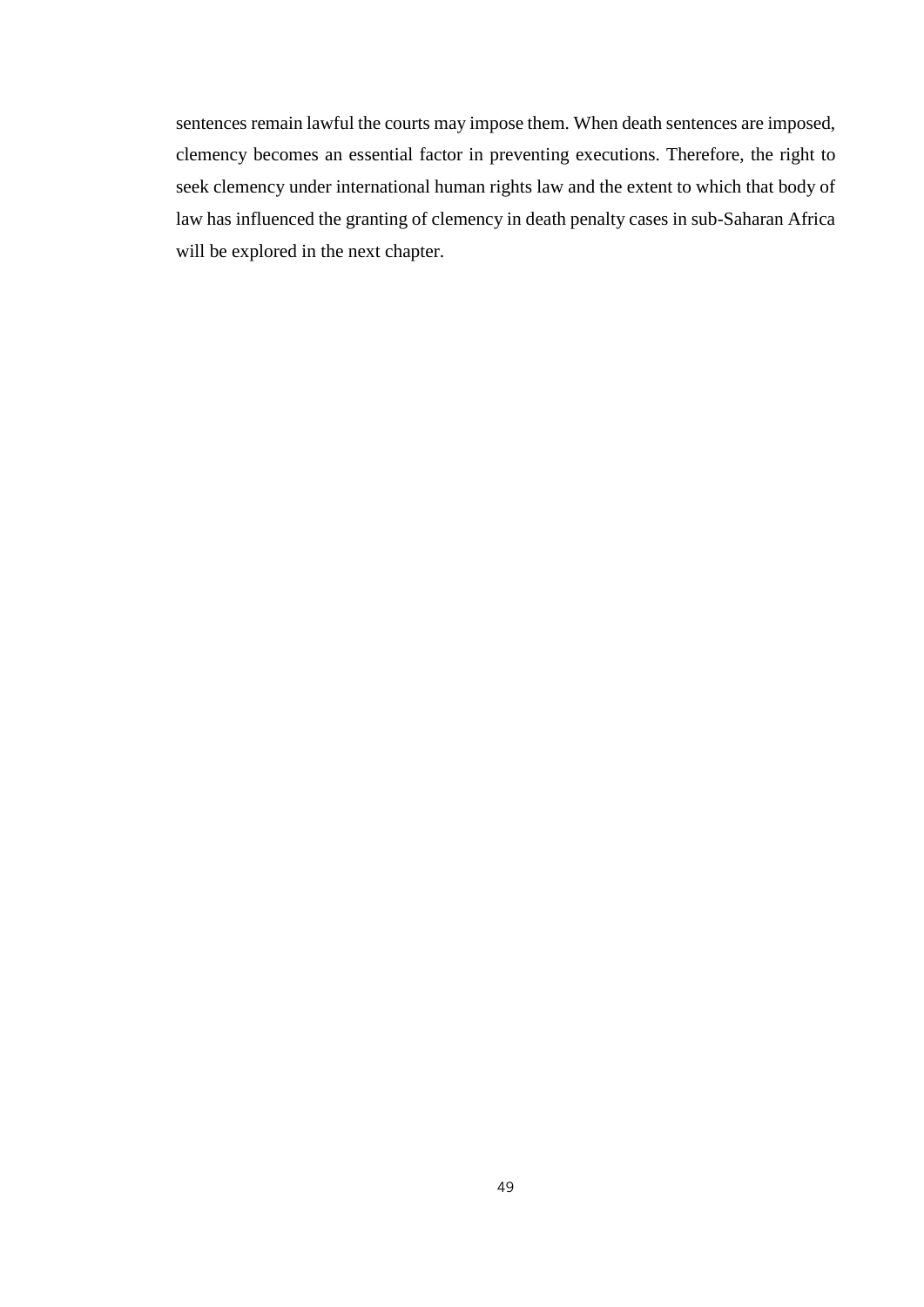sentences remain lawful the courts may impose them. When death sentences are imposed, clemency becomes an essential factor in preventing executions. Therefore, the right to seek clemency under international human rights law and the extent to which that body of law has influenced the granting of clemency in death penalty cases in sub-Saharan Africa will be explored in the next chapter.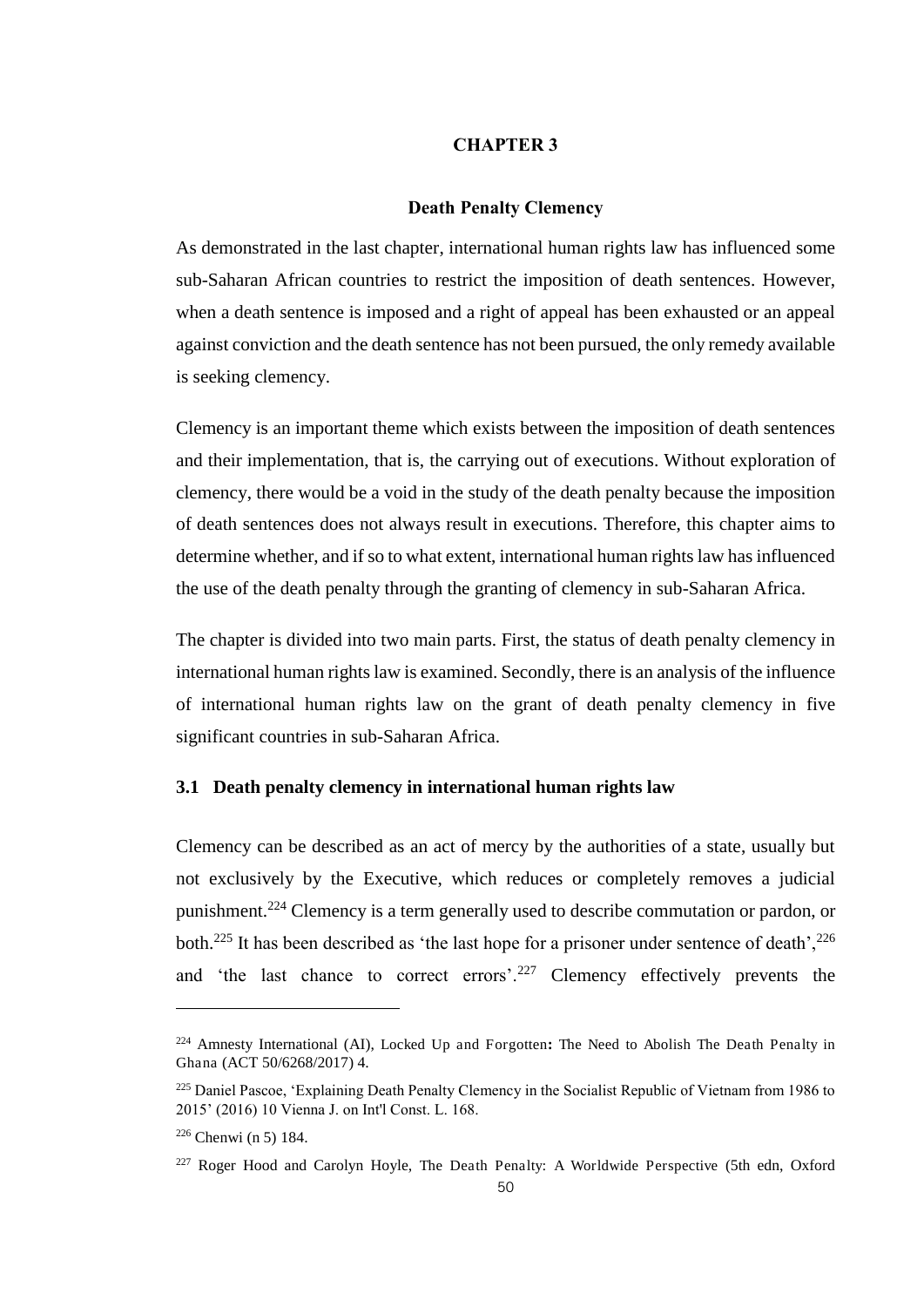# CHAPTER 3

## Death Penalty Clemency

As demonstrated in the last chapter, international human rights law has influenced some sub-Saharan African countries to restrict the imposition of death sentences. However, when a death sentence is imposed and a right of appeal has been exhausted or an appeal against conviction and the death sentence has not been pursued, the only remedy available is seeking clemency.

Clemency is an important theme which exists between the imposition of death sentences and their implementation, that is, the carrying out of executions. Without exploration of clemency, there would be a void in the study of the death penalty because the imposition of death sentences does not always result in executions. Therefore, this chapter aims to determine whether, and if so to what extent, international human rights law has influenced the use of the death penalty through the granting of clemency in sub-Saharan Africa.

The chapter is divided into two main parts. First, the status of death penalty clemency in international human rights law is examined. Secondly, there is an analysis of the influence of international human rights law on the grant of death penalty clemency in five significant countries in sub-Saharan Africa.

### 3.1 Death penalty clemency in international human rights law

Clemency can be described as an act of mercy by the authorities of a state, usually but not exclusively by the Executive, which reduces or completely removes a judicial punishment.[224] Clemency is a term generally used to describe commutation or pardon, or both.[225] It has been described as 'the last hope for a prisoner under sentence of death',[226] and 'the last chance to correct errors'.[227] Clemency effectively prevents the

---

[224] Amnesty International (AI), Locked Up and Forgotten: The Need to Abolish The Death Penalty in Ghana (ACT 50/6268/2017) 4.

[225] Daniel Pascoe, 'Explaining Death Penalty Clemency in the Socialist Republic of Vietnam from 1986 to 2015' (2016) 10 Vienna J. on Int'l Const. L. 168.

[226] Chenwi (n 5) 184.

[227] Roger Hood and Carolyn Hoyle, The Death Penalty: A Worldwide Perspective (5th edn, Oxford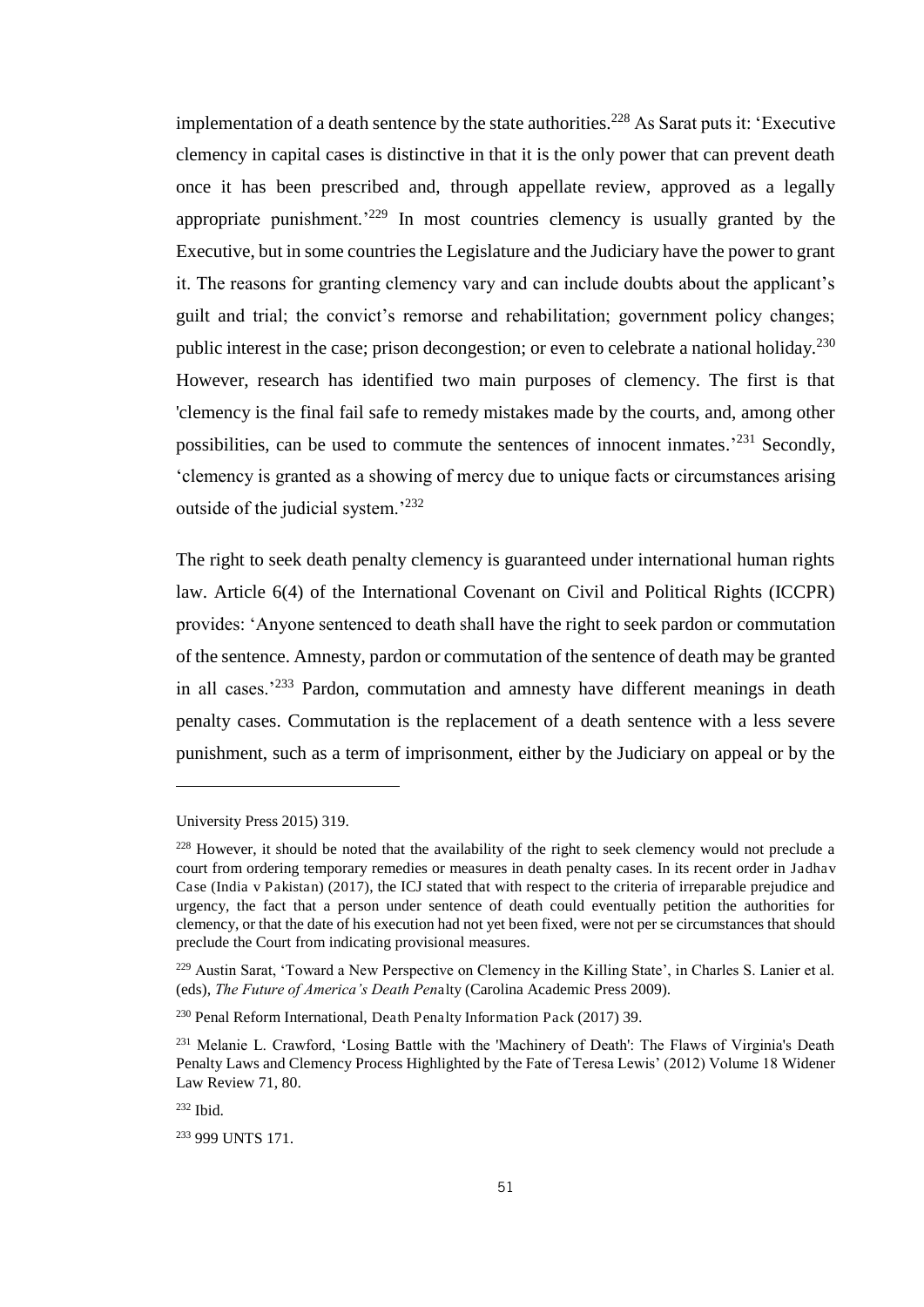implementation of a death sentence by the state authorities.[228] As Sarat puts it: 'Executive clemency in capital cases is distinctive in that it is the only power that can prevent death once it has been prescribed and, through appellate review, approved as a legally appropriate punishment.'[229] In most countries clemency is usually granted by the Executive, but in some countries the Legislature and the Judiciary have the power to grant it. The reasons for granting clemency vary and can include doubts about the applicant's guilt and trial; the convict's remorse and rehabilitation; government policy changes; public interest in the case; prison decongestion; or even to celebrate a national holiday.[230] However, research has identified two main purposes of clemency. The first is that 'clemency is the final fail safe to remedy mistakes made by the courts, and, among other possibilities, can be used to commute the sentences of innocent inmates.'[231] Secondly, 'clemency is granted as a showing of mercy due to unique facts or circumstances arising outside of the judicial system.'[232]

The right to seek death penalty clemency is guaranteed under international human rights law. Article 6(4) of the International Covenant on Civil and Political Rights (ICCPR) provides: 'Anyone sentenced to death shall have the right to seek pardon or commutation of the sentence. Amnesty, pardon or commutation of the sentence of death may be granted in all cases.'[233] Pardon, commutation and amnesty have different meanings in death penalty cases. Commutation is the replacement of a death sentence with a less severe punishment, such as a term of imprisonment, either by the Judiciary on appeal or by the

---

University Press 2015) 319.

[228] However, it should be noted that the availability of the right to seek clemency would not preclude a court from ordering temporary remedies or measures in death penalty cases. In its recent order in Jadhav Case (India v Pakistan) (2017), the ICJ stated that with respect to the criteria of irreparable prejudice and urgency, the fact that a person under sentence of death could eventually petition the authorities for clemency, or that the date of his execution had not yet been fixed, were not per se circumstances that should preclude the Court from indicating provisional measures.

[229] Austin Sarat, 'Toward a New Perspective on Clemency in the Killing State', in Charles S. Lanier et al. (eds), *The Future of America's Death Penalty* (Carolina Academic Press 2009).

[230] Penal Reform International, Death Penalty Information Pack (2017) 39.

[231] Melanie L. Crawford, 'Losing Battle with the 'Machinery of Death': The Flaws of Virginia's Death Penalty Laws and Clemency Process Highlighted by the Fate of Teresa Lewis' (2012) Volume 18 Widener Law Review 71, 80.

[232] Ibid.

[233] 999 UNTS 171.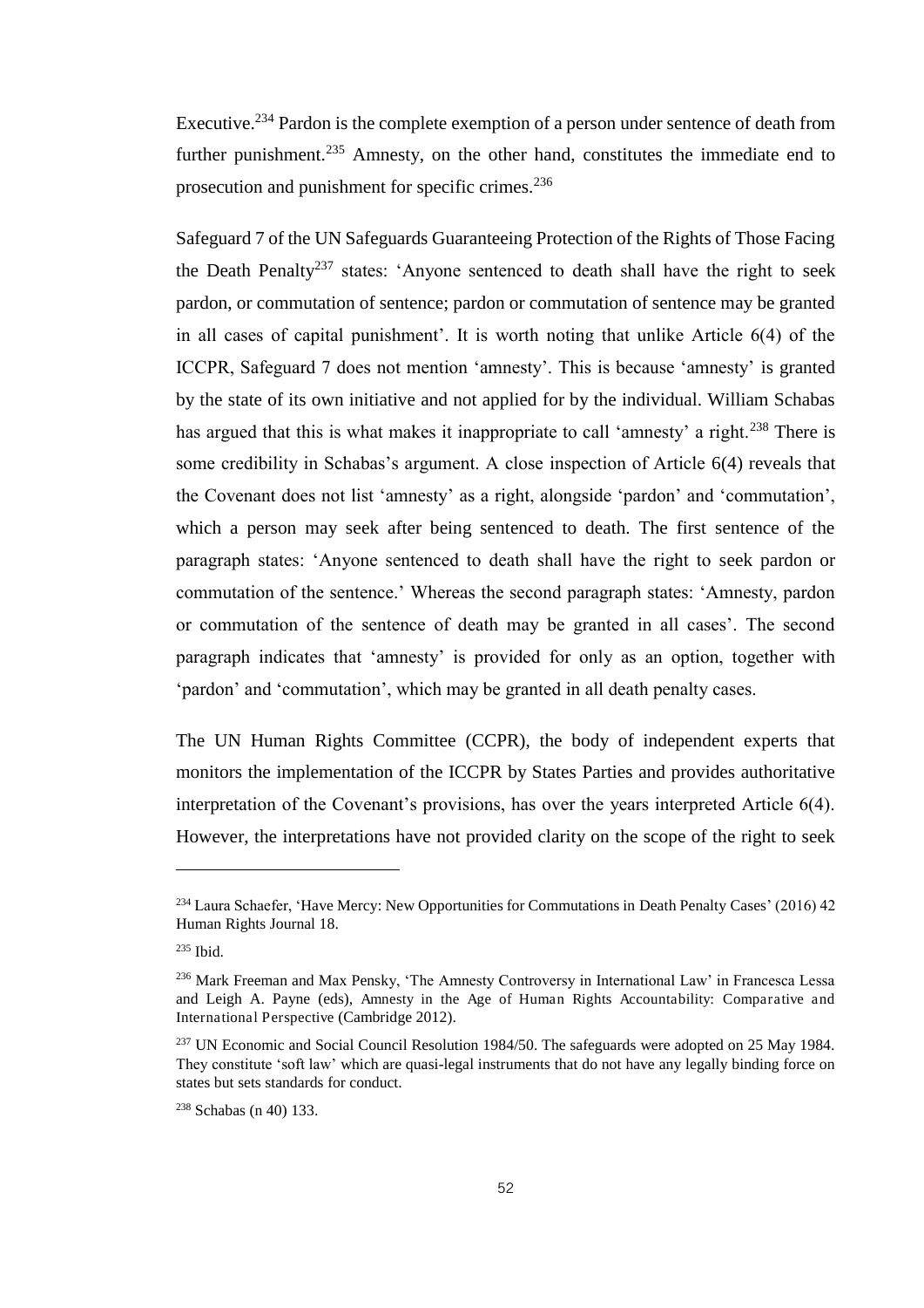Executive.[234] Pardon is the complete exemption of a person under sentence of death from further punishment.[235] Amnesty, on the other hand, constitutes the immediate end to prosecution and punishment for specific crimes.[236]

Safeguard 7 of the UN Safeguards Guaranteeing Protection of the Rights of Those Facing the Death Penalty[237] states: 'Anyone sentenced to death shall have the right to seek pardon, or commutation of sentence; pardon or commutation of sentence may be granted in all cases of capital punishment'. It is worth noting that unlike Article 6(4) of the ICCPR, Safeguard 7 does not mention 'amnesty'. This is because 'amnesty' is granted by the state of its own initiative and not applied for by the individual. William Schabas has argued that this is what makes it inappropriate to call 'amnesty' a right.[238] There is some credibility in Schabas's argument. A close inspection of Article 6(4) reveals that the Covenant does not list 'amnesty' as a right, alongside 'pardon' and 'commutation', which a person may seek after being sentenced to death. The first sentence of the paragraph states: 'Anyone sentenced to death shall have the right to seek pardon or commutation of the sentence.' Whereas the second paragraph states: 'Amnesty, pardon or commutation of the sentence of death may be granted in all cases'. The second paragraph indicates that 'amnesty' is provided for only as an option, together with 'pardon' and 'commutation', which may be granted in all death penalty cases.

The UN Human Rights Committee (CCPR), the body of independent experts that monitors the implementation of the ICCPR by States Parties and provides authoritative interpretation of the Covenant's provisions, has over the years interpreted Article 6(4). However, the interpretations have not provided clarity on the scope of the right to seek

---

[234] Laura Schaefer, 'Have Mercy: New Opportunities for Commutations in Death Penalty Cases' (2016) 42 Human Rights Journal 18.

[235] Ibid.

[236] Mark Freeman and Max Pensky, 'The Amnesty Controversy in International Law' in Francesca Lessa and Leigh A. Payne (eds), Amnesty in the Age of Human Rights Accountability: Comparative and International Perspective (Cambridge 2012).

[237] UN Economic and Social Council Resolution 1984/50. The safeguards were adopted on 25 May 1984. They constitute 'soft law' which are quasi-legal instruments that do not have any legally binding force on states but sets standards for conduct.

[238] Schabas (n 40) 133.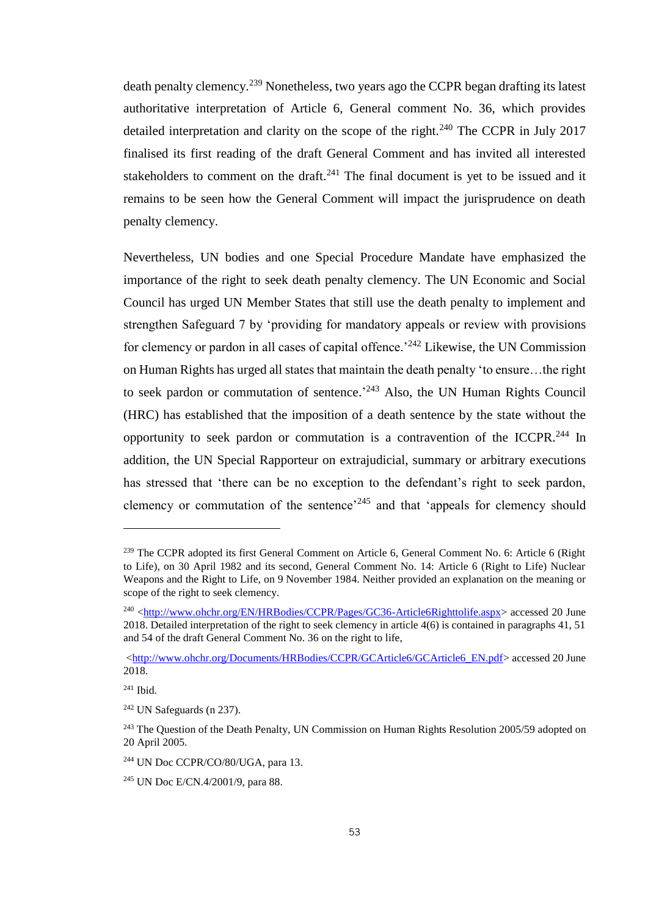death penalty clemency.[239] Nonetheless, two years ago the CCPR began drafting its latest authoritative interpretation of Article 6, General comment No. 36, which provides detailed interpretation and clarity on the scope of the right.[240] The CCPR in July 2017 finalised its first reading of the draft General Comment and has invited all interested stakeholders to comment on the draft.[241] The final document is yet to be issued and it remains to be seen how the General Comment will impact the jurisprudence on death penalty clemency.

Nevertheless, UN bodies and one Special Procedure Mandate have emphasized the importance of the right to seek death penalty clemency. The UN Economic and Social Council has urged UN Member States that still use the death penalty to implement and strengthen Safeguard 7 by 'providing for mandatory appeals or review with provisions for clemency or pardon in all cases of capital offence.'[242] Likewise, the UN Commission on Human Rights has urged all states that maintain the death penalty 'to ensure…the right to seek pardon or commutation of sentence.'[243] Also, the UN Human Rights Council (HRC) has established that the imposition of a death sentence by the state without the opportunity to seek pardon or commutation is a contravention of the ICCPR.[244] In addition, the UN Special Rapporteur on extrajudicial, summary or arbitrary executions has stressed that 'there can be no exception to the defendant's right to seek pardon, clemency or commutation of the sentence'[245] and that 'appeals for clemency should

---

[239] The CCPR adopted its first General Comment on Article 6, General Comment No. 6: Article 6 (Right to Life), on 30 April 1982 and its second, General Comment No. 14: Article 6 (Right to Life) Nuclear Weapons and the Right to Life, on 9 November 1984. Neither provided an explanation on the meaning or scope of the right to seek clemency.

[240] <http://www.ohchr.org/EN/HRBodies/CCPR/Pages/GC36-Article6Righttolife.aspx> accessed 20 June 2018. Detailed interpretation of the right to seek clemency in article 4(6) is contained in paragraphs 41, 51 and 54 of the draft General Comment No. 36 on the right to life,

<http://www.ohchr.org/Documents/HRBodies/CCPR/GCArticle6/GCArticle6_EN.pdf> accessed 20 June 2018.

[241] Ibid.

[242] UN Safeguards (n 237).

[243] The Question of the Death Penalty, UN Commission on Human Rights Resolution 2005/59 adopted on 20 April 2005.

[244] UN Doc CCPR/CO/80/UGA, para 13.

[245] UN Doc E/CN.4/2001/9, para 88.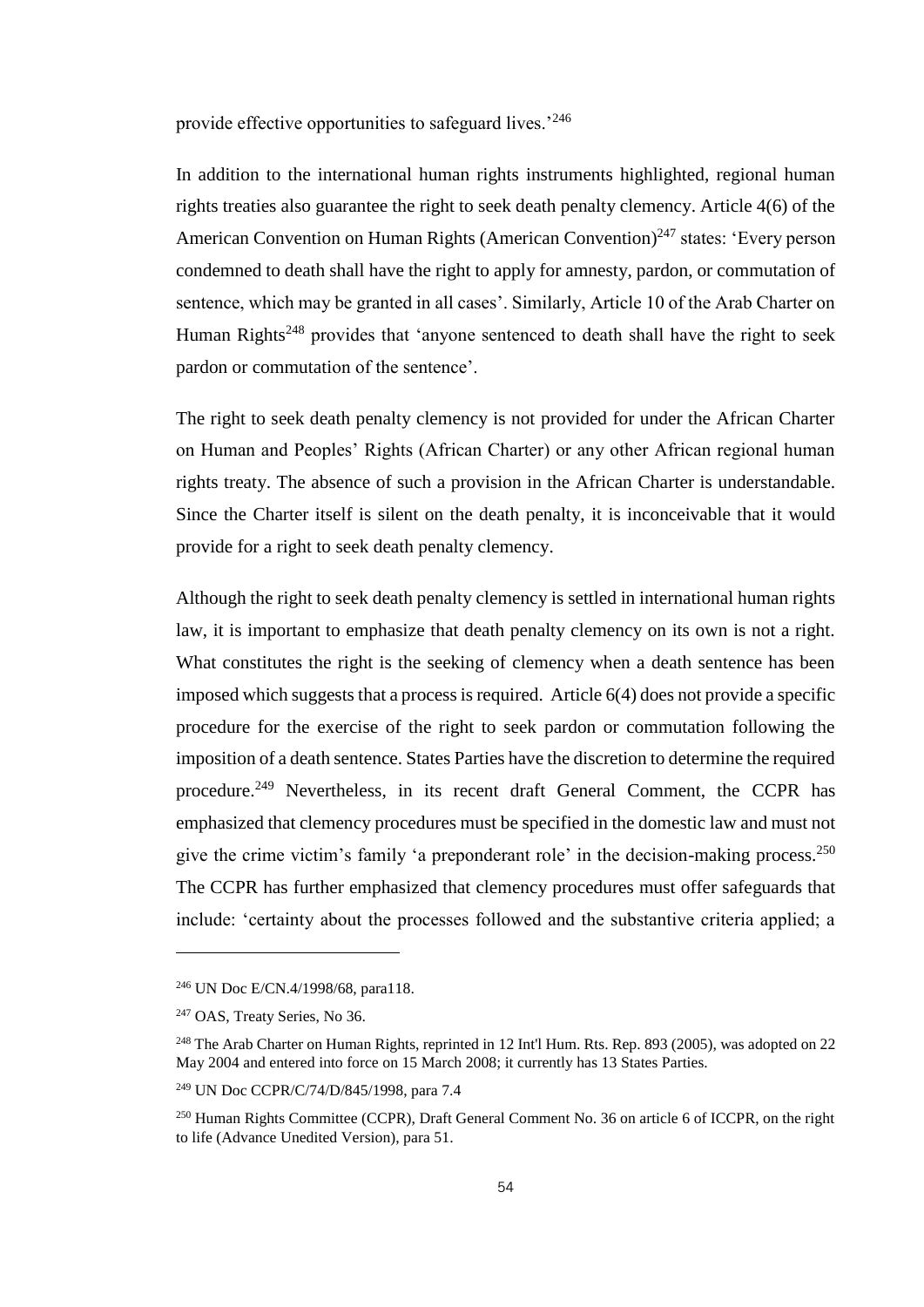provide effective opportunities to safeguard lives.'[246]

In addition to the international human rights instruments highlighted, regional human rights treaties also guarantee the right to seek death penalty clemency. Article 4(6) of the American Convention on Human Rights (American Convention)[247] states: 'Every person condemned to death shall have the right to apply for amnesty, pardon, or commutation of sentence, which may be granted in all cases'. Similarly, Article 10 of the Arab Charter on Human Rights[248] provides that 'anyone sentenced to death shall have the right to seek pardon or commutation of the sentence'.

The right to seek death penalty clemency is not provided for under the African Charter on Human and Peoples' Rights (African Charter) or any other African regional human rights treaty. The absence of such a provision in the African Charter is understandable. Since the Charter itself is silent on the death penalty, it is inconceivable that it would provide for a right to seek death penalty clemency.

Although the right to seek death penalty clemency is settled in international human rights law, it is important to emphasize that death penalty clemency on its own is not a right. What constitutes the right is the seeking of clemency when a death sentence has been imposed which suggests that a process is required. Article 6(4) does not provide a specific procedure for the exercise of the right to seek pardon or commutation following the imposition of a death sentence. States Parties have the discretion to determine the required procedure.[249] Nevertheless, in its recent draft General Comment, the CCPR has emphasized that clemency procedures must be specified in the domestic law and must not give the crime victim's family 'a preponderant role' in the decision-making process.[250] The CCPR has further emphasized that clemency procedures must offer safeguards that include: 'certainty about the processes followed and the substantive criteria applied; a

---

[246] UN Doc E/CN.4/1998/68, para118.

[247] OAS, Treaty Series, No 36.

[248] The Arab Charter on Human Rights, reprinted in 12 Int'l Hum. Rts. Rep. 893 (2005), was adopted on 22 May 2004 and entered into force on 15 March 2008; it currently has 13 States Parties.

[249] UN Doc CCPR/C/74/D/845/1998, para 7.4

[250] Human Rights Committee (CCPR), Draft General Comment No. 36 on article 6 of ICCPR, on the right to life (Advance Unedited Version), para 51.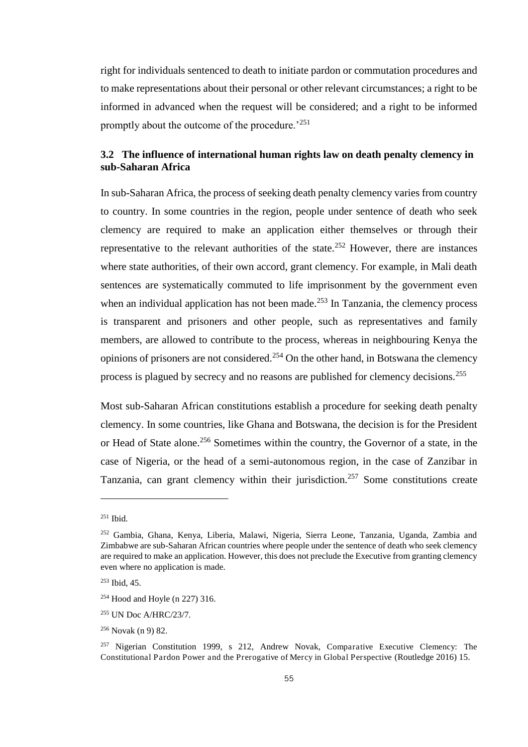right for individuals sentenced to death to initiate pardon or commutation procedures and to make representations about their personal or other relevant circumstances; a right to be informed in advanced when the request will be considered; and a right to be informed promptly about the outcome of the procedure.'[251]

### 3.2 The influence of international human rights law on death penalty clemency in sub-Saharan Africa

In sub-Saharan Africa, the process of seeking death penalty clemency varies from country to country. In some countries in the region, people under sentence of death who seek clemency are required to make an application either themselves or through their representative to the relevant authorities of the state.[252] However, there are instances where state authorities, of their own accord, grant clemency. For example, in Mali death sentences are systematically commuted to life imprisonment by the government even when an individual application has not been made.[253] In Tanzania, the clemency process is transparent and prisoners and other people, such as representatives and family members, are allowed to contribute to the process, whereas in neighbouring Kenya the opinions of prisoners are not considered.[254] On the other hand, in Botswana the clemency process is plagued by secrecy and no reasons are published for clemency decisions.[255]

Most sub-Saharan African constitutions establish a procedure for seeking death penalty clemency. In some countries, like Ghana and Botswana, the decision is for the President or Head of State alone.[256] Sometimes within the country, the Governor of a state, in the case of Nigeria, or the head of a semi-autonomous region, in the case of Zanzibar in Tanzania, can grant clemency within their jurisdiction.[257] Some constitutions create

---

[251] Ibid.

[252] Gambia, Ghana, Kenya, Liberia, Malawi, Nigeria, Sierra Leone, Tanzania, Uganda, Zambia and Zimbabwe are sub-Saharan African countries where people under the sentence of death who seek clemency are required to make an application. However, this does not preclude the Executive from granting clemency even where no application is made.

[253] Ibid, 45.

[254] Hood and Hoyle (n 227) 316.

[255] UN Doc A/HRC/23/7.

[256] Novak (n 9) 82.

[257] Nigerian Constitution 1999, s 212, Andrew Novak, Comparative Executive Clemency: The Constitutional Pardon Power and the Prerogative of Mercy in Global Perspective (Routledge 2016) 15.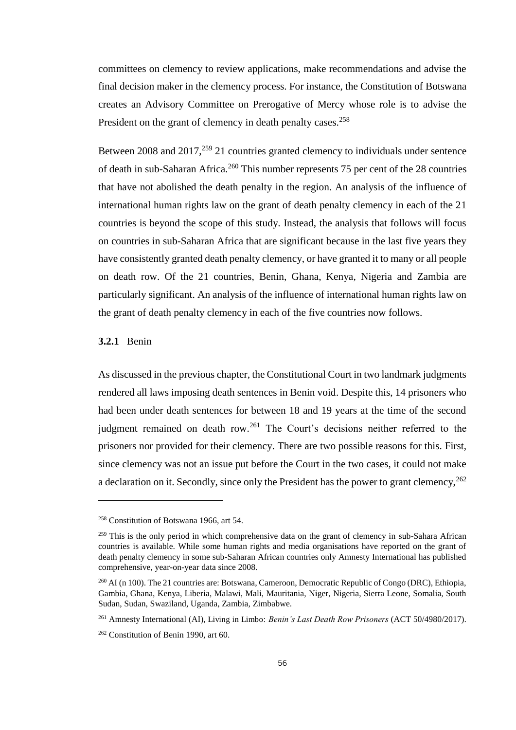committees on clemency to review applications, make recommendations and advise the final decision maker in the clemency process. For instance, the Constitution of Botswana creates an Advisory Committee on Prerogative of Mercy whose role is to advise the President on the grant of clemency in death penalty cases.[258]

Between 2008 and 2017,[259] 21 countries granted clemency to individuals under sentence of death in sub-Saharan Africa.[260] This number represents 75 per cent of the 28 countries that have not abolished the death penalty in the region. An analysis of the influence of international human rights law on the grant of death penalty clemency in each of the 21 countries is beyond the scope of this study. Instead, the analysis that follows will focus on countries in sub-Saharan Africa that are significant because in the last five years they have consistently granted death penalty clemency, or have granted it to many or all people on death row. Of the 21 countries, Benin, Ghana, Kenya, Nigeria and Zambia are particularly significant. An analysis of the influence of international human rights law on the grant of death penalty clemency in each of the five countries now follows.

### 3.2.1 Benin

As discussed in the previous chapter, the Constitutional Court in two landmark judgments rendered all laws imposing death sentences in Benin void. Despite this, 14 prisoners who had been under death sentences for between 18 and 19 years at the time of the second judgment remained on death row.[261] The Court's decisions neither referred to the prisoners nor provided for their clemency. There are two possible reasons for this. First, since clemency was not an issue put before the Court in the two cases, it could not make a declaration on it. Secondly, since only the President has the power to grant clemency,[262]

---

[258] Constitution of Botswana 1966, art 54.

[259] This is the only period in which comprehensive data on the grant of clemency in sub-Sahara African countries is available. While some human rights and media organisations have reported on the grant of death penalty clemency in some sub-Saharan African countries only Amnesty International has published comprehensive, year-on-year data since 2008.

[260] AI (n 100). The 21 countries are: Botswana, Cameroon, Democratic Republic of Congo (DRC), Ethiopia, Gambia, Ghana, Kenya, Liberia, Malawi, Mali, Mauritania, Niger, Nigeria, Sierra Leone, Somalia, South Sudan, Sudan, Swaziland, Uganda, Zambia, Zimbabwe.

[261] Amnesty International (AI), Living in Limbo: *Benin's Last Death Row Prisoners* (ACT 50/4980/2017).

[262] Constitution of Benin 1990, art 60.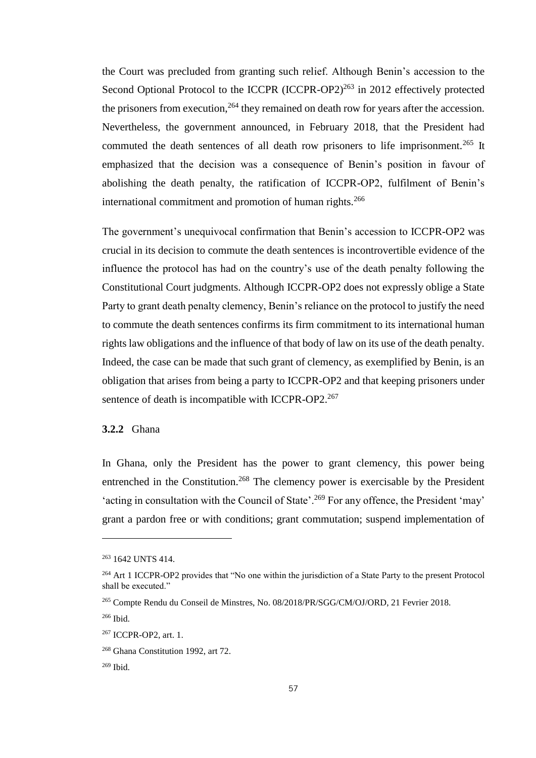the Court was precluded from granting such relief. Although Benin's accession to the Second Optional Protocol to the ICCPR (ICCPR-OP2)[263] in 2012 effectively protected the prisoners from execution,[264] they remained on death row for years after the accession. Nevertheless, the government announced, in February 2018, that the President had commuted the death sentences of all death row prisoners to life imprisonment.[265] It emphasized that the decision was a consequence of Benin's position in favour of abolishing the death penalty, the ratification of ICCPR-OP2, fulfilment of Benin's international commitment and promotion of human rights.[266]

The government's unequivocal confirmation that Benin's accession to ICCPR-OP2 was crucial in its decision to commute the death sentences is incontrovertible evidence of the influence the protocol has had on the country's use of the death penalty following the Constitutional Court judgments. Although ICCPR-OP2 does not expressly oblige a State Party to grant death penalty clemency, Benin's reliance on the protocol to justify the need to commute the death sentences confirms its firm commitment to its international human rights law obligations and the influence of that body of law on its use of the death penalty. Indeed, the case can be made that such grant of clemency, as exemplified by Benin, is an obligation that arises from being a party to ICCPR-OP2 and that keeping prisoners under sentence of death is incompatible with ICCPR-OP2.[267]

### **3.2.2** Ghana

In Ghana, only the President has the power to grant clemency, this power being entrenched in the Constitution.[268] The clemency power is exercisable by the President 'acting in consultation with the Council of State'.[269] For any offence, the President 'may' grant a pardon free or with conditions; grant commutation; suspend implementation of

---

[263] 1642 UNTS 414.

[264] Art 1 ICCPR-OP2 provides that "No one within the jurisdiction of a State Party to the present Protocol shall be executed."

[265] Compte Rendu du Conseil de Minstres, No. 08/2018/PR/SGG/CM/OJ/ORD, 21 Fevrier 2018.

[266] Ibid.

[267] ICCPR-OP2, art. 1.

[268] Ghana Constitution 1992, art 72.

[269] Ibid.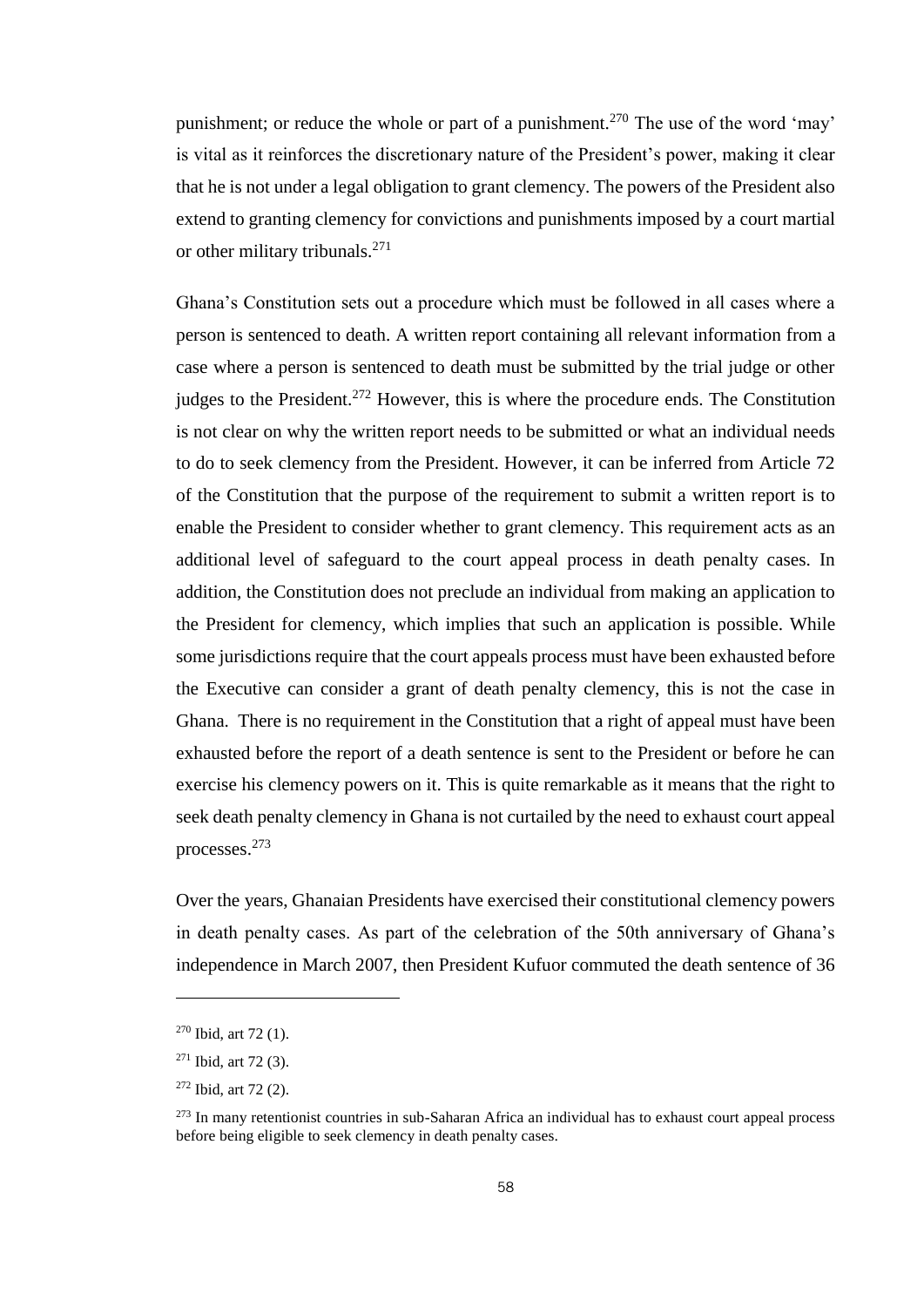punishment; or reduce the whole or part of a punishment.[270] The use of the word 'may' is vital as it reinforces the discretionary nature of the President's power, making it clear that he is not under a legal obligation to grant clemency. The powers of the President also extend to granting clemency for convictions and punishments imposed by a court martial or other military tribunals.[271]

Ghana's Constitution sets out a procedure which must be followed in all cases where a person is sentenced to death. A written report containing all relevant information from a case where a person is sentenced to death must be submitted by the trial judge or other judges to the President.[272] However, this is where the procedure ends. The Constitution is not clear on why the written report needs to be submitted or what an individual needs to do to seek clemency from the President. However, it can be inferred from Article 72 of the Constitution that the purpose of the requirement to submit a written report is to enable the President to consider whether to grant clemency. This requirement acts as an additional level of safeguard to the court appeal process in death penalty cases. In addition, the Constitution does not preclude an individual from making an application to the President for clemency, which implies that such an application is possible. While some jurisdictions require that the court appeals process must have been exhausted before the Executive can consider a grant of death penalty clemency, this is not the case in Ghana. There is no requirement in the Constitution that a right of appeal must have been exhausted before the report of a death sentence is sent to the President or before he can exercise his clemency powers on it. This is quite remarkable as it means that the right to seek death penalty clemency in Ghana is not curtailed by the need to exhaust court appeal processes.[273]

Over the years, Ghanaian Presidents have exercised their constitutional clemency powers in death penalty cases. As part of the celebration of the 50th anniversary of Ghana's independence in March 2007, then President Kufuor commuted the death sentence of 36

---

[270] Ibid, art 72 (1).

[271] Ibid, art 72 (3).

[272] Ibid, art 72 (2).

[273] In many retentionist countries in sub-Saharan Africa an individual has to exhaust court appeal process before being eligible to seek clemency in death penalty cases.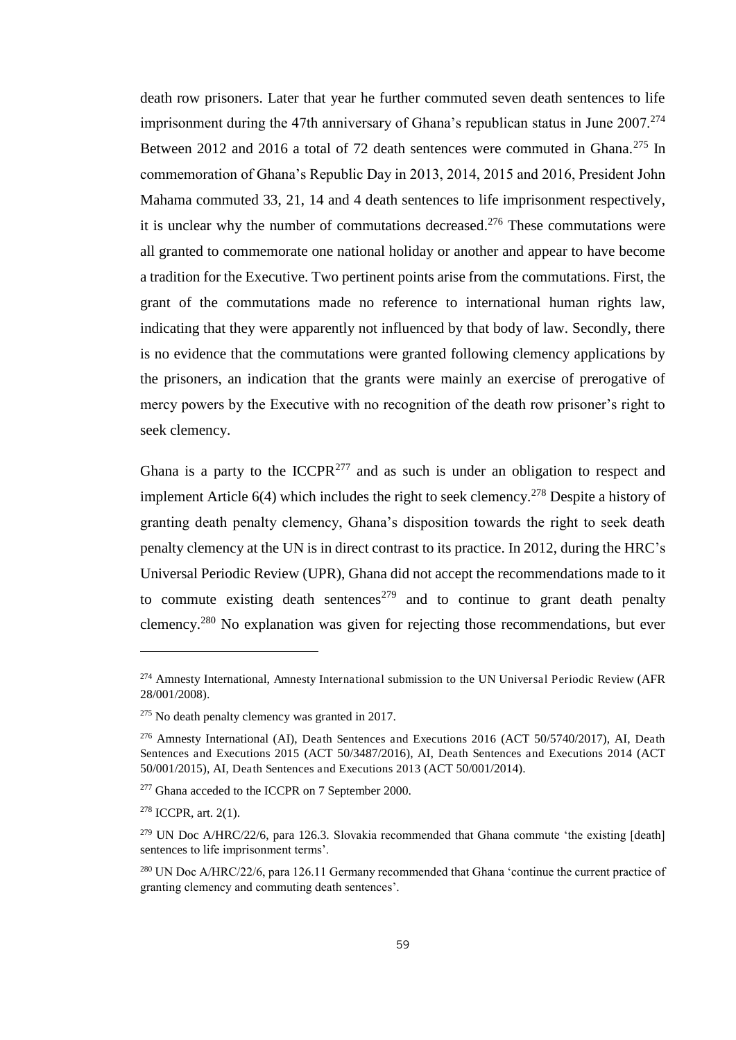death row prisoners. Later that year he further commuted seven death sentences to life imprisonment during the 47th anniversary of Ghana's republican status in June 2007.[274] Between 2012 and 2016 a total of 72 death sentences were commuted in Ghana.[275] In commemoration of Ghana's Republic Day in 2013, 2014, 2015 and 2016, President John Mahama commuted 33, 21, 14 and 4 death sentences to life imprisonment respectively, it is unclear why the number of commutations decreased.[276] These commutations were all granted to commemorate one national holiday or another and appear to have become a tradition for the Executive. Two pertinent points arise from the commutations. First, the grant of the commutations made no reference to international human rights law, indicating that they were apparently not influenced by that body of law. Secondly, there is no evidence that the commutations were granted following clemency applications by the prisoners, an indication that the grants were mainly an exercise of prerogative of mercy powers by the Executive with no recognition of the death row prisoner's right to seek clemency.

Ghana is a party to the ICCPR[277] and as such is under an obligation to respect and implement Article 6(4) which includes the right to seek clemency.[278] Despite a history of granting death penalty clemency, Ghana's disposition towards the right to seek death penalty clemency at the UN is in direct contrast to its practice. In 2012, during the HRC's Universal Periodic Review (UPR), Ghana did not accept the recommendations made to it to commute existing death sentences[279] and to continue to grant death penalty clemency.[280] No explanation was given for rejecting those recommendations, but ever

---

[274] Amnesty International, Amnesty International submission to the UN Universal Periodic Review (AFR 28/001/2008).

[275] No death penalty clemency was granted in 2017.

[276] Amnesty International (AI), Death Sentences and Executions 2016 (ACT 50/5740/2017), AI, Death Sentences and Executions 2015 (ACT 50/3487/2016), AI, Death Sentences and Executions 2014 (ACT 50/001/2015), AI, Death Sentences and Executions 2013 (ACT 50/001/2014).

[277] Ghana acceded to the ICCPR on 7 September 2000.

[278] ICCPR, art. 2(1).

[279] UN Doc A/HRC/22/6, para 126.3. Slovakia recommended that Ghana commute 'the existing [death] sentences to life imprisonment terms'.

[280] UN Doc A/HRC/22/6, para 126.11 Germany recommended that Ghana 'continue the current practice of granting clemency and commuting death sentences'.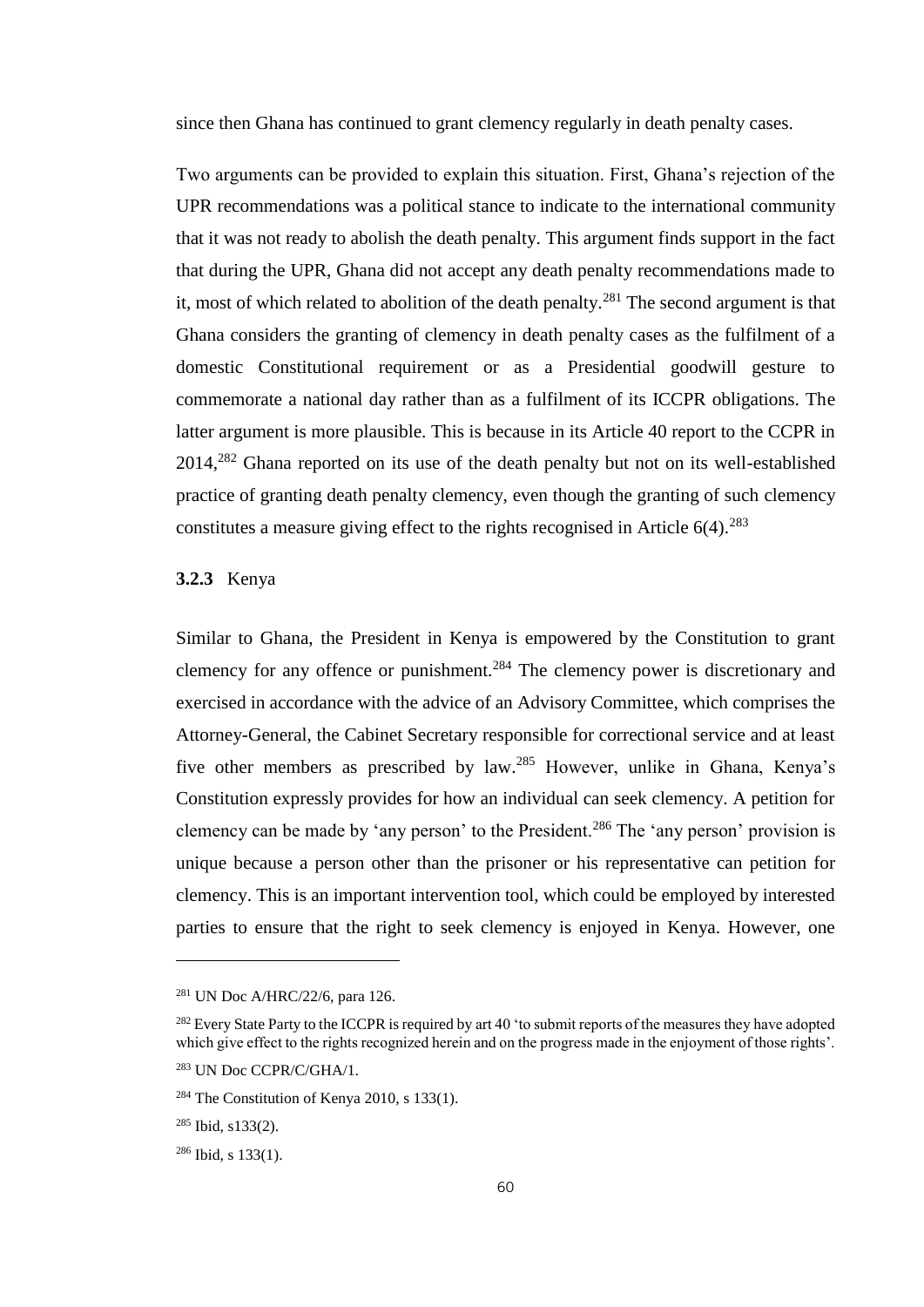since then Ghana has continued to grant clemency regularly in death penalty cases.

Two arguments can be provided to explain this situation. First, Ghana's rejection of the UPR recommendations was a political stance to indicate to the international community that it was not ready to abolish the death penalty. This argument finds support in the fact that during the UPR, Ghana did not accept any death penalty recommendations made to it, most of which related to abolition of the death penalty.[281] The second argument is that Ghana considers the granting of clemency in death penalty cases as the fulfilment of a domestic Constitutional requirement or as a Presidential goodwill gesture to commemorate a national day rather than as a fulfilment of its ICCPR obligations. The latter argument is more plausible. This is because in its Article 40 report to the CCPR in 2014,[282] Ghana reported on its use of the death penalty but not on its well-established practice of granting death penalty clemency, even though the granting of such clemency constitutes a measure giving effect to the rights recognised in Article 6(4).[283]

### 3.2.3 Kenya

Similar to Ghana, the President in Kenya is empowered by the Constitution to grant clemency for any offence or punishment.[284] The clemency power is discretionary and exercised in accordance with the advice of an Advisory Committee, which comprises the Attorney-General, the Cabinet Secretary responsible for correctional service and at least five other members as prescribed by law.[285] However, unlike in Ghana, Kenya's Constitution expressly provides for how an individual can seek clemency. A petition for clemency can be made by 'any person' to the President.[286] The 'any person' provision is unique because a person other than the prisoner or his representative can petition for clemency. This is an important intervention tool, which could be employed by interested parties to ensure that the right to seek clemency is enjoyed in Kenya. However, one

---

[281] UN Doc A/HRC/22/6, para 126.

[282] Every State Party to the ICCPR is required by art 40 'to submit reports of the measures they have adopted which give effect to the rights recognized herein and on the progress made in the enjoyment of those rights'.

[283] UN Doc CCPR/C/GHA/1.

[284] The Constitution of Kenya 2010, s 133(1).

[285] Ibid, s133(2).

[286] Ibid, s 133(1).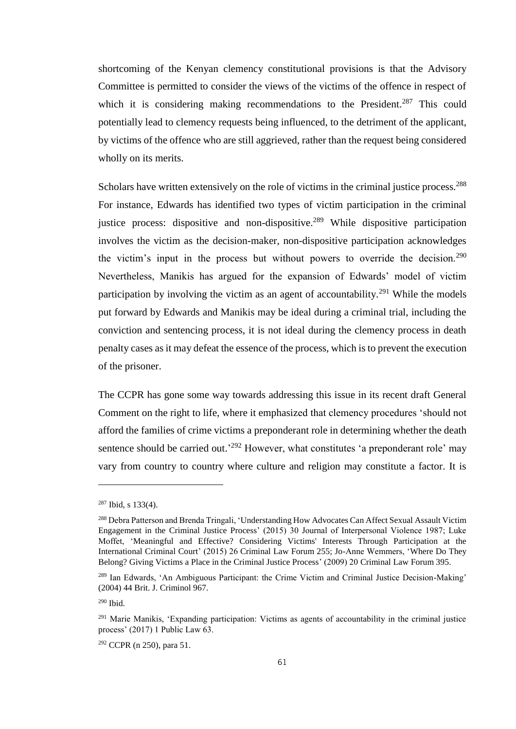shortcoming of the Kenyan clemency constitutional provisions is that the Advisory Committee is permitted to consider the views of the victims of the offence in respect of which it is considering making recommendations to the President.[287] This could potentially lead to clemency requests being influenced, to the detriment of the applicant, by victims of the offence who are still aggrieved, rather than the request being considered wholly on its merits.

Scholars have written extensively on the role of victims in the criminal justice process.[288] For instance, Edwards has identified two types of victim participation in the criminal justice process: dispositive and non-dispositive.[289] While dispositive participation involves the victim as the decision-maker, non-dispositive participation acknowledges the victim's input in the process but without powers to override the decision.[290] Nevertheless, Manikis has argued for the expansion of Edwards' model of victim participation by involving the victim as an agent of accountability.[291] While the models put forward by Edwards and Manikis may be ideal during a criminal trial, including the conviction and sentencing process, it is not ideal during the clemency process in death penalty cases as it may defeat the essence of the process, which is to prevent the execution of the prisoner.

The CCPR has gone some way towards addressing this issue in its recent draft General Comment on the right to life, where it emphasized that clemency procedures 'should not afford the families of crime victims a preponderant role in determining whether the death sentence should be carried out.'[292] However, what constitutes 'a preponderant role' may vary from country to country where culture and religion may constitute a factor. It is

---

[287] Ibid, s 133(4).

[288] Debra Patterson and Brenda Tringali, 'Understanding How Advocates Can Affect Sexual Assault Victim Engagement in the Criminal Justice Process' (2015) 30 Journal of Interpersonal Violence 1987; Luke Moffet, 'Meaningful and Effective? Considering Victims' Interests Through Participation at the International Criminal Court' (2015) 26 Criminal Law Forum 255; Jo-Anne Wemmers, 'Where Do They Belong? Giving Victims a Place in the Criminal Justice Process' (2009) 20 Criminal Law Forum 395.

[289] Ian Edwards, 'An Ambiguous Participant: the Crime Victim and Criminal Justice Decision-Making' (2004) 44 Brit. J. Criminol 967.

[290] Ibid.

[291] Marie Manikis, 'Expanding participation: Victims as agents of accountability in the criminal justice process' (2017) 1 Public Law 63.

[292] CCPR (n 250), para 51.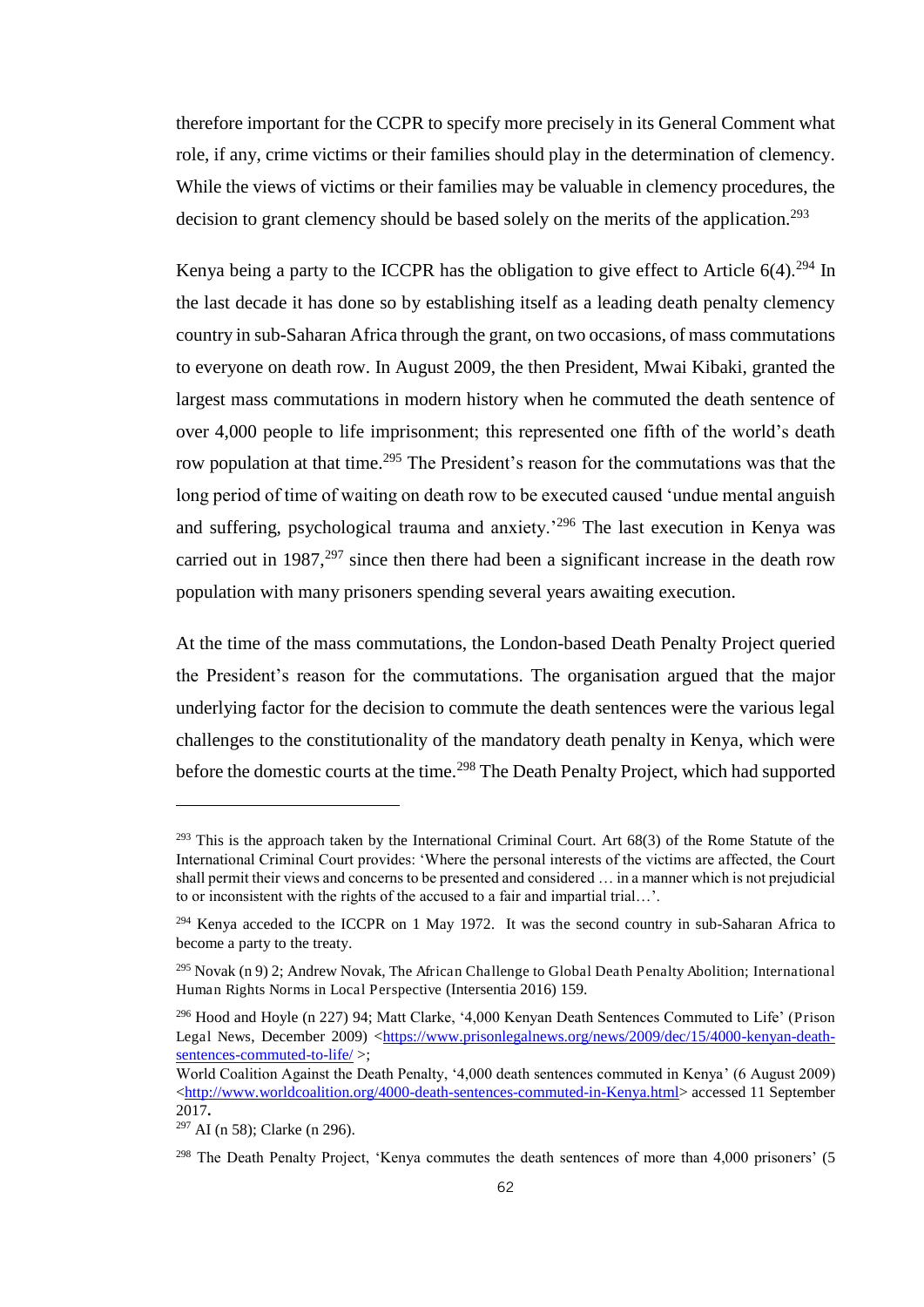therefore important for the CCPR to specify more precisely in its General Comment what role, if any, crime victims or their families should play in the determination of clemency. While the views of victims or their families may be valuable in clemency procedures, the decision to grant clemency should be based solely on the merits of the application.[293]

Kenya being a party to the ICCPR has the obligation to give effect to Article 6(4).[294] In the last decade it has done so by establishing itself as a leading death penalty clemency country in sub-Saharan Africa through the grant, on two occasions, of mass commutations to everyone on death row. In August 2009, the then President, Mwai Kibaki, granted the largest mass commutations in modern history when he commuted the death sentence of over 4,000 people to life imprisonment; this represented one fifth of the world's death row population at that time.[295] The President's reason for the commutations was that the long period of time of waiting on death row to be executed caused 'undue mental anguish and suffering, psychological trauma and anxiety.'[296] The last execution in Kenya was carried out in 1987,[297] since then there had been a significant increase in the death row population with many prisoners spending several years awaiting execution.

At the time of the mass commutations, the London-based Death Penalty Project queried the President's reason for the commutations. The organisation argued that the major underlying factor for the decision to commute the death sentences were the various legal challenges to the constitutionality of the mandatory death penalty in Kenya, which were before the domestic courts at the time.[298] The Death Penalty Project, which had supported

---

[293] This is the approach taken by the International Criminal Court. Art 68(3) of the Rome Statute of the International Criminal Court provides: 'Where the personal interests of the victims are affected, the Court shall permit their views and concerns to be presented and considered … in a manner which is not prejudicial to or inconsistent with the rights of the accused to a fair and impartial trial…'.

[294] Kenya acceded to the ICCPR on 1 May 1972. It was the second country in sub-Saharan Africa to become a party to the treaty.

[295] Novak (n 9) 2; Andrew Novak, The African Challenge to Global Death Penalty Abolition; International Human Rights Norms in Local Perspective (Intersentia 2016) 159.

[296] Hood and Hoyle (n 227) 94; Matt Clarke, '4,000 Kenyan Death Sentences Commuted to Life' (Prison Legal News, December 2009) <https://www.prisonlegalnews.org/news/2009/dec/15/4000-kenyan-death-sentences-commuted-to-life/ >; World Coalition Against the Death Penalty, '4,000 death sentences commuted in Kenya' (6 August 2009) <http://www.worldcoalition.org/4000-death-sentences-commuted-in-Kenya.html> accessed 11 September 2017.

[297] AI (n 58); Clarke (n 296).

[298] The Death Penalty Project, 'Kenya commutes the death sentences of more than 4,000 prisoners' (5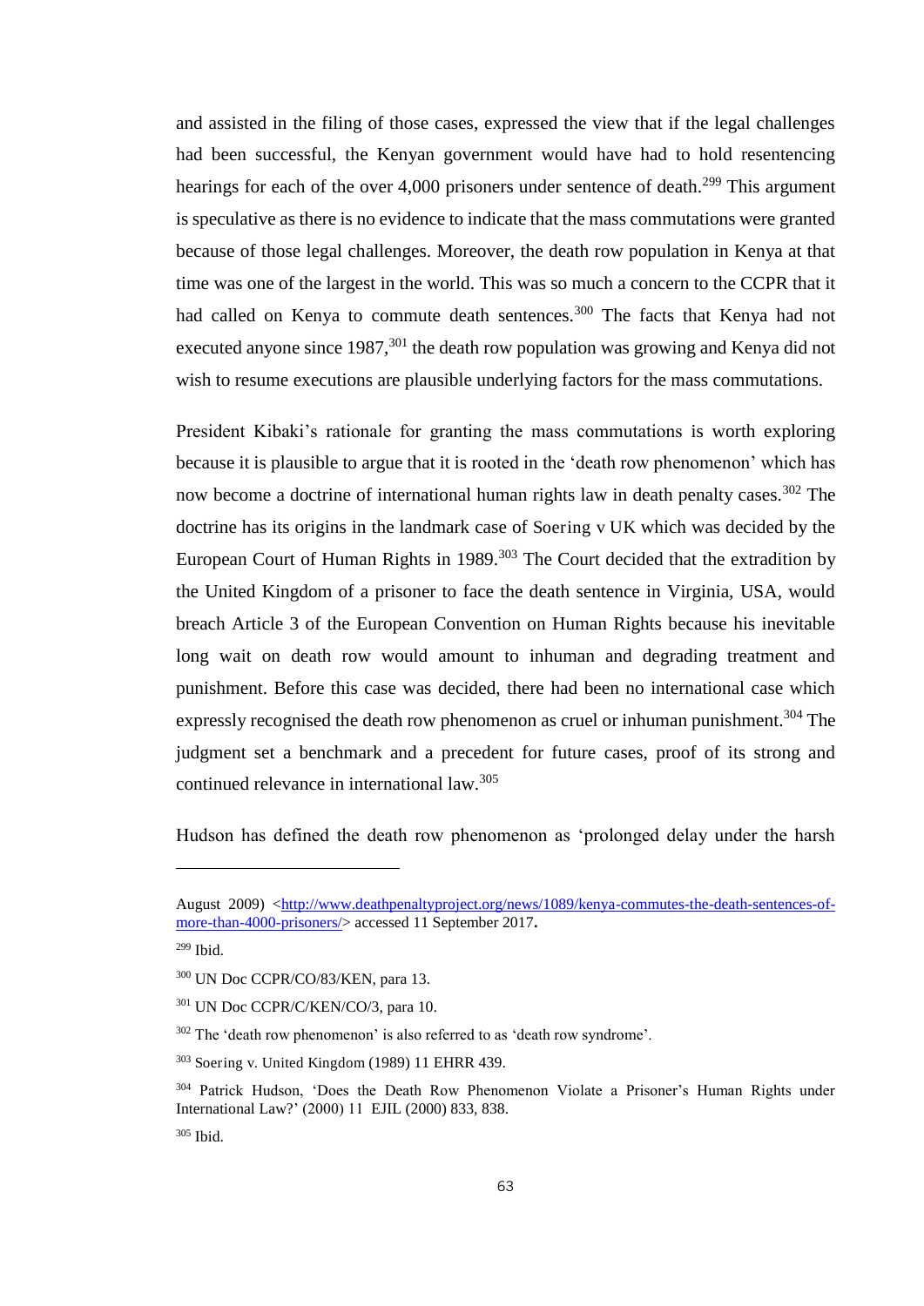and assisted in the filing of those cases, expressed the view that if the legal challenges had been successful, the Kenyan government would have had to hold resentencing hearings for each of the over 4,000 prisoners under sentence of death.[299] This argument is speculative as there is no evidence to indicate that the mass commutations were granted because of those legal challenges. Moreover, the death row population in Kenya at that time was one of the largest in the world. This was so much a concern to the CCPR that it had called on Kenya to commute death sentences.[300] The facts that Kenya had not executed anyone since 1987,[301] the death row population was growing and Kenya did not wish to resume executions are plausible underlying factors for the mass commutations.

President Kibaki's rationale for granting the mass commutations is worth exploring because it is plausible to argue that it is rooted in the 'death row phenomenon' which has now become a doctrine of international human rights law in death penalty cases.[302] The doctrine has its origins in the landmark case of Soering v UK which was decided by the European Court of Human Rights in 1989.[303] The Court decided that the extradition by the United Kingdom of a prisoner to face the death sentence in Virginia, USA, would breach Article 3 of the European Convention on Human Rights because his inevitable long wait on death row would amount to inhuman and degrading treatment and punishment. Before this case was decided, there had been no international case which expressly recognised the death row phenomenon as cruel or inhuman punishment.[304] The judgment set a benchmark and a precedent for future cases, proof of its strong and continued relevance in international law.[305]

Hudson has defined the death row phenomenon as 'prolonged delay under the harsh

---

August 2009) <http://www.deathpenaltyproject.org/news/1089/kenya-commutes-the-death-sentences-of-more-than-4000-prisoners/> accessed 11 September 2017.

[299] Ibid.

[300] UN Doc CCPR/CO/83/KEN, para 13.

[301] UN Doc CCPR/C/KEN/CO/3, para 10.

[302] The 'death row phenomenon' is also referred to as 'death row syndrome'.

[303] Soering v. United Kingdom (1989) 11 EHRR 439.

[304] Patrick Hudson, 'Does the Death Row Phenomenon Violate a Prisoner's Human Rights under International Law?' (2000) 11 EJIL (2000) 833, 838.

[305] Ibid.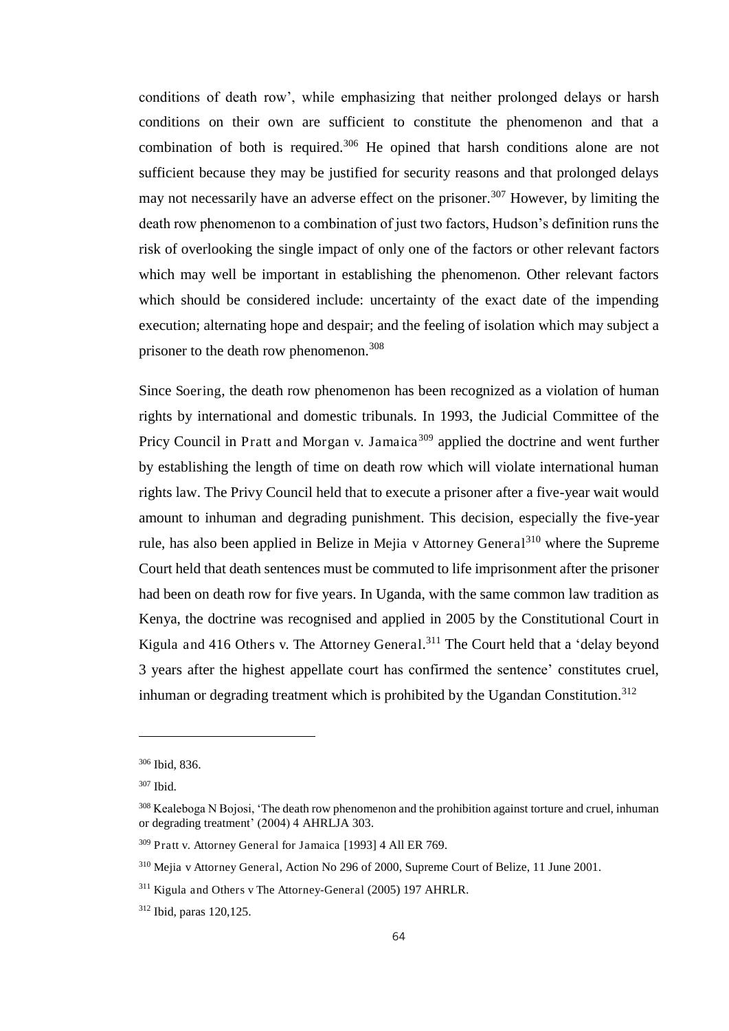conditions of death row', while emphasizing that neither prolonged delays or harsh conditions on their own are sufficient to constitute the phenomenon and that a combination of both is required.[306] He opined that harsh conditions alone are not sufficient because they may be justified for security reasons and that prolonged delays may not necessarily have an adverse effect on the prisoner.[307] However, by limiting the death row phenomenon to a combination of just two factors, Hudson's definition runs the risk of overlooking the single impact of only one of the factors or other relevant factors which may well be important in establishing the phenomenon. Other relevant factors which should be considered include: uncertainty of the exact date of the impending execution; alternating hope and despair; and the feeling of isolation which may subject a prisoner to the death row phenomenon.[308]

Since Soering, the death row phenomenon has been recognized as a violation of human rights by international and domestic tribunals. In 1993, the Judicial Committee of the Pricy Council in Pratt and Morgan v. Jamaica[309] applied the doctrine and went further by establishing the length of time on death row which will violate international human rights law. The Privy Council held that to execute a prisoner after a five-year wait would amount to inhuman and degrading punishment. This decision, especially the five-year rule, has also been applied in Belize in Mejia v Attorney General[310] where the Supreme Court held that death sentences must be commuted to life imprisonment after the prisoner had been on death row for five years. In Uganda, with the same common law tradition as Kenya, the doctrine was recognised and applied in 2005 by the Constitutional Court in Kigula and 416 Others v. The Attorney General.[311] The Court held that a 'delay beyond 3 years after the highest appellate court has confirmed the sentence' constitutes cruel, inhuman or degrading treatment which is prohibited by the Ugandan Constitution.[312]

---

[306] Ibid, 836.

[307] Ibid.

[308] Kealeboga N Bojosi, 'The death row phenomenon and the prohibition against torture and cruel, inhuman or degrading treatment' (2004) 4 AHRLJA 303.

[309] Pratt v. Attorney General for Jamaica [1993] 4 All ER 769.

[310] Mejia v Attorney General, Action No 296 of 2000, Supreme Court of Belize, 11 June 2001.

[311] Kigula and Others v The Attorney-General (2005) 197 AHRLR.

[312] Ibid, paras 120,125.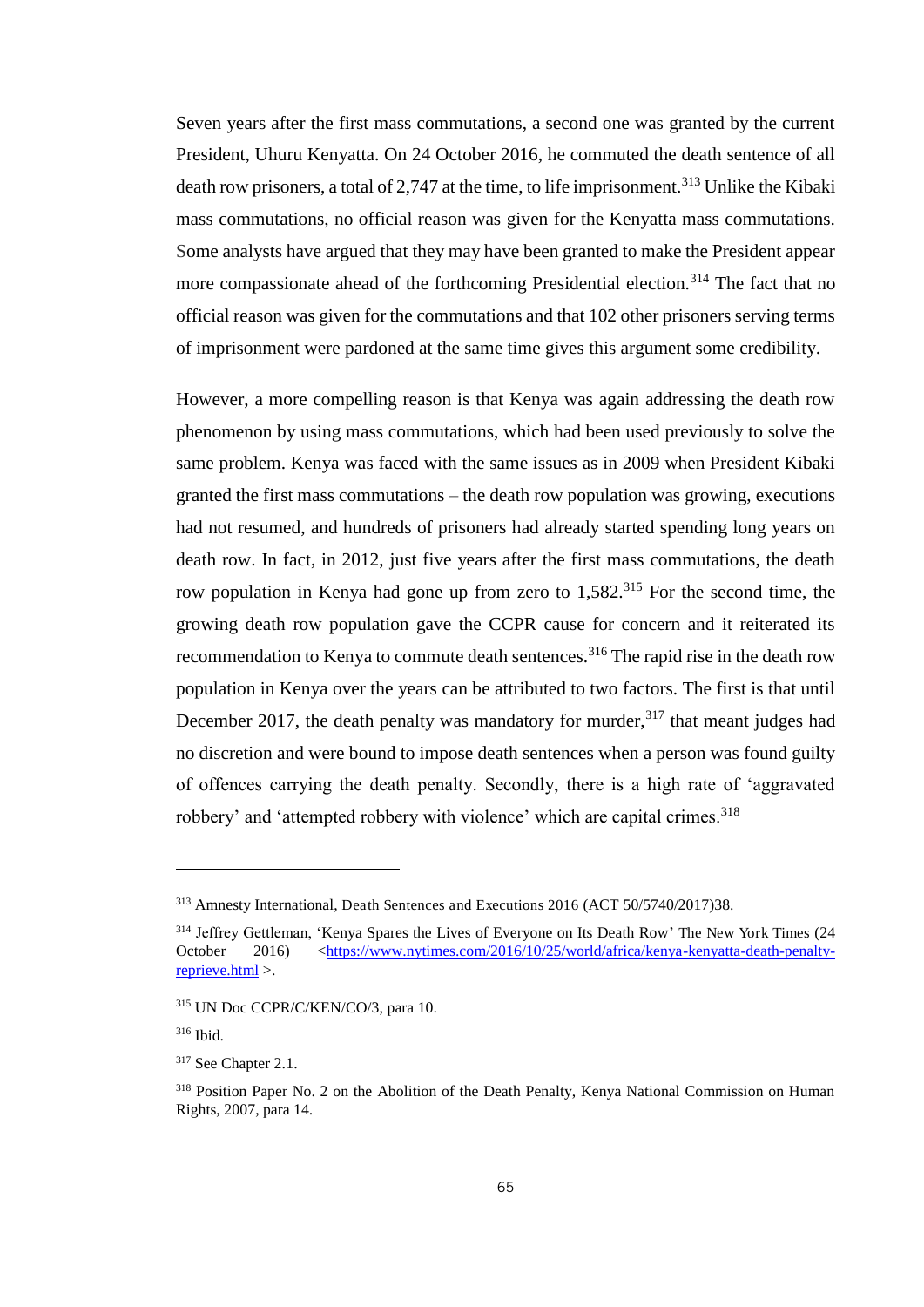Seven years after the first mass commutations, a second one was granted by the current President, Uhuru Kenyatta. On 24 October 2016, he commuted the death sentence of all death row prisoners, a total of 2,747 at the time, to life imprisonment.[313] Unlike the Kibaki mass commutations, no official reason was given for the Kenyatta mass commutations. Some analysts have argued that they may have been granted to make the President appear more compassionate ahead of the forthcoming Presidential election.[314] The fact that no official reason was given for the commutations and that 102 other prisoners serving terms of imprisonment were pardoned at the same time gives this argument some credibility.

However, a more compelling reason is that Kenya was again addressing the death row phenomenon by using mass commutations, which had been used previously to solve the same problem. Kenya was faced with the same issues as in 2009 when President Kibaki granted the first mass commutations – the death row population was growing, executions had not resumed, and hundreds of prisoners had already started spending long years on death row. In fact, in 2012, just five years after the first mass commutations, the death row population in Kenya had gone up from zero to 1,582.[315] For the second time, the growing death row population gave the CCPR cause for concern and it reiterated its recommendation to Kenya to commute death sentences.[316] The rapid rise in the death row population in Kenya over the years can be attributed to two factors. The first is that until December 2017, the death penalty was mandatory for murder,[317] that meant judges had no discretion and were bound to impose death sentences when a person was found guilty of offences carrying the death penalty. Secondly, there is a high rate of 'aggravated robbery' and 'attempted robbery with violence' which are capital crimes.[318]

---

[313] Amnesty International, Death Sentences and Executions 2016 (ACT 50/5740/2017)38.

[314] Jeffrey Gettleman, 'Kenya Spares the Lives of Everyone on Its Death Row' The New York Times (24 October 2016) <https://www.nytimes.com/2016/10/25/world/africa/kenya-kenyatta-death-penalty-reprieve.html >.

[315] UN Doc CCPR/C/KEN/CO/3, para 10.

[316] Ibid.

[317] See Chapter 2.1.

[318] Position Paper No. 2 on the Abolition of the Death Penalty, Kenya National Commission on Human Rights, 2007, para 14.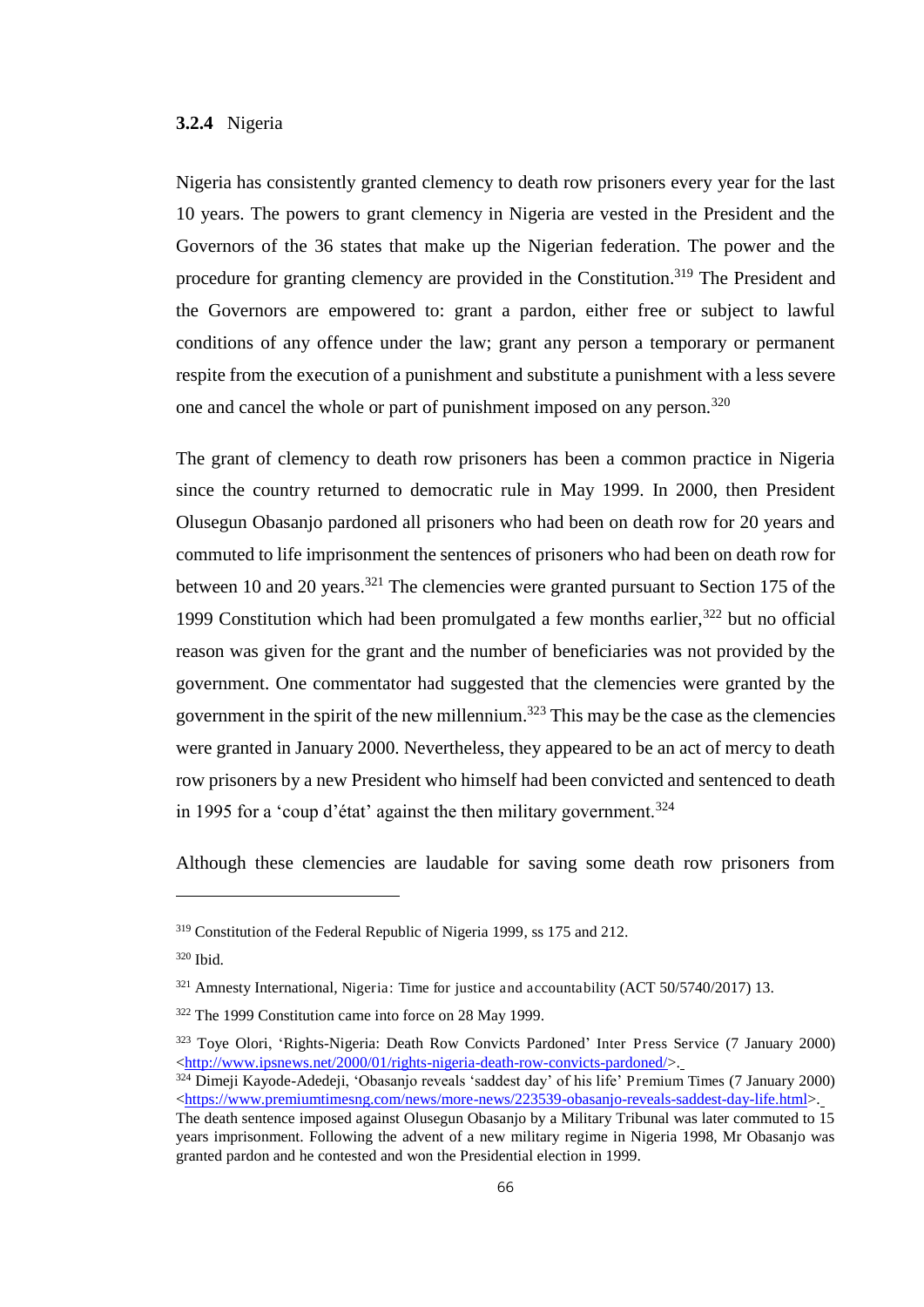### 3.2.4 Nigeria

Nigeria has consistently granted clemency to death row prisoners every year for the last 10 years. The powers to grant clemency in Nigeria are vested in the President and the Governors of the 36 states that make up the Nigerian federation. The power and the procedure for granting clemency are provided in the Constitution.[319] The President and the Governors are empowered to: grant a pardon, either free or subject to lawful conditions of any offence under the law; grant any person a temporary or permanent respite from the execution of a punishment and substitute a punishment with a less severe one and cancel the whole or part of punishment imposed on any person.[320]

The grant of clemency to death row prisoners has been a common practice in Nigeria since the country returned to democratic rule in May 1999. In 2000, then President Olusegun Obasanjo pardoned all prisoners who had been on death row for 20 years and commuted to life imprisonment the sentences of prisoners who had been on death row for between 10 and 20 years.[321] The clemencies were granted pursuant to Section 175 of the 1999 Constitution which had been promulgated a few months earlier,[322] but no official reason was given for the grant and the number of beneficiaries was not provided by the government. One commentator had suggested that the clemencies were granted by the government in the spirit of the new millennium.[323] This may be the case as the clemencies were granted in January 2000. Nevertheless, they appeared to be an act of mercy to death row prisoners by a new President who himself had been convicted and sentenced to death in 1995 for a 'coup d'état' against the then military government.[324]

Although these clemencies are laudable for saving some death row prisoners from

---

[319] Constitution of the Federal Republic of Nigeria 1999, ss 175 and 212.

[320] Ibid.

[321] Amnesty International, Nigeria: Time for justice and accountability (ACT 50/5740/2017) 13.

[322] The 1999 Constitution came into force on 28 May 1999.

[323] Toye Olori, 'Rights-Nigeria: Death Row Convicts Pardoned' Inter Press Service (7 January 2000) <http://www.ipsnews.net/2000/01/rights-nigeria-death-row-convicts-pardoned/>.

[324] Dimeji Kayode-Adedeji, 'Obasanjo reveals 'saddest day' of his life' Premium Times (7 January 2000) <https://www.premiumtimesng.com/news/more-news/223539-obasanjo-reveals-saddest-day-life.html>. The death sentence imposed against Olusegun Obasanjo by a Military Tribunal was later commuted to 15 years imprisonment. Following the advent of a new military regime in Nigeria 1998, Mr Obasanjo was granted pardon and he contested and won the Presidential election in 1999.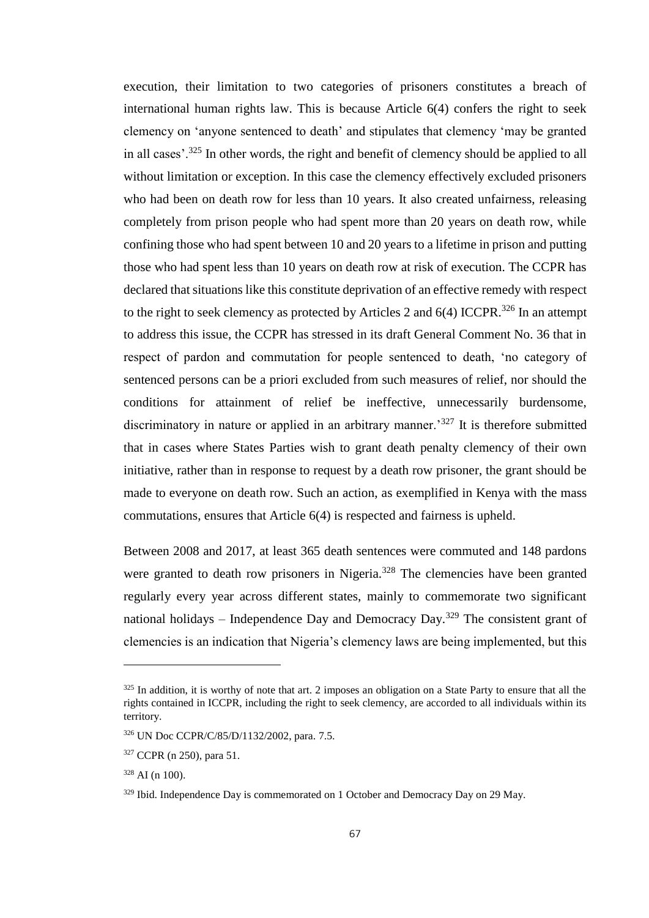execution, their limitation to two categories of prisoners constitutes a breach of international human rights law. This is because Article 6(4) confers the right to seek clemency on 'anyone sentenced to death' and stipulates that clemency 'may be granted in all cases'.[325] In other words, the right and benefit of clemency should be applied to all without limitation or exception. In this case the clemency effectively excluded prisoners who had been on death row for less than 10 years. It also created unfairness, releasing completely from prison people who had spent more than 20 years on death row, while confining those who had spent between 10 and 20 years to a lifetime in prison and putting those who had spent less than 10 years on death row at risk of execution. The CCPR has declared that situations like this constitute deprivation of an effective remedy with respect to the right to seek clemency as protected by Articles 2 and 6(4) ICCPR.[326] In an attempt to address this issue, the CCPR has stressed in its draft General Comment No. 36 that in respect of pardon and commutation for people sentenced to death, 'no category of sentenced persons can be a priori excluded from such measures of relief, nor should the conditions for attainment of relief be ineffective, unnecessarily burdensome, discriminatory in nature or applied in an arbitrary manner.'[327] It is therefore submitted that in cases where States Parties wish to grant death penalty clemency of their own initiative, rather than in response to request by a death row prisoner, the grant should be made to everyone on death row. Such an action, as exemplified in Kenya with the mass commutations, ensures that Article 6(4) is respected and fairness is upheld.

Between 2008 and 2017, at least 365 death sentences were commuted and 148 pardons were granted to death row prisoners in Nigeria.[328] The clemencies have been granted regularly every year across different states, mainly to commemorate two significant national holidays – Independence Day and Democracy Day.[329] The consistent grant of clemencies is an indication that Nigeria's clemency laws are being implemented, but this

---

[325] In addition, it is worthy of note that art. 2 imposes an obligation on a State Party to ensure that all the rights contained in ICCPR, including the right to seek clemency, are accorded to all individuals within its territory.

[326] UN Doc CCPR/C/85/D/1132/2002, para. 7.5.

[327] CCPR (n 250), para 51.

[328] AI (n 100).

[329] Ibid. Independence Day is commemorated on 1 October and Democracy Day on 29 May.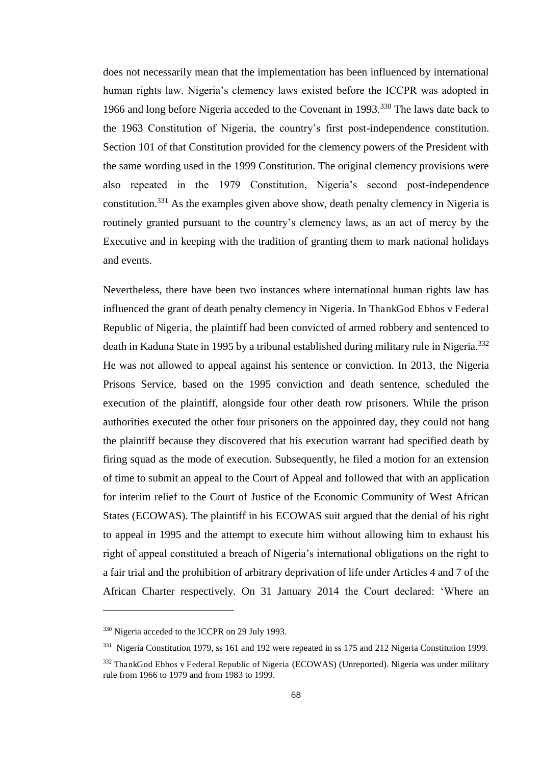does not necessarily mean that the implementation has been influenced by international human rights law. Nigeria's clemency laws existed before the ICCPR was adopted in 1966 and long before Nigeria acceded to the Covenant in 1993.[330] The laws date back to the 1963 Constitution of Nigeria, the country's first post-independence constitution. Section 101 of that Constitution provided for the clemency powers of the President with the same wording used in the 1999 Constitution. The original clemency provisions were also repeated in the 1979 Constitution, Nigeria's second post-independence constitution.[331] As the examples given above show, death penalty clemency in Nigeria is routinely granted pursuant to the country's clemency laws, as an act of mercy by the Executive and in keeping with the tradition of granting them to mark national holidays and events.

Nevertheless, there have been two instances where international human rights law has influenced the grant of death penalty clemency in Nigeria. In ThankGod Ebhos v Federal Republic of Nigeria, the plaintiff had been convicted of armed robbery and sentenced to death in Kaduna State in 1995 by a tribunal established during military rule in Nigeria.[332] He was not allowed to appeal against his sentence or conviction. In 2013, the Nigeria Prisons Service, based on the 1995 conviction and death sentence, scheduled the execution of the plaintiff, alongside four other death row prisoners. While the prison authorities executed the other four prisoners on the appointed day, they could not hang the plaintiff because they discovered that his execution warrant had specified death by firing squad as the mode of execution. Subsequently, he filed a motion for an extension of time to submit an appeal to the Court of Appeal and followed that with an application for interim relief to the Court of Justice of the Economic Community of West African States (ECOWAS). The plaintiff in his ECOWAS suit argued that the denial of his right to appeal in 1995 and the attempt to execute him without allowing him to exhaust his right of appeal constituted a breach of Nigeria's international obligations on the right to a fair trial and the prohibition of arbitrary deprivation of life under Articles 4 and 7 of the African Charter respectively. On 31 January 2014 the Court declared: 'Where an

---

[330] Nigeria acceded to the ICCPR on 29 July 1993.

[331] Nigeria Constitution 1979, ss 161 and 192 were repeated in ss 175 and 212 Nigeria Constitution 1999.

[332] ThankGod Ebhos v Federal Republic of Nigeria (ECOWAS) (Unreported). Nigeria was under military rule from 1966 to 1979 and from 1983 to 1999.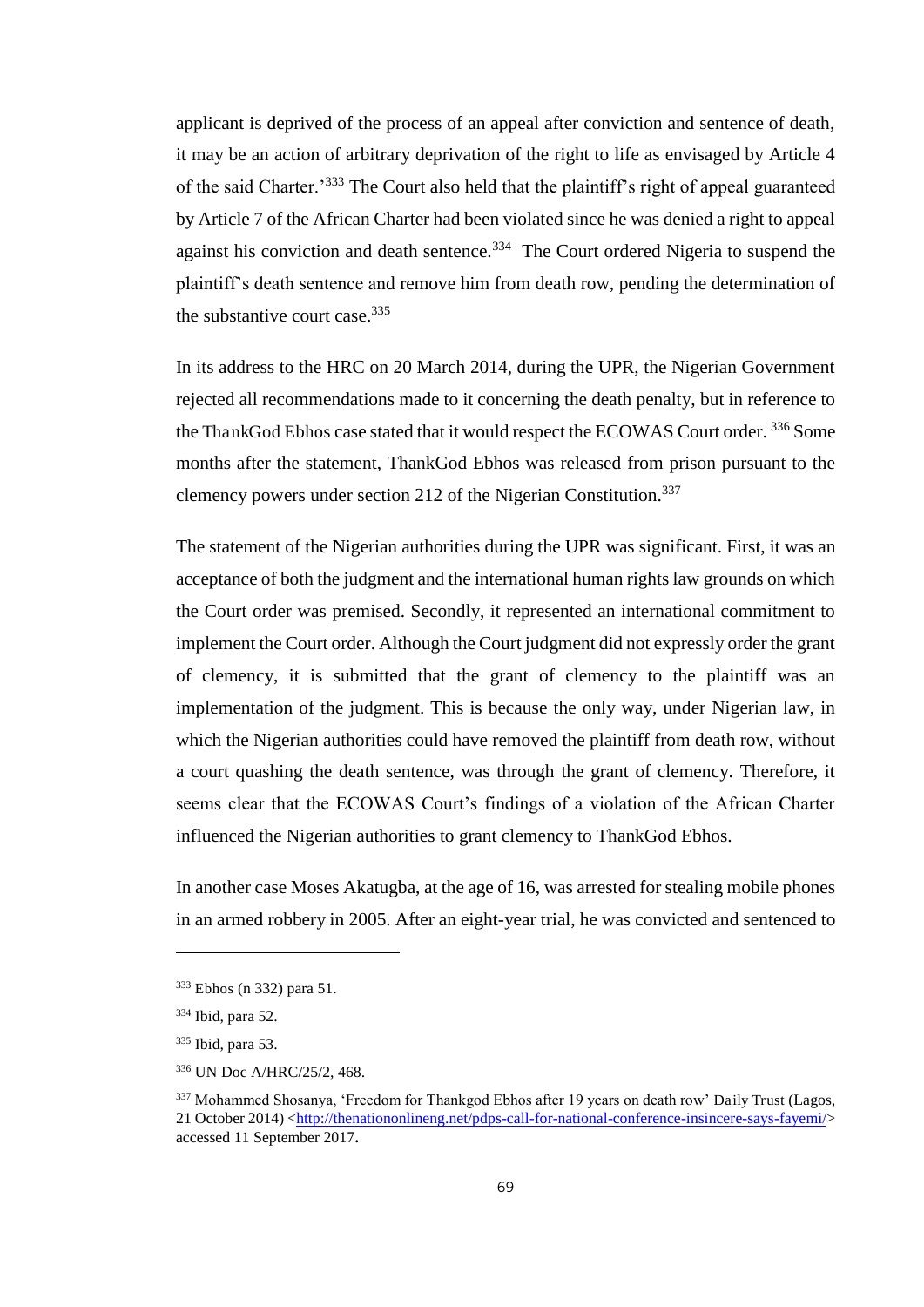applicant is deprived of the process of an appeal after conviction and sentence of death, it may be an action of arbitrary deprivation of the right to life as envisaged by Article 4 of the said Charter.'[333] The Court also held that the plaintiff's right of appeal guaranteed by Article 7 of the African Charter had been violated since he was denied a right to appeal against his conviction and death sentence.[334] The Court ordered Nigeria to suspend the plaintiff's death sentence and remove him from death row, pending the determination of the substantive court case.[335]

In its address to the HRC on 20 March 2014, during the UPR, the Nigerian Government rejected all recommendations made to it concerning the death penalty, but in reference to the ThankGod Ebhos case stated that it would respect the ECOWAS Court order. [336] Some months after the statement, ThankGod Ebhos was released from prison pursuant to the clemency powers under section 212 of the Nigerian Constitution.[337]

The statement of the Nigerian authorities during the UPR was significant. First, it was an acceptance of both the judgment and the international human rights law grounds on which the Court order was premised. Secondly, it represented an international commitment to implement the Court order. Although the Court judgment did not expressly order the grant of clemency, it is submitted that the grant of clemency to the plaintiff was an implementation of the judgment. This is because the only way, under Nigerian law, in which the Nigerian authorities could have removed the plaintiff from death row, without a court quashing the death sentence, was through the grant of clemency. Therefore, it seems clear that the ECOWAS Court's findings of a violation of the African Charter influenced the Nigerian authorities to grant clemency to ThankGod Ebhos.

In another case Moses Akatugba, at the age of 16, was arrested for stealing mobile phones in an armed robbery in 2005. After an eight-year trial, he was convicted and sentenced to

---

[333] Ebhos (n 332) para 51.

[334] Ibid, para 52.

[335] Ibid, para 53.

[336] UN Doc A/HRC/25/2, 468.

[337] Mohammed Shosanya, 'Freedom for Thankgod Ebhos after 19 years on death row' Daily Trust (Lagos, 21 October 2014) <http://thenationonlineng.net/pdps-call-for-national-conference-insincere-says-fayemi/> accessed 11 September 2017.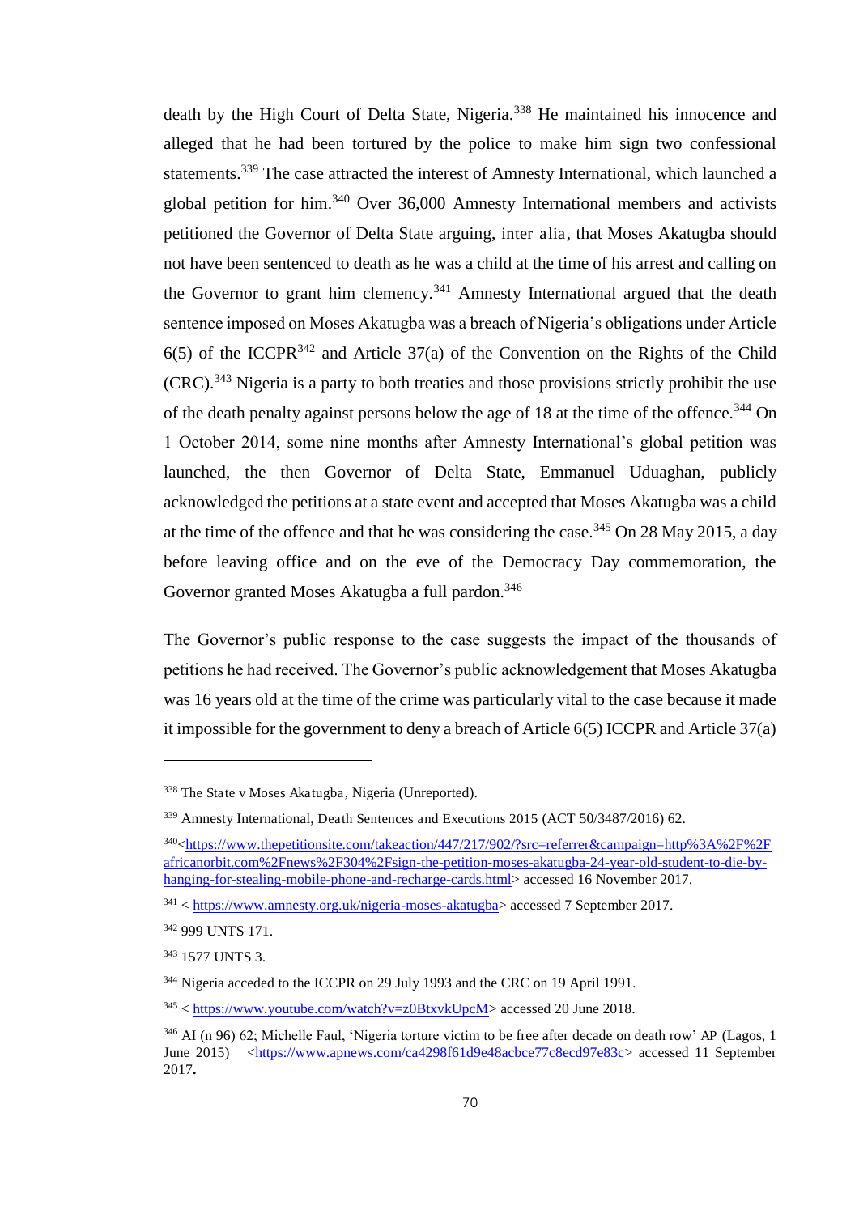death by the High Court of Delta State, Nigeria.[338] He maintained his innocence and alleged that he had been tortured by the police to make him sign two confessional statements.[339] The case attracted the interest of Amnesty International, which launched a global petition for him.[340] Over 36,000 Amnesty International members and activists petitioned the Governor of Delta State arguing, *inter alia*, that Moses Akatugba should not have been sentenced to death as he was a child at the time of his arrest and calling on the Governor to grant him clemency.[341] Amnesty International argued that the death sentence imposed on Moses Akatugba was a breach of Nigeria's obligations under Article 6(5) of the ICCPR[342] and Article 37(a) of the Convention on the Rights of the Child (CRC).[343] Nigeria is a party to both treaties and those provisions strictly prohibit the use of the death penalty against persons below the age of 18 at the time of the offence.[344] On 1 October 2014, some nine months after Amnesty International's global petition was launched, the then Governor of Delta State, Emmanuel Uduaghan, publicly acknowledged the petitions at a state event and accepted that Moses Akatugba was a child at the time of the offence and that he was considering the case.[345] On 28 May 2015, a day before leaving office and on the eve of the Democracy Day commemoration, the Governor granted Moses Akatugba a full pardon.[346]

The Governor's public response to the case suggests the impact of the thousands of petitions he had received. The Governor's public acknowledgement that Moses Akatugba was 16 years old at the time of the crime was particularly vital to the case because it made it impossible for the government to deny a breach of Article 6(5) ICCPR and Article 37(a)

---

[338] *The State v Moses Akatugba*, Nigeria (Unreported).

[339] Amnesty International, Death Sentences and Executions 2015 (ACT 50/3487/2016) 62.

[340] <https://www.thepetitionsite.com/takeaction/447/217/902/?src=referrer&campaign=http%3A%2F%2Fafricanorbit.com%2Fnews%2F304%2Fsign-the-petition-moses-akatugba-24-year-old-student-to-die-by-hanging-for-stealing-mobile-phone-and-recharge-cards.html> accessed 16 November 2017.

[341] < https://www.amnesty.org.uk/nigeria-moses-akatugba> accessed 7 September 2017.

[342] 999 UNTS 171.

[343] 1577 UNTS 3.

[344] Nigeria acceded to the ICCPR on 29 July 1993 and the CRC on 19 April 1991.

[345] < https://www.youtube.com/watch?v=z0BtxvkUpcM> accessed 20 June 2018.

[346] AI (n 96) 62; Michelle Faul, 'Nigeria torture victim to be free after decade on death row' AP (Lagos, 1 June 2015) <https://www.apnews.com/ca4298f61d9e48acbce77c8ecd97e83c> accessed 11 September 2017.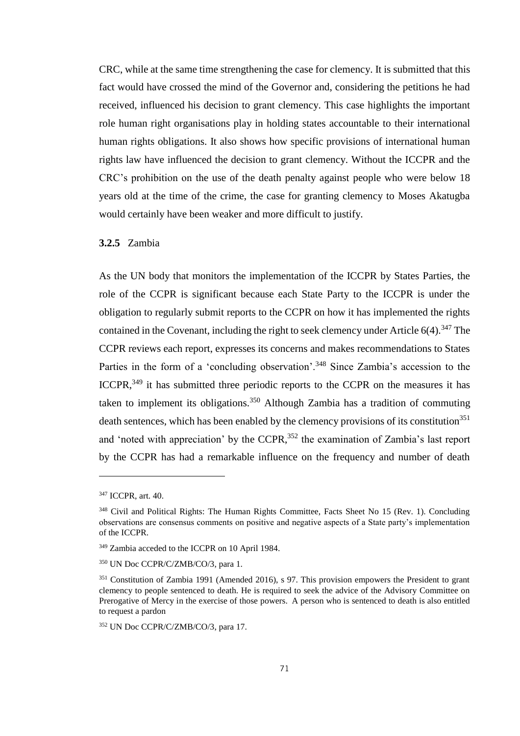CRC, while at the same time strengthening the case for clemency. It is submitted that this fact would have crossed the mind of the Governor and, considering the petitions he had received, influenced his decision to grant clemency. This case highlights the important role human right organisations play in holding states accountable to their international human rights obligations. It also shows how specific provisions of international human rights law have influenced the decision to grant clemency. Without the ICCPR and the CRC's prohibition on the use of the death penalty against people who were below 18 years old at the time of the crime, the case for granting clemency to Moses Akatugba would certainly have been weaker and more difficult to justify.

### **3.2.5** Zambia

As the UN body that monitors the implementation of the ICCPR by States Parties, the role of the CCPR is significant because each State Party to the ICCPR is under the obligation to regularly submit reports to the CCPR on how it has implemented the rights contained in the Covenant, including the right to seek clemency under Article 6(4).[347] The CCPR reviews each report, expresses its concerns and makes recommendations to States Parties in the form of a 'concluding observation'.[348] Since Zambia's accession to the ICCPR,[349] it has submitted three periodic reports to the CCPR on the measures it has taken to implement its obligations.[350] Although Zambia has a tradition of commuting death sentences, which has been enabled by the clemency provisions of its constitution[351] and 'noted with appreciation' by the CCPR,[352] the examination of Zambia's last report by the CCPR has had a remarkable influence on the frequency and number of death

---

[347] ICCPR, art. 40.

[348] Civil and Political Rights: The Human Rights Committee, Facts Sheet No 15 (Rev. 1). Concluding observations are consensus comments on positive and negative aspects of a State party's implementation of the ICCPR.

[349] Zambia acceded to the ICCPR on 10 April 1984.

[350] UN Doc CCPR/C/ZMB/CO/3, para 1.

[351] Constitution of Zambia 1991 (Amended 2016), s 97. This provision empowers the President to grant clemency to people sentenced to death. He is required to seek the advice of the Advisory Committee on Prerogative of Mercy in the exercise of those powers. A person who is sentenced to death is also entitled to request a pardon

[352] UN Doc CCPR/C/ZMB/CO/3, para 17.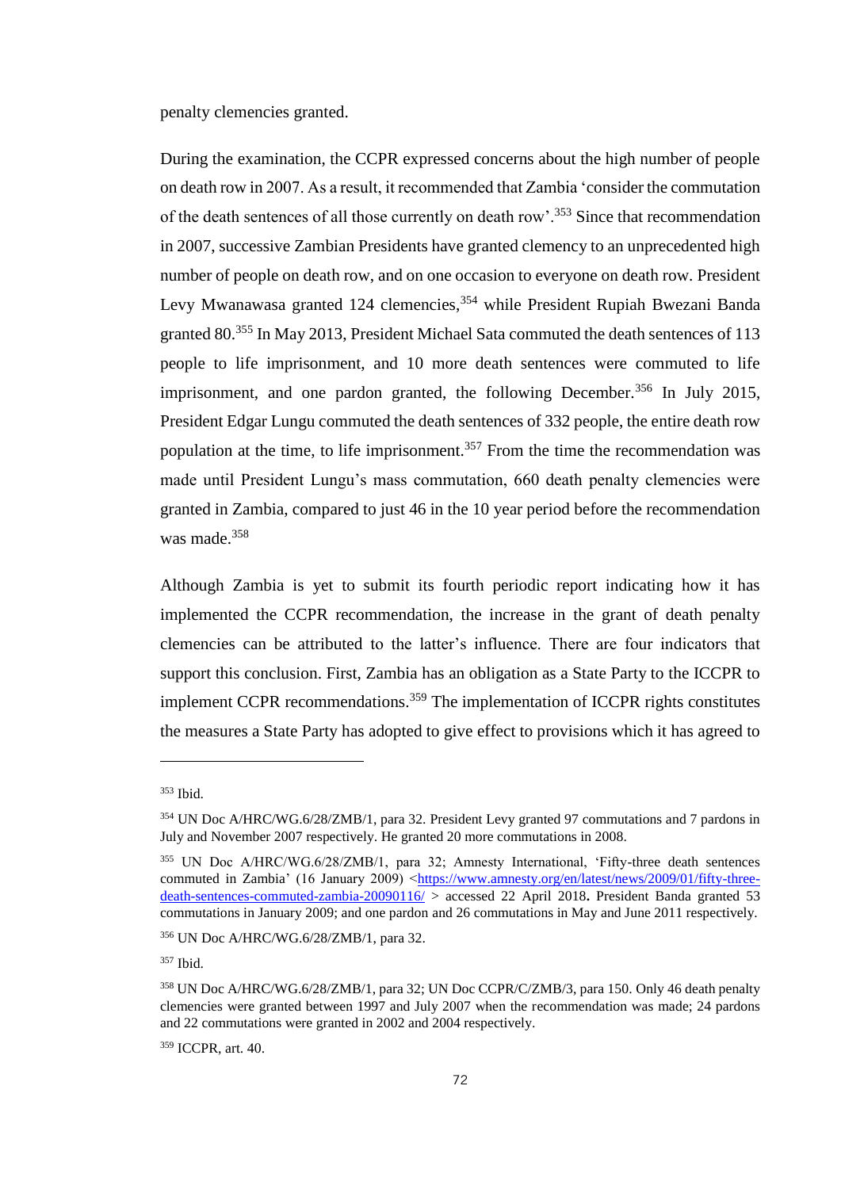penalty clemencies granted.

During the examination, the CCPR expressed concerns about the high number of people on death row in 2007. As a result, it recommended that Zambia 'consider the commutation of the death sentences of all those currently on death row'.[353] Since that recommendation in 2007, successive Zambian Presidents have granted clemency to an unprecedented high number of people on death row, and on one occasion to everyone on death row. President Levy Mwanawasa granted 124 clemencies,[354] while President Rupiah Bwezani Banda granted 80.[355] In May 2013, President Michael Sata commuted the death sentences of 113 people to life imprisonment, and 10 more death sentences were commuted to life imprisonment, and one pardon granted, the following December.[356] In July 2015, President Edgar Lungu commuted the death sentences of 332 people, the entire death row population at the time, to life imprisonment.[357] From the time the recommendation was made until President Lungu's mass commutation, 660 death penalty clemencies were granted in Zambia, compared to just 46 in the 10 year period before the recommendation was made.[358]

Although Zambia is yet to submit its fourth periodic report indicating how it has implemented the CCPR recommendation, the increase in the grant of death penalty clemencies can be attributed to the latter's influence. There are four indicators that support this conclusion. First, Zambia has an obligation as a State Party to the ICCPR to implement CCPR recommendations.[359] The implementation of ICCPR rights constitutes the measures a State Party has adopted to give effect to provisions which it has agreed to

---

[353] Ibid.

[354] UN Doc A/HRC/WG.6/28/ZMB/1, para 32. President Levy granted 97 commutations and 7 pardons in July and November 2007 respectively. He granted 20 more commutations in 2008.

[355] UN Doc A/HRC/WG.6/28/ZMB/1, para 32; Amnesty International, 'Fifty-three death sentences commuted in Zambia' (16 January 2009) <https://www.amnesty.org/en/latest/news/2009/01/fifty-three-death-sentences-commuted-zambia-20090116/ > accessed 22 April 2018**.** President Banda granted 53 commutations in January 2009; and one pardon and 26 commutations in May and June 2011 respectively.

[356] UN Doc A/HRC/WG.6/28/ZMB/1, para 32.

[357] Ibid.

[358] UN Doc A/HRC/WG.6/28/ZMB/1, para 32; UN Doc CCPR/C/ZMB/3, para 150. Only 46 death penalty clemencies were granted between 1997 and July 2007 when the recommendation was made; 24 pardons and 22 commutations were granted in 2002 and 2004 respectively.

[359] ICCPR, art. 40.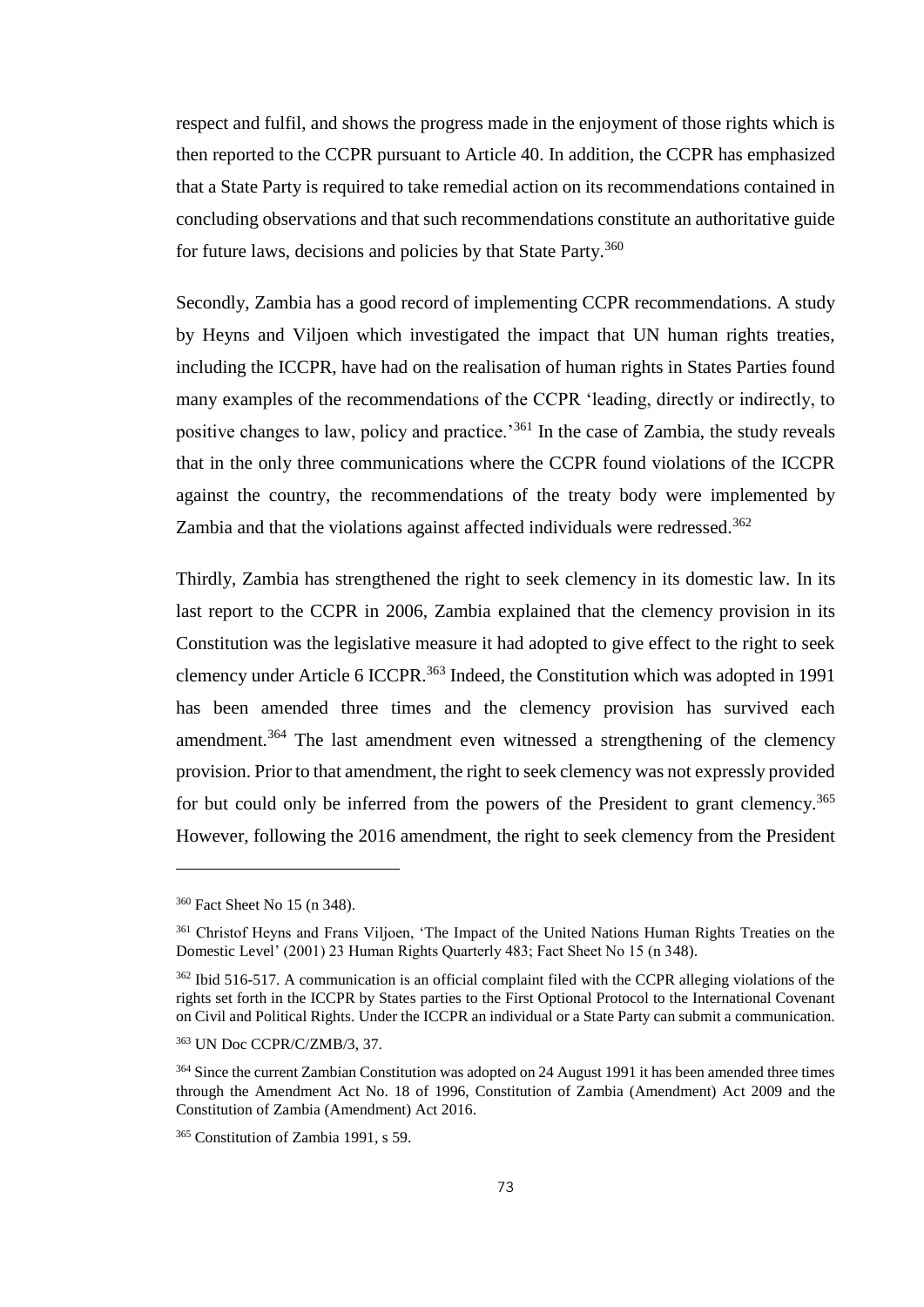respect and fulfil, and shows the progress made in the enjoyment of those rights which is then reported to the CCPR pursuant to Article 40. In addition, the CCPR has emphasized that a State Party is required to take remedial action on its recommendations contained in concluding observations and that such recommendations constitute an authoritative guide for future laws, decisions and policies by that State Party.[360]

Secondly, Zambia has a good record of implementing CCPR recommendations. A study by Heyns and Viljoen which investigated the impact that UN human rights treaties, including the ICCPR, have had on the realisation of human rights in States Parties found many examples of the recommendations of the CCPR 'leading, directly or indirectly, to positive changes to law, policy and practice.'[361] In the case of Zambia, the study reveals that in the only three communications where the CCPR found violations of the ICCPR against the country, the recommendations of the treaty body were implemented by Zambia and that the violations against affected individuals were redressed.[362]

Thirdly, Zambia has strengthened the right to seek clemency in its domestic law. In its last report to the CCPR in 2006, Zambia explained that the clemency provision in its Constitution was the legislative measure it had adopted to give effect to the right to seek clemency under Article 6 ICCPR.[363] Indeed, the Constitution which was adopted in 1991 has been amended three times and the clemency provision has survived each amendment.[364] The last amendment even witnessed a strengthening of the clemency provision. Prior to that amendment, the right to seek clemency was not expressly provided for but could only be inferred from the powers of the President to grant clemency.[365] However, following the 2016 amendment, the right to seek clemency from the President

---

[360] Fact Sheet No 15 (n 348).

[361] Christof Heyns and Frans Viljoen, 'The Impact of the United Nations Human Rights Treaties on the Domestic Level' (2001) 23 Human Rights Quarterly 483; Fact Sheet No 15 (n 348).

[362] Ibid 516-517. A communication is an official complaint filed with the CCPR alleging violations of the rights set forth in the ICCPR by States parties to the First Optional Protocol to the International Covenant on Civil and Political Rights. Under the ICCPR an individual or a State Party can submit a communication.

[363] UN Doc CCPR/C/ZMB/3, 37.

[364] Since the current Zambian Constitution was adopted on 24 August 1991 it has been amended three times through the Amendment Act No. 18 of 1996, Constitution of Zambia (Amendment) Act 2009 and the Constitution of Zambia (Amendment) Act 2016.

[365] Constitution of Zambia 1991, s 59.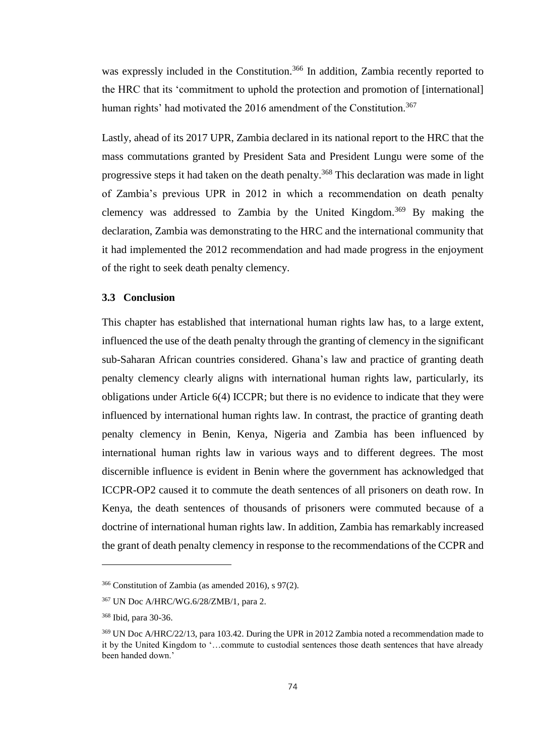was expressly included in the Constitution.[366] In addition, Zambia recently reported to the HRC that its 'commitment to uphold the protection and promotion of [international] human rights' had motivated the 2016 amendment of the Constitution.[367]

Lastly, ahead of its 2017 UPR, Zambia declared in its national report to the HRC that the mass commutations granted by President Sata and President Lungu were some of the progressive steps it had taken on the death penalty.[368] This declaration was made in light of Zambia's previous UPR in 2012 in which a recommendation on death penalty clemency was addressed to Zambia by the United Kingdom.[369] By making the declaration, Zambia was demonstrating to the HRC and the international community that it had implemented the 2012 recommendation and had made progress in the enjoyment of the right to seek death penalty clemency.

### 3.3 Conclusion

This chapter has established that international human rights law has, to a large extent, influenced the use of the death penalty through the granting of clemency in the significant sub-Saharan African countries considered. Ghana's law and practice of granting death penalty clemency clearly aligns with international human rights law, particularly, its obligations under Article 6(4) ICCPR; but there is no evidence to indicate that they were influenced by international human rights law. In contrast, the practice of granting death penalty clemency in Benin, Kenya, Nigeria and Zambia has been influenced by international human rights law in various ways and to different degrees. The most discernible influence is evident in Benin where the government has acknowledged that ICCPR-OP2 caused it to commute the death sentences of all prisoners on death row. In Kenya, the death sentences of thousands of prisoners were commuted because of a doctrine of international human rights law. In addition, Zambia has remarkably increased the grant of death penalty clemency in response to the recommendations of the CCPR and

---

[366] Constitution of Zambia (as amended 2016), s 97(2).

[367] UN Doc A/HRC/WG.6/28/ZMB/1, para 2.

[368] Ibid, para 30-36.

[369] UN Doc A/HRC/22/13, para 103.42. During the UPR in 2012 Zambia noted a recommendation made to it by the United Kingdom to '…commute to custodial sentences those death sentences that have already been handed down.'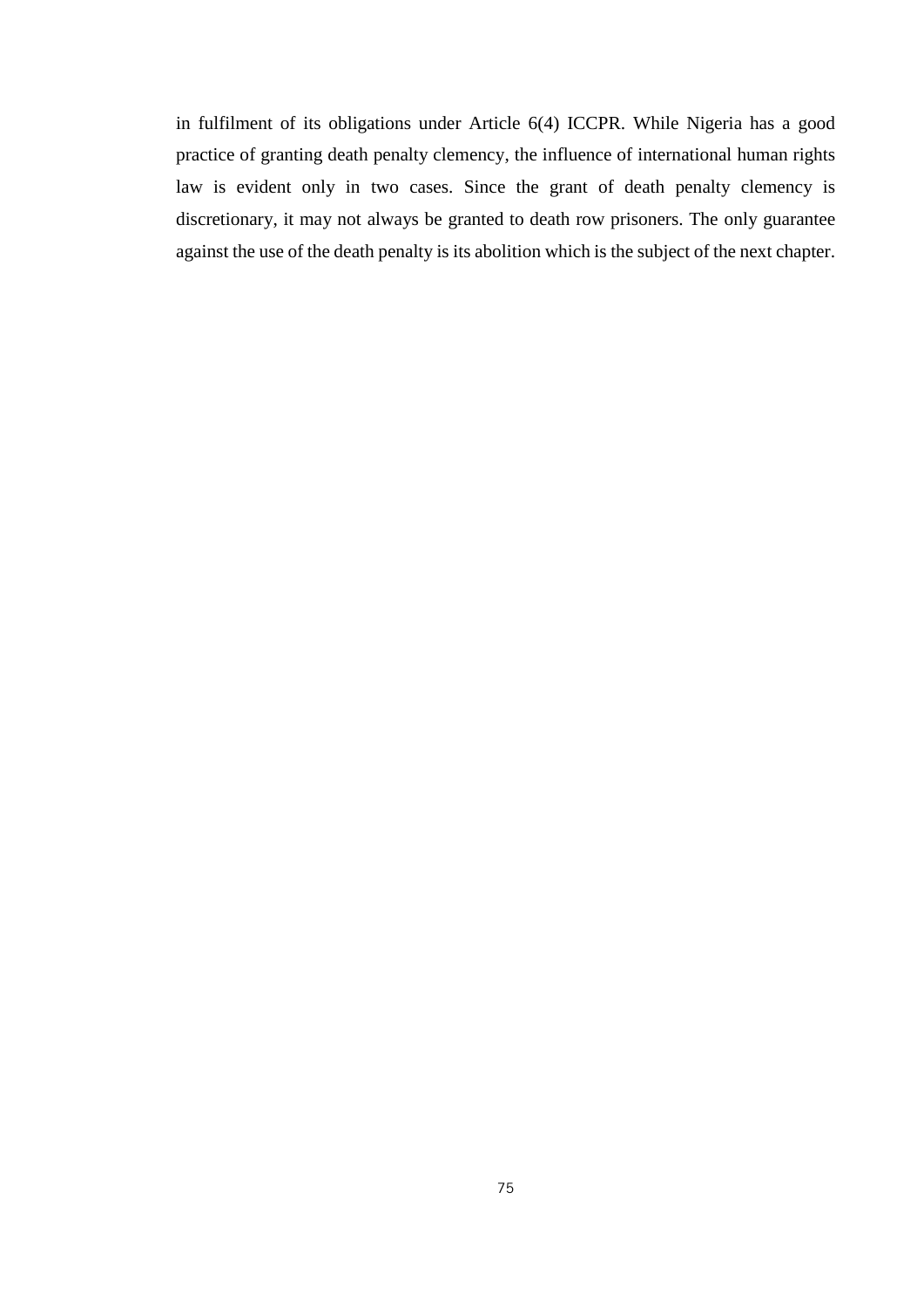in fulfilment of its obligations under Article 6(4) ICCPR. While Nigeria has a good practice of granting death penalty clemency, the influence of international human rights law is evident only in two cases. Since the grant of death penalty clemency is discretionary, it may not always be granted to death row prisoners. The only guarantee against the use of the death penalty is its abolition which is the subject of the next chapter.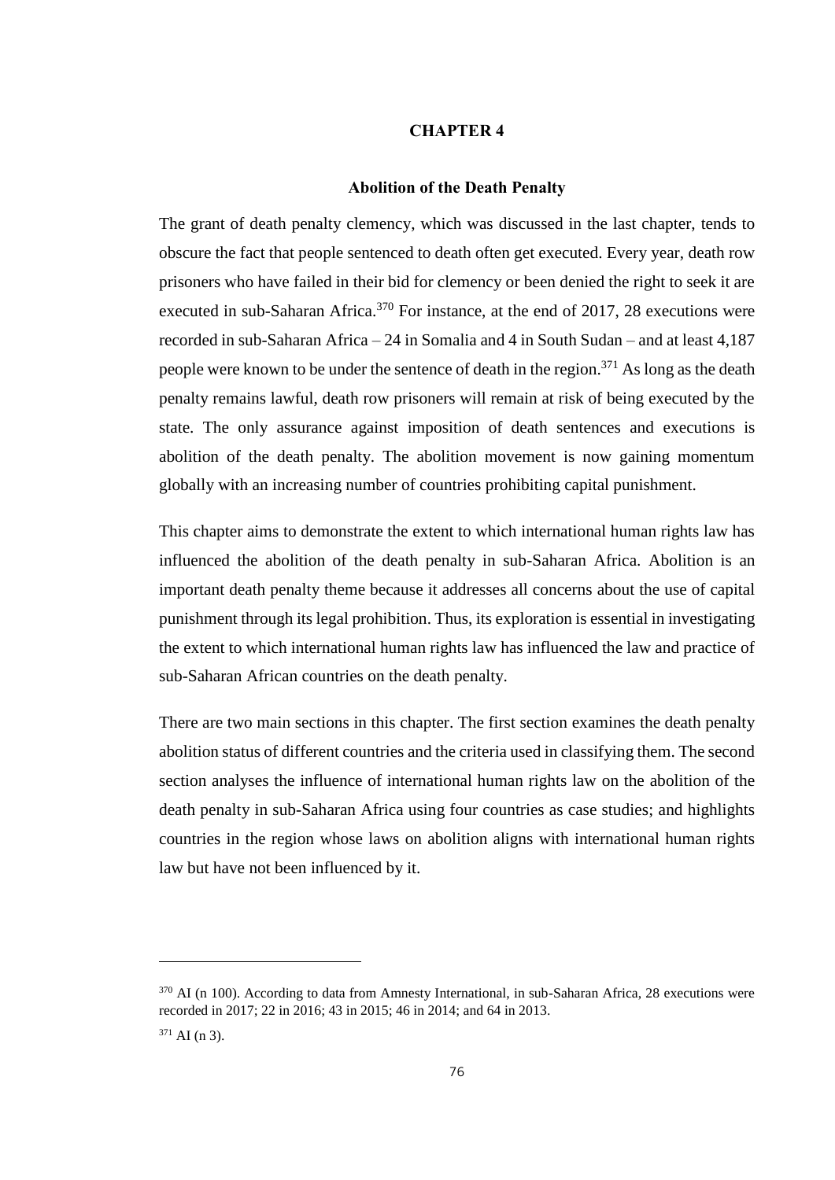# CHAPTER 4

## Abolition of the Death Penalty

The grant of death penalty clemency, which was discussed in the last chapter, tends to obscure the fact that people sentenced to death often get executed. Every year, death row prisoners who have failed in their bid for clemency or been denied the right to seek it are executed in sub-Saharan Africa.[370] For instance, at the end of 2017, 28 executions were recorded in sub-Saharan Africa – 24 in Somalia and 4 in South Sudan – and at least 4,187 people were known to be under the sentence of death in the region.[371] As long as the death penalty remains lawful, death row prisoners will remain at risk of being executed by the state. The only assurance against imposition of death sentences and executions is abolition of the death penalty. The abolition movement is now gaining momentum globally with an increasing number of countries prohibiting capital punishment.

This chapter aims to demonstrate the extent to which international human rights law has influenced the abolition of the death penalty in sub-Saharan Africa. Abolition is an important death penalty theme because it addresses all concerns about the use of capital punishment through its legal prohibition. Thus, its exploration is essential in investigating the extent to which international human rights law has influenced the law and practice of sub-Saharan African countries on the death penalty.

There are two main sections in this chapter. The first section examines the death penalty abolition status of different countries and the criteria used in classifying them. The second section analyses the influence of international human rights law on the abolition of the death penalty in sub-Saharan Africa using four countries as case studies; and highlights countries in the region whose laws on abolition aligns with international human rights law but have not been influenced by it.

---

[370] AI (n 100). According to data from Amnesty International, in sub-Saharan Africa, 28 executions were recorded in 2017; 22 in 2016; 43 in 2015; 46 in 2014; and 64 in 2013.

[371] AI (n 3).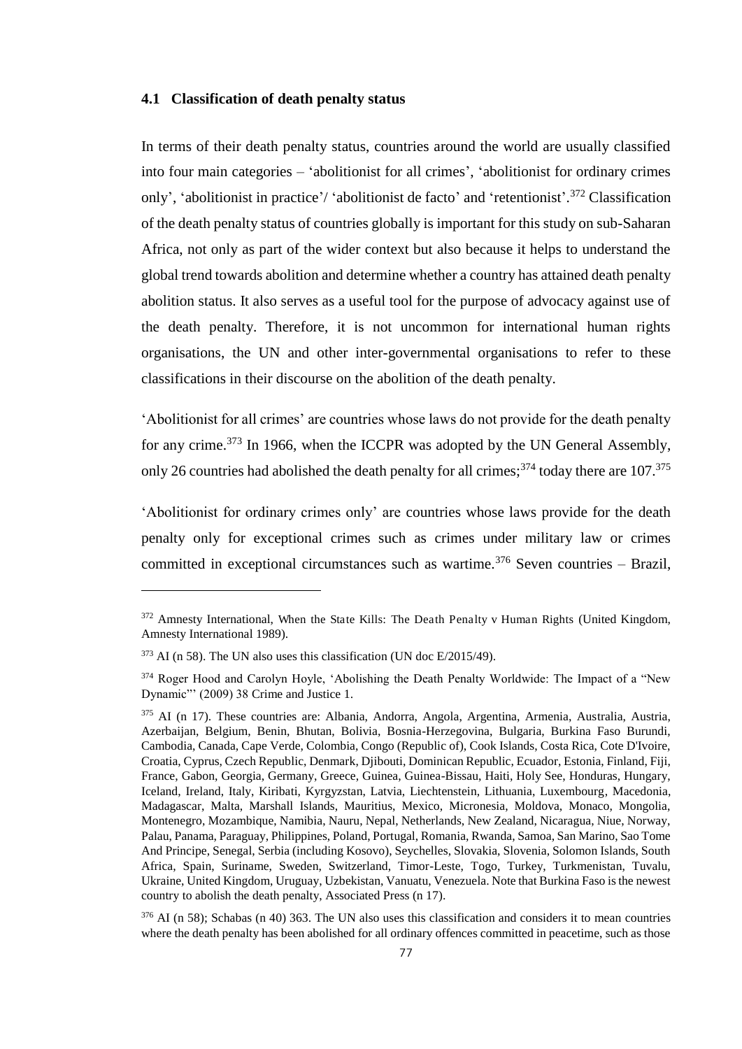### 4.1 Classification of death penalty status

In terms of their death penalty status, countries around the world are usually classified into four main categories – 'abolitionist for all crimes', 'abolitionist for ordinary crimes only', 'abolitionist in practice'/ 'abolitionist de facto' and 'retentionist'.[372] Classification of the death penalty status of countries globally is important for this study on sub-Saharan Africa, not only as part of the wider context but also because it helps to understand the global trend towards abolition and determine whether a country has attained death penalty abolition status. It also serves as a useful tool for the purpose of advocacy against use of the death penalty. Therefore, it is not uncommon for international human rights organisations, the UN and other inter-governmental organisations to refer to these classifications in their discourse on the abolition of the death penalty.

'Abolitionist for all crimes' are countries whose laws do not provide for the death penalty for any crime.[373] In 1966, when the ICCPR was adopted by the UN General Assembly, only 26 countries had abolished the death penalty for all crimes;[374] today there are 107.[375]

'Abolitionist for ordinary crimes only' are countries whose laws provide for the death penalty only for exceptional crimes such as crimes under military law or crimes committed in exceptional circumstances such as wartime.[376] Seven countries – Brazil,

---

[372] Amnesty International, When the State Kills: The Death Penalty v Human Rights (United Kingdom, Amnesty International 1989).

[373] AI (n 58). The UN also uses this classification (UN doc E/2015/49).

[374] Roger Hood and Carolyn Hoyle, 'Abolishing the Death Penalty Worldwide: The Impact of a "New Dynamic"' (2009) 38 Crime and Justice 1.

[375] AI (n 17). These countries are: Albania, Andorra, Angola, Argentina, Armenia, Australia, Austria, Azerbaijan, Belgium, Benin, Bhutan, Bolivia, Bosnia-Herzegovina, Bulgaria, Burkina Faso Burundi, Cambodia, Canada, Cape Verde, Colombia, Congo (Republic of), Cook Islands, Costa Rica, Cote D'Ivoire, Croatia, Cyprus, Czech Republic, Denmark, Djibouti, Dominican Republic, Ecuador, Estonia, Finland, Fiji, France, Gabon, Georgia, Germany, Greece, Guinea, Guinea-Bissau, Haiti, Holy See, Honduras, Hungary, Iceland, Ireland, Italy, Kiribati, Kyrgyzstan, Latvia, Liechtenstein, Lithuania, Luxembourg, Macedonia, Madagascar, Malta, Marshall Islands, Mauritius, Mexico, Micronesia, Moldova, Monaco, Mongolia, Montenegro, Mozambique, Namibia, Nauru, Nepal, Netherlands, New Zealand, Nicaragua, Niue, Norway, Palau, Panama, Paraguay, Philippines, Poland, Portugal, Romania, Rwanda, Samoa, San Marino, Sao Tome And Principe, Senegal, Serbia (including Kosovo), Seychelles, Slovakia, Slovenia, Solomon Islands, South Africa, Spain, Suriname, Sweden, Switzerland, Timor-Leste, Togo, Turkey, Turkmenistan, Tuvalu, Ukraine, United Kingdom, Uruguay, Uzbekistan, Vanuatu, Venezuela. Note that Burkina Faso is the newest country to abolish the death penalty, Associated Press (n 17).

[376] AI (n 58); Schabas (n 40) 363. The UN also uses this classification and considers it to mean countries where the death penalty has been abolished for all ordinary offences committed in peacetime, such as those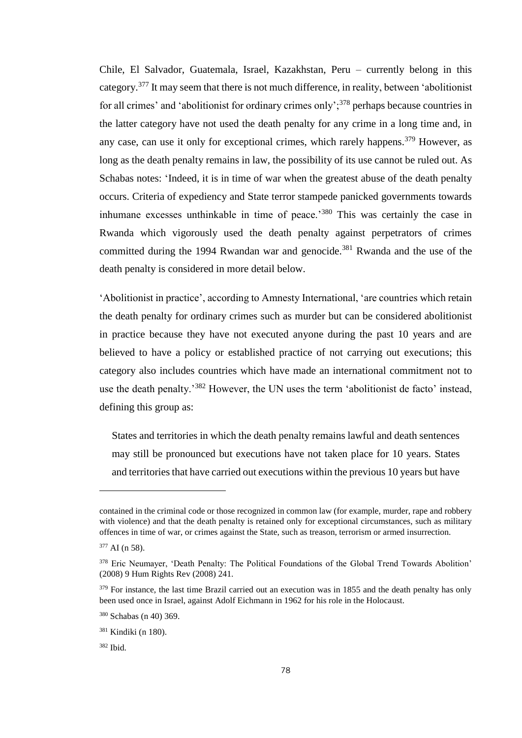Chile, El Salvador, Guatemala, Israel, Kazakhstan, Peru – currently belong in this category.[377] It may seem that there is not much difference, in reality, between 'abolitionist for all crimes' and 'abolitionist for ordinary crimes only';[378] perhaps because countries in the latter category have not used the death penalty for any crime in a long time and, in any case, can use it only for exceptional crimes, which rarely happens.[379] However, as long as the death penalty remains in law, the possibility of its use cannot be ruled out. As Schabas notes: 'Indeed, it is in time of war when the greatest abuse of the death penalty occurs. Criteria of expediency and State terror stampede panicked governments towards inhumane excesses unthinkable in time of peace.'[380] This was certainly the case in Rwanda which vigorously used the death penalty against perpetrators of crimes committed during the 1994 Rwandan war and genocide.[381] Rwanda and the use of the death penalty is considered in more detail below.

'Abolitionist in practice', according to Amnesty International, 'are countries which retain the death penalty for ordinary crimes such as murder but can be considered abolitionist in practice because they have not executed anyone during the past 10 years and are believed to have a policy or established practice of not carrying out executions; this category also includes countries which have made an international commitment not to use the death penalty.'[382] However, the UN uses the term 'abolitionist de facto' instead, defining this group as:

> States and territories in which the death penalty remains lawful and death sentences may still be pronounced but executions have not taken place for 10 years. States and territories that have carried out executions within the previous 10 years but have

---

contained in the criminal code or those recognized in common law (for example, murder, rape and robbery with violence) and that the death penalty is retained only for exceptional circumstances, such as military offences in time of war, or crimes against the State, such as treason, terrorism or armed insurrection.

[377] AI (n 58).

[378] Eric Neumayer, 'Death Penalty: The Political Foundations of the Global Trend Towards Abolition' (2008) 9 Hum Rights Rev (2008) 241.

[379] For instance, the last time Brazil carried out an execution was in 1855 and the death penalty has only been used once in Israel, against Adolf Eichmann in 1962 for his role in the Holocaust.

[380] Schabas (n 40) 369.

[381] Kindiki (n 180).

[382] Ibid.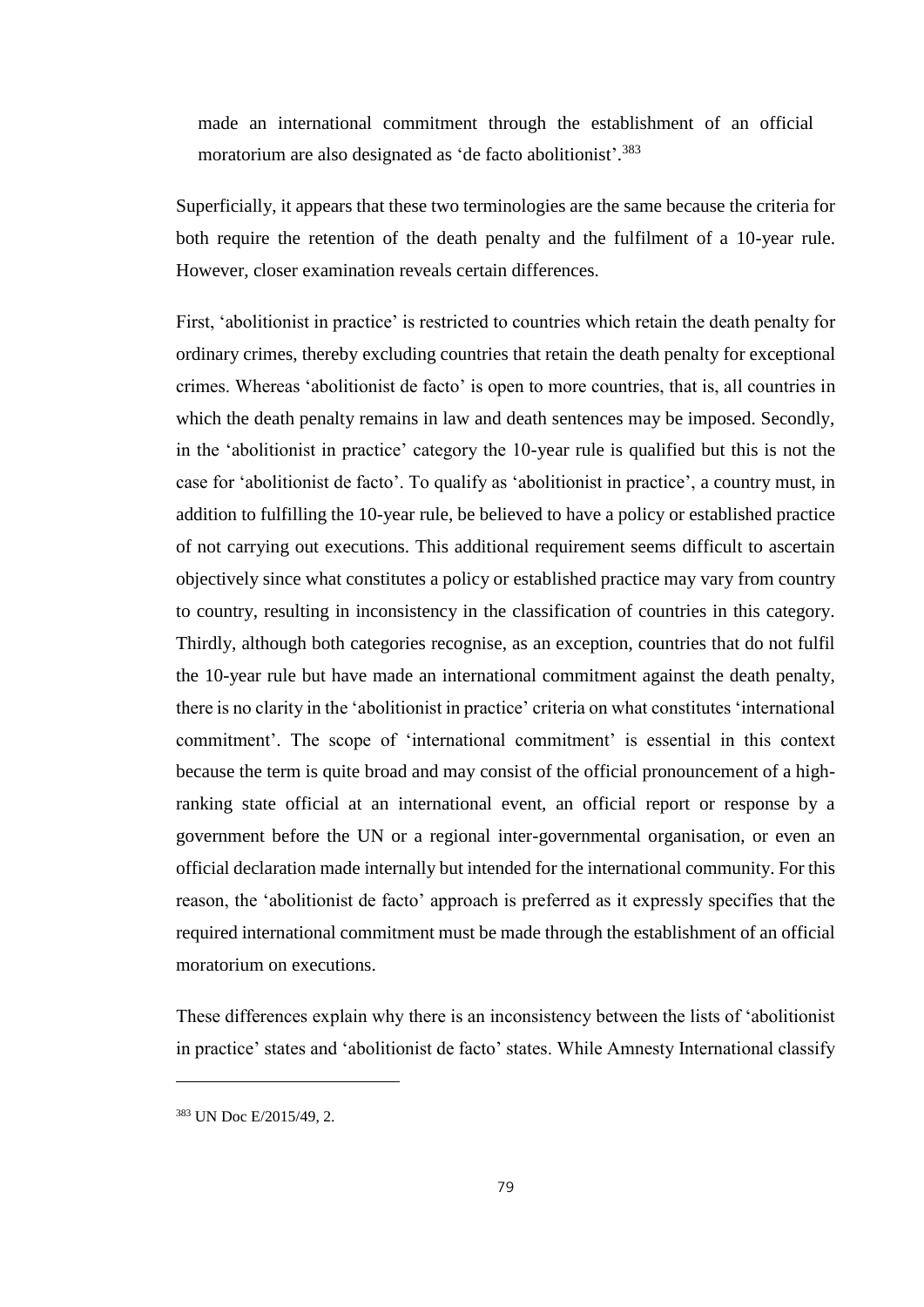made an international commitment through the establishment of an official moratorium are also designated as 'de facto abolitionist'.[383]

Superficially, it appears that these two terminologies are the same because the criteria for both require the retention of the death penalty and the fulfilment of a 10-year rule. However, closer examination reveals certain differences.

First, 'abolitionist in practice' is restricted to countries which retain the death penalty for ordinary crimes, thereby excluding countries that retain the death penalty for exceptional crimes. Whereas 'abolitionist de facto' is open to more countries, that is, all countries in which the death penalty remains in law and death sentences may be imposed. Secondly, in the 'abolitionist in practice' category the 10-year rule is qualified but this is not the case for 'abolitionist de facto'. To qualify as 'abolitionist in practice', a country must, in addition to fulfilling the 10-year rule, be believed to have a policy or established practice of not carrying out executions. This additional requirement seems difficult to ascertain objectively since what constitutes a policy or established practice may vary from country to country, resulting in inconsistency in the classification of countries in this category. Thirdly, although both categories recognise, as an exception, countries that do not fulfil the 10-year rule but have made an international commitment against the death penalty, there is no clarity in the 'abolitionist in practice' criteria on what constitutes 'international commitment'. The scope of 'international commitment' is essential in this context because the term is quite broad and may consist of the official pronouncement of a high-ranking state official at an international event, an official report or response by a government before the UN or a regional inter-governmental organisation, or even an official declaration made internally but intended for the international community. For this reason, the 'abolitionist de facto' approach is preferred as it expressly specifies that the required international commitment must be made through the establishment of an official moratorium on executions.

These differences explain why there is an inconsistency between the lists of 'abolitionist in practice' states and 'abolitionist de facto' states. While Amnesty International classify

---

[383] UN Doc E/2015/49, 2.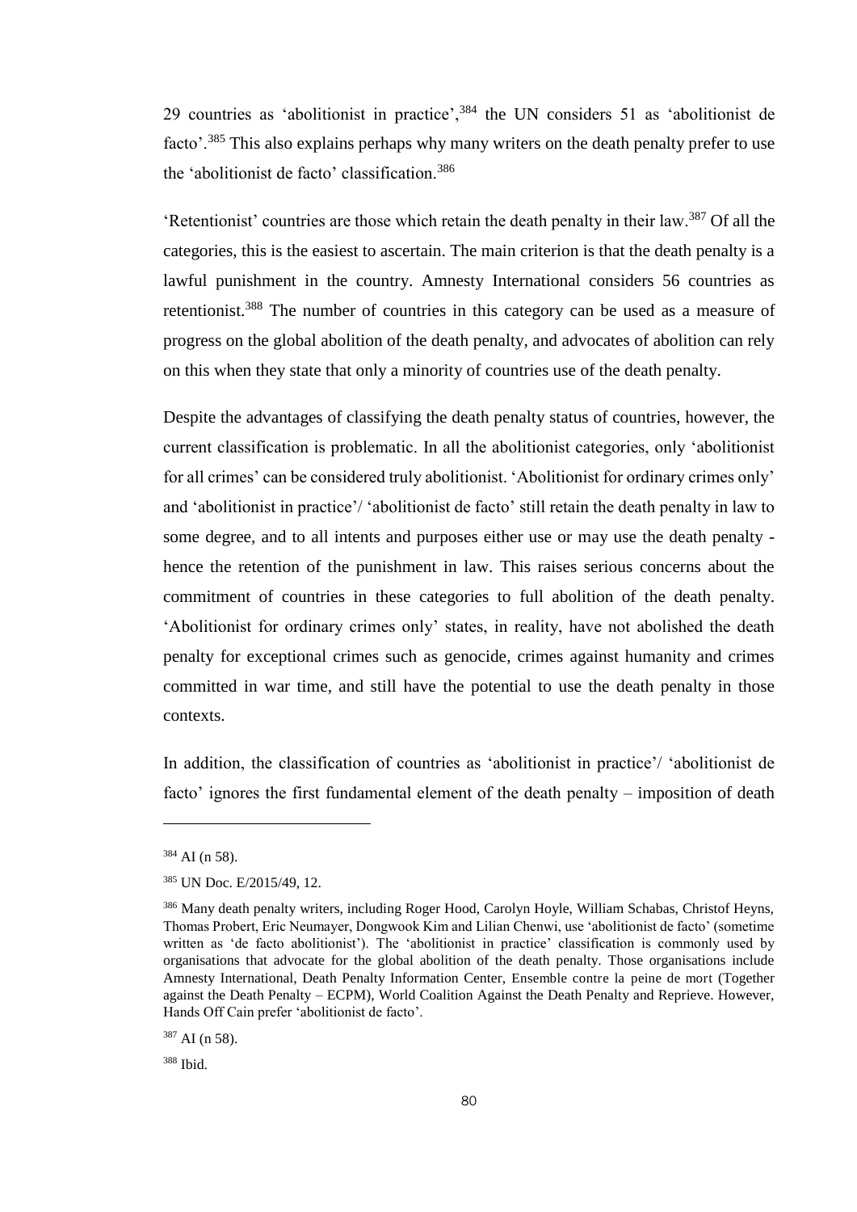29 countries as 'abolitionist in practice',[384] the UN considers 51 as 'abolitionist de facto'.[385] This also explains perhaps why many writers on the death penalty prefer to use the 'abolitionist de facto' classification.[386]

'Retentionist' countries are those which retain the death penalty in their law.[387] Of all the categories, this is the easiest to ascertain. The main criterion is that the death penalty is a lawful punishment in the country. Amnesty International considers 56 countries as retentionist.[388] The number of countries in this category can be used as a measure of progress on the global abolition of the death penalty, and advocates of abolition can rely on this when they state that only a minority of countries use of the death penalty.

Despite the advantages of classifying the death penalty status of countries, however, the current classification is problematic. In all the abolitionist categories, only 'abolitionist for all crimes' can be considered truly abolitionist. 'Abolitionist for ordinary crimes only' and 'abolitionist in practice'/ 'abolitionist de facto' still retain the death penalty in law to some degree, and to all intents and purposes either use or may use the death penalty - hence the retention of the punishment in law. This raises serious concerns about the commitment of countries in these categories to full abolition of the death penalty. 'Abolitionist for ordinary crimes only' states, in reality, have not abolished the death penalty for exceptional crimes such as genocide, crimes against humanity and crimes committed in war time, and still have the potential to use the death penalty in those contexts.

In addition, the classification of countries as 'abolitionist in practice'/ 'abolitionist de facto' ignores the first fundamental element of the death penalty – imposition of death

---

[384] AI (n 58).

[385] UN Doc. E/2015/49, 12.

[386] Many death penalty writers, including Roger Hood, Carolyn Hoyle, William Schabas, Christof Heyns, Thomas Probert, Eric Neumayer, Dongwook Kim and Lilian Chenwi, use 'abolitionist de facto' (sometime written as 'de facto abolitionist'). The 'abolitionist in practice' classification is commonly used by organisations that advocate for the global abolition of the death penalty. Those organisations include Amnesty International, Death Penalty Information Center, Ensemble contre la peine de mort (Together against the Death Penalty – ECPM), World Coalition Against the Death Penalty and Reprieve. However, Hands Off Cain prefer 'abolitionist de facto'.

[387] AI (n 58).

[388] Ibid.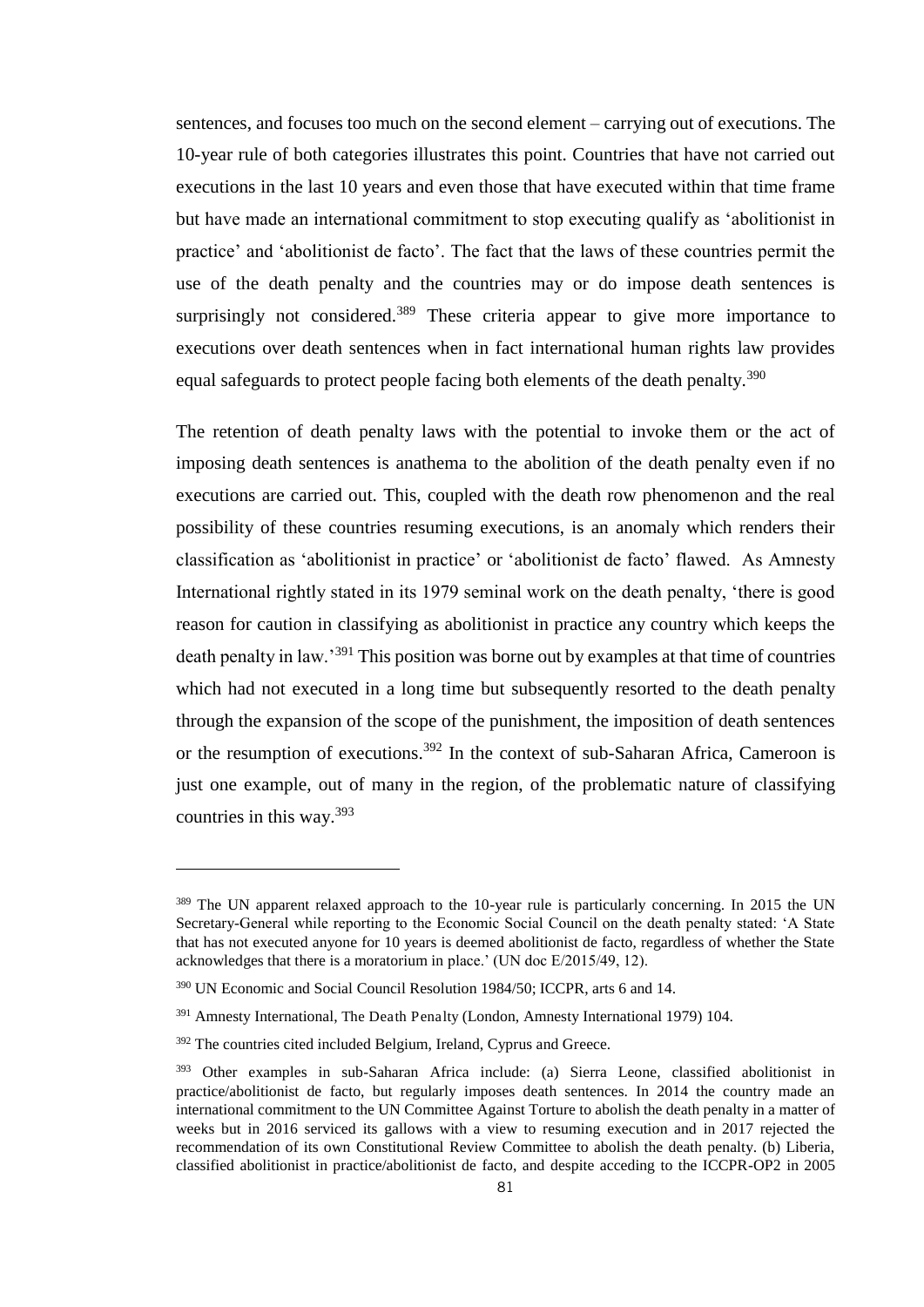sentences, and focuses too much on the second element – carrying out of executions. The 10-year rule of both categories illustrates this point. Countries that have not carried out executions in the last 10 years and even those that have executed within that time frame but have made an international commitment to stop executing qualify as 'abolitionist in practice' and 'abolitionist de facto'. The fact that the laws of these countries permit the use of the death penalty and the countries may or do impose death sentences is surprisingly not considered.[389] These criteria appear to give more importance to executions over death sentences when in fact international human rights law provides equal safeguards to protect people facing both elements of the death penalty.[390]

The retention of death penalty laws with the potential to invoke them or the act of imposing death sentences is anathema to the abolition of the death penalty even if no executions are carried out. This, coupled with the death row phenomenon and the real possibility of these countries resuming executions, is an anomaly which renders their classification as 'abolitionist in practice' or 'abolitionist de facto' flawed. As Amnesty International rightly stated in its 1979 seminal work on the death penalty, 'there is good reason for caution in classifying as abolitionist in practice any country which keeps the death penalty in law.'[391] This position was borne out by examples at that time of countries which had not executed in a long time but subsequently resorted to the death penalty through the expansion of the scope of the punishment, the imposition of death sentences or the resumption of executions.[392] In the context of sub-Saharan Africa, Cameroon is just one example, out of many in the region, of the problematic nature of classifying countries in this way.[393]

---

[389] The UN apparent relaxed approach to the 10-year rule is particularly concerning. In 2015 the UN Secretary-General while reporting to the Economic Social Council on the death penalty stated: 'A State that has not executed anyone for 10 years is deemed abolitionist de facto, regardless of whether the State acknowledges that there is a moratorium in place.' (UN doc E/2015/49, 12).

[390] UN Economic and Social Council Resolution 1984/50; ICCPR, arts 6 and 14.

[391] Amnesty International, The Death Penalty (London, Amnesty International 1979) 104.

[392] The countries cited included Belgium, Ireland, Cyprus and Greece.

[393] Other examples in sub-Saharan Africa include: (a) Sierra Leone, classified abolitionist in practice/abolitionist de facto, but regularly imposes death sentences. In 2014 the country made an international commitment to the UN Committee Against Torture to abolish the death penalty in a matter of weeks but in 2016 serviced its gallows with a view to resuming execution and in 2017 rejected the recommendation of its own Constitutional Review Committee to abolish the death penalty. (b) Liberia, classified abolitionist in practice/abolitionist de facto, and despite acceding to the ICCPR-OP2 in 2005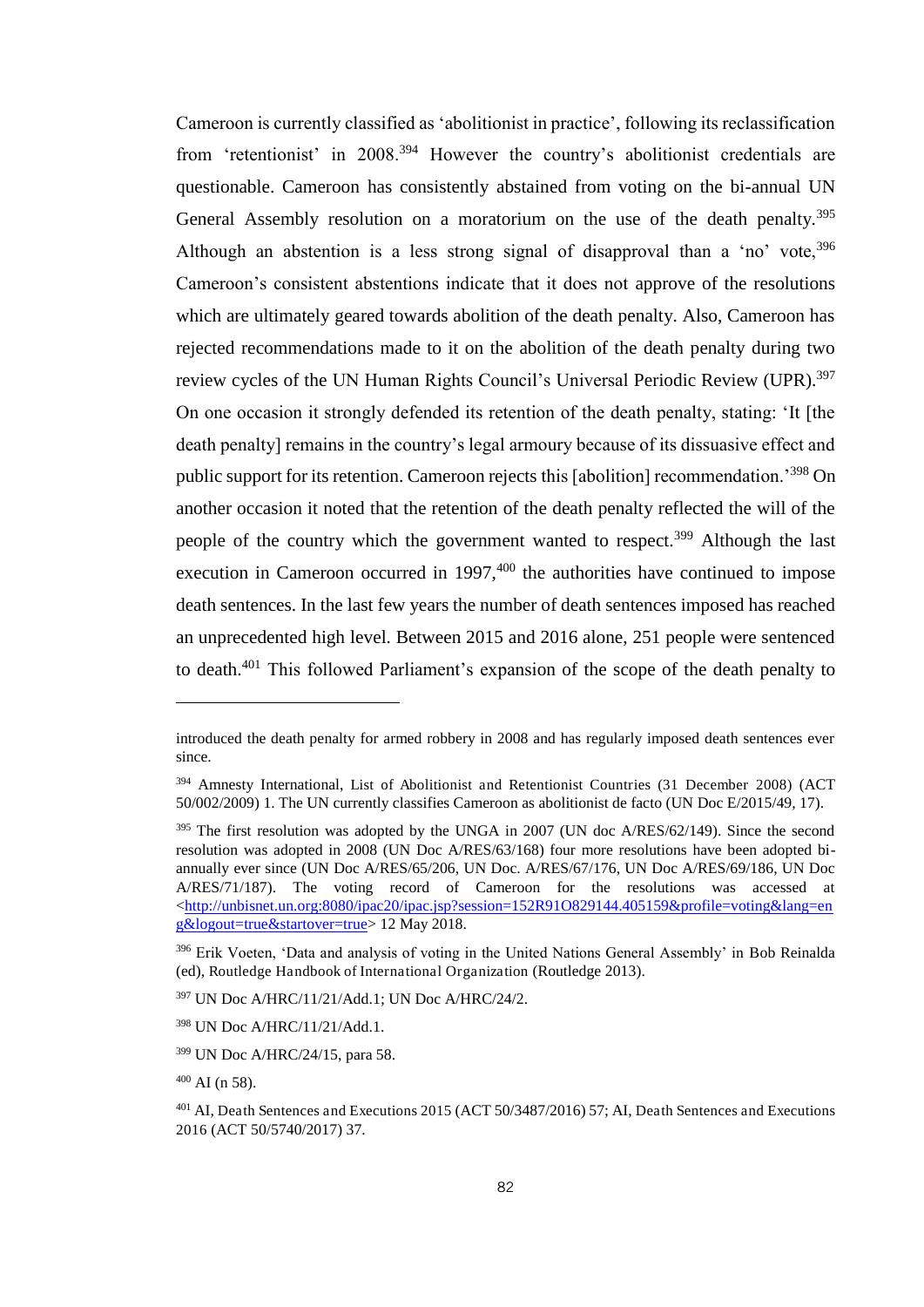Cameroon is currently classified as 'abolitionist in practice', following its reclassification from 'retentionist' in 2008.[394] However the country's abolitionist credentials are questionable. Cameroon has consistently abstained from voting on the bi-annual UN General Assembly resolution on a moratorium on the use of the death penalty.[395] Although an abstention is a less strong signal of disapproval than a 'no' vote,[396] Cameroon's consistent abstentions indicate that it does not approve of the resolutions which are ultimately geared towards abolition of the death penalty. Also, Cameroon has rejected recommendations made to it on the abolition of the death penalty during two review cycles of the UN Human Rights Council's Universal Periodic Review (UPR).[397] On one occasion it strongly defended its retention of the death penalty, stating: 'It [the death penalty] remains in the country's legal armoury because of its dissuasive effect and public support for its retention. Cameroon rejects this [abolition] recommendation.'[398] On another occasion it noted that the retention of the death penalty reflected the will of the people of the country which the government wanted to respect.[399] Although the last execution in Cameroon occurred in 1997,[400] the authorities have continued to impose death sentences. In the last few years the number of death sentences imposed has reached an unprecedented high level. Between 2015 and 2016 alone, 251 people were sentenced to death.[401] This followed Parliament's expansion of the scope of the death penalty to

---

introduced the death penalty for armed robbery in 2008 and has regularly imposed death sentences ever since.

[394] Amnesty International, List of Abolitionist and Retentionist Countries (31 December 2008) (ACT 50/002/2009) 1. The UN currently classifies Cameroon as abolitionist de facto (UN Doc E/2015/49, 17).

[395] The first resolution was adopted by the UNGA in 2007 (UN doc A/RES/62/149). Since the second resolution was adopted in 2008 (UN Doc A/RES/63/168) four more resolutions have been adopted bi-annually ever since (UN Doc A/RES/65/206, UN Doc. A/RES/67/176, UN Doc A/RES/69/186, UN Doc A/RES/71/187). The voting record of Cameroon for the resolutions was accessed at <http://unbisnet.un.org:8080/ipac20/ipac.jsp?session=152R91O829144.405159&profile=voting&lang=eng&logout=true&startover=true> 12 May 2018.

[396] Erik Voeten, 'Data and analysis of voting in the United Nations General Assembly' in Bob Reinalda (ed), Routledge Handbook of International Organization (Routledge 2013).

[397] UN Doc A/HRC/11/21/Add.1; UN Doc A/HRC/24/2.

[398] UN Doc A/HRC/11/21/Add.1.

[399] UN Doc A/HRC/24/15, para 58.

[400] AI (n 58).

[401] AI, Death Sentences and Executions 2015 (ACT 50/3487/2016) 57; AI, Death Sentences and Executions 2016 (ACT 50/5740/2017) 37.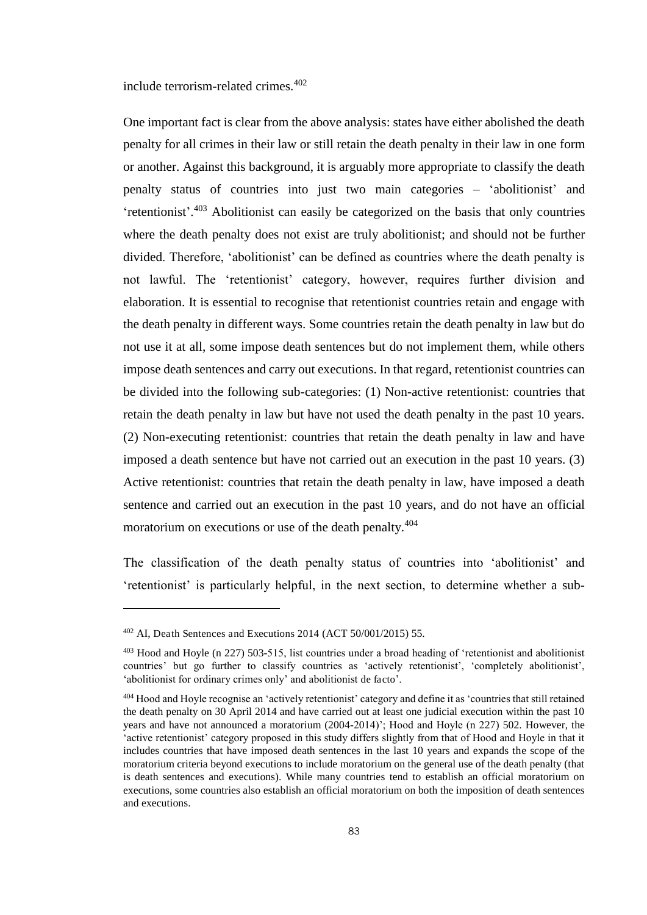include terrorism-related crimes.[402]

One important fact is clear from the above analysis: states have either abolished the death penalty for all crimes in their law or still retain the death penalty in their law in one form or another. Against this background, it is arguably more appropriate to classify the death penalty status of countries into just two main categories – 'abolitionist' and 'retentionist'.[403] Abolitionist can easily be categorized on the basis that only countries where the death penalty does not exist are truly abolitionist; and should not be further divided. Therefore, 'abolitionist' can be defined as countries where the death penalty is not lawful. The 'retentionist' category, however, requires further division and elaboration. It is essential to recognise that retentionist countries retain and engage with the death penalty in different ways. Some countries retain the death penalty in law but do not use it at all, some impose death sentences but do not implement them, while others impose death sentences and carry out executions. In that regard, retentionist countries can be divided into the following sub-categories: (1) Non-active retentionist: countries that retain the death penalty in law but have not used the death penalty in the past 10 years. (2) Non-executing retentionist: countries that retain the death penalty in law and have imposed a death sentence but have not carried out an execution in the past 10 years. (3) Active retentionist: countries that retain the death penalty in law, have imposed a death sentence and carried out an execution in the past 10 years, and do not have an official moratorium on executions or use of the death penalty.[404]

The classification of the death penalty status of countries into 'abolitionist' and 'retentionist' is particularly helpful, in the next section, to determine whether a sub-

---

[402] AI, Death Sentences and Executions 2014 (ACT 50/001/2015) 55.

[403] Hood and Hoyle (n 227) 503-515, list countries under a broad heading of 'retentionist and abolitionist countries' but go further to classify countries as 'actively retentionist', 'completely abolitionist', 'abolitionist for ordinary crimes only' and abolitionist de facto'.

[404] Hood and Hoyle recognise an 'actively retentionist' category and define it as 'countries that still retained the death penalty on 30 April 2014 and have carried out at least one judicial execution within the past 10 years and have not announced a moratorium (2004-2014)'; Hood and Hoyle (n 227) 502. However, the 'active retentionist' category proposed in this study differs slightly from that of Hood and Hoyle in that it includes countries that have imposed death sentences in the last 10 years and expands the scope of the moratorium criteria beyond executions to include moratorium on the general use of the death penalty (that is death sentences and executions). While many countries tend to establish an official moratorium on executions, some countries also establish an official moratorium on both the imposition of death sentences and executions.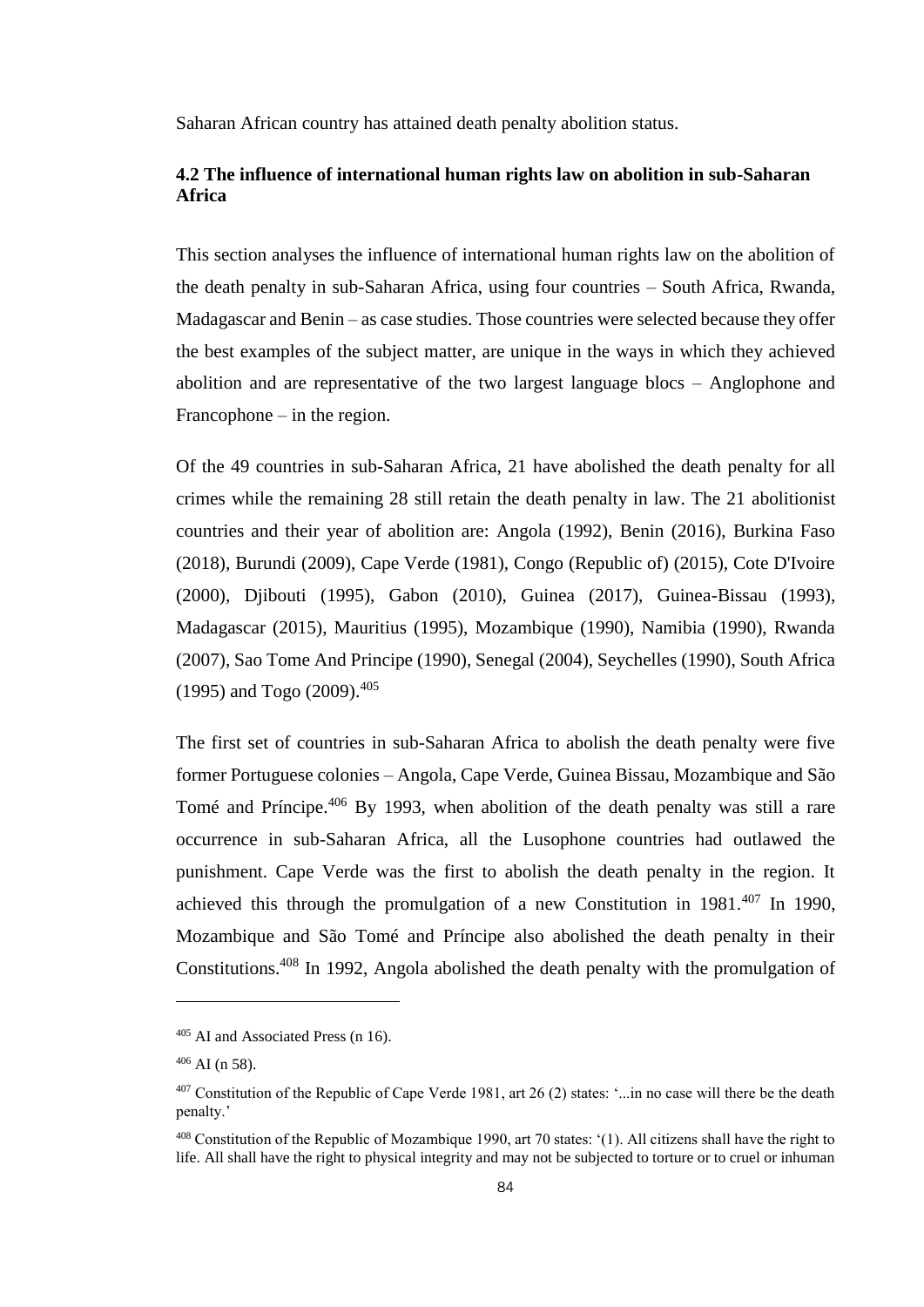Saharan African country has attained death penalty abolition status.

### 4.2 The influence of international human rights law on abolition in sub-Saharan Africa

This section analyses the influence of international human rights law on the abolition of the death penalty in sub-Saharan Africa, using four countries – South Africa, Rwanda, Madagascar and Benin – as case studies. Those countries were selected because they offer the best examples of the subject matter, are unique in the ways in which they achieved abolition and are representative of the two largest language blocs – Anglophone and Francophone – in the region.

Of the 49 countries in sub-Saharan Africa, 21 have abolished the death penalty for all crimes while the remaining 28 still retain the death penalty in law. The 21 abolitionist countries and their year of abolition are: Angola (1992), Benin (2016), Burkina Faso (2018), Burundi (2009), Cape Verde (1981), Congo (Republic of) (2015), Cote D'Ivoire (2000), Djibouti (1995), Gabon (2010), Guinea (2017), Guinea-Bissau (1993), Madagascar (2015), Mauritius (1995), Mozambique (1990), Namibia (1990), Rwanda (2007), Sao Tome And Principe (1990), Senegal (2004), Seychelles (1990), South Africa (1995) and Togo (2009).[405]

The first set of countries in sub-Saharan Africa to abolish the death penalty were five former Portuguese colonies – Angola, Cape Verde, Guinea Bissau, Mozambique and São Tomé and Príncipe.[406] By 1993, when abolition of the death penalty was still a rare occurrence in sub-Saharan Africa, all the Lusophone countries had outlawed the punishment. Cape Verde was the first to abolish the death penalty in the region. It achieved this through the promulgation of a new Constitution in 1981.[407] In 1990, Mozambique and São Tomé and Príncipe also abolished the death penalty in their Constitutions.[408] In 1992, Angola abolished the death penalty with the promulgation of

---

[405] AI and Associated Press (n 16).

[406] AI (n 58).

[407] Constitution of the Republic of Cape Verde 1981, art 26 (2) states: '...in no case will there be the death penalty.'

[408] Constitution of the Republic of Mozambique 1990, art 70 states: '(1). All citizens shall have the right to life. All shall have the right to physical integrity and may not be subjected to torture or to cruel or inhuman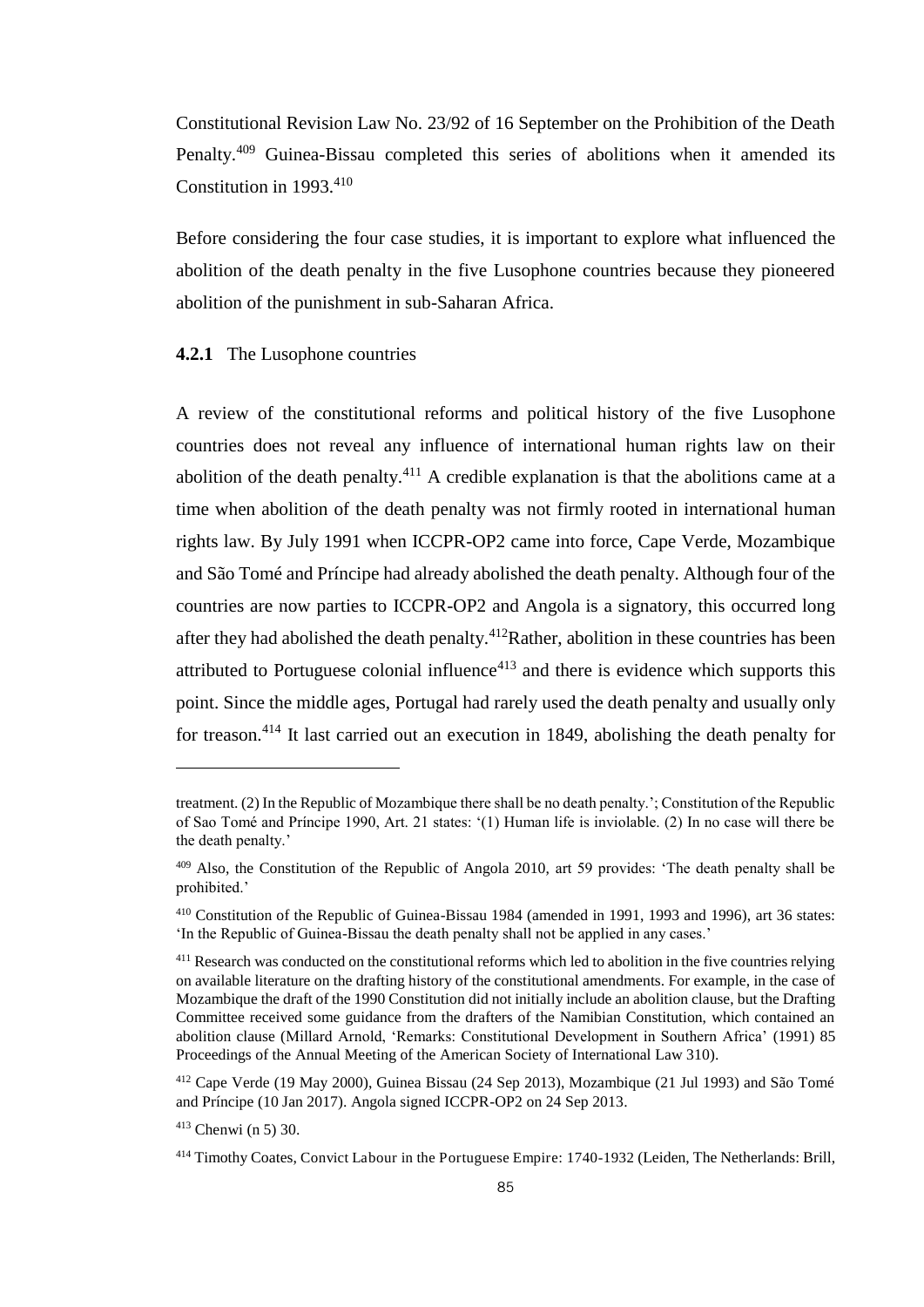Constitutional Revision Law No. 23/92 of 16 September on the Prohibition of the Death Penalty.[409] Guinea-Bissau completed this series of abolitions when it amended its Constitution in 1993.[410]

Before considering the four case studies, it is important to explore what influenced the abolition of the death penalty in the five Lusophone countries because they pioneered abolition of the punishment in sub-Saharan Africa.

### 4.2.1 The Lusophone countries

A review of the constitutional reforms and political history of the five Lusophone countries does not reveal any influence of international human rights law on their abolition of the death penalty.[411] A credible explanation is that the abolitions came at a time when abolition of the death penalty was not firmly rooted in international human rights law. By July 1991 when ICCPR-OP2 came into force, Cape Verde, Mozambique and São Tomé and Príncipe had already abolished the death penalty. Although four of the countries are now parties to ICCPR-OP2 and Angola is a signatory, this occurred long after they had abolished the death penalty.[412]Rather, abolition in these countries has been attributed to Portuguese colonial influence[413] and there is evidence which supports this point. Since the middle ages, Portugal had rarely used the death penalty and usually only for treason.[414] It last carried out an execution in 1849, abolishing the death penalty for

---

treatment. (2) In the Republic of Mozambique there shall be no death penalty.'; Constitution of the Republic of Sao Tomé and Príncipe 1990, Art. 21 states: '(1) Human life is inviolable. (2) In no case will there be the death penalty.'

[409] Also, the Constitution of the Republic of Angola 2010, art 59 provides: 'The death penalty shall be prohibited.'

[410] Constitution of the Republic of Guinea-Bissau 1984 (amended in 1991, 1993 and 1996), art 36 states: 'In the Republic of Guinea-Bissau the death penalty shall not be applied in any cases.'

[411] Research was conducted on the constitutional reforms which led to abolition in the five countries relying on available literature on the drafting history of the constitutional amendments. For example, in the case of Mozambique the draft of the 1990 Constitution did not initially include an abolition clause, but the Drafting Committee received some guidance from the drafters of the Namibian Constitution, which contained an abolition clause (Millard Arnold, 'Remarks: Constitutional Development in Southern Africa' (1991) 85 Proceedings of the Annual Meeting of the American Society of International Law 310).

[412] Cape Verde (19 May 2000), Guinea Bissau (24 Sep 2013), Mozambique (21 Jul 1993) and São Tomé and Príncipe (10 Jan 2017). Angola signed ICCPR-OP2 on 24 Sep 2013.

[413] Chenwi (n 5) 30.

[414] Timothy Coates, Convict Labour in the Portuguese Empire: 1740-1932 (Leiden, The Netherlands: Brill,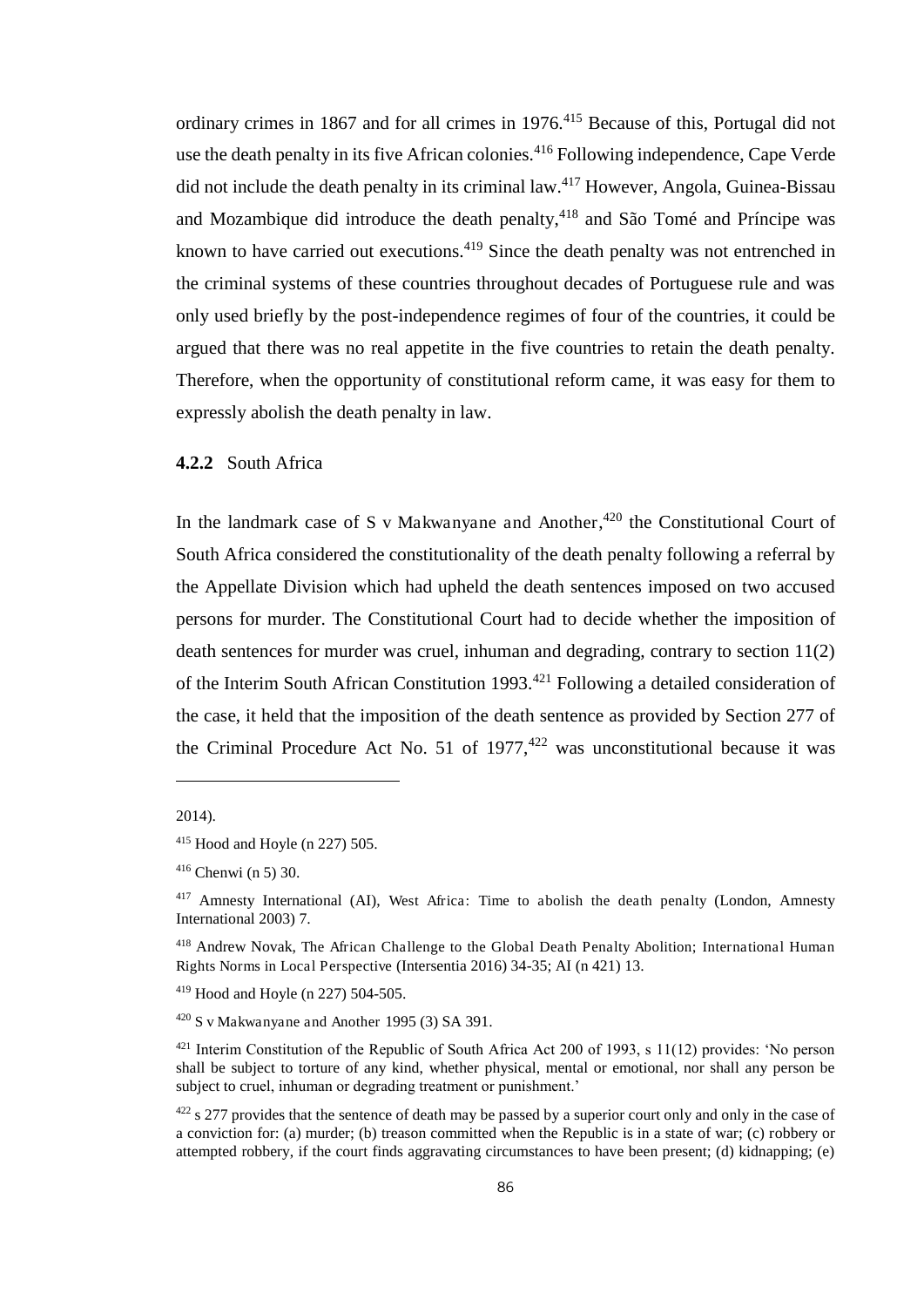ordinary crimes in 1867 and for all crimes in 1976.[415] Because of this, Portugal did not use the death penalty in its five African colonies.[416] Following independence, Cape Verde did not include the death penalty in its criminal law.[417] However, Angola, Guinea-Bissau and Mozambique did introduce the death penalty,[418] and São Tomé and Príncipe was known to have carried out executions.[419] Since the death penalty was not entrenched in the criminal systems of these countries throughout decades of Portuguese rule and was only used briefly by the post-independence regimes of four of the countries, it could be argued that there was no real appetite in the five countries to retain the death penalty. Therefore, when the opportunity of constitutional reform came, it was easy for them to expressly abolish the death penalty in law.

### **4.2.2** South Africa

In the landmark case of S v Makwanyane and Another,[420] the Constitutional Court of South Africa considered the constitutionality of the death penalty following a referral by the Appellate Division which had upheld the death sentences imposed on two accused persons for murder. The Constitutional Court had to decide whether the imposition of death sentences for murder was cruel, inhuman and degrading, contrary to section 11(2) of the Interim South African Constitution 1993.[421] Following a detailed consideration of the case, it held that the imposition of the death sentence as provided by Section 277 of the Criminal Procedure Act No. 51 of 1977,[422] was unconstitutional because it was

---

2014).

[415] Hood and Hoyle (n 227) 505.

[416] Chenwi (n 5) 30.

[417] Amnesty International (AI), West Africa: Time to abolish the death penalty (London, Amnesty International 2003) 7.

[418] Andrew Novak, The African Challenge to the Global Death Penalty Abolition; International Human Rights Norms in Local Perspective (Intersentia 2016) 34-35; AI (n 421) 13.

[419] Hood and Hoyle (n 227) 504-505.

[420] S v Makwanyane and Another 1995 (3) SA 391.

[421] Interim Constitution of the Republic of South Africa Act 200 of 1993, s 11(12) provides: 'No person shall be subject to torture of any kind, whether physical, mental or emotional, nor shall any person be subject to cruel, inhuman or degrading treatment or punishment.'

[422] s 277 provides that the sentence of death may be passed by a superior court only and only in the case of a conviction for: (a) murder; (b) treason committed when the Republic is in a state of war; (c) robbery or attempted robbery, if the court finds aggravating circumstances to have been present; (d) kidnapping; (e)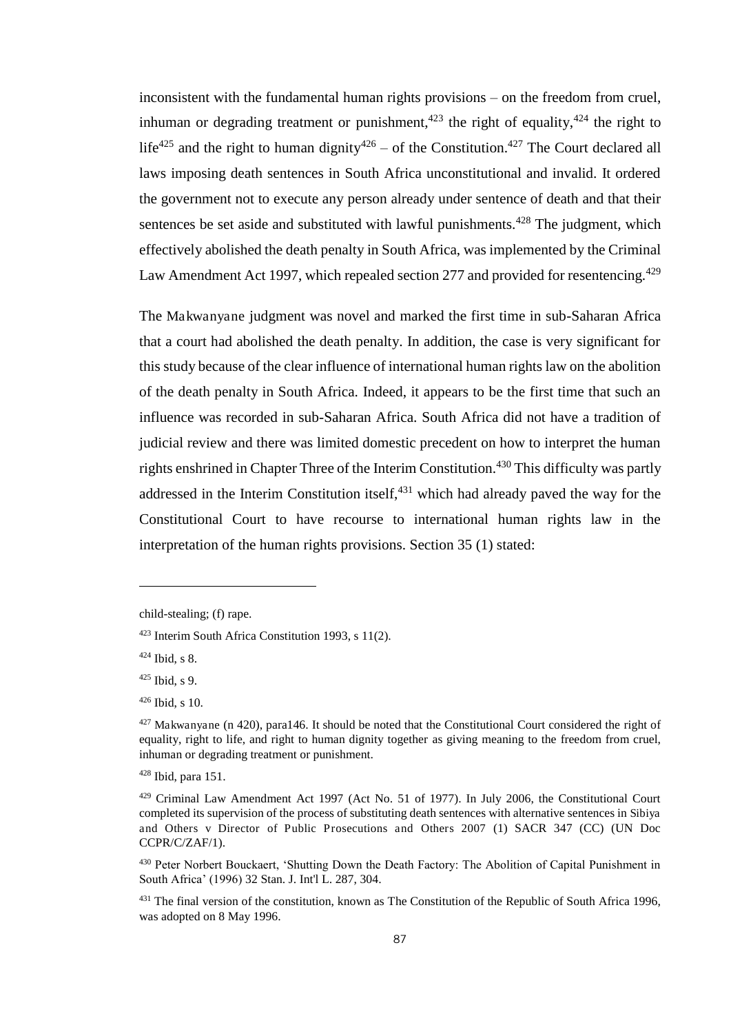inconsistent with the fundamental human rights provisions – on the freedom from cruel, inhuman or degrading treatment or punishment,[423] the right of equality,[424] the right to life[425] and the right to human dignity[426] – of the Constitution.[427] The Court declared all laws imposing death sentences in South Africa unconstitutional and invalid. It ordered the government not to execute any person already under sentence of death and that their sentences be set aside and substituted with lawful punishments.[428] The judgment, which effectively abolished the death penalty in South Africa, was implemented by the Criminal Law Amendment Act 1997, which repealed section 277 and provided for resentencing.[429]

The Makwanyane judgment was novel and marked the first time in sub-Saharan Africa that a court had abolished the death penalty. In addition, the case is very significant for this study because of the clear influence of international human rights law on the abolition of the death penalty in South Africa. Indeed, it appears to be the first time that such an influence was recorded in sub-Saharan Africa. South Africa did not have a tradition of judicial review and there was limited domestic precedent on how to interpret the human rights enshrined in Chapter Three of the Interim Constitution.[430] This difficulty was partly addressed in the Interim Constitution itself,[431] which had already paved the way for the Constitutional Court to have recourse to international human rights law in the interpretation of the human rights provisions. Section 35 (1) stated:

---

child-stealing; (f) rape.

[423] Interim South Africa Constitution 1993, s 11(2).

[424] Ibid, s 8.

[425] Ibid, s 9.

[426] Ibid, s 10.

[427] Makwanyane (n 420), para146. It should be noted that the Constitutional Court considered the right of equality, right to life, and right to human dignity together as giving meaning to the freedom from cruel, inhuman or degrading treatment or punishment.

[428] Ibid, para 151.

[429] Criminal Law Amendment Act 1997 (Act No. 51 of 1977). In July 2006, the Constitutional Court completed its supervision of the process of substituting death sentences with alternative sentences in Sibiya and Others v Director of Public Prosecutions and Others 2007 (1) SACR 347 (CC) (UN Doc CCPR/C/ZAF/1).

[430] Peter Norbert Bouckaert, 'Shutting Down the Death Factory: The Abolition of Capital Punishment in South Africa' (1996) 32 Stan. J. Int'l L. 287, 304.

[431] The final version of the constitution, known as The Constitution of the Republic of South Africa 1996, was adopted on 8 May 1996.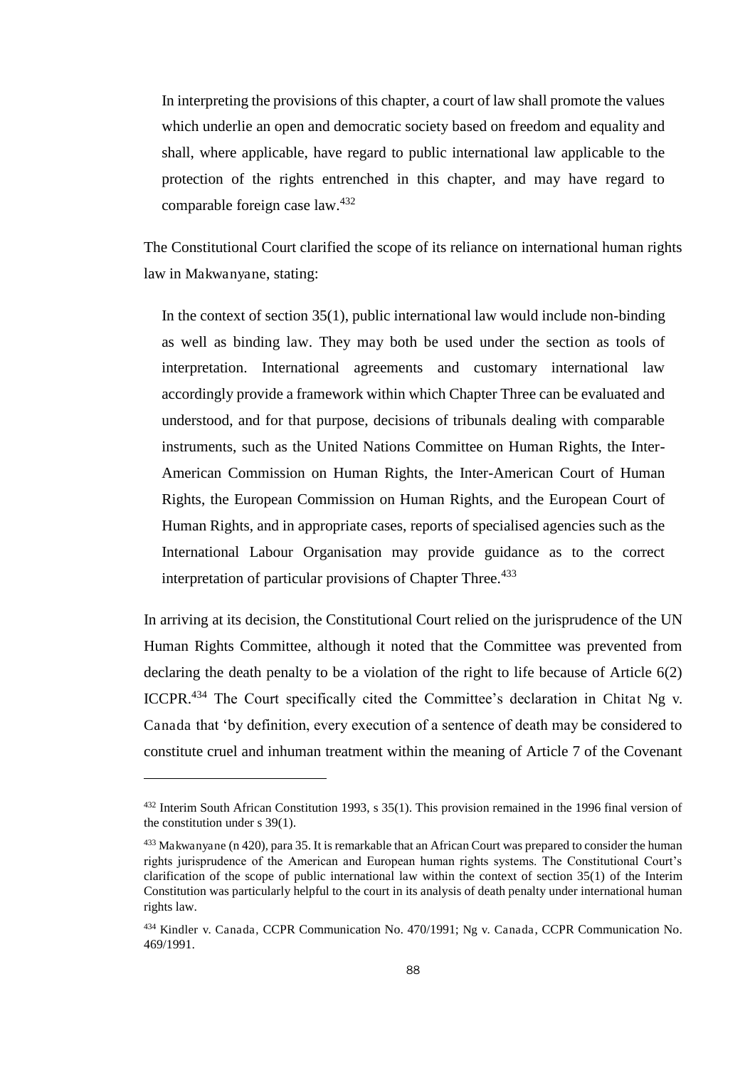> In interpreting the provisions of this chapter, a court of law shall promote the values which underlie an open and democratic society based on freedom and equality and shall, where applicable, have regard to public international law applicable to the protection of the rights entrenched in this chapter, and may have regard to comparable foreign case law.[432]

The Constitutional Court clarified the scope of its reliance on international human rights law in *Makwanyane*, stating:

> In the context of section 35(1), public international law would include non-binding as well as binding law. They may both be used under the section as tools of interpretation. International agreements and customary international law accordingly provide a framework within which Chapter Three can be evaluated and understood, and for that purpose, decisions of tribunals dealing with comparable instruments, such as the United Nations Committee on Human Rights, the Inter-American Commission on Human Rights, the Inter-American Court of Human Rights, the European Commission on Human Rights, and the European Court of Human Rights, and in appropriate cases, reports of specialised agencies such as the International Labour Organisation may provide guidance as to the correct interpretation of particular provisions of Chapter Three.[433]

In arriving at its decision, the Constitutional Court relied on the jurisprudence of the UN Human Rights Committee, although it noted that the Committee was prevented from declaring the death penalty to be a violation of the right to life because of Article 6(2) ICCPR.[434] The Court specifically cited the Committee's declaration in *Chitat Ng v. Canada* that 'by definition, every execution of a sentence of death may be considered to constitute cruel and inhuman treatment within the meaning of Article 7 of the Covenant

---

[432] Interim South African Constitution 1993, s 35(1). This provision remained in the 1996 final version of the constitution under s 39(1).

[433] *Makwanyane* (n 420), para 35. It is remarkable that an African Court was prepared to consider the human rights jurisprudence of the American and European human rights systems. The Constitutional Court's clarification of the scope of public international law within the context of section 35(1) of the Interim Constitution was particularly helpful to the court in its analysis of death penalty under international human rights law.

[434] *Kindler v. Canada*, CCPR Communication No. 470/1991; *Ng v. Canada*, CCPR Communication No. 469/1991.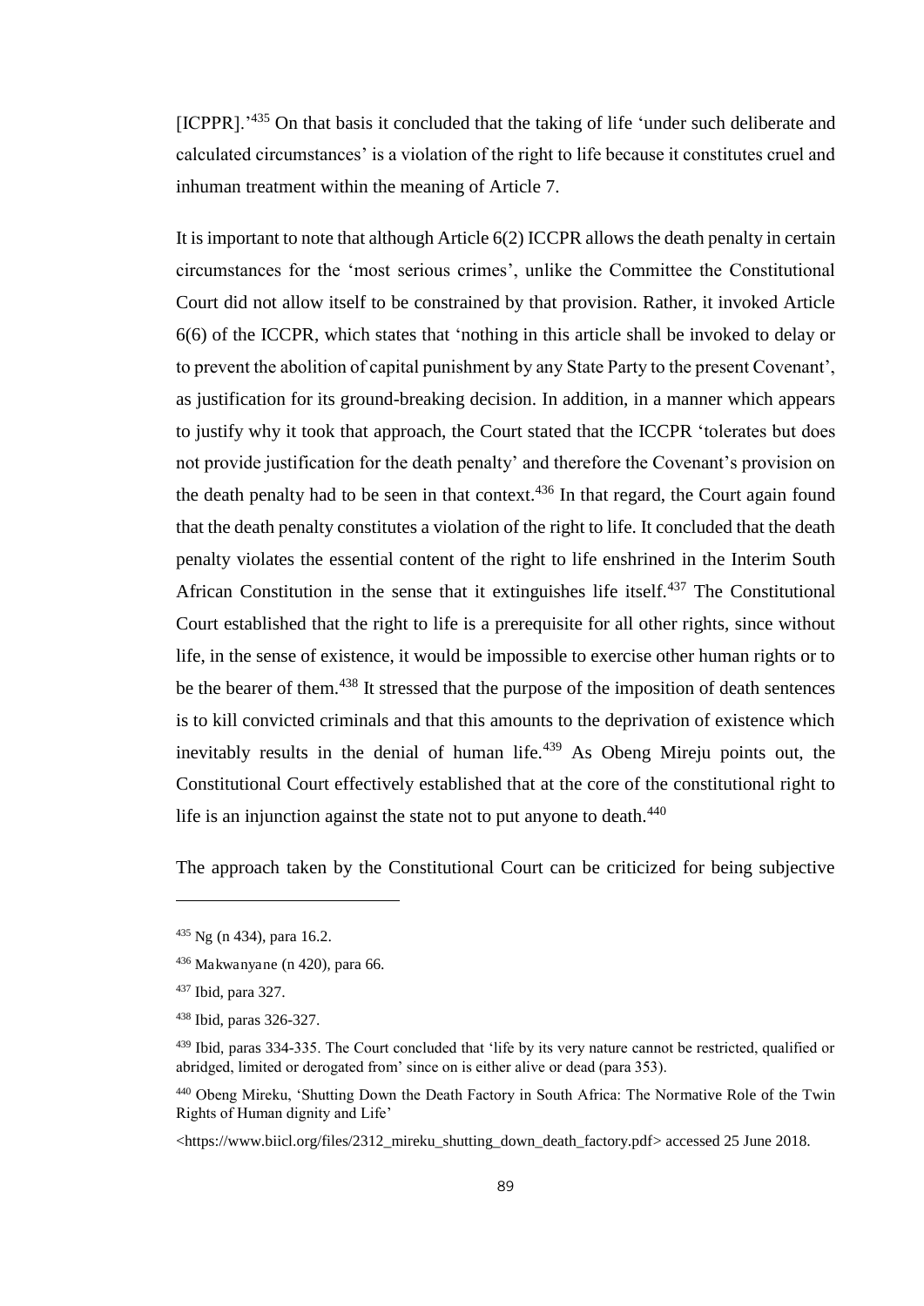[ICPPR].'[435] On that basis it concluded that the taking of life 'under such deliberate and calculated circumstances' is a violation of the right to life because it constitutes cruel and inhuman treatment within the meaning of Article 7.

It is important to note that although Article 6(2) ICCPR allows the death penalty in certain circumstances for the 'most serious crimes', unlike the Committee the Constitutional Court did not allow itself to be constrained by that provision. Rather, it invoked Article 6(6) of the ICCPR, which states that 'nothing in this article shall be invoked to delay or to prevent the abolition of capital punishment by any State Party to the present Covenant', as justification for its ground-breaking decision. In addition, in a manner which appears to justify why it took that approach, the Court stated that the ICCPR 'tolerates but does not provide justification for the death penalty' and therefore the Covenant's provision on the death penalty had to be seen in that context.[436] In that regard, the Court again found that the death penalty constitutes a violation of the right to life. It concluded that the death penalty violates the essential content of the right to life enshrined in the Interim South African Constitution in the sense that it extinguishes life itself.[437] The Constitutional Court established that the right to life is a prerequisite for all other rights, since without life, in the sense of existence, it would be impossible to exercise other human rights or to be the bearer of them.[438] It stressed that the purpose of the imposition of death sentences is to kill convicted criminals and that this amounts to the deprivation of existence which inevitably results in the denial of human life.[439] As Obeng Mireju points out, the Constitutional Court effectively established that at the core of the constitutional right to life is an injunction against the state not to put anyone to death.[440]

The approach taken by the Constitutional Court can be criticized for being subjective

---

[435] Ng (n 434), para 16.2.

[436] Makwanyane (n 420), para 66.

[437] Ibid, para 327.

[438] Ibid, paras 326-327.

[439] Ibid, paras 334-335. The Court concluded that 'life by its very nature cannot be restricted, qualified or abridged, limited or derogated from' since on is either alive or dead (para 353).

[440] Obeng Mireku, 'Shutting Down the Death Factory in South Africa: The Normative Role of the Twin Rights of Human dignity and Life' <https://www.biicl.org/files/2312_mireku_shutting_down_death_factory.pdf> accessed 25 June 2018.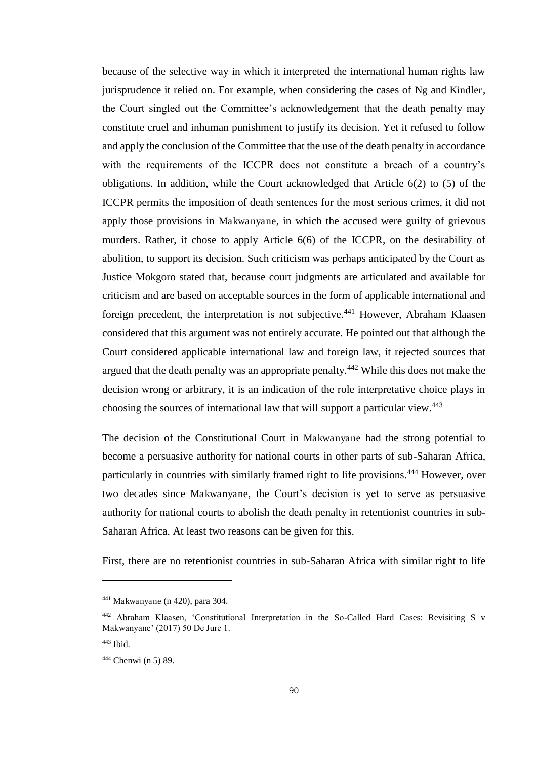because of the selective way in which it interpreted the international human rights law jurisprudence it relied on. For example, when considering the cases of Ng and Kindler, the Court singled out the Committee's acknowledgement that the death penalty may constitute cruel and inhuman punishment to justify its decision. Yet it refused to follow and apply the conclusion of the Committee that the use of the death penalty in accordance with the requirements of the ICCPR does not constitute a breach of a country's obligations. In addition, while the Court acknowledged that Article 6(2) to (5) of the ICCPR permits the imposition of death sentences for the most serious crimes, it did not apply those provisions in Makwanyane, in which the accused were guilty of grievous murders. Rather, it chose to apply Article 6(6) of the ICCPR, on the desirability of abolition, to support its decision. Such criticism was perhaps anticipated by the Court as Justice Mokgoro stated that, because court judgments are articulated and available for criticism and are based on acceptable sources in the form of applicable international and foreign precedent, the interpretation is not subjective.[441] However, Abraham Klaasen considered that this argument was not entirely accurate. He pointed out that although the Court considered applicable international law and foreign law, it rejected sources that argued that the death penalty was an appropriate penalty.[442] While this does not make the decision wrong or arbitrary, it is an indication of the role interpretative choice plays in choosing the sources of international law that will support a particular view.[443]

The decision of the Constitutional Court in Makwanyane had the strong potential to become a persuasive authority for national courts in other parts of sub-Saharan Africa, particularly in countries with similarly framed right to life provisions.[444] However, over two decades since Makwanyane, the Court's decision is yet to serve as persuasive authority for national courts to abolish the death penalty in retentionist countries in sub-Saharan Africa. At least two reasons can be given for this.

First, there are no retentionist countries in sub-Saharan Africa with similar right to life

---

[441] Makwanyane (n 420), para 304.

[442] Abraham Klaasen, 'Constitutional Interpretation in the So-Called Hard Cases: Revisiting S v Makwanyane' (2017) 50 De Jure 1.

[443] Ibid.

[444] Chenwi (n 5) 89.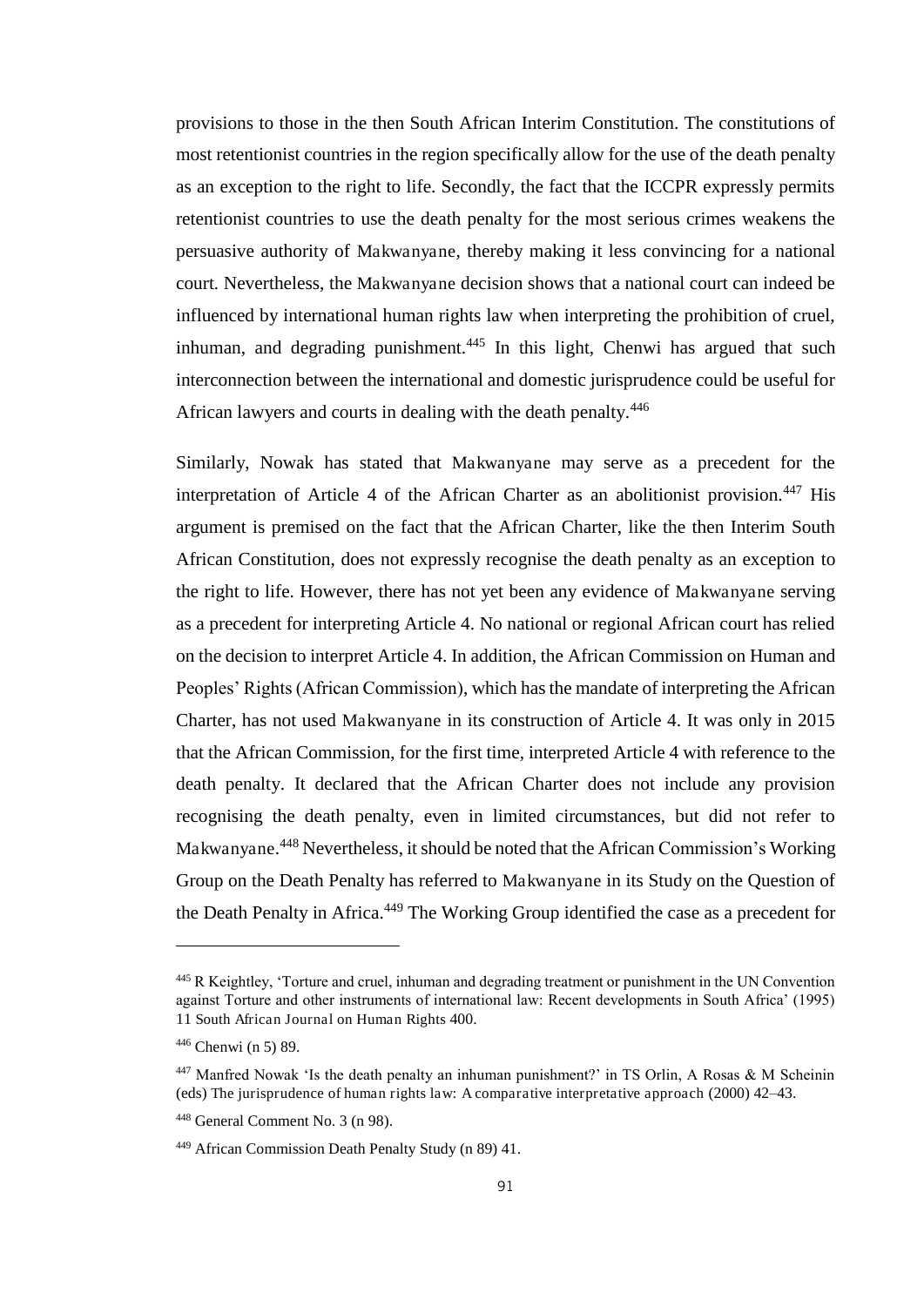provisions to those in the then South African Interim Constitution. The constitutions of most retentionist countries in the region specifically allow for the use of the death penalty as an exception to the right to life. Secondly, the fact that the ICCPR expressly permits retentionist countries to use the death penalty for the most serious crimes weakens the persuasive authority of Makwanyane, thereby making it less convincing for a national court. Nevertheless, the Makwanyane decision shows that a national court can indeed be influenced by international human rights law when interpreting the prohibition of cruel, inhuman, and degrading punishment.[445] In this light, Chenwi has argued that such interconnection between the international and domestic jurisprudence could be useful for African lawyers and courts in dealing with the death penalty.[446]

Similarly, Nowak has stated that Makwanyane may serve as a precedent for the interpretation of Article 4 of the African Charter as an abolitionist provision.[447] His argument is premised on the fact that the African Charter, like the then Interim South African Constitution, does not expressly recognise the death penalty as an exception to the right to life. However, there has not yet been any evidence of Makwanyane serving as a precedent for interpreting Article 4. No national or regional African court has relied on the decision to interpret Article 4. In addition, the African Commission on Human and Peoples' Rights (African Commission), which has the mandate of interpreting the African Charter, has not used Makwanyane in its construction of Article 4. It was only in 2015 that the African Commission, for the first time, interpreted Article 4 with reference to the death penalty. It declared that the African Charter does not include any provision recognising the death penalty, even in limited circumstances, but did not refer to Makwanyane.[448] Nevertheless, it should be noted that the African Commission's Working Group on the Death Penalty has referred to Makwanyane in its Study on the Question of the Death Penalty in Africa.[449] The Working Group identified the case as a precedent for

---

[445] R Keightley, 'Torture and cruel, inhuman and degrading treatment or punishment in the UN Convention against Torture and other instruments of international law: Recent developments in South Africa' (1995) 11 South African Journal on Human Rights 400.

[446] Chenwi (n 5) 89.

[447] Manfred Nowak 'Is the death penalty an inhuman punishment?' in TS Orlin, A Rosas & M Scheinin (eds) The jurisprudence of human rights law: A comparative interpretative approach (2000) 42–43.

[448] General Comment No. 3 (n 98).

[449] African Commission Death Penalty Study (n 89) 41.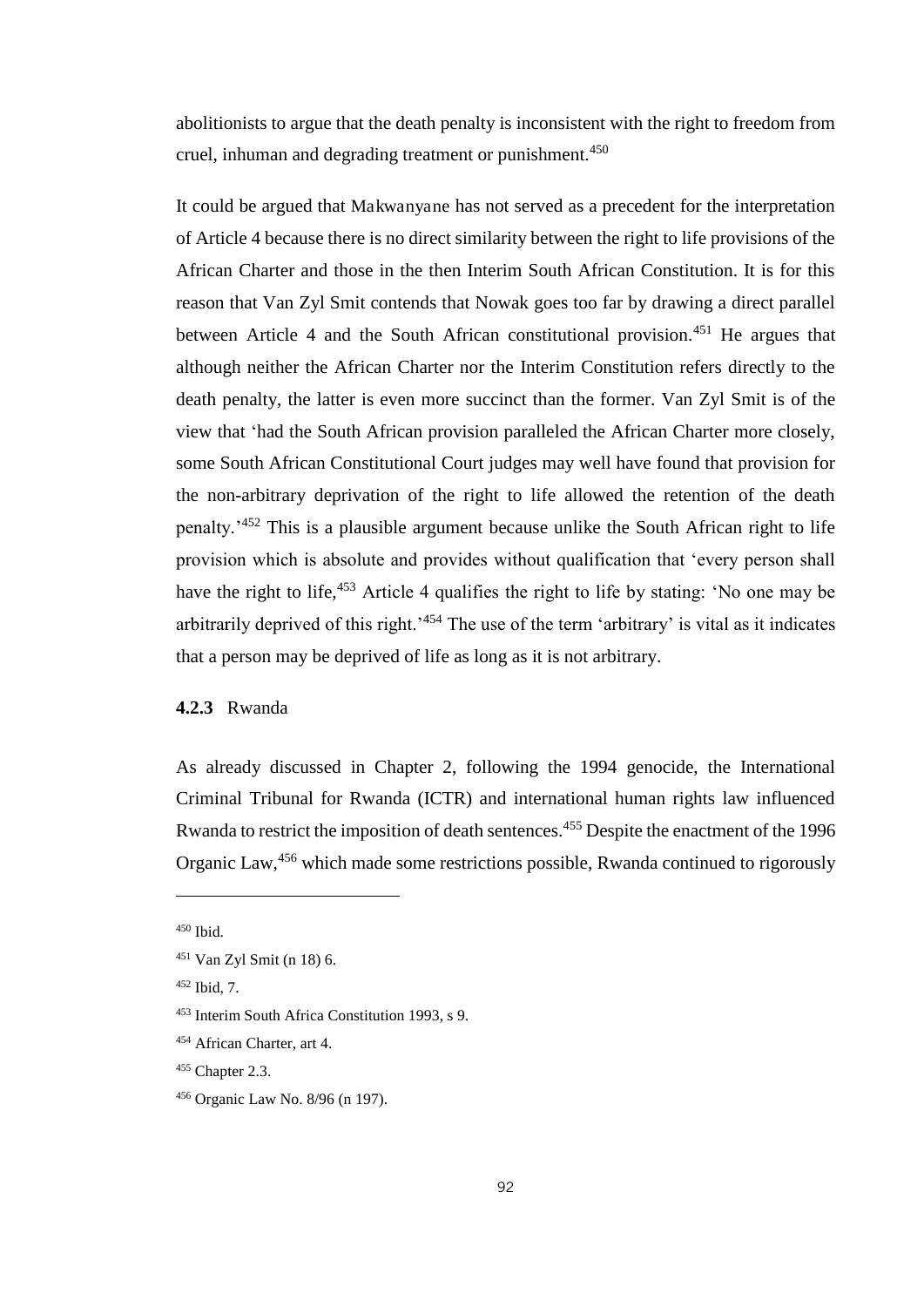abolitionists to argue that the death penalty is inconsistent with the right to freedom from cruel, inhuman and degrading treatment or punishment.[450]

It could be argued that Makwanyane has not served as a precedent for the interpretation of Article 4 because there is no direct similarity between the right to life provisions of the African Charter and those in the then Interim South African Constitution. It is for this reason that Van Zyl Smit contends that Nowak goes too far by drawing a direct parallel between Article 4 and the South African constitutional provision.[451] He argues that although neither the African Charter nor the Interim Constitution refers directly to the death penalty, the latter is even more succinct than the former. Van Zyl Smit is of the view that 'had the South African provision paralleled the African Charter more closely, some South African Constitutional Court judges may well have found that provision for the non-arbitrary deprivation of the right to life allowed the retention of the death penalty.'[452] This is a plausible argument because unlike the South African right to life provision which is absolute and provides without qualification that 'every person shall have the right to life,[453] Article 4 qualifies the right to life by stating: 'No one may be arbitrarily deprived of this right.'[454] The use of the term 'arbitrary' is vital as it indicates that a person may be deprived of life as long as it is not arbitrary.

### **4.2.3** Rwanda

As already discussed in Chapter 2, following the 1994 genocide, the International Criminal Tribunal for Rwanda (ICTR) and international human rights law influenced Rwanda to restrict the imposition of death sentences.[455] Despite the enactment of the 1996 Organic Law,[456] which made some restrictions possible, Rwanda continued to rigorously

---

[450] Ibid.

[451] Van Zyl Smit (n 18) 6.

[452] Ibid, 7.

[453] Interim South Africa Constitution 1993, s 9.

[454] African Charter, art 4.

[455] Chapter 2.3.

[456] Organic Law No. 8/96 (n 197).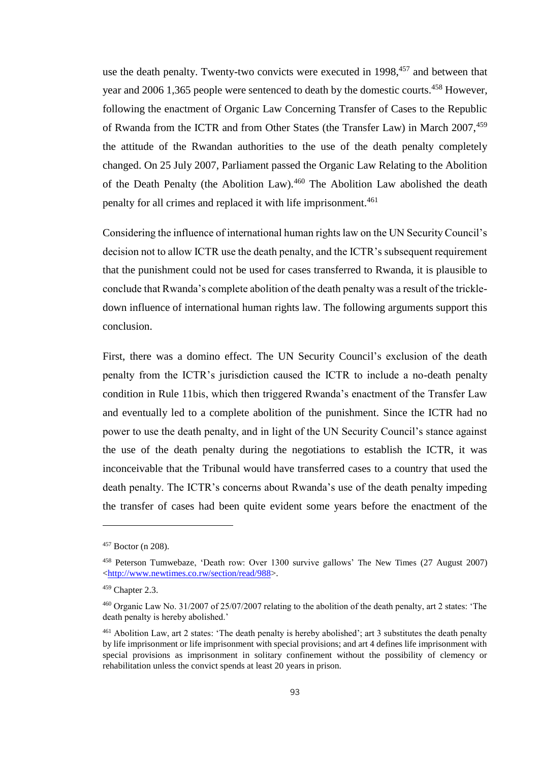use the death penalty. Twenty-two convicts were executed in 1998,[457] and between that year and 2006 1,365 people were sentenced to death by the domestic courts.[458] However, following the enactment of Organic Law Concerning Transfer of Cases to the Republic of Rwanda from the ICTR and from Other States (the Transfer Law) in March 2007,[459] the attitude of the Rwandan authorities to the use of the death penalty completely changed. On 25 July 2007, Parliament passed the Organic Law Relating to the Abolition of the Death Penalty (the Abolition Law).[460] The Abolition Law abolished the death penalty for all crimes and replaced it with life imprisonment.[461]

Considering the influence of international human rights law on the UN Security Council's decision not to allow ICTR use the death penalty, and the ICTR's subsequent requirement that the punishment could not be used for cases transferred to Rwanda, it is plausible to conclude that Rwanda's complete abolition of the death penalty was a result of the trickle-down influence of international human rights law. The following arguments support this conclusion.

First, there was a domino effect. The UN Security Council's exclusion of the death penalty from the ICTR's jurisdiction caused the ICTR to include a no-death penalty condition in Rule 11bis, which then triggered Rwanda's enactment of the Transfer Law and eventually led to a complete abolition of the punishment. Since the ICTR had no power to use the death penalty, and in light of the UN Security Council's stance against the use of the death penalty during the negotiations to establish the ICTR, it was inconceivable that the Tribunal would have transferred cases to a country that used the death penalty. The ICTR's concerns about Rwanda's use of the death penalty impeding the transfer of cases had been quite evident some years before the enactment of the

---

[457] Boctor (n 208).

[458] Peterson Tumwebaze, 'Death row: Over 1300 survive gallows' The New Times (27 August 2007) <http://www.newtimes.co.rw/section/read/988>.

[459] Chapter 2.3.

[460] Organic Law No. 31/2007 of 25/07/2007 relating to the abolition of the death penalty, art 2 states: 'The death penalty is hereby abolished.'

[461] Abolition Law, art 2 states: 'The death penalty is hereby abolished'; art 3 substitutes the death penalty by life imprisonment or life imprisonment with special provisions; and art 4 defines life imprisonment with special provisions as imprisonment in solitary confinement without the possibility of clemency or rehabilitation unless the convict spends at least 20 years in prison.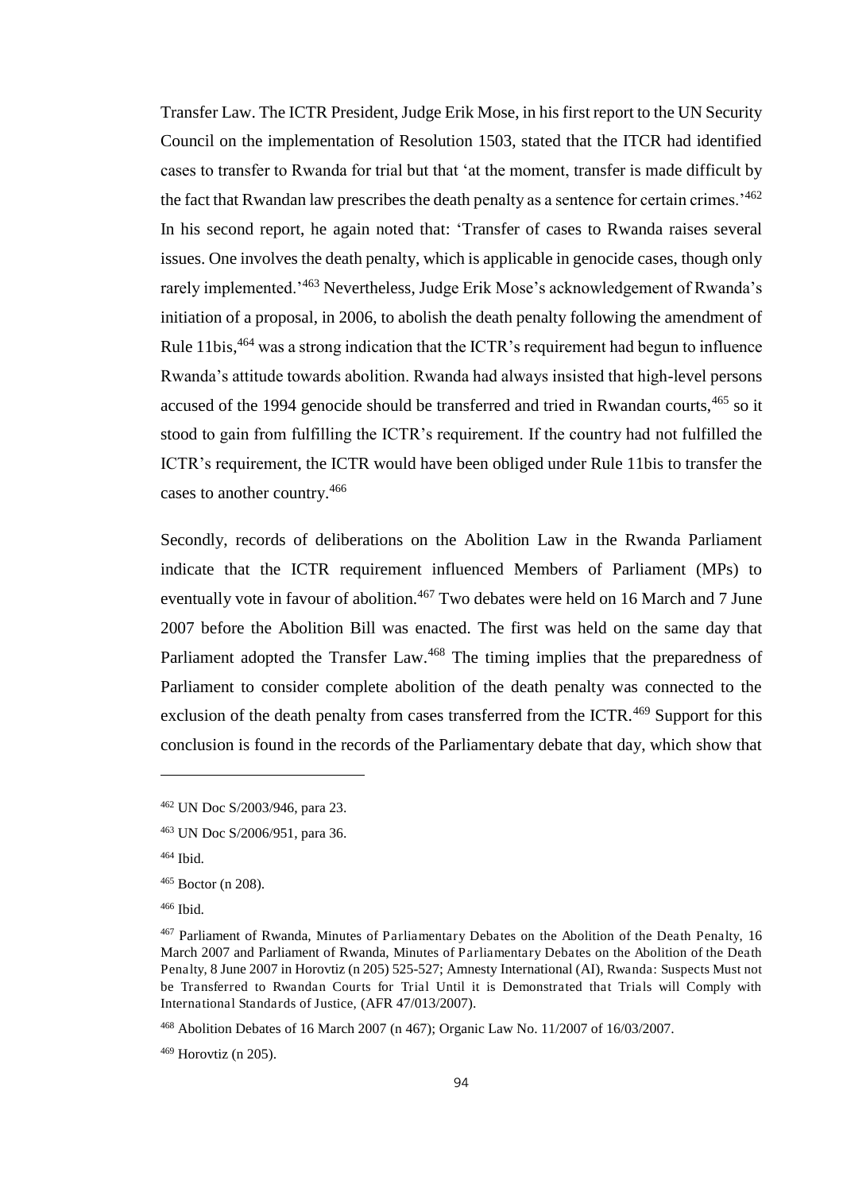Transfer Law. The ICTR President, Judge Erik Mose, in his first report to the UN Security Council on the implementation of Resolution 1503, stated that the ITCR had identified cases to transfer to Rwanda for trial but that 'at the moment, transfer is made difficult by the fact that Rwandan law prescribes the death penalty as a sentence for certain crimes.'[462] In his second report, he again noted that: 'Transfer of cases to Rwanda raises several issues. One involves the death penalty, which is applicable in genocide cases, though only rarely implemented.'[463] Nevertheless, Judge Erik Mose's acknowledgement of Rwanda's initiation of a proposal, in 2006, to abolish the death penalty following the amendment of Rule 11bis,[464] was a strong indication that the ICTR's requirement had begun to influence Rwanda's attitude towards abolition. Rwanda had always insisted that high-level persons accused of the 1994 genocide should be transferred and tried in Rwandan courts,[465] so it stood to gain from fulfilling the ICTR's requirement. If the country had not fulfilled the ICTR's requirement, the ICTR would have been obliged under Rule 11bis to transfer the cases to another country.[466]

Secondly, records of deliberations on the Abolition Law in the Rwanda Parliament indicate that the ICTR requirement influenced Members of Parliament (MPs) to eventually vote in favour of abolition.[467] Two debates were held on 16 March and 7 June 2007 before the Abolition Bill was enacted. The first was held on the same day that Parliament adopted the Transfer Law.[468] The timing implies that the preparedness of Parliament to consider complete abolition of the death penalty was connected to the exclusion of the death penalty from cases transferred from the ICTR.[469] Support for this conclusion is found in the records of the Parliamentary debate that day, which show that

---

[462] UN Doc S/2003/946, para 23.

[463] UN Doc S/2006/951, para 36.

[464] Ibid.

[465] Boctor (n 208).

[466] Ibid.

[467] Parliament of Rwanda, Minutes of Parliamentary Debates on the Abolition of the Death Penalty, 16 March 2007 and Parliament of Rwanda, Minutes of Parliamentary Debates on the Abolition of the Death Penalty, 8 June 2007 in Horovtiz (n 205) 525-527; Amnesty International (AI), Rwanda: Suspects Must not be Transferred to Rwandan Courts for Trial Until it is Demonstrated that Trials will Comply with International Standards of Justice, (AFR 47/013/2007).

[468] Abolition Debates of 16 March 2007 (n 467); Organic Law No. 11/2007 of 16/03/2007.

[469] Horovtiz (n 205).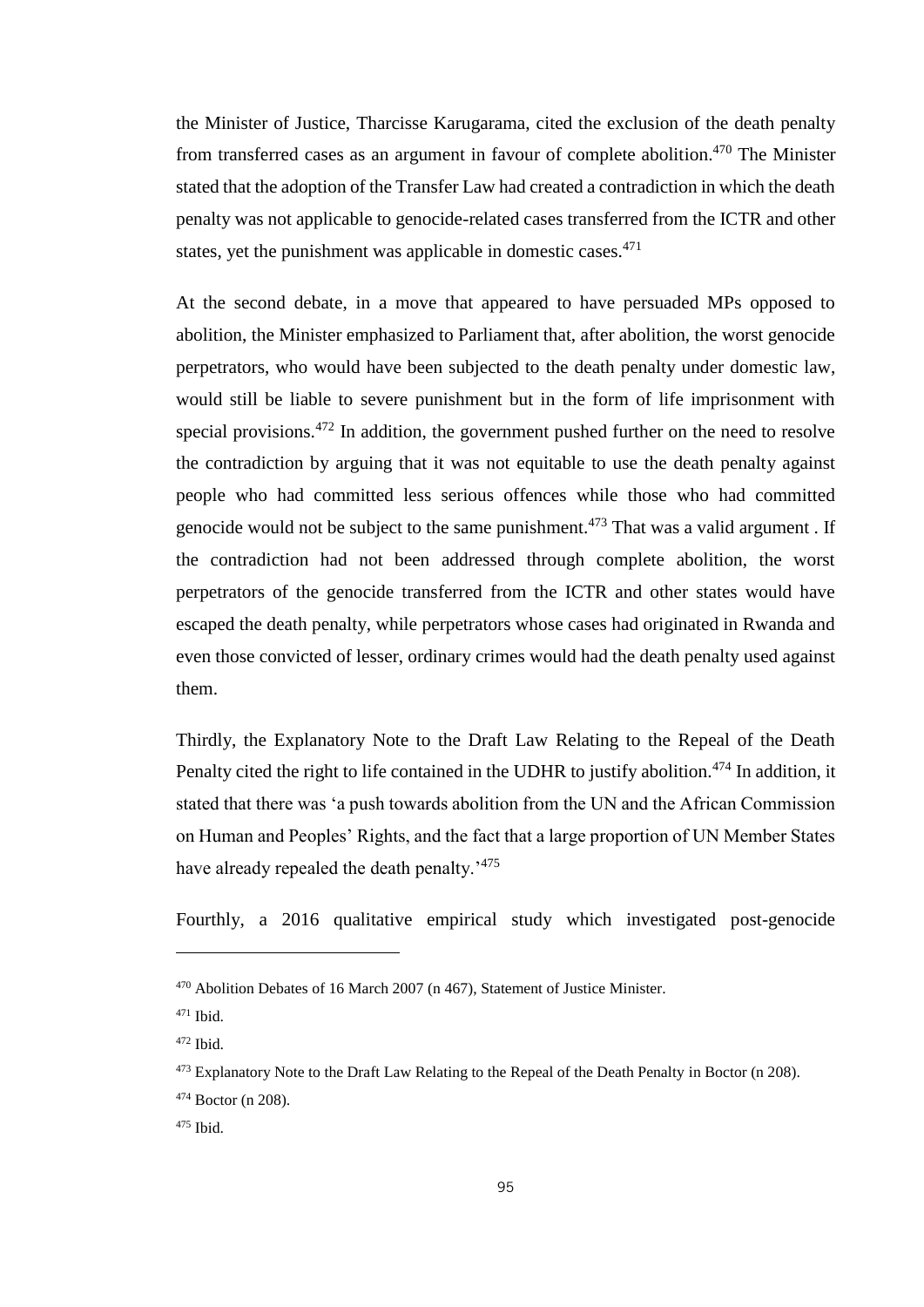the Minister of Justice, Tharcisse Karugarama, cited the exclusion of the death penalty from transferred cases as an argument in favour of complete abolition.[470] The Minister stated that the adoption of the Transfer Law had created a contradiction in which the death penalty was not applicable to genocide-related cases transferred from the ICTR and other states, yet the punishment was applicable in domestic cases.[471]

At the second debate, in a move that appeared to have persuaded MPs opposed to abolition, the Minister emphasized to Parliament that, after abolition, the worst genocide perpetrators, who would have been subjected to the death penalty under domestic law, would still be liable to severe punishment but in the form of life imprisonment with special provisions.[472] In addition, the government pushed further on the need to resolve the contradiction by arguing that it was not equitable to use the death penalty against people who had committed less serious offences while those who had committed genocide would not be subject to the same punishment.[473] That was a valid argument . If the contradiction had not been addressed through complete abolition, the worst perpetrators of the genocide transferred from the ICTR and other states would have escaped the death penalty, while perpetrators whose cases had originated in Rwanda and even those convicted of lesser, ordinary crimes would had the death penalty used against them.

Thirdly, the Explanatory Note to the Draft Law Relating to the Repeal of the Death Penalty cited the right to life contained in the UDHR to justify abolition.[474] In addition, it stated that there was 'a push towards abolition from the UN and the African Commission on Human and Peoples' Rights, and the fact that a large proportion of UN Member States have already repealed the death penalty.'[475]

Fourthly, a 2016 qualitative empirical study which investigated post-genocide

---

[470] Abolition Debates of 16 March 2007 (n 467), Statement of Justice Minister.

[471] Ibid.

[472] Ibid.

[473] Explanatory Note to the Draft Law Relating to the Repeal of the Death Penalty in Boctor (n 208).

[474] Boctor (n 208).

[475] Ibid.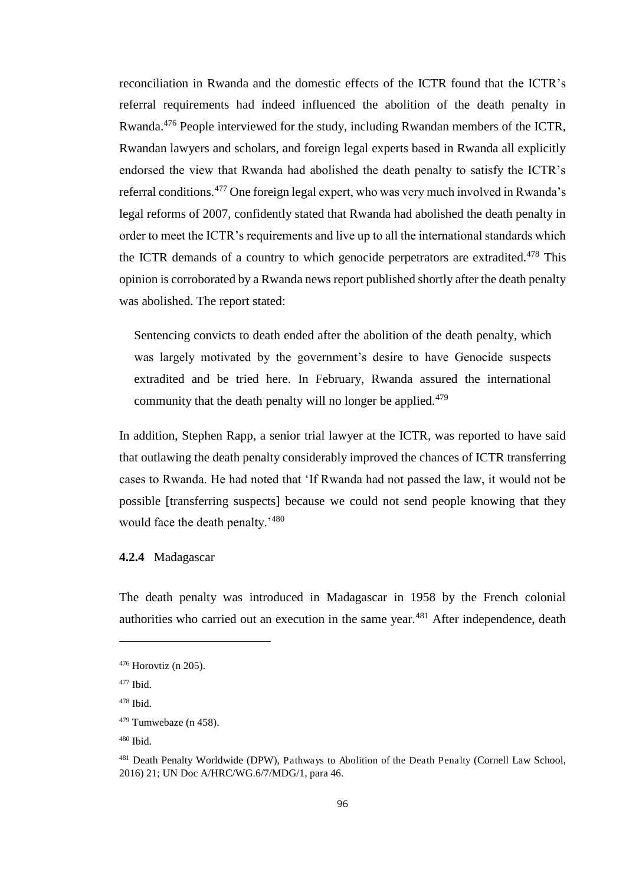reconciliation in Rwanda and the domestic effects of the ICTR found that the ICTR's referral requirements had indeed influenced the abolition of the death penalty in Rwanda.[476] People interviewed for the study, including Rwandan members of the ICTR, Rwandan lawyers and scholars, and foreign legal experts based in Rwanda all explicitly endorsed the view that Rwanda had abolished the death penalty to satisfy the ICTR's referral conditions.[477] One foreign legal expert, who was very much involved in Rwanda's legal reforms of 2007, confidently stated that Rwanda had abolished the death penalty in order to meet the ICTR's requirements and live up to all the international standards which the ICTR demands of a country to which genocide perpetrators are extradited.[478] This opinion is corroborated by a Rwanda news report published shortly after the death penalty was abolished. The report stated:

> Sentencing convicts to death ended after the abolition of the death penalty, which was largely motivated by the government's desire to have Genocide suspects extradited and be tried here. In February, Rwanda assured the international community that the death penalty will no longer be applied.[479]

In addition, Stephen Rapp, a senior trial lawyer at the ICTR, was reported to have said that outlawing the death penalty considerably improved the chances of ICTR transferring cases to Rwanda. He had noted that 'If Rwanda had not passed the law, it would not be possible [transferring suspects] because we could not send people knowing that they would face the death penalty.'[480]

### **4.2.4** Madagascar

The death penalty was introduced in Madagascar in 1958 by the French colonial authorities who carried out an execution in the same year.[481] After independence, death

---

[476] Horovtiz (n 205).

[477] Ibid.

[478] Ibid.

[479] Tumwebaze (n 458).

[480] Ibid.

[481] Death Penalty Worldwide (DPW), Pathways to Abolition of the Death Penalty (Cornell Law School, 2016) 21; UN Doc A/HRC/WG.6/7/MDG/1, para 46.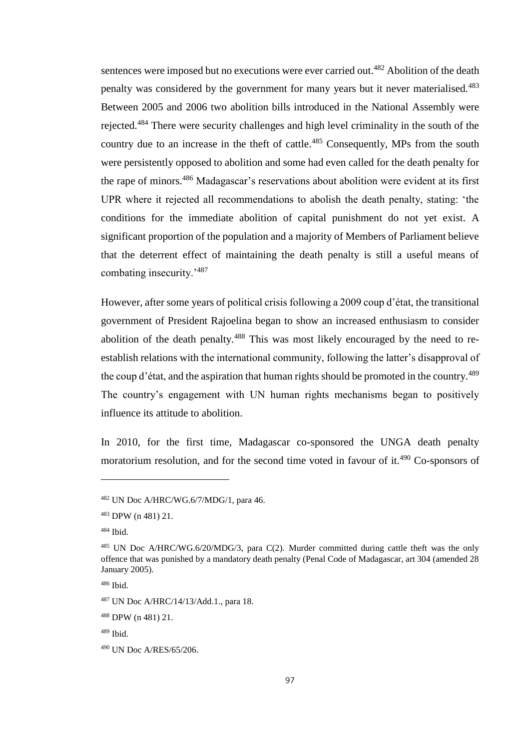sentences were imposed but no executions were ever carried out.[482] Abolition of the death penalty was considered by the government for many years but it never materialised.[483] Between 2005 and 2006 two abolition bills introduced in the National Assembly were rejected.[484] There were security challenges and high level criminality in the south of the country due to an increase in the theft of cattle.[485] Consequently, MPs from the south were persistently opposed to abolition and some had even called for the death penalty for the rape of minors.[486] Madagascar's reservations about abolition were evident at its first UPR where it rejected all recommendations to abolish the death penalty, stating: 'the conditions for the immediate abolition of capital punishment do not yet exist. A significant proportion of the population and a majority of Members of Parliament believe that the deterrent effect of maintaining the death penalty is still a useful means of combating insecurity.'[487]

However, after some years of political crisis following a 2009 coup d'état, the transitional government of President Rajoelina began to show an increased enthusiasm to consider abolition of the death penalty.[488] This was most likely encouraged by the need to re-establish relations with the international community, following the latter's disapproval of the coup d'état, and the aspiration that human rights should be promoted in the country.[489] The country's engagement with UN human rights mechanisms began to positively influence its attitude to abolition.

In 2010, for the first time, Madagascar co-sponsored the UNGA death penalty moratorium resolution, and for the second time voted in favour of it.[490] Co-sponsors of

---

[482] UN Doc A/HRC/WG.6/7/MDG/1, para 46.

[483] DPW (n 481) 21.

[484] Ibid.

[485] UN Doc A/HRC/WG.6/20/MDG/3, para C(2). Murder committed during cattle theft was the only offence that was punished by a mandatory death penalty (Penal Code of Madagascar, art 304 (amended 28 January 2005).

[486] Ibid.

[487] UN Doc A/HRC/14/13/Add.1., para 18.

[488] DPW (n 481) 21.

[489] Ibid.

[490] UN Doc A/RES/65/206.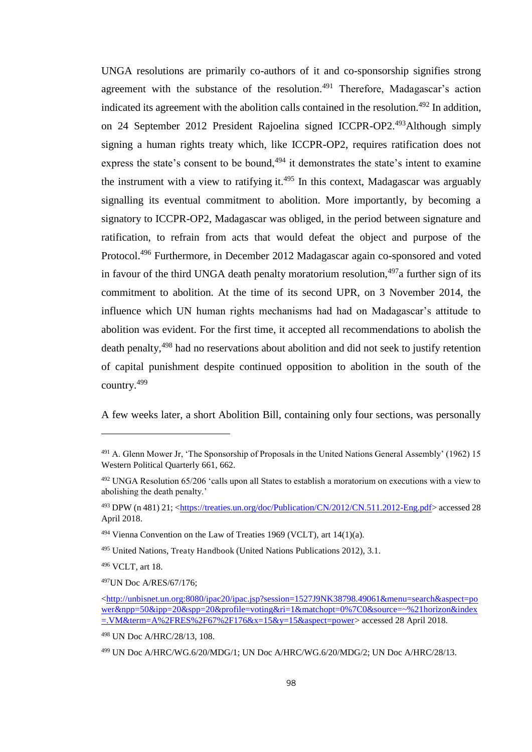UNGA resolutions are primarily co-authors of it and co-sponsorship signifies strong agreement with the substance of the resolution.[491] Therefore, Madagascar's action indicated its agreement with the abolition calls contained in the resolution.[492] In addition, on 24 September 2012 President Rajoelina signed ICCPR-OP2.[493]Although simply signing a human rights treaty which, like ICCPR-OP2, requires ratification does not express the state's consent to be bound,[494] it demonstrates the state's intent to examine the instrument with a view to ratifying it.[495] In this context, Madagascar was arguably signalling its eventual commitment to abolition. More importantly, by becoming a signatory to ICCPR-OP2, Madagascar was obliged, in the period between signature and ratification, to refrain from acts that would defeat the object and purpose of the Protocol.[496] Furthermore, in December 2012 Madagascar again co-sponsored and voted in favour of the third UNGA death penalty moratorium resolution,[497]a further sign of its commitment to abolition. At the time of its second UPR, on 3 November 2014, the influence which UN human rights mechanisms had had on Madagascar's attitude to abolition was evident. For the first time, it accepted all recommendations to abolish the death penalty,[498] had no reservations about abolition and did not seek to justify retention of capital punishment despite continued opposition to abolition in the south of the country.[499]

A few weeks later, a short Abolition Bill, containing only four sections, was personally

---

[491] A. Glenn Mower Jr, 'The Sponsorship of Proposals in the United Nations General Assembly' (1962) 15 Western Political Quarterly 661, 662.

[492] UNGA Resolution 65/206 'calls upon all States to establish a moratorium on executions with a view to abolishing the death penalty.'

[493] DPW (n 481) 21; <https://treaties.un.org/doc/Publication/CN/2012/CN.511.2012-Eng.pdf> accessed 28 April 2018.

[494] Vienna Convention on the Law of Treaties 1969 (VCLT), art 14(1)(a).

[495] United Nations, Treaty Handbook (United Nations Publications 2012), 3.1.

[496] VCLT, art 18.

[497]UN Doc A/RES/67/176;

<http://unbisnet.un.org:8080/ipac20/ipac.jsp?session=1527J9NK38798.49061&menu=search&aspect=power&npp=50&ipp=20&spp=20&profile=voting&ri=1&matchopt=0%7C0&source=~%21horizon&index=.VM&term=A%2FRES%2F67%2F176&x=15&y=15&aspect=power> accessed 28 April 2018.

[498] UN Doc A/HRC/28/13, 108.

[499] UN Doc A/HRC/WG.6/20/MDG/1; UN Doc A/HRC/WG.6/20/MDG/2; UN Doc A/HRC/28/13.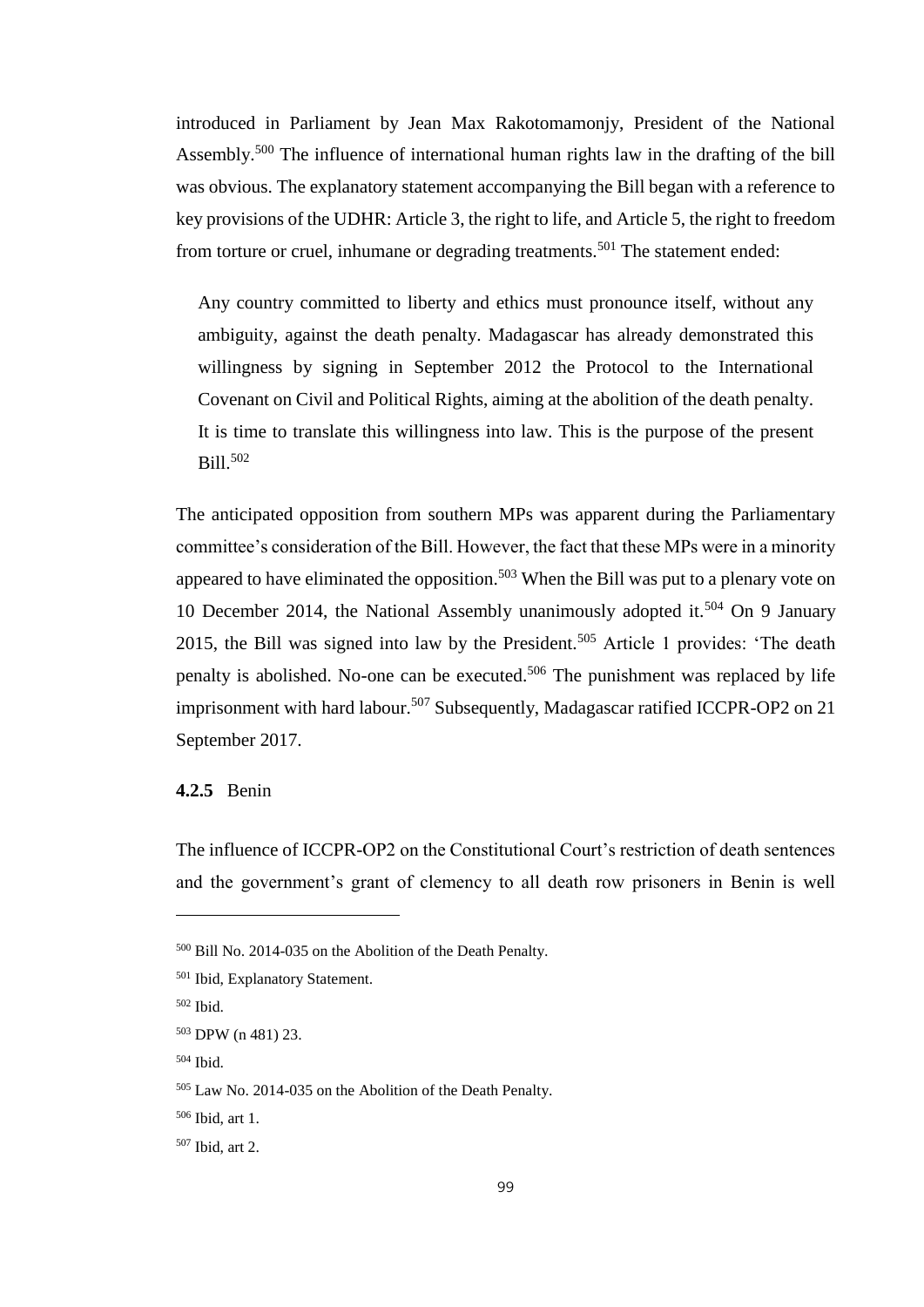introduced in Parliament by Jean Max Rakotomamonjy, President of the National Assembly.[500] The influence of international human rights law in the drafting of the bill was obvious. The explanatory statement accompanying the Bill began with a reference to key provisions of the UDHR: Article 3, the right to life, and Article 5, the right to freedom from torture or cruel, inhumane or degrading treatments.[501] The statement ended:

> Any country committed to liberty and ethics must pronounce itself, without any ambiguity, against the death penalty. Madagascar has already demonstrated this willingness by signing in September 2012 the Protocol to the International Covenant on Civil and Political Rights, aiming at the abolition of the death penalty. It is time to translate this willingness into law. This is the purpose of the present Bill.[502]

The anticipated opposition from southern MPs was apparent during the Parliamentary committee's consideration of the Bill. However, the fact that these MPs were in a minority appeared to have eliminated the opposition.[503] When the Bill was put to a plenary vote on 10 December 2014, the National Assembly unanimously adopted it.[504] On 9 January 2015, the Bill was signed into law by the President.[505] Article 1 provides: 'The death penalty is abolished. No-one can be executed.[506] The punishment was replaced by life imprisonment with hard labour.[507] Subsequently, Madagascar ratified ICCPR-OP2 on 21 September 2017.

#### **4.2.5** Benin

The influence of ICCPR-OP2 on the Constitutional Court's restriction of death sentences and the government's grant of clemency to all death row prisoners in Benin is well

---

[500] Bill No. 2014-035 on the Abolition of the Death Penalty.

[501] Ibid, Explanatory Statement.

[502] Ibid.

[503] DPW (n 481) 23.

[504] Ibid.

[505] Law No. 2014-035 on the Abolition of the Death Penalty.

[506] Ibid, art 1.

[507] Ibid, art 2.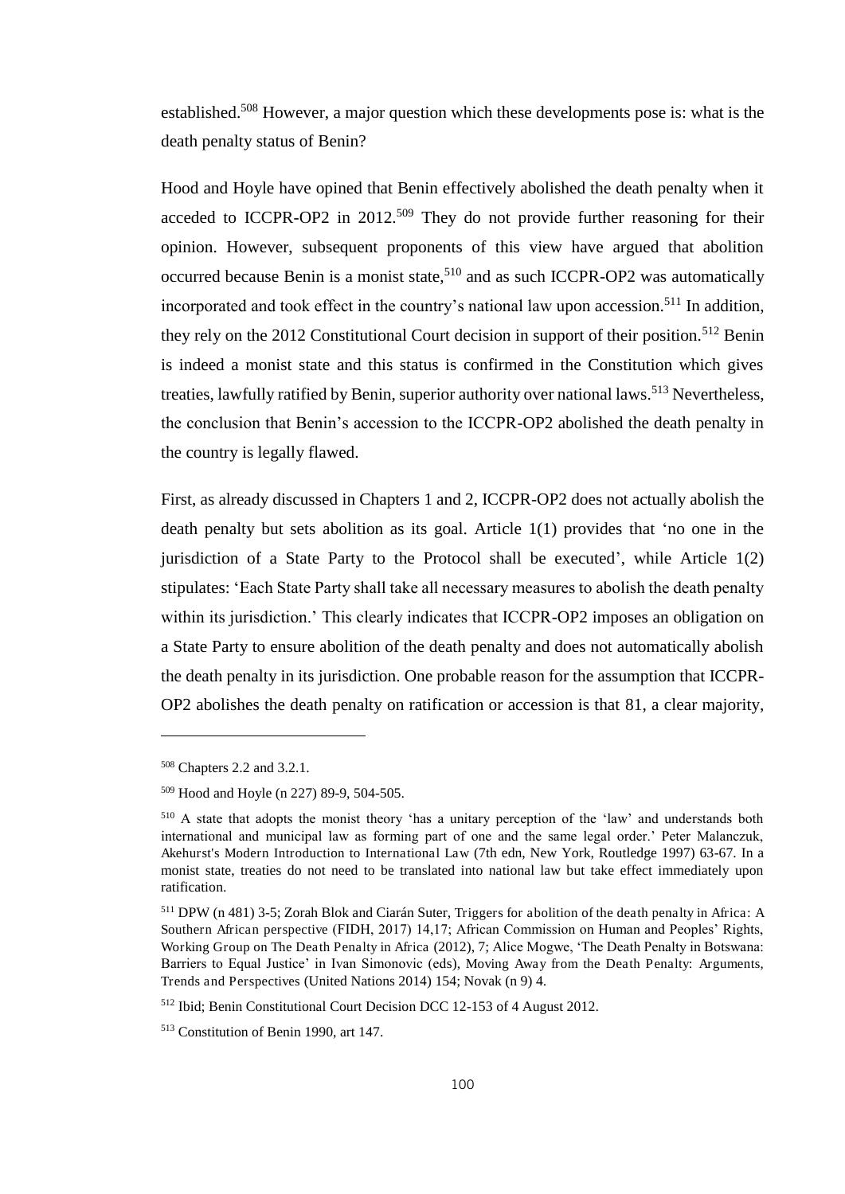established.[508] However, a major question which these developments pose is: what is the death penalty status of Benin?

Hood and Hoyle have opined that Benin effectively abolished the death penalty when it acceded to ICCPR-OP2 in 2012.[509] They do not provide further reasoning for their opinion. However, subsequent proponents of this view have argued that abolition occurred because Benin is a monist state,[510] and as such ICCPR-OP2 was automatically incorporated and took effect in the country's national law upon accession.[511] In addition, they rely on the 2012 Constitutional Court decision in support of their position.[512] Benin is indeed a monist state and this status is confirmed in the Constitution which gives treaties, lawfully ratified by Benin, superior authority over national laws.[513] Nevertheless, the conclusion that Benin's accession to the ICCPR-OP2 abolished the death penalty in the country is legally flawed.

First, as already discussed in Chapters 1 and 2, ICCPR-OP2 does not actually abolish the death penalty but sets abolition as its goal. Article 1(1) provides that 'no one in the jurisdiction of a State Party to the Protocol shall be executed', while Article 1(2) stipulates: 'Each State Party shall take all necessary measures to abolish the death penalty within its jurisdiction.' This clearly indicates that ICCPR-OP2 imposes an obligation on a State Party to ensure abolition of the death penalty and does not automatically abolish the death penalty in its jurisdiction. One probable reason for the assumption that ICCPR-OP2 abolishes the death penalty on ratification or accession is that 81, a clear majority,

---

[508] Chapters 2.2 and 3.2.1.

[509] Hood and Hoyle (n 227) 89-9, 504-505.

[510] A state that adopts the monist theory 'has a unitary perception of the 'law' and understands both international and municipal law as forming part of one and the same legal order.' Peter Malanczuk, Akehurst's Modern Introduction to International Law (7th edn, New York, Routledge 1997) 63-67. In a monist state, treaties do not need to be translated into national law but take effect immediately upon ratification.

[511] DPW (n 481) 3-5; Zorah Blok and Ciarán Suter, Triggers for abolition of the death penalty in Africa: A Southern African perspective (FIDH, 2017) 14,17; African Commission on Human and Peoples' Rights, Working Group on The Death Penalty in Africa (2012), 7; Alice Mogwe, 'The Death Penalty in Botswana: Barriers to Equal Justice' in Ivan Simonovic (eds), Moving Away from the Death Penalty: Arguments, Trends and Perspectives (United Nations 2014) 154; Novak (n 9) 4.

[512] Ibid; Benin Constitutional Court Decision DCC 12-153 of 4 August 2012.

[513] Constitution of Benin 1990, art 147.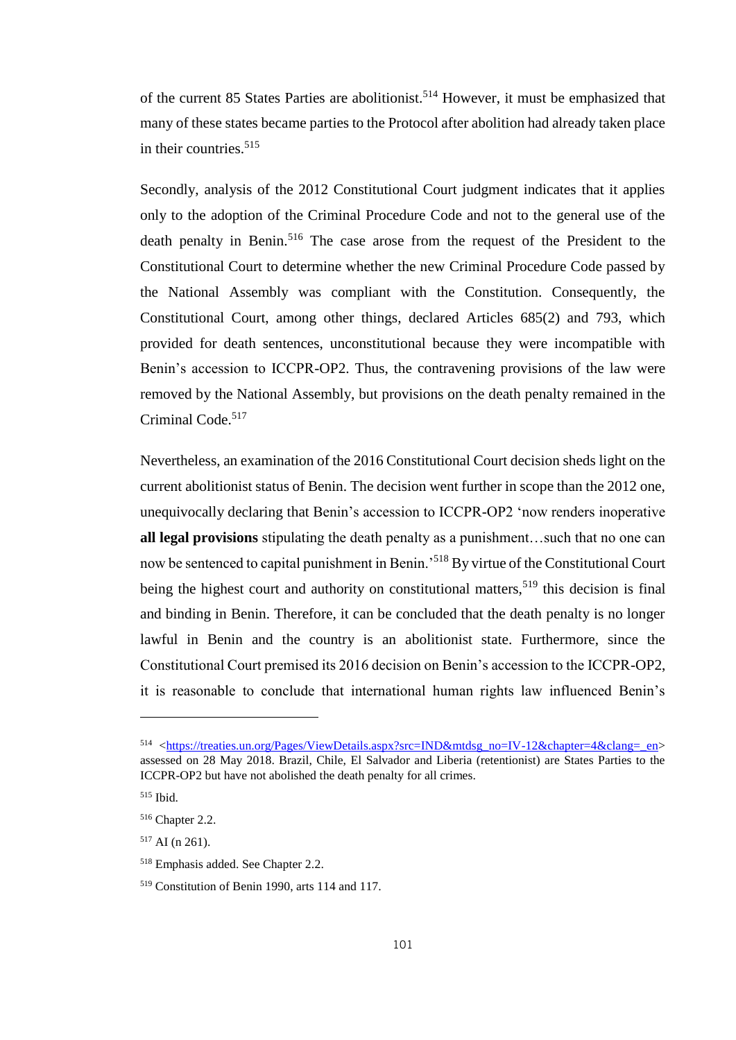of the current 85 States Parties are abolitionist.[514] However, it must be emphasized that many of these states became parties to the Protocol after abolition had already taken place in their countries.[515]

Secondly, analysis of the 2012 Constitutional Court judgment indicates that it applies only to the adoption of the Criminal Procedure Code and not to the general use of the death penalty in Benin.[516] The case arose from the request of the President to the Constitutional Court to determine whether the new Criminal Procedure Code passed by the National Assembly was compliant with the Constitution. Consequently, the Constitutional Court, among other things, declared Articles 685(2) and 793, which provided for death sentences, unconstitutional because they were incompatible with Benin's accession to ICCPR-OP2. Thus, the contravening provisions of the law were removed by the National Assembly, but provisions on the death penalty remained in the Criminal Code.[517]

Nevertheless, an examination of the 2016 Constitutional Court decision sheds light on the current abolitionist status of Benin. The decision went further in scope than the 2012 one, unequivocally declaring that Benin's accession to ICCPR-OP2 'now renders inoperative **all legal provisions** stipulating the death penalty as a punishment…such that no one can now be sentenced to capital punishment in Benin.'[518] By virtue of the Constitutional Court being the highest court and authority on constitutional matters,[519] this decision is final and binding in Benin. Therefore, it can be concluded that the death penalty is no longer lawful in Benin and the country is an abolitionist state. Furthermore, since the Constitutional Court premised its 2016 decision on Benin's accession to the ICCPR-OP2, it is reasonable to conclude that international human rights law influenced Benin's

---

[514] <https://treaties.un.org/Pages/ViewDetails.aspx?src=IND&mtdsg_no=IV-12&chapter=4&clang=_en> assessed on 28 May 2018. Brazil, Chile, El Salvador and Liberia (retentionist) are States Parties to the ICCPR-OP2 but have not abolished the death penalty for all crimes.

[515] Ibid.

[516] Chapter 2.2.

[517] AI (n 261).

[518] Emphasis added. See Chapter 2.2.

[519] Constitution of Benin 1990, arts 114 and 117.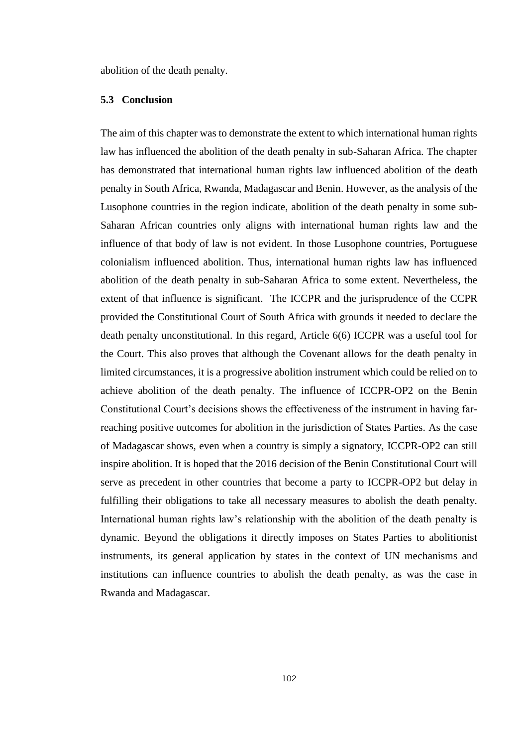abolition of the death penalty.

### 5.3 Conclusion

The aim of this chapter was to demonstrate the extent to which international human rights law has influenced the abolition of the death penalty in sub-Saharan Africa. The chapter has demonstrated that international human rights law influenced abolition of the death penalty in South Africa, Rwanda, Madagascar and Benin. However, as the analysis of the Lusophone countries in the region indicate, abolition of the death penalty in some sub-Saharan African countries only aligns with international human rights law and the influence of that body of law is not evident. In those Lusophone countries, Portuguese colonialism influenced abolition. Thus, international human rights law has influenced abolition of the death penalty in sub-Saharan Africa to some extent. Nevertheless, the extent of that influence is significant. The ICCPR and the jurisprudence of the CCPR provided the Constitutional Court of South Africa with grounds it needed to declare the death penalty unconstitutional. In this regard, Article 6(6) ICCPR was a useful tool for the Court. This also proves that although the Covenant allows for the death penalty in limited circumstances, it is a progressive abolition instrument which could be relied on to achieve abolition of the death penalty. The influence of ICCPR-OP2 on the Benin Constitutional Court's decisions shows the effectiveness of the instrument in having far-reaching positive outcomes for abolition in the jurisdiction of States Parties. As the case of Madagascar shows, even when a country is simply a signatory, ICCPR-OP2 can still inspire abolition. It is hoped that the 2016 decision of the Benin Constitutional Court will serve as precedent in other countries that become a party to ICCPR-OP2 but delay in fulfilling their obligations to take all necessary measures to abolish the death penalty. International human rights law's relationship with the abolition of the death penalty is dynamic. Beyond the obligations it directly imposes on States Parties to abolitionist instruments, its general application by states in the context of UN mechanisms and institutions can influence countries to abolish the death penalty, as was the case in Rwanda and Madagascar.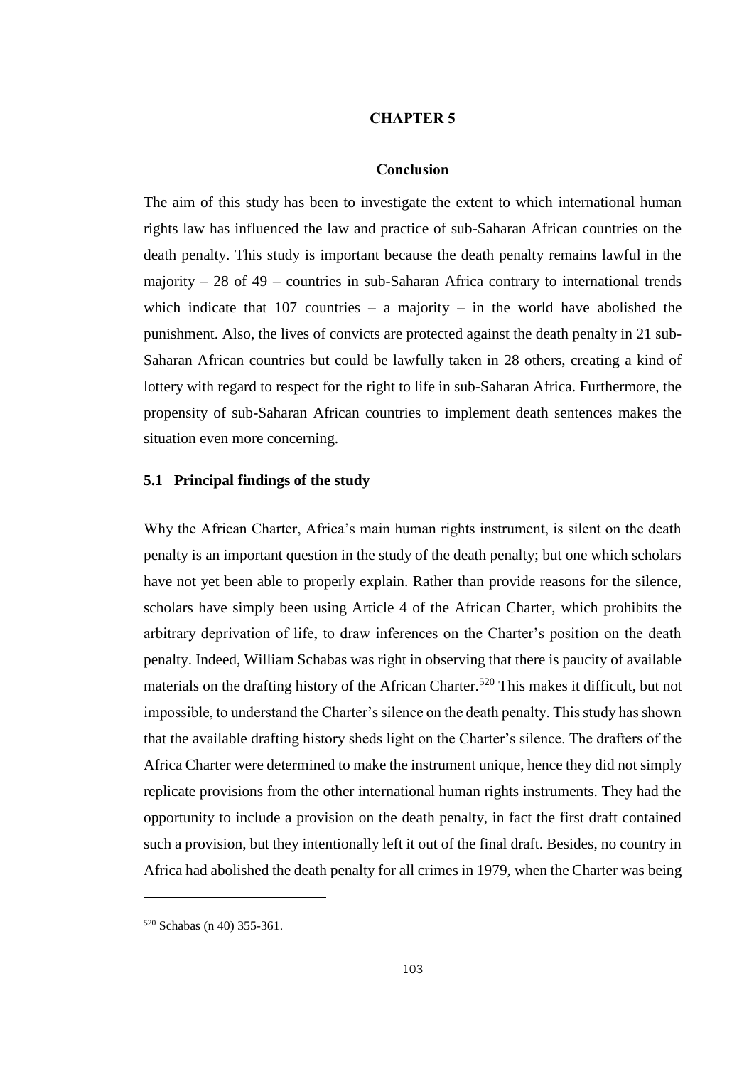# CHAPTER 5

## Conclusion

The aim of this study has been to investigate the extent to which international human rights law has influenced the law and practice of sub-Saharan African countries on the death penalty. This study is important because the death penalty remains lawful in the majority – 28 of 49 – countries in sub-Saharan Africa contrary to international trends which indicate that 107 countries – a majority – in the world have abolished the punishment. Also, the lives of convicts are protected against the death penalty in 21 sub-Saharan African countries but could be lawfully taken in 28 others, creating a kind of lottery with regard to respect for the right to life in sub-Saharan Africa. Furthermore, the propensity of sub-Saharan African countries to implement death sentences makes the situation even more concerning.

### 5.1 Principal findings of the study

Why the African Charter, Africa's main human rights instrument, is silent on the death penalty is an important question in the study of the death penalty; but one which scholars have not yet been able to properly explain. Rather than provide reasons for the silence, scholars have simply been using Article 4 of the African Charter, which prohibits the arbitrary deprivation of life, to draw inferences on the Charter's position on the death penalty. Indeed, William Schabas was right in observing that there is paucity of available materials on the drafting history of the African Charter.[520] This makes it difficult, but not impossible, to understand the Charter's silence on the death penalty. This study has shown that the available drafting history sheds light on the Charter's silence. The drafters of the Africa Charter were determined to make the instrument unique, hence they did not simply replicate provisions from the other international human rights instruments. They had the opportunity to include a provision on the death penalty, in fact the first draft contained such a provision, but they intentionally left it out of the final draft. Besides, no country in Africa had abolished the death penalty for all crimes in 1979, when the Charter was being

[520] Schabas (n 40) 355-361.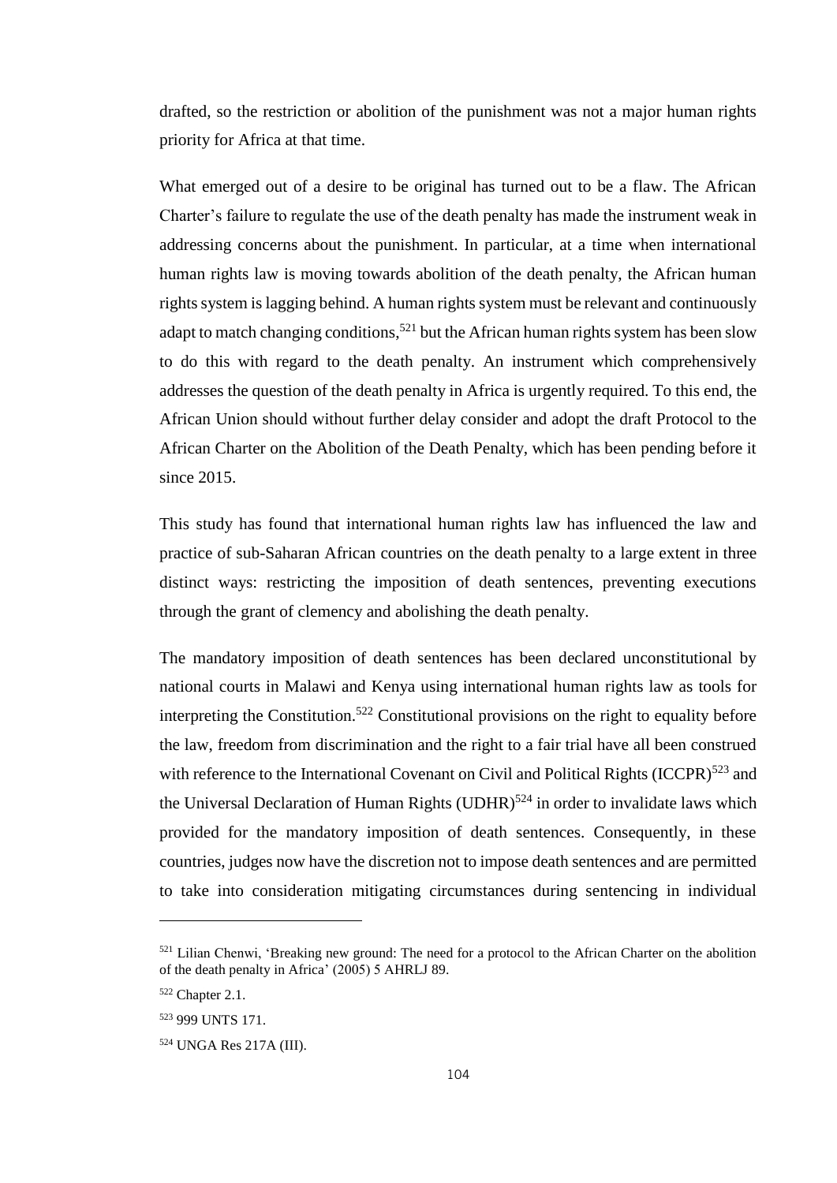drafted, so the restriction or abolition of the punishment was not a major human rights priority for Africa at that time.

What emerged out of a desire to be original has turned out to be a flaw. The African Charter's failure to regulate the use of the death penalty has made the instrument weak in addressing concerns about the punishment. In particular, at a time when international human rights law is moving towards abolition of the death penalty, the African human rights system is lagging behind. A human rights system must be relevant and continuously adapt to match changing conditions,[521] but the African human rights system has been slow to do this with regard to the death penalty. An instrument which comprehensively addresses the question of the death penalty in Africa is urgently required. To this end, the African Union should without further delay consider and adopt the draft Protocol to the African Charter on the Abolition of the Death Penalty, which has been pending before it since 2015.

This study has found that international human rights law has influenced the law and practice of sub-Saharan African countries on the death penalty to a large extent in three distinct ways: restricting the imposition of death sentences, preventing executions through the grant of clemency and abolishing the death penalty.

The mandatory imposition of death sentences has been declared unconstitutional by national courts in Malawi and Kenya using international human rights law as tools for interpreting the Constitution.[522] Constitutional provisions on the right to equality before the law, freedom from discrimination and the right to a fair trial have all been construed with reference to the International Covenant on Civil and Political Rights (ICCPR)[523] and the Universal Declaration of Human Rights (UDHR)[524] in order to invalidate laws which provided for the mandatory imposition of death sentences. Consequently, in these countries, judges now have the discretion not to impose death sentences and are permitted to take into consideration mitigating circumstances during sentencing in individual

---

[521] Lilian Chenwi, 'Breaking new ground: The need for a protocol to the African Charter on the abolition of the death penalty in Africa' (2005) 5 AHRLJ 89.

[522] Chapter 2.1.

[523] 999 UNTS 171.

[524] UNGA Res 217A (III).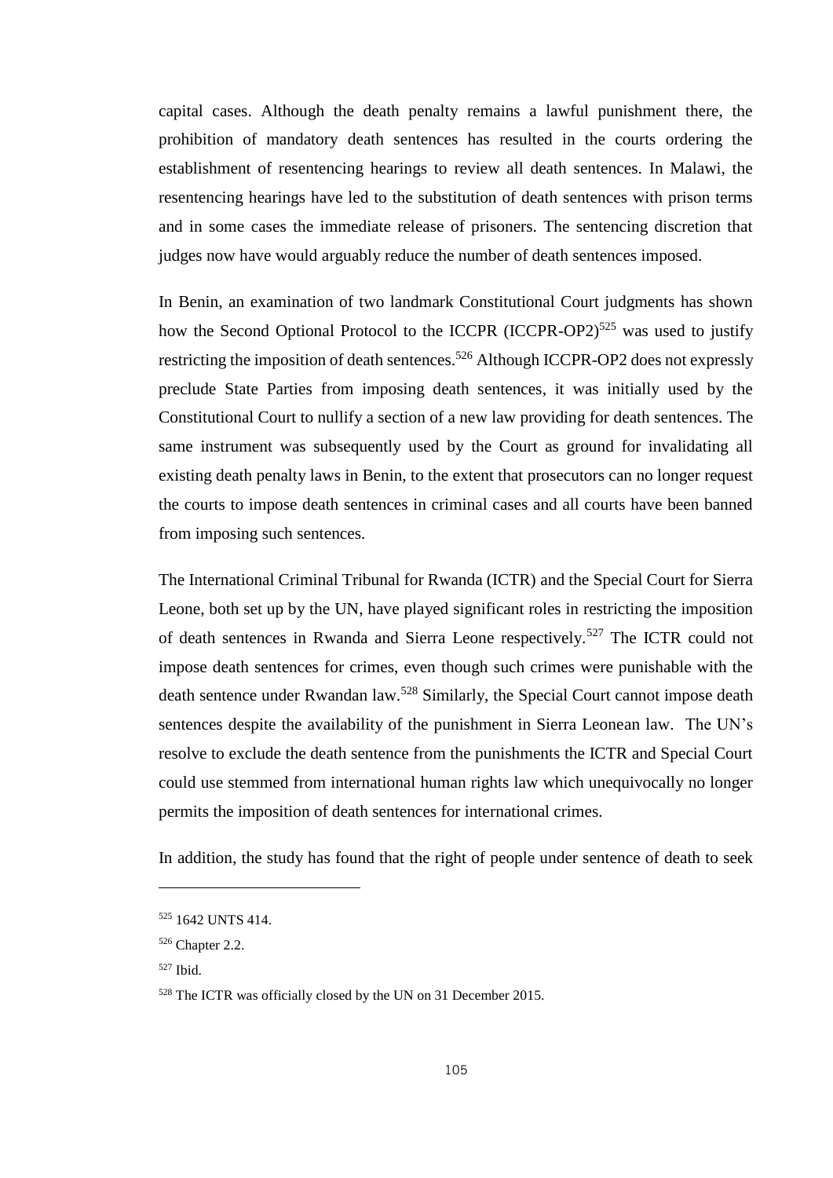capital cases. Although the death penalty remains a lawful punishment there, the prohibition of mandatory death sentences has resulted in the courts ordering the establishment of resentencing hearings to review all death sentences. In Malawi, the resentencing hearings have led to the substitution of death sentences with prison terms and in some cases the immediate release of prisoners. The sentencing discretion that judges now have would arguably reduce the number of death sentences imposed.

In Benin, an examination of two landmark Constitutional Court judgments has shown how the Second Optional Protocol to the ICCPR (ICCPR-OP2)[525] was used to justify restricting the imposition of death sentences.[526] Although ICCPR-OP2 does not expressly preclude State Parties from imposing death sentences, it was initially used by the Constitutional Court to nullify a section of a new law providing for death sentences. The same instrument was subsequently used by the Court as ground for invalidating all existing death penalty laws in Benin, to the extent that prosecutors can no longer request the courts to impose death sentences in criminal cases and all courts have been banned from imposing such sentences.

The International Criminal Tribunal for Rwanda (ICTR) and the Special Court for Sierra Leone, both set up by the UN, have played significant roles in restricting the imposition of death sentences in Rwanda and Sierra Leone respectively.[527] The ICTR could not impose death sentences for crimes, even though such crimes were punishable with the death sentence under Rwandan law.[528] Similarly, the Special Court cannot impose death sentences despite the availability of the punishment in Sierra Leonean law. The UN's resolve to exclude the death sentence from the punishments the ICTR and Special Court could use stemmed from international human rights law which unequivocally no longer permits the imposition of death sentences for international crimes.

In addition, the study has found that the right of people under sentence of death to seek

---

[525] 1642 UNTS 414.

[526] Chapter 2.2.

[527] Ibid.

[528] The ICTR was officially closed by the UN on 31 December 2015.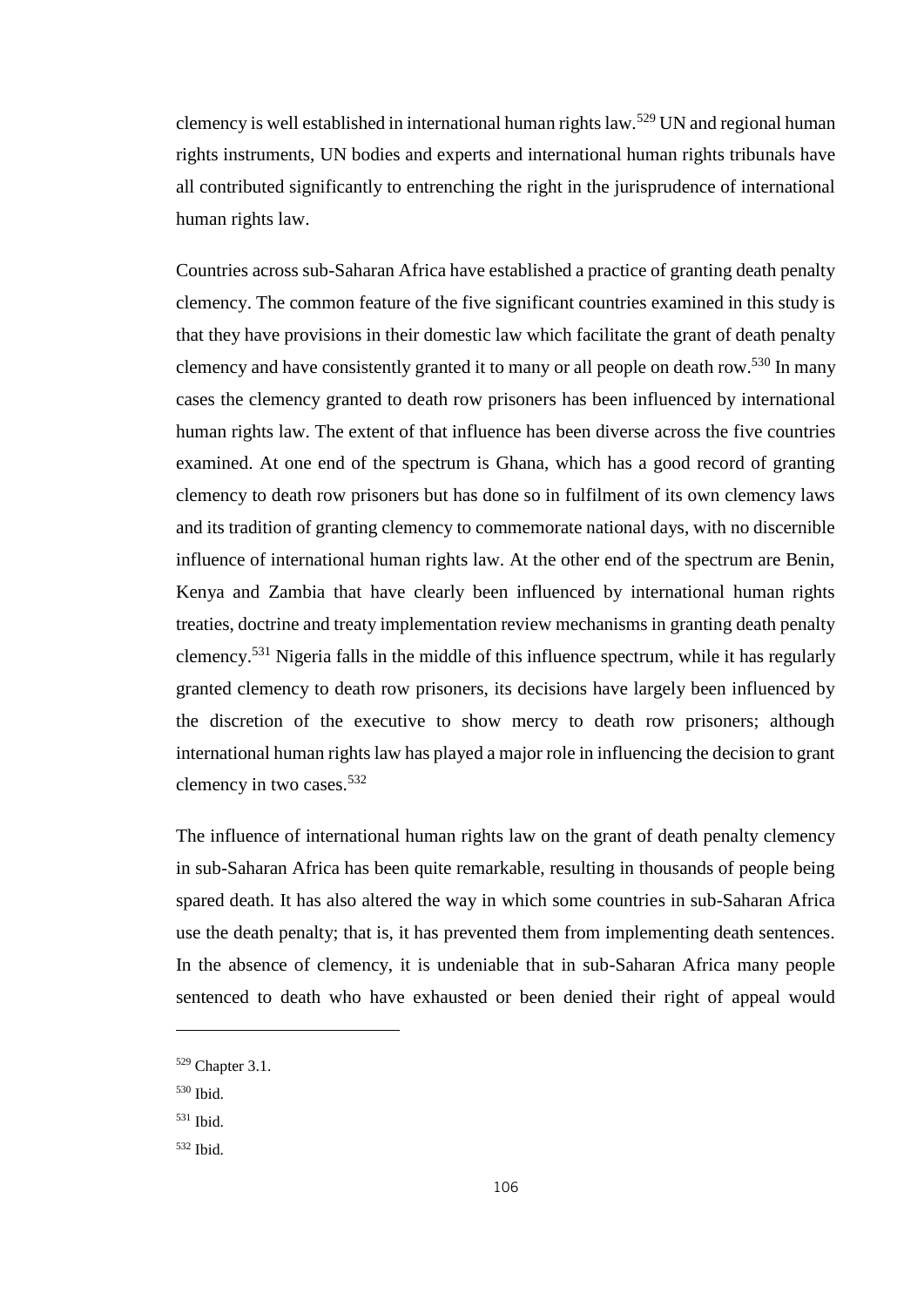clemency is well established in international human rights law.[529] UN and regional human rights instruments, UN bodies and experts and international human rights tribunals have all contributed significantly to entrenching the right in the jurisprudence of international human rights law.

Countries across sub-Saharan Africa have established a practice of granting death penalty clemency. The common feature of the five significant countries examined in this study is that they have provisions in their domestic law which facilitate the grant of death penalty clemency and have consistently granted it to many or all people on death row.[530] In many cases the clemency granted to death row prisoners has been influenced by international human rights law. The extent of that influence has been diverse across the five countries examined. At one end of the spectrum is Ghana, which has a good record of granting clemency to death row prisoners but has done so in fulfilment of its own clemency laws and its tradition of granting clemency to commemorate national days, with no discernible influence of international human rights law. At the other end of the spectrum are Benin, Kenya and Zambia that have clearly been influenced by international human rights treaties, doctrine and treaty implementation review mechanisms in granting death penalty clemency.[531] Nigeria falls in the middle of this influence spectrum, while it has regularly granted clemency to death row prisoners, its decisions have largely been influenced by the discretion of the executive to show mercy to death row prisoners; although international human rights law has played a major role in influencing the decision to grant clemency in two cases.[532]

The influence of international human rights law on the grant of death penalty clemency in sub-Saharan Africa has been quite remarkable, resulting in thousands of people being spared death. It has also altered the way in which some countries in sub-Saharan Africa use the death penalty; that is, it has prevented them from implementing death sentences. In the absence of clemency, it is undeniable that in sub-Saharan Africa many people sentenced to death who have exhausted or been denied their right of appeal would

---

[529] Chapter 3.1.

[530] Ibid.

[531] Ibid.

[532] Ibid.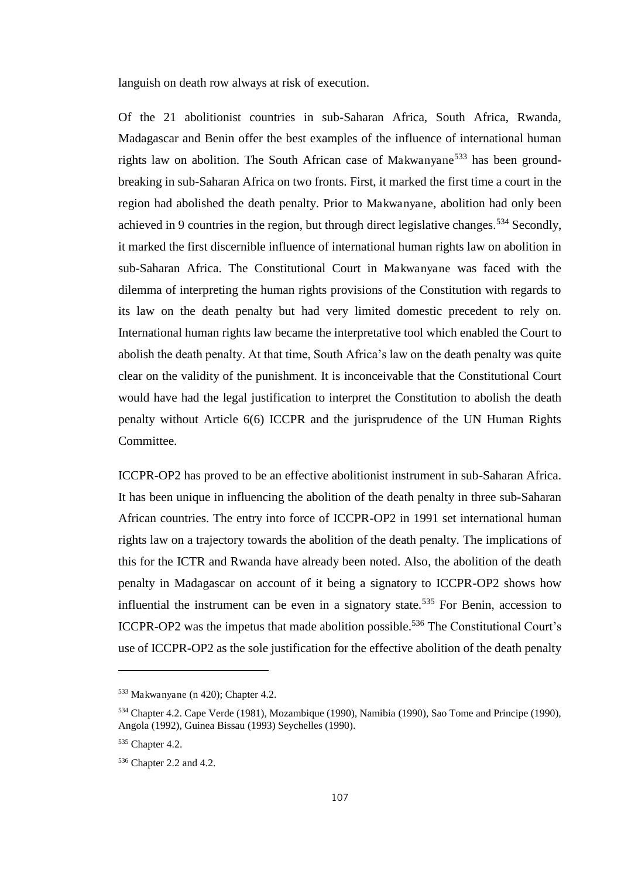languish on death row always at risk of execution.

Of the 21 abolitionist countries in sub-Saharan Africa, South Africa, Rwanda, Madagascar and Benin offer the best examples of the influence of international human rights law on abolition. The South African case of Makwanyane[533] has been ground-breaking in sub-Saharan Africa on two fronts. First, it marked the first time a court in the region had abolished the death penalty. Prior to Makwanyane, abolition had only been achieved in 9 countries in the region, but through direct legislative changes.[534] Secondly, it marked the first discernible influence of international human rights law on abolition in sub-Saharan Africa. The Constitutional Court in Makwanyane was faced with the dilemma of interpreting the human rights provisions of the Constitution with regards to its law on the death penalty but had very limited domestic precedent to rely on. International human rights law became the interpretative tool which enabled the Court to abolish the death penalty. At that time, South Africa's law on the death penalty was quite clear on the validity of the punishment. It is inconceivable that the Constitutional Court would have had the legal justification to interpret the Constitution to abolish the death penalty without Article 6(6) ICCPR and the jurisprudence of the UN Human Rights Committee.

ICCPR-OP2 has proved to be an effective abolitionist instrument in sub-Saharan Africa. It has been unique in influencing the abolition of the death penalty in three sub-Saharan African countries. The entry into force of ICCPR-OP2 in 1991 set international human rights law on a trajectory towards the abolition of the death penalty. The implications of this for the ICTR and Rwanda have already been noted. Also, the abolition of the death penalty in Madagascar on account of it being a signatory to ICCPR-OP2 shows how influential the instrument can be even in a signatory state.[535] For Benin, accession to ICCPR-OP2 was the impetus that made abolition possible.[536] The Constitutional Court's use of ICCPR-OP2 as the sole justification for the effective abolition of the death penalty

---

[533] Makwanyane (n 420); Chapter 4.2.

[534] Chapter 4.2. Cape Verde (1981), Mozambique (1990), Namibia (1990), Sao Tome and Principe (1990), Angola (1992), Guinea Bissau (1993) Seychelles (1990).

[535] Chapter 4.2.

[536] Chapter 2.2 and 4.2.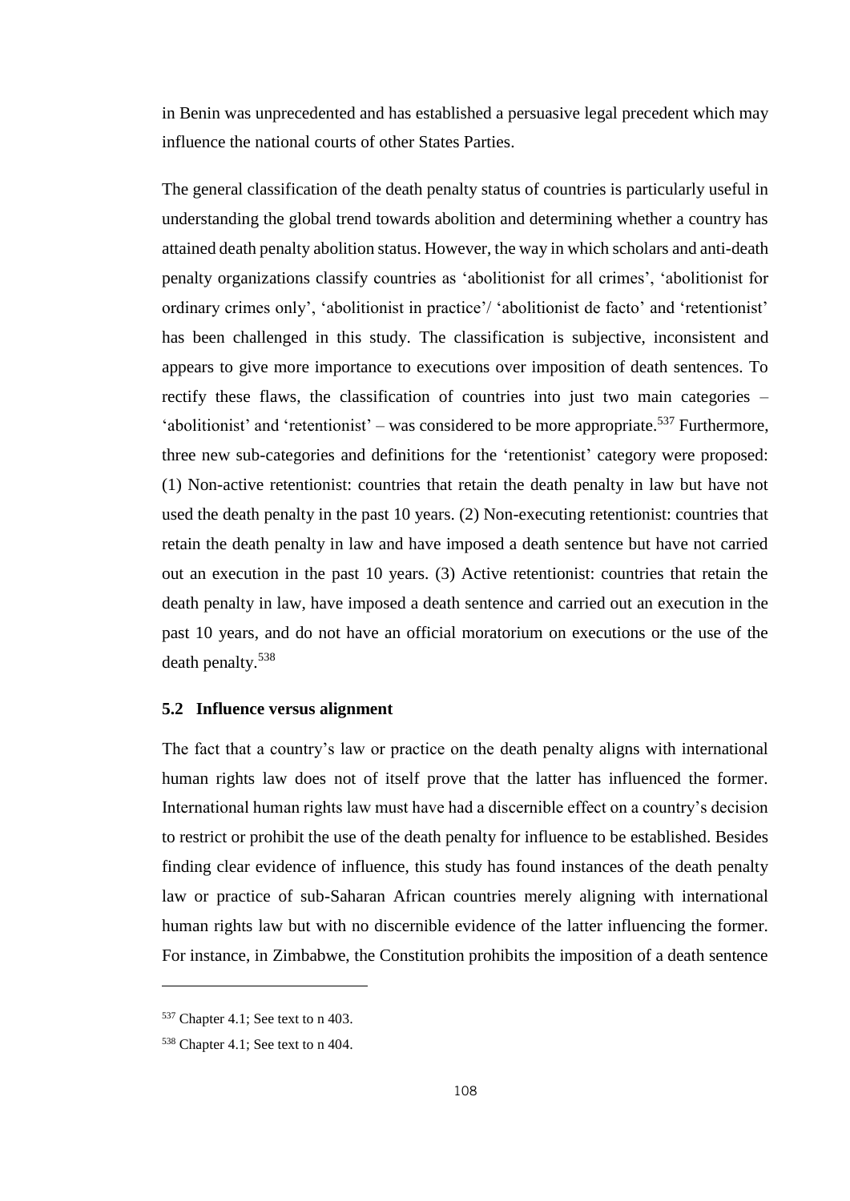in Benin was unprecedented and has established a persuasive legal precedent which may influence the national courts of other States Parties.

The general classification of the death penalty status of countries is particularly useful in understanding the global trend towards abolition and determining whether a country has attained death penalty abolition status. However, the way in which scholars and anti-death penalty organizations classify countries as 'abolitionist for all crimes', 'abolitionist for ordinary crimes only', 'abolitionist in practice'/ 'abolitionist de facto' and 'retentionist' has been challenged in this study. The classification is subjective, inconsistent and appears to give more importance to executions over imposition of death sentences. To rectify these flaws, the classification of countries into just two main categories – 'abolitionist' and 'retentionist' – was considered to be more appropriate.[537] Furthermore, three new sub-categories and definitions for the 'retentionist' category were proposed: (1) Non-active retentionist: countries that retain the death penalty in law but have not used the death penalty in the past 10 years. (2) Non-executing retentionist: countries that retain the death penalty in law and have imposed a death sentence but have not carried out an execution in the past 10 years. (3) Active retentionist: countries that retain the death penalty in law, have imposed a death sentence and carried out an execution in the past 10 years, and do not have an official moratorium on executions or the use of the death penalty.[538]

### 5.2 Influence versus alignment

The fact that a country's law or practice on the death penalty aligns with international human rights law does not of itself prove that the latter has influenced the former. International human rights law must have had a discernible effect on a country's decision to restrict or prohibit the use of the death penalty for influence to be established. Besides finding clear evidence of influence, this study has found instances of the death penalty law or practice of sub-Saharan African countries merely aligning with international human rights law but with no discernible evidence of the latter influencing the former. For instance, in Zimbabwe, the Constitution prohibits the imposition of a death sentence

[537] Chapter 4.1; See text to n 403.

[538] Chapter 4.1; See text to n 404.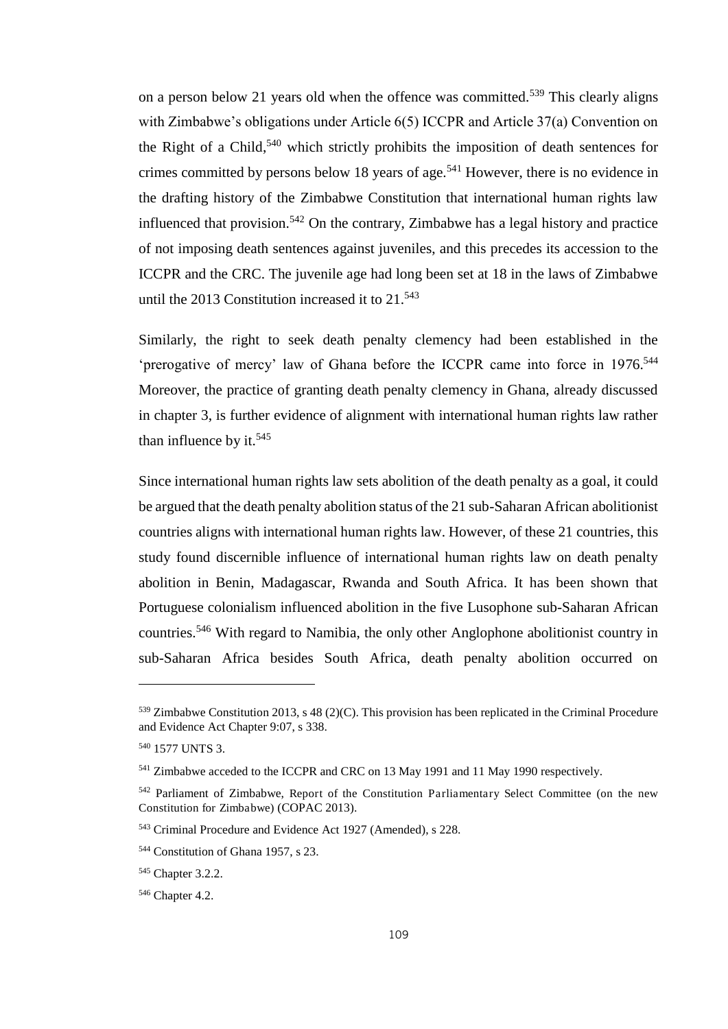on a person below 21 years old when the offence was committed.[539] This clearly aligns with Zimbabwe's obligations under Article 6(5) ICCPR and Article 37(a) Convention on the Right of a Child,[540] which strictly prohibits the imposition of death sentences for crimes committed by persons below 18 years of age.[541] However, there is no evidence in the drafting history of the Zimbabwe Constitution that international human rights law influenced that provision.[542] On the contrary, Zimbabwe has a legal history and practice of not imposing death sentences against juveniles, and this precedes its accession to the ICCPR and the CRC. The juvenile age had long been set at 18 in the laws of Zimbabwe until the 2013 Constitution increased it to 21.[543]

Similarly, the right to seek death penalty clemency had been established in the 'prerogative of mercy' law of Ghana before the ICCPR came into force in 1976.[544] Moreover, the practice of granting death penalty clemency in Ghana, already discussed in chapter 3, is further evidence of alignment with international human rights law rather than influence by it.[545]

Since international human rights law sets abolition of the death penalty as a goal, it could be argued that the death penalty abolition status of the 21 sub-Saharan African abolitionist countries aligns with international human rights law. However, of these 21 countries, this study found discernible influence of international human rights law on death penalty abolition in Benin, Madagascar, Rwanda and South Africa. It has been shown that Portuguese colonialism influenced abolition in the five Lusophone sub-Saharan African countries.[546] With regard to Namibia, the only other Anglophone abolitionist country in sub-Saharan Africa besides South Africa, death penalty abolition occurred on

---

[539] Zimbabwe Constitution 2013, s 48 (2)(C). This provision has been replicated in the Criminal Procedure and Evidence Act Chapter 9:07, s 338.

[540] 1577 UNTS 3.

[541] Zimbabwe acceded to the ICCPR and CRC on 13 May 1991 and 11 May 1990 respectively.

[542] Parliament of Zimbabwe, Report of the Constitution Parliamentary Select Committee (on the new Constitution for Zimbabwe) (COPAC 2013).

[543] Criminal Procedure and Evidence Act 1927 (Amended), s 228.

[544] Constitution of Ghana 1957, s 23.

[545] Chapter 3.2.2.

[546] Chapter 4.2.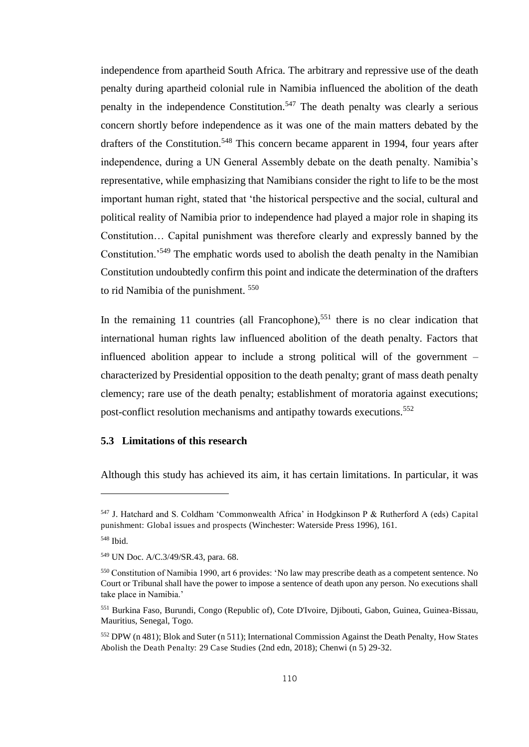independence from apartheid South Africa. The arbitrary and repressive use of the death penalty during apartheid colonial rule in Namibia influenced the abolition of the death penalty in the independence Constitution.[547] The death penalty was clearly a serious concern shortly before independence as it was one of the main matters debated by the drafters of the Constitution.[548] This concern became apparent in 1994, four years after independence, during a UN General Assembly debate on the death penalty. Namibia's representative, while emphasizing that Namibians consider the right to life to be the most important human right, stated that 'the historical perspective and the social, cultural and political reality of Namibia prior to independence had played a major role in shaping its Constitution… Capital punishment was therefore clearly and expressly banned by the Constitution.'[549] The emphatic words used to abolish the death penalty in the Namibian Constitution undoubtedly confirm this point and indicate the determination of the drafters to rid Namibia of the punishment. [550]

In the remaining 11 countries (all Francophone),[551] there is no clear indication that international human rights law influenced abolition of the death penalty. Factors that influenced abolition appear to include a strong political will of the government – characterized by Presidential opposition to the death penalty; grant of mass death penalty clemency; rare use of the death penalty; establishment of moratoria against executions; post-conflict resolution mechanisms and antipathy towards executions.[552]

### 5.3 Limitations of this research

Although this study has achieved its aim, it has certain limitations. In particular, it was

---

[547] J. Hatchard and S. Coldham 'Commonwealth Africa' in Hodgkinson P & Rutherford A (eds) Capital punishment: Global issues and prospects (Winchester: Waterside Press 1996), 161.

[548] Ibid.

[549] UN Doc. A/C.3/49/SR.43, para. 68.

[550] Constitution of Namibia 1990, art 6 provides: 'No law may prescribe death as a competent sentence. No Court or Tribunal shall have the power to impose a sentence of death upon any person. No executions shall take place in Namibia.'

[551] Burkina Faso, Burundi, Congo (Republic of), Cote D'Ivoire, Djibouti, Gabon, Guinea, Guinea-Bissau, Mauritius, Senegal, Togo.

[552] DPW (n 481); Blok and Suter (n 511); International Commission Against the Death Penalty, How States Abolish the Death Penalty: 29 Case Studies (2nd edn, 2018); Chenwi (n 5) 29-32.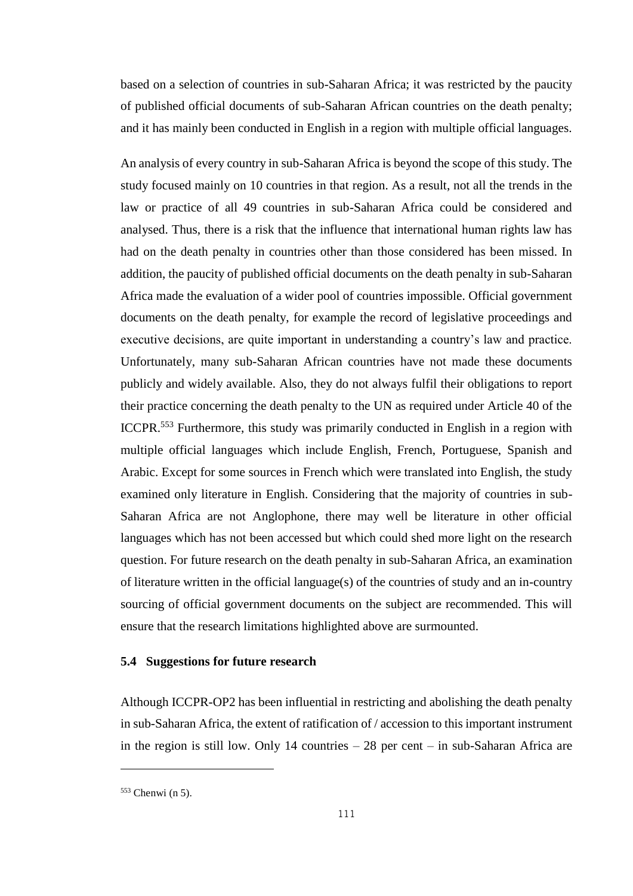based on a selection of countries in sub-Saharan Africa; it was restricted by the paucity of published official documents of sub-Saharan African countries on the death penalty; and it has mainly been conducted in English in a region with multiple official languages.

An analysis of every country in sub-Saharan Africa is beyond the scope of this study. The study focused mainly on 10 countries in that region. As a result, not all the trends in the law or practice of all 49 countries in sub-Saharan Africa could be considered and analysed. Thus, there is a risk that the influence that international human rights law has had on the death penalty in countries other than those considered has been missed. In addition, the paucity of published official documents on the death penalty in sub-Saharan Africa made the evaluation of a wider pool of countries impossible. Official government documents on the death penalty, for example the record of legislative proceedings and executive decisions, are quite important in understanding a country's law and practice. Unfortunately, many sub-Saharan African countries have not made these documents publicly and widely available. Also, they do not always fulfil their obligations to report their practice concerning the death penalty to the UN as required under Article 40 of the ICCPR.[553] Furthermore, this study was primarily conducted in English in a region with multiple official languages which include English, French, Portuguese, Spanish and Arabic. Except for some sources in French which were translated into English, the study examined only literature in English. Considering that the majority of countries in sub-Saharan Africa are not Anglophone, there may well be literature in other official languages which has not been accessed but which could shed more light on the research question. For future research on the death penalty in sub-Saharan Africa, an examination of literature written in the official language(s) of the countries of study and an in-country sourcing of official government documents on the subject are recommended. This will ensure that the research limitations highlighted above are surmounted.

### 5.4 Suggestions for future research

Although ICCPR-OP2 has been influential in restricting and abolishing the death penalty in sub-Saharan Africa, the extent of ratification of / accession to this important instrument in the region is still low. Only 14 countries – 28 per cent – in sub-Saharan Africa are

---

[553] Chenwi (n 5).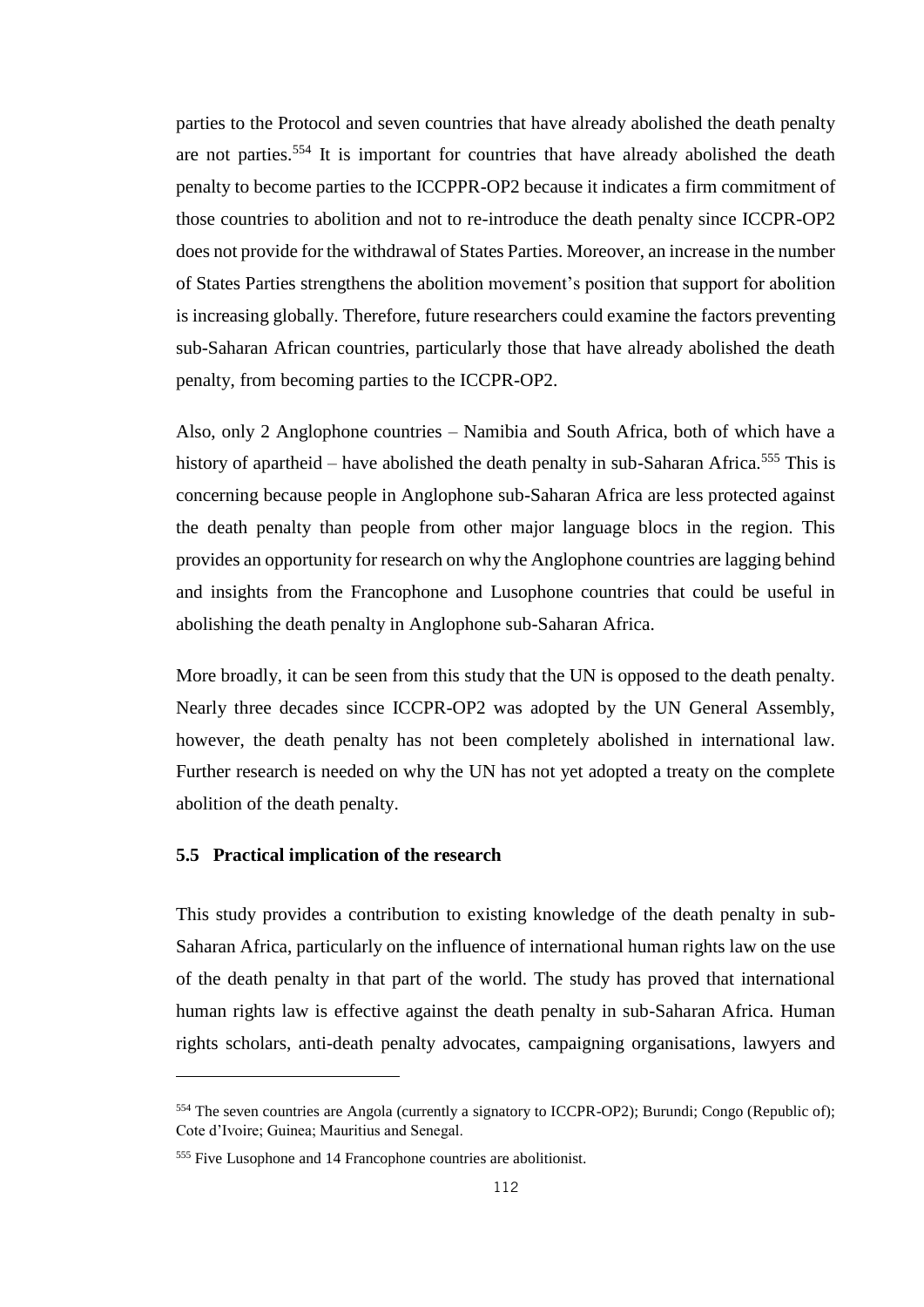parties to the Protocol and seven countries that have already abolished the death penalty are not parties.[554] It is important for countries that have already abolished the death penalty to become parties to the ICCPPR-OP2 because it indicates a firm commitment of those countries to abolition and not to re-introduce the death penalty since ICCPR-OP2 does not provide for the withdrawal of States Parties. Moreover, an increase in the number of States Parties strengthens the abolition movement's position that support for abolition is increasing globally. Therefore, future researchers could examine the factors preventing sub-Saharan African countries, particularly those that have already abolished the death penalty, from becoming parties to the ICCPR-OP2.

Also, only 2 Anglophone countries – Namibia and South Africa, both of which have a history of apartheid – have abolished the death penalty in sub-Saharan Africa.[555] This is concerning because people in Anglophone sub-Saharan Africa are less protected against the death penalty than people from other major language blocs in the region. This provides an opportunity for research on why the Anglophone countries are lagging behind and insights from the Francophone and Lusophone countries that could be useful in abolishing the death penalty in Anglophone sub-Saharan Africa.

More broadly, it can be seen from this study that the UN is opposed to the death penalty. Nearly three decades since ICCPR-OP2 was adopted by the UN General Assembly, however, the death penalty has not been completely abolished in international law. Further research is needed on why the UN has not yet adopted a treaty on the complete abolition of the death penalty.

### 5.5 Practical implication of the research

This study provides a contribution to existing knowledge of the death penalty in sub-Saharan Africa, particularly on the influence of international human rights law on the use of the death penalty in that part of the world. The study has proved that international human rights law is effective against the death penalty in sub-Saharan Africa. Human rights scholars, anti-death penalty advocates, campaigning organisations, lawyers and

---

[554] The seven countries are Angola (currently a signatory to ICCPR-OP2); Burundi; Congo (Republic of); Cote d'Ivoire; Guinea; Mauritius and Senegal.

[555] Five Lusophone and 14 Francophone countries are abolitionist.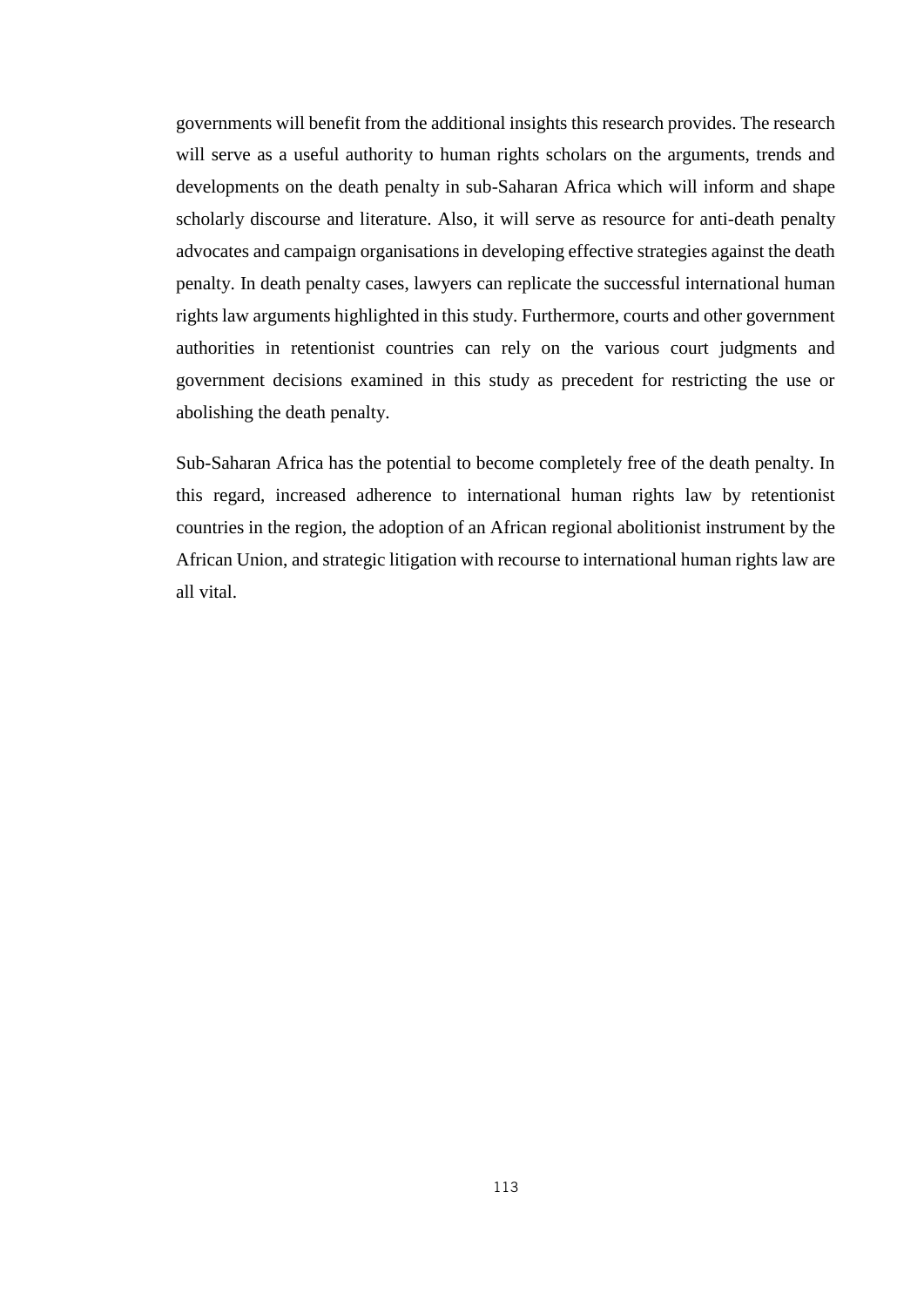governments will benefit from the additional insights this research provides. The research will serve as a useful authority to human rights scholars on the arguments, trends and developments on the death penalty in sub-Saharan Africa which will inform and shape scholarly discourse and literature. Also, it will serve as resource for anti-death penalty advocates and campaign organisations in developing effective strategies against the death penalty. In death penalty cases, lawyers can replicate the successful international human rights law arguments highlighted in this study. Furthermore, courts and other government authorities in retentionist countries can rely on the various court judgments and government decisions examined in this study as precedent for restricting the use or abolishing the death penalty.

Sub-Saharan Africa has the potential to become completely free of the death penalty. In this regard, increased adherence to international human rights law by retentionist countries in the region, the adoption of an African regional abolitionist instrument by the African Union, and strategic litigation with recourse to international human rights law are all vital.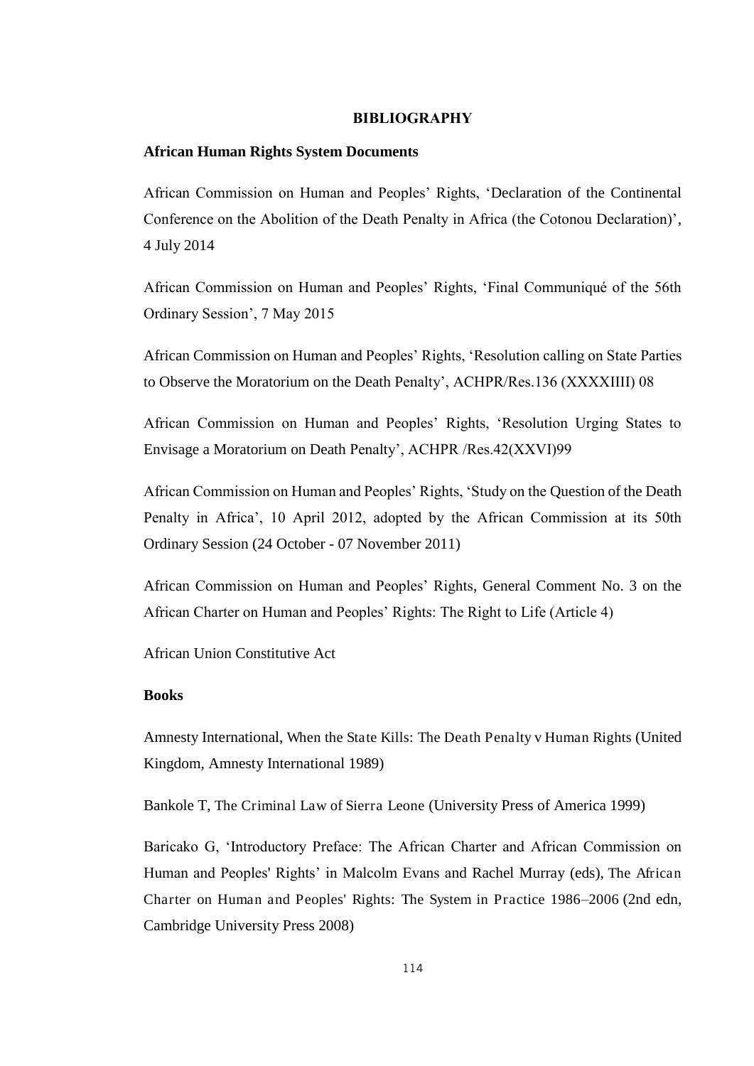# BIBLIOGRAPHY

## African Human Rights System Documents

African Commission on Human and Peoples' Rights, 'Declaration of the Continental Conference on the Abolition of the Death Penalty in Africa (the Cotonou Declaration)', 4 July 2014

African Commission on Human and Peoples' Rights, 'Final Communiqué of the 56th Ordinary Session', 7 May 2015

African Commission on Human and Peoples' Rights, 'Resolution calling on State Parties to Observe the Moratorium on the Death Penalty', ACHPR/Res.136 (XXXXIIII) 08

African Commission on Human and Peoples' Rights, 'Resolution Urging States to Envisage a Moratorium on Death Penalty', ACHPR /Res.42(XXVI)99

African Commission on Human and Peoples' Rights, 'Study on the Question of the Death Penalty in Africa', 10 April 2012, adopted by the African Commission at its 50th Ordinary Session (24 October - 07 November 2011)

African Commission on Human and Peoples' Rights, General Comment No. 3 on the African Charter on Human and Peoples' Rights: The Right to Life (Article 4)

African Union Constitutive Act

## Books

Amnesty International, *When the State Kills: The Death Penalty v Human Rights* (United Kingdom, Amnesty International 1989)

Bankole T, *The Criminal Law of Sierra Leone* (University Press of America 1999)

Baricako G, 'Introductory Preface: The African Charter and African Commission on Human and Peoples' Rights' in Malcolm Evans and Rachel Murray (eds), *The African Charter on Human and Peoples' Rights: The System in Practice 1986–2006* (2nd edn, Cambridge University Press 2008)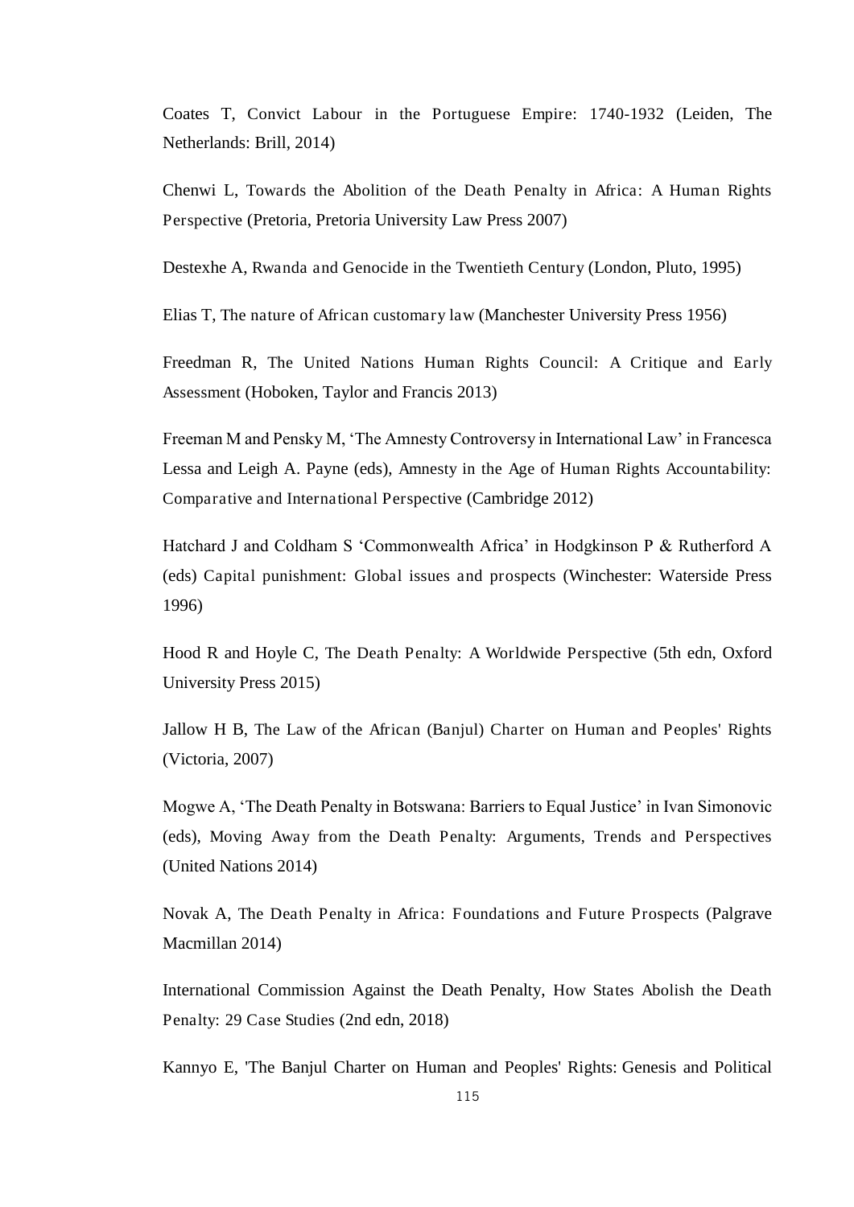Coates T, Convict Labour in the Portuguese Empire: 1740-1932 (Leiden, The Netherlands: Brill, 2014)

Chenwi L, Towards the Abolition of the Death Penalty in Africa: A Human Rights Perspective (Pretoria, Pretoria University Law Press 2007)

Destexhe A, Rwanda and Genocide in the Twentieth Century (London, Pluto, 1995)

Elias T, The nature of African customary law (Manchester University Press 1956)

Freedman R, The United Nations Human Rights Council: A Critique and Early Assessment (Hoboken, Taylor and Francis 2013)

Freeman M and Pensky M, 'The Amnesty Controversy in International Law' in Francesca Lessa and Leigh A. Payne (eds), Amnesty in the Age of Human Rights Accountability: Comparative and International Perspective (Cambridge 2012)

Hatchard J and Coldham S 'Commonwealth Africa' in Hodgkinson P & Rutherford A (eds) Capital punishment: Global issues and prospects (Winchester: Waterside Press 1996)

Hood R and Hoyle C, The Death Penalty: A Worldwide Perspective (5th edn, Oxford University Press 2015)

Jallow H B, The Law of the African (Banjul) Charter on Human and Peoples' Rights (Victoria, 2007)

Mogwe A, 'The Death Penalty in Botswana: Barriers to Equal Justice' in Ivan Simonovic (eds), Moving Away from the Death Penalty: Arguments, Trends and Perspectives (United Nations 2014)

Novak A, The Death Penalty in Africa: Foundations and Future Prospects (Palgrave Macmillan 2014)

International Commission Against the Death Penalty, How States Abolish the Death Penalty: 29 Case Studies (2nd edn, 2018)

Kannyo E, 'The Banjul Charter on Human and Peoples' Rights: Genesis and Political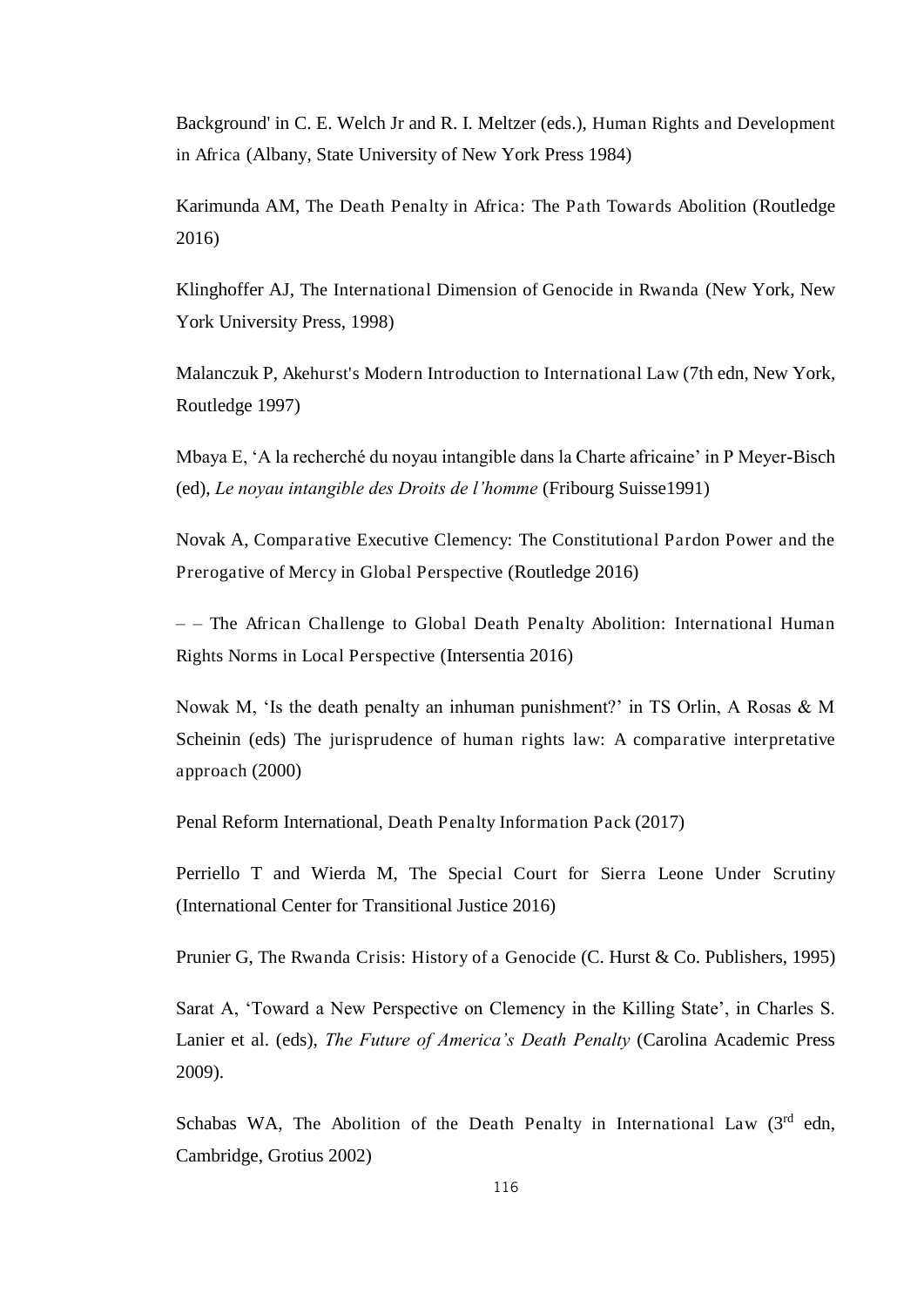Background' in C. E. Welch Jr and R. I. Meltzer (eds.), Human Rights and Development in Africa (Albany, State University of New York Press 1984)

Karimunda AM, The Death Penalty in Africa: The Path Towards Abolition (Routledge 2016)

Klinghoffer AJ, The International Dimension of Genocide in Rwanda (New York, New York University Press, 1998)

Malanczuk P, Akehurst's Modern Introduction to International Law (7th edn, New York, Routledge 1997)

Mbaya E, 'A la recherché du noyau intangible dans la Charte africaine' in P Meyer-Bisch (ed), *Le noyau intangible des Droits de l'homme* (Fribourg Suisse1991)

Novak A, Comparative Executive Clemency: The Constitutional Pardon Power and the Prerogative of Mercy in Global Perspective (Routledge 2016)

– – The African Challenge to Global Death Penalty Abolition: International Human Rights Norms in Local Perspective (Intersentia 2016)

Nowak M, 'Is the death penalty an inhuman punishment?' in TS Orlin, A Rosas & M Scheinin (eds) The jurisprudence of human rights law: A comparative interpretative approach (2000)

Penal Reform International, Death Penalty Information Pack (2017)

Perriello T and Wierda M, The Special Court for Sierra Leone Under Scrutiny (International Center for Transitional Justice 2016)

Prunier G, The Rwanda Crisis: History of a Genocide (C. Hurst & Co. Publishers, 1995)

Sarat A, 'Toward a New Perspective on Clemency in the Killing State', in Charles S. Lanier et al. (eds), *The Future of America's Death Penalty* (Carolina Academic Press 2009).

Schabas WA, The Abolition of the Death Penalty in International Law (3rd edn, Cambridge, Grotius 2002)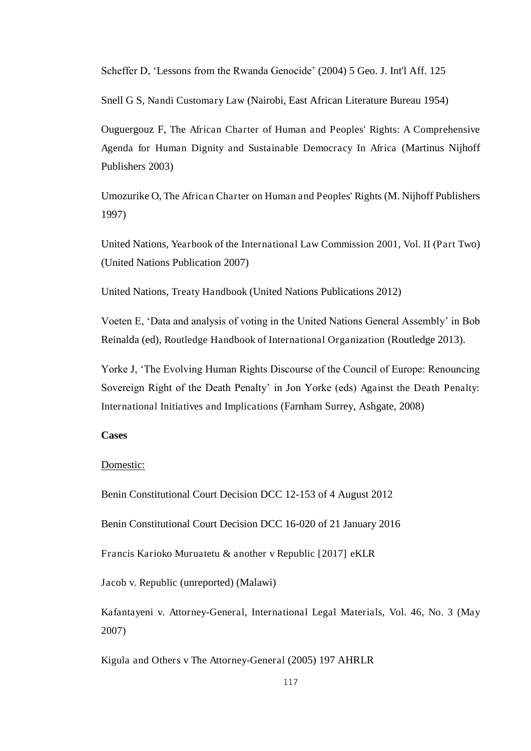Scheffer D, 'Lessons from the Rwanda Genocide' (2004) 5 Geo. J. Int'l Aff. 125

Snell G S, Nandi Customary Law (Nairobi, East African Literature Bureau 1954)

Ouguergouz F, The African Charter of Human and Peoples' Rights: A Comprehensive Agenda for Human Dignity and Sustainable Democracy In Africa (Martinus Nijhoff Publishers 2003)

Umozurike O, The African Charter on Human and Peoples' Rights (M. Nijhoff Publishers 1997)

United Nations, Yearbook of the International Law Commission 2001, Vol. II (Part Two) (United Nations Publication 2007)

United Nations, Treaty Handbook (United Nations Publications 2012)

Voeten E, 'Data and analysis of voting in the United Nations General Assembly' in Bob Reinalda (ed), Routledge Handbook of International Organization (Routledge 2013).

Yorke J, 'The Evolving Human Rights Discourse of the Council of Europe: Renouncing Sovereign Right of the Death Penalty' in Jon Yorke (eds) Against the Death Penalty: International Initiatives and Implications (Farnham Surrey, Ashgate, 2008)

**Cases**

Domestic:

Benin Constitutional Court Decision DCC 12-153 of 4 August 2012

Benin Constitutional Court Decision DCC 16-020 of 21 January 2016

Francis Karioko Muruatetu & another v Republic [2017] eKLR

Jacob v. Republic (unreported) (Malawi)

Kafantayeni v. Attorney-General, International Legal Materials, Vol. 46, No. 3 (May 2007)

Kigula and Others v The Attorney-General (2005) 197 AHRLR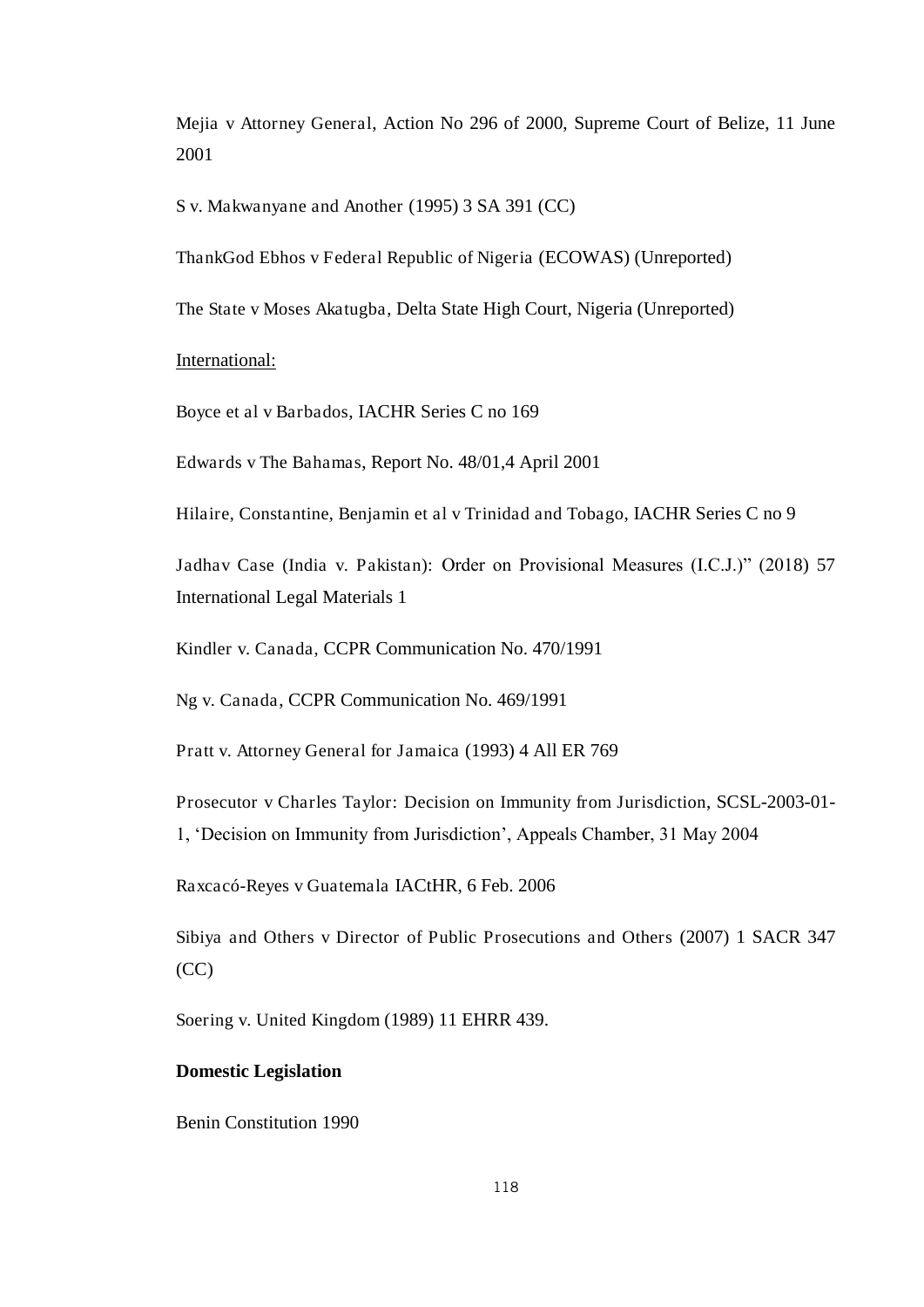Mejia v Attorney General, Action No 296 of 2000, Supreme Court of Belize, 11 June 2001

S v. Makwanyane and Another (1995) 3 SA 391 (CC)

ThankGod Ebhos v Federal Republic of Nigeria (ECOWAS) (Unreported)

The State v Moses Akatugba, Delta State High Court, Nigeria (Unreported)

<u>International:</u>

Boyce et al v Barbados, IACHR Series C no 169

Edwards v The Bahamas, Report No. 48/01,4 April 2001

Hilaire, Constantine, Benjamin et al v Trinidad and Tobago, IACHR Series C no 9

Jadhav Case (India v. Pakistan): Order on Provisional Measures (I.C.J.)" (2018) 57 International Legal Materials 1

Kindler v. Canada, CCPR Communication No. 470/1991

Ng v. Canada, CCPR Communication No. 469/1991

Pratt v. Attorney General for Jamaica (1993) 4 All ER 769

Prosecutor v Charles Taylor: Decision on Immunity from Jurisdiction, SCSL-2003-01-1, 'Decision on Immunity from Jurisdiction', Appeals Chamber, 31 May 2004

Raxcacó-Reyes v Guatemala IACtHR, 6 Feb. 2006

Sibiya and Others v Director of Public Prosecutions and Others (2007) 1 SACR 347 (CC)

Soering v. United Kingdom (1989) 11 EHRR 439.

**Domestic Legislation**

Benin Constitution 1990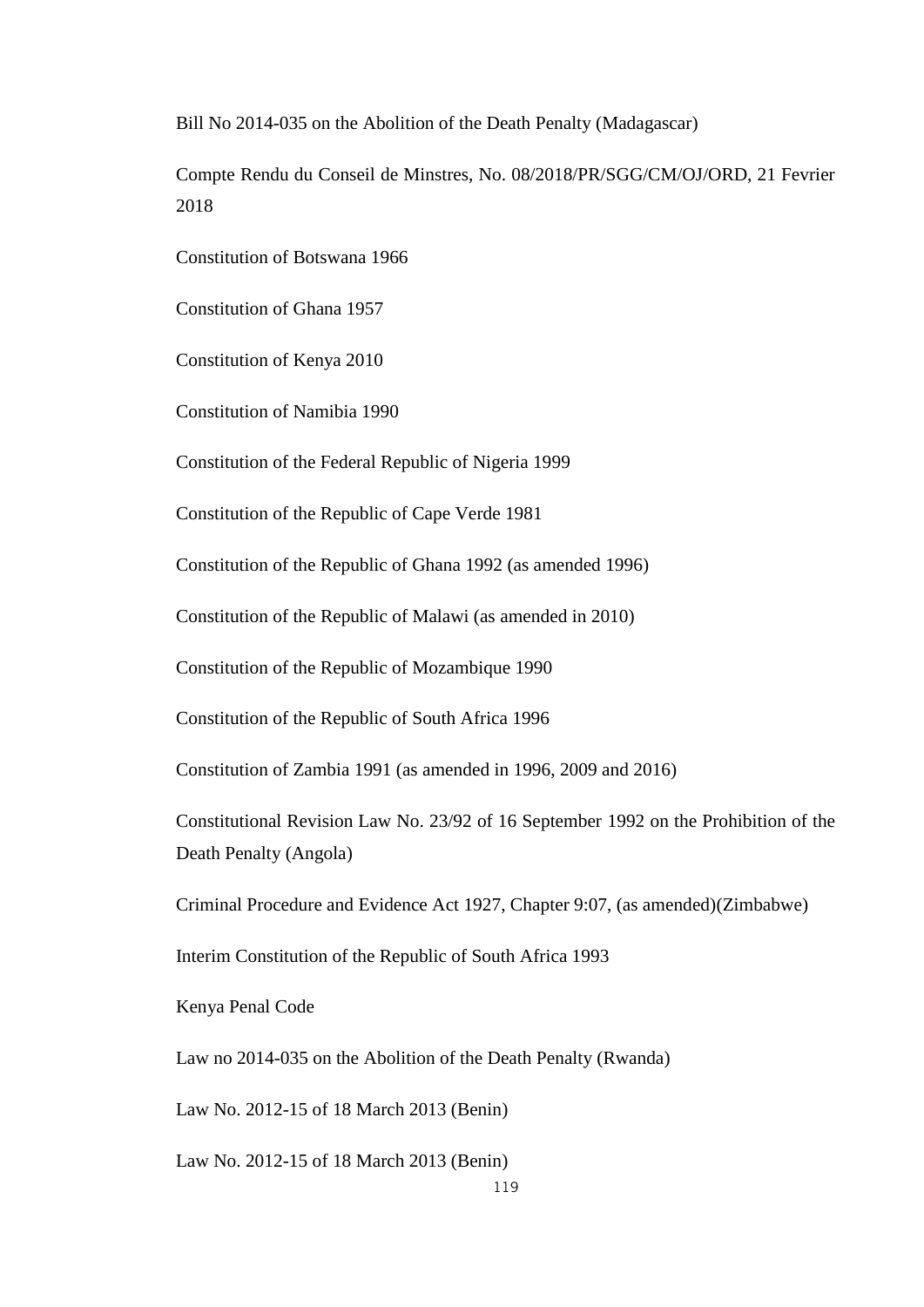Bill No 2014-035 on the Abolition of the Death Penalty (Madagascar)

Compte Rendu du Conseil de Minstres, No. 08/2018/PR/SGG/CM/OJ/ORD, 21 Fevrier 2018

Constitution of Botswana 1966

Constitution of Ghana 1957

Constitution of Kenya 2010

Constitution of Namibia 1990

Constitution of the Federal Republic of Nigeria 1999

Constitution of the Republic of Cape Verde 1981

Constitution of the Republic of Ghana 1992 (as amended 1996)

Constitution of the Republic of Malawi (as amended in 2010)

Constitution of the Republic of Mozambique 1990

Constitution of the Republic of South Africa 1996

Constitution of Zambia 1991 (as amended in 1996, 2009 and 2016)

Constitutional Revision Law No. 23/92 of 16 September 1992 on the Prohibition of the Death Penalty (Angola)

Criminal Procedure and Evidence Act 1927, Chapter 9:07, (as amended)(Zimbabwe)

Interim Constitution of the Republic of South Africa 1993

Kenya Penal Code

Law no 2014-035 on the Abolition of the Death Penalty (Rwanda)

Law No. 2012-15 of 18 March 2013 (Benin)

Law No. 2012-15 of 18 March 2013 (Benin)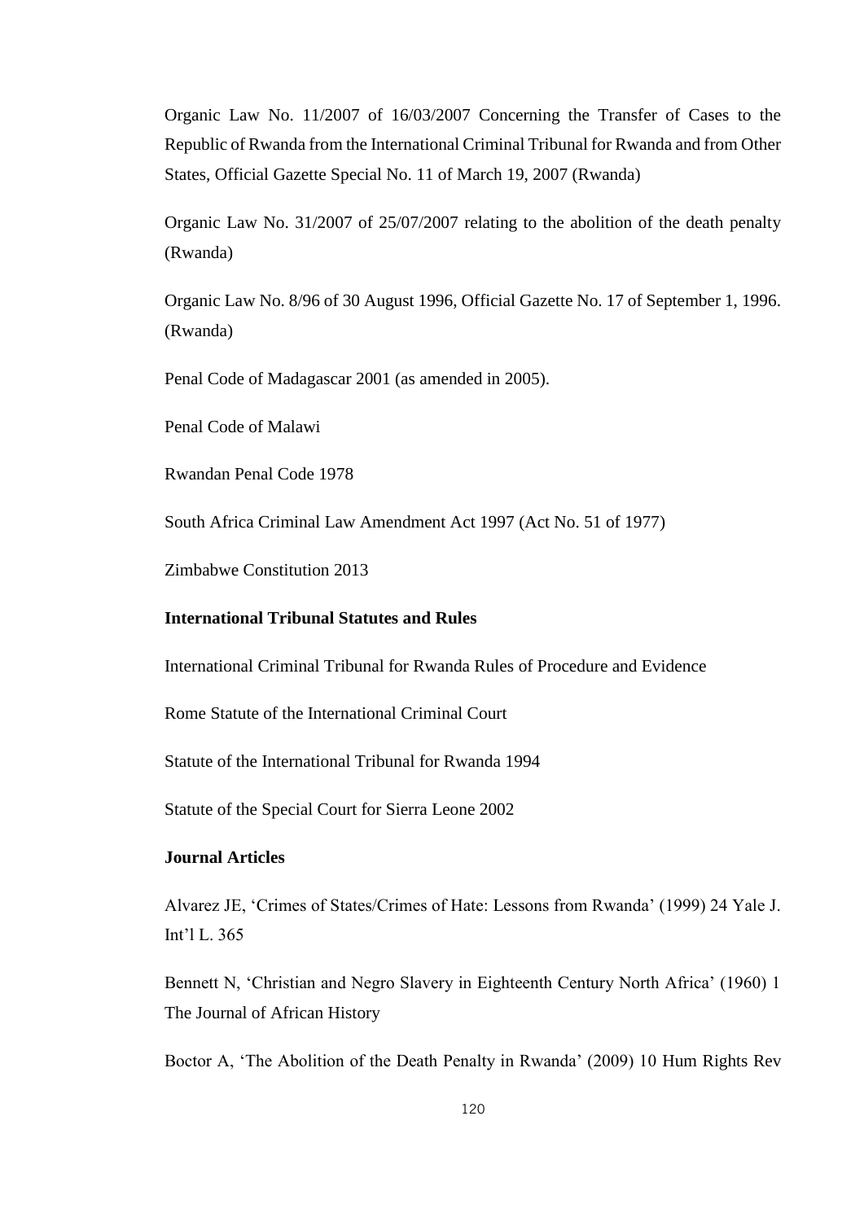Organic Law No. 11/2007 of 16/03/2007 Concerning the Transfer of Cases to the Republic of Rwanda from the International Criminal Tribunal for Rwanda and from Other States, Official Gazette Special No. 11 of March 19, 2007 (Rwanda)

Organic Law No. 31/2007 of 25/07/2007 relating to the abolition of the death penalty (Rwanda)

Organic Law No. 8/96 of 30 August 1996, Official Gazette No. 17 of September 1, 1996. (Rwanda)

Penal Code of Madagascar 2001 (as amended in 2005).

Penal Code of Malawi

Rwandan Penal Code 1978

South Africa Criminal Law Amendment Act 1997 (Act No. 51 of 1977)

Zimbabwe Constitution 2013

**International Tribunal Statutes and Rules**

International Criminal Tribunal for Rwanda Rules of Procedure and Evidence

Rome Statute of the International Criminal Court

Statute of the International Tribunal for Rwanda 1994

Statute of the Special Court for Sierra Leone 2002

**Journal Articles**

Alvarez JE, 'Crimes of States/Crimes of Hate: Lessons from Rwanda' (1999) 24 Yale J. Int'l L. 365

Bennett N, 'Christian and Negro Slavery in Eighteenth Century North Africa' (1960) 1 The Journal of African History

Boctor A, 'The Abolition of the Death Penalty in Rwanda' (2009) 10 Hum Rights Rev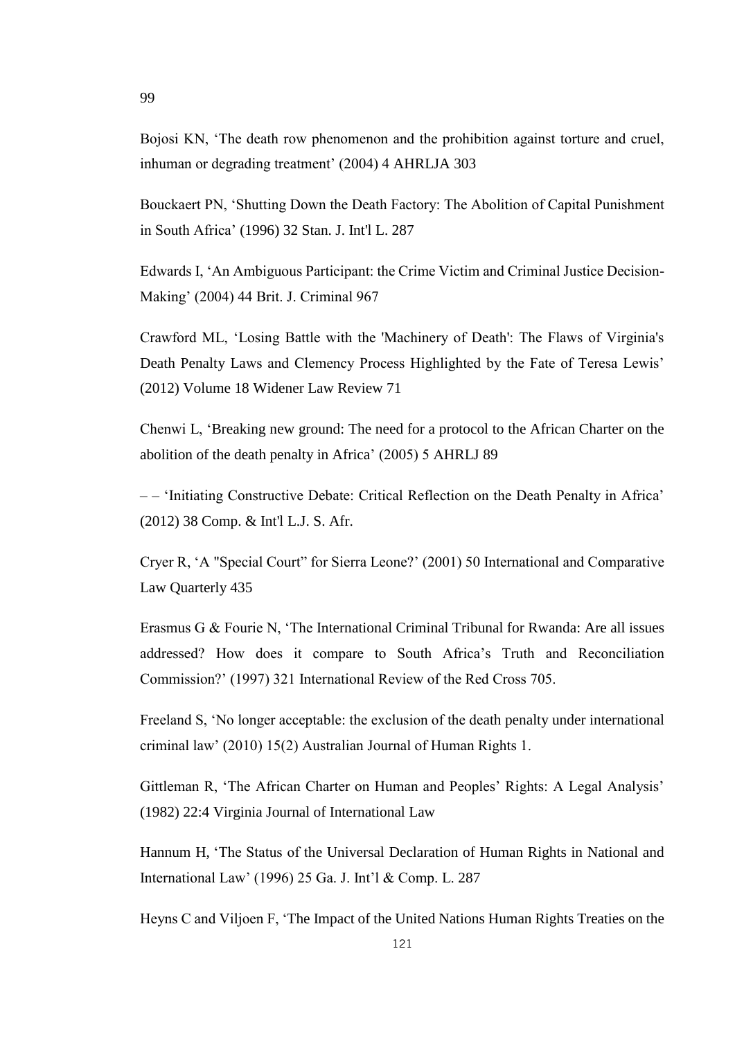Bojosi KN, 'The death row phenomenon and the prohibition against torture and cruel, inhuman or degrading treatment' (2004) 4 AHRLJA 303

Bouckaert PN, 'Shutting Down the Death Factory: The Abolition of Capital Punishment in South Africa' (1996) 32 Stan. J. Int'l L. 287

Edwards I, 'An Ambiguous Participant: the Crime Victim and Criminal Justice Decision-Making' (2004) 44 Brit. J. Criminal 967

Crawford ML, 'Losing Battle with the 'Machinery of Death': The Flaws of Virginia's Death Penalty Laws and Clemency Process Highlighted by the Fate of Teresa Lewis' (2012) Volume 18 Widener Law Review 71

Chenwi L, 'Breaking new ground: The need for a protocol to the African Charter on the abolition of the death penalty in Africa' (2005) 5 AHRLJ 89

– – 'Initiating Constructive Debate: Critical Reflection on the Death Penalty in Africa' (2012) 38 Comp. & Int'l L.J. S. Afr.

Cryer R, 'A "Special Court" for Sierra Leone?' (2001) 50 International and Comparative Law Quarterly 435

Erasmus G & Fourie N, 'The International Criminal Tribunal for Rwanda: Are all issues addressed? How does it compare to South Africa's Truth and Reconciliation Commission?' (1997) 321 International Review of the Red Cross 705.

Freeland S, 'No longer acceptable: the exclusion of the death penalty under international criminal law' (2010) 15(2) Australian Journal of Human Rights 1.

Gittleman R, 'The African Charter on Human and Peoples' Rights: A Legal Analysis' (1982) 22:4 Virginia Journal of International Law

Hannum H, 'The Status of the Universal Declaration of Human Rights in National and International Law' (1996) 25 Ga. J. Int'l & Comp. L. 287

Heyns C and Viljoen F, 'The Impact of the United Nations Human Rights Treaties on the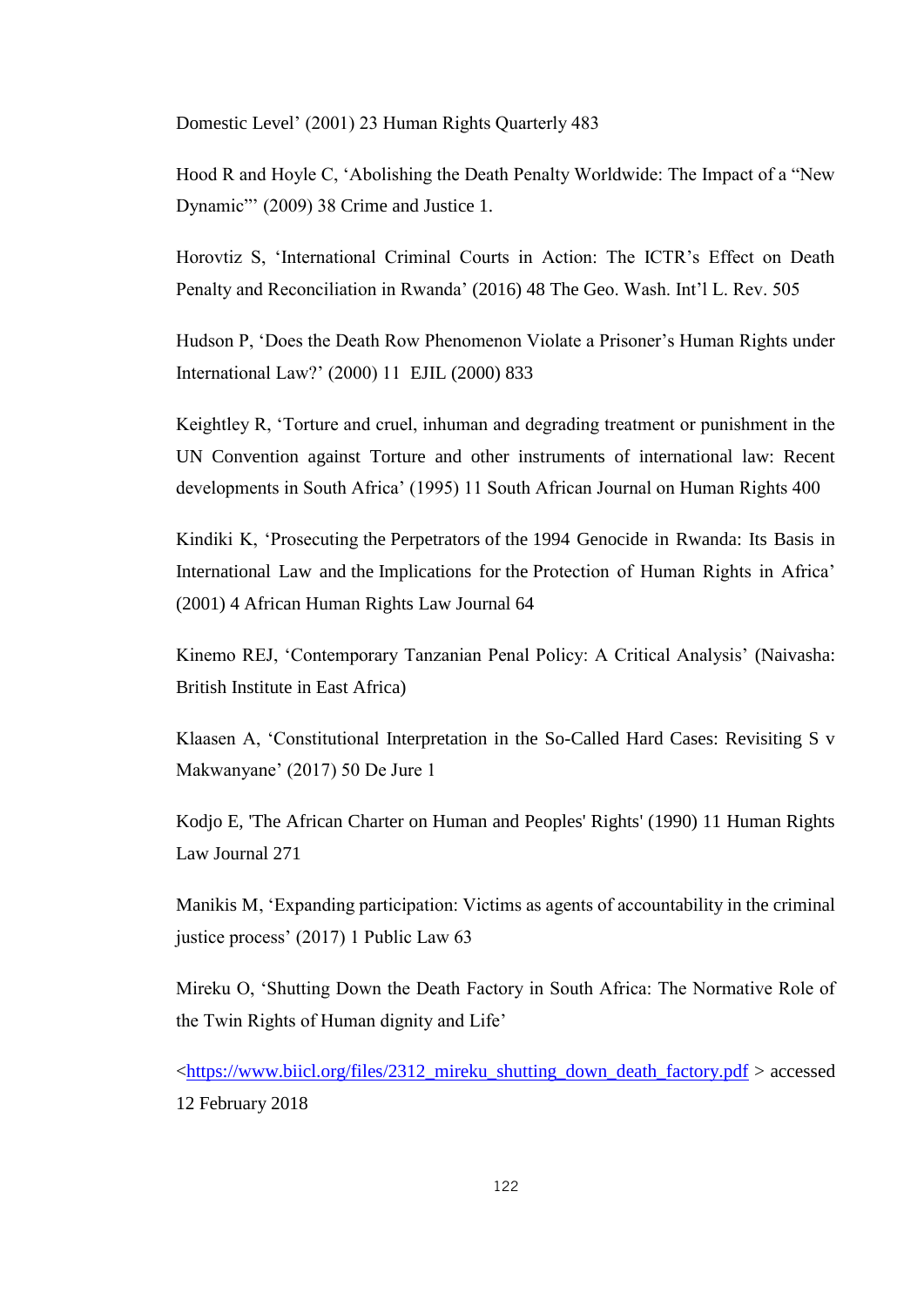Domestic Level' (2001) 23 Human Rights Quarterly 483

Hood R and Hoyle C, 'Abolishing the Death Penalty Worldwide: The Impact of a "New Dynamic"' (2009) 38 Crime and Justice 1.

Horovtiz S, 'International Criminal Courts in Action: The ICTR's Effect on Death Penalty and Reconciliation in Rwanda' (2016) 48 The Geo. Wash. Int'l L. Rev. 505

Hudson P, 'Does the Death Row Phenomenon Violate a Prisoner's Human Rights under International Law?' (2000) 11 EJIL (2000) 833

Keightley R, 'Torture and cruel, inhuman and degrading treatment or punishment in the UN Convention against Torture and other instruments of international law: Recent developments in South Africa' (1995) 11 South African Journal on Human Rights 400

Kindiki K, 'Prosecuting the Perpetrators of the 1994 Genocide in Rwanda: Its Basis in International Law and the Implications for the Protection of Human Rights in Africa' (2001) 4 African Human Rights Law Journal 64

Kinemo REJ, 'Contemporary Tanzanian Penal Policy: A Critical Analysis' (Naivasha: British Institute in East Africa)

Klaasen A, 'Constitutional Interpretation in the So-Called Hard Cases: Revisiting S v Makwanyane' (2017) 50 De Jure 1

Kodjo E, 'The African Charter on Human and Peoples' Rights' (1990) 11 Human Rights Law Journal 271

Manikis M, 'Expanding participation: Victims as agents of accountability in the criminal justice process' (2017) 1 Public Law 63

Mireku O, 'Shutting Down the Death Factory in South Africa: The Normative Role of the Twin Rights of Human dignity and Life'

<https://www.biicl.org/files/2312_mireku_shutting_down_death_factory.pdf > accessed 12 February 2018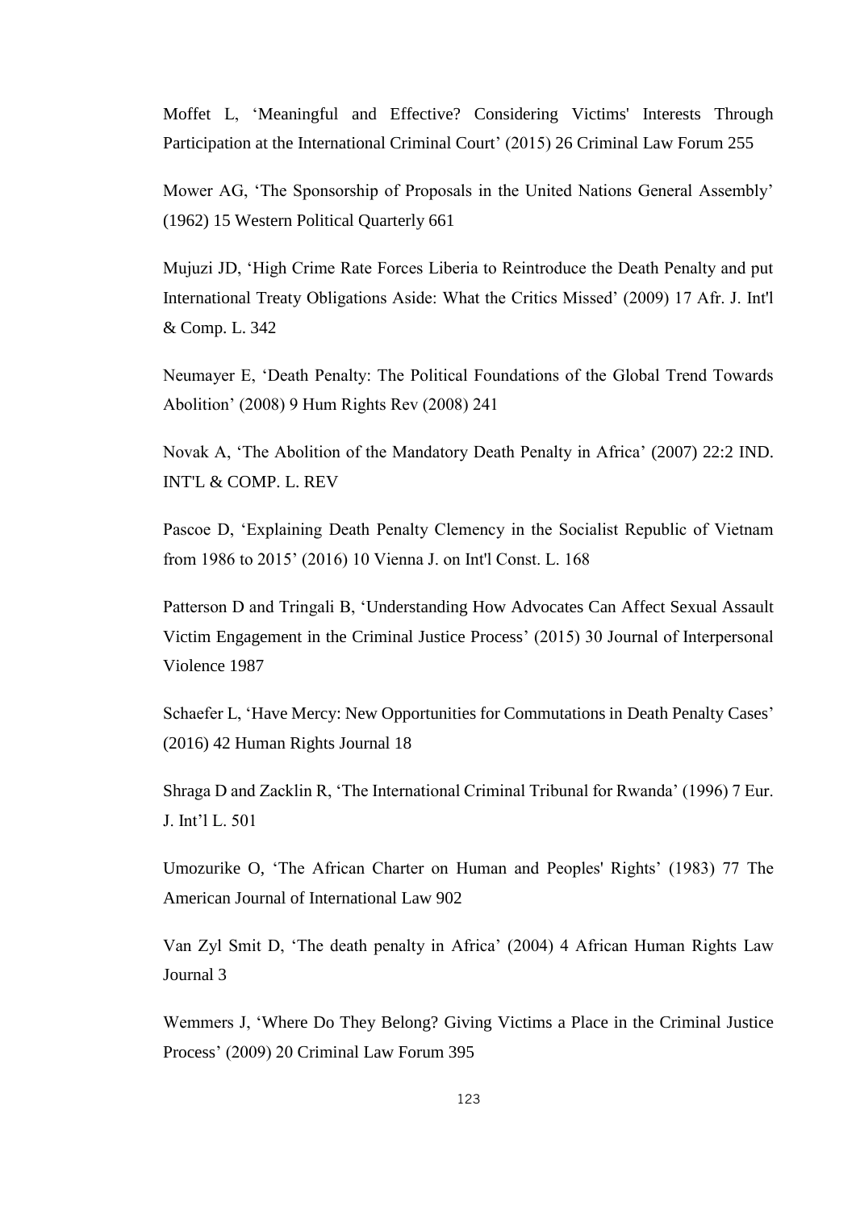Moffet L, 'Meaningful and Effective? Considering Victims' Interests Through Participation at the International Criminal Court' (2015) 26 Criminal Law Forum 255

Mower AG, 'The Sponsorship of Proposals in the United Nations General Assembly' (1962) 15 Western Political Quarterly 661

Mujuzi JD, 'High Crime Rate Forces Liberia to Reintroduce the Death Penalty and put International Treaty Obligations Aside: What the Critics Missed' (2009) 17 Afr. J. Int'l & Comp. L. 342

Neumayer E, 'Death Penalty: The Political Foundations of the Global Trend Towards Abolition' (2008) 9 Hum Rights Rev (2008) 241

Novak A, 'The Abolition of the Mandatory Death Penalty in Africa' (2007) 22:2 IND. INT'L & COMP. L. REV

Pascoe D, 'Explaining Death Penalty Clemency in the Socialist Republic of Vietnam from 1986 to 2015' (2016) 10 Vienna J. on Int'l Const. L. 168

Patterson D and Tringali B, 'Understanding How Advocates Can Affect Sexual Assault Victim Engagement in the Criminal Justice Process' (2015) 30 Journal of Interpersonal Violence 1987

Schaefer L, 'Have Mercy: New Opportunities for Commutations in Death Penalty Cases' (2016) 42 Human Rights Journal 18

Shraga D and Zacklin R, 'The International Criminal Tribunal for Rwanda' (1996) 7 Eur. J. Int'l L. 501

Umozurike O, 'The African Charter on Human and Peoples' Rights' (1983) 77 The American Journal of International Law 902

Van Zyl Smit D, 'The death penalty in Africa' (2004) 4 African Human Rights Law Journal 3

Wemmers J, 'Where Do They Belong? Giving Victims a Place in the Criminal Justice Process' (2009) 20 Criminal Law Forum 395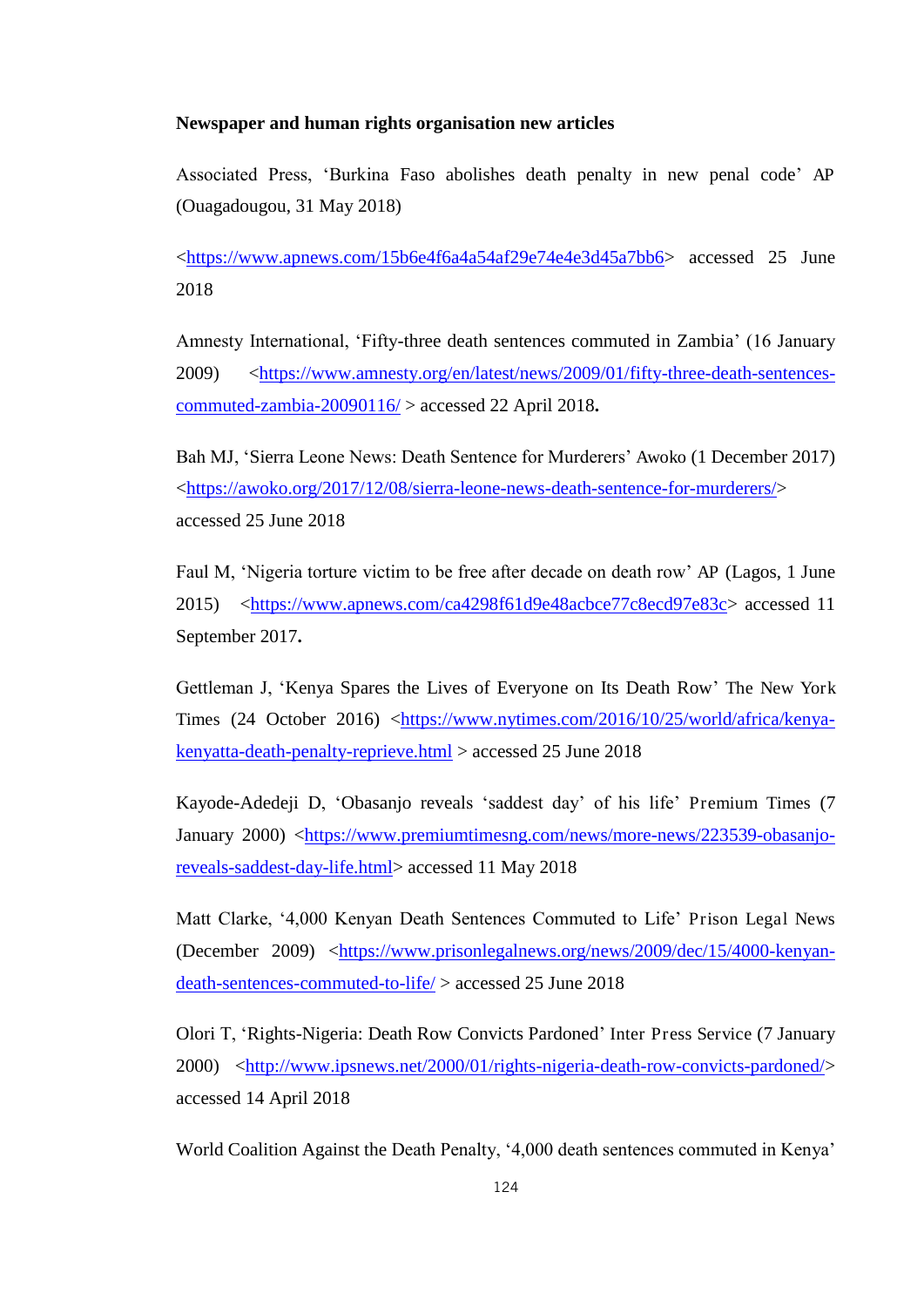**Newspaper and human rights organisation new articles**

Associated Press, 'Burkina Faso abolishes death penalty in new penal code' AP (Ouagadougou, 31 May 2018)

<https://www.apnews.com/15b6e4f6a4a54af29e74e4e3d45a7bb6> accessed 25 June 2018

Amnesty International, 'Fifty-three death sentences commuted in Zambia' (16 January 2009) <https://www.amnesty.org/en/latest/news/2009/01/fifty-three-death-sentences-commuted-zambia-20090116/ > accessed 22 April 2018**.**

Bah MJ, 'Sierra Leone News: Death Sentence for Murderers' Awoko (1 December 2017) <https://awoko.org/2017/12/08/sierra-leone-news-death-sentence-for-murderers/> accessed 25 June 2018

Faul M, 'Nigeria torture victim to be free after decade on death row' AP (Lagos, 1 June 2015) <https://www.apnews.com/ca4298f61d9e48acbce77c8ecd97e83c> accessed 11 September 2017**.**

Gettleman J, 'Kenya Spares the Lives of Everyone on Its Death Row' The New York Times (24 October 2016) <https://www.nytimes.com/2016/10/25/world/africa/kenya-kenyatta-death-penalty-reprieve.html > accessed 25 June 2018

Kayode-Adedeji D, 'Obasanjo reveals 'saddest day' of his life' Premium Times (7 January 2000) <https://www.premiumtimesng.com/news/more-news/223539-obasanjo-reveals-saddest-day-life.html> accessed 11 May 2018

Matt Clarke, '4,000 Kenyan Death Sentences Commuted to Life' Prison Legal News (December 2009) <https://www.prisonlegalnews.org/news/2009/dec/15/4000-kenyan-death-sentences-commuted-to-life/ > accessed 25 June 2018

Olori T, 'Rights-Nigeria: Death Row Convicts Pardoned' Inter Press Service (7 January 2000) <http://www.ipsnews.net/2000/01/rights-nigeria-death-row-convicts-pardoned/> accessed 14 April 2018

World Coalition Against the Death Penalty, '4,000 death sentences commuted in Kenya'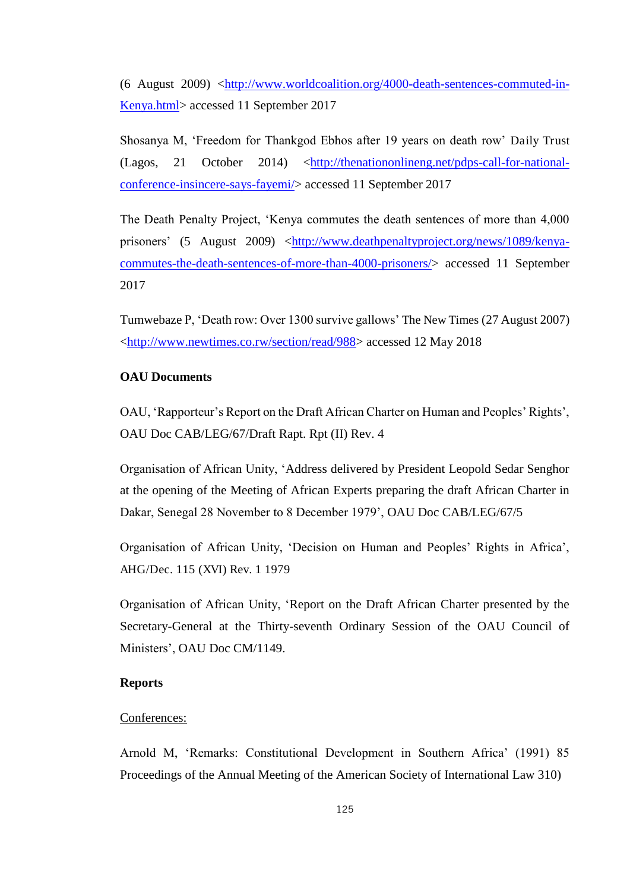(6 August 2009) <http://www.worldcoalition.org/4000-death-sentences-commuted-in-Kenya.html> accessed 11 September 2017

Shosanya M, 'Freedom for Thankgod Ebhos after 19 years on death row' Daily Trust (Lagos, 21 October 2014) <http://thenationonlineng.net/pdps-call-for-national-conference-insincere-says-fayemi/> accessed 11 September 2017

The Death Penalty Project, 'Kenya commutes the death sentences of more than 4,000 prisoners' (5 August 2009) <http://www.deathpenaltyproject.org/news/1089/kenya-commutes-the-death-sentences-of-more-than-4000-prisoners/> accessed 11 September 2017

Tumwebaze P, 'Death row: Over 1300 survive gallows' The New Times (27 August 2007) <http://www.newtimes.co.rw/section/read/988> accessed 12 May 2018

**OAU Documents**

OAU, 'Rapporteur's Report on the Draft African Charter on Human and Peoples' Rights', OAU Doc CAB/LEG/67/Draft Rapt. Rpt (II) Rev. 4

Organisation of African Unity, 'Address delivered by President Leopold Sedar Senghor at the opening of the Meeting of African Experts preparing the draft African Charter in Dakar, Senegal 28 November to 8 December 1979', OAU Doc CAB/LEG/67/5

Organisation of African Unity, 'Decision on Human and Peoples' Rights in Africa', AHG/Dec. 115 (XVI) Rev. 1 1979

Organisation of African Unity, 'Report on the Draft African Charter presented by the Secretary-General at the Thirty-seventh Ordinary Session of the OAU Council of Ministers', OAU Doc CM/1149.

**Reports**

Conferences:

Arnold M, 'Remarks: Constitutional Development in Southern Africa' (1991) 85 Proceedings of the Annual Meeting of the American Society of International Law 310)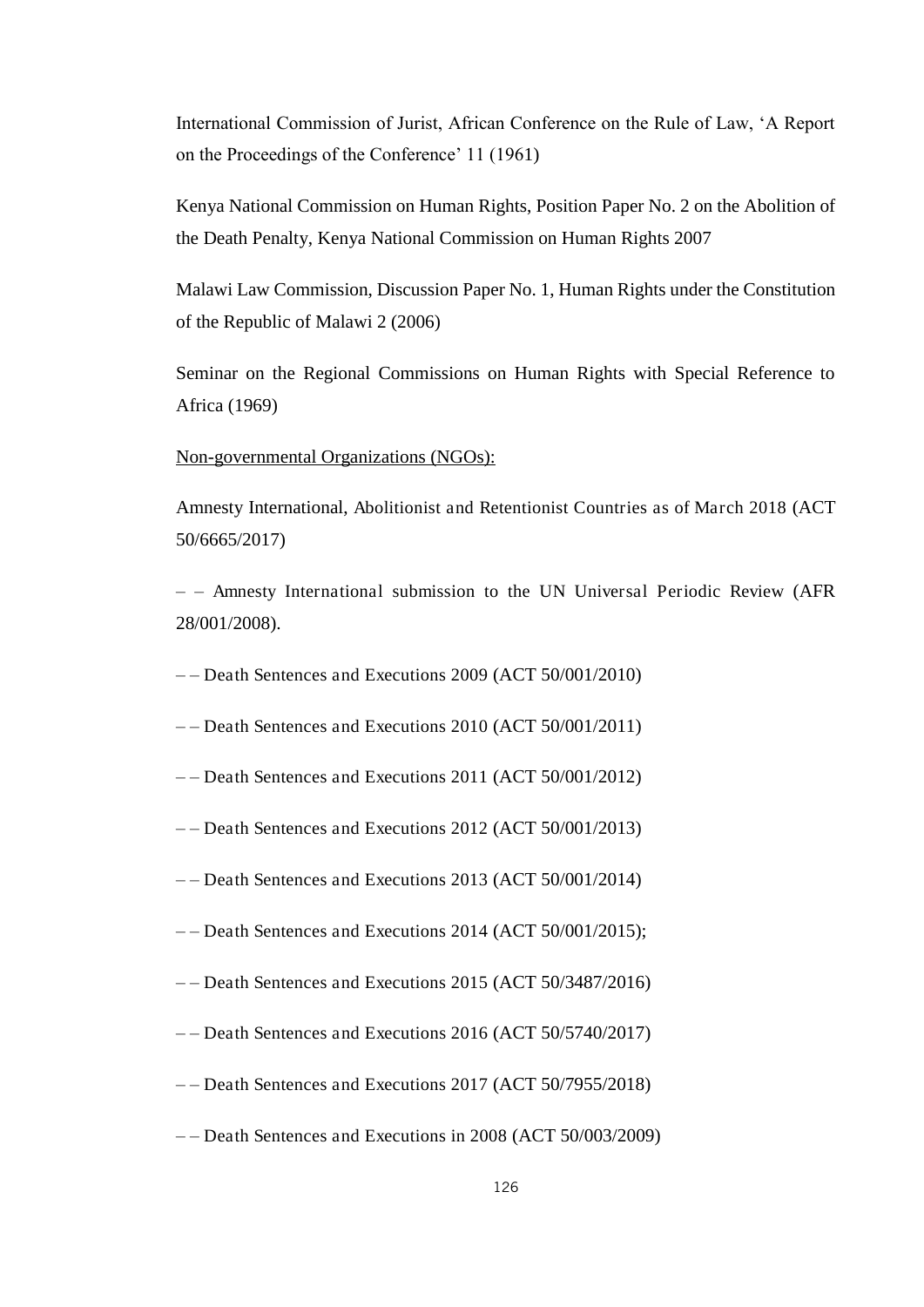International Commission of Jurist, African Conference on the Rule of Law, 'A Report on the Proceedings of the Conference' 11 (1961)

Kenya National Commission on Human Rights, Position Paper No. 2 on the Abolition of the Death Penalty, Kenya National Commission on Human Rights 2007

Malawi Law Commission, Discussion Paper No. 1, Human Rights under the Constitution of the Republic of Malawi 2 (2006)

Seminar on the Regional Commissions on Human Rights with Special Reference to Africa (1969)

<u>Non-governmental Organizations (NGOs):</u>

Amnesty International, Abolitionist and Retentionist Countries as of March 2018 (ACT 50/6665/2017)

– – Amnesty International submission to the UN Universal Periodic Review (AFR 28/001/2008).

– – Death Sentences and Executions 2009 (ACT 50/001/2010)

– – Death Sentences and Executions 2010 (ACT 50/001/2011)

– – Death Sentences and Executions 2011 (ACT 50/001/2012)

– – Death Sentences and Executions 2012 (ACT 50/001/2013)

– – Death Sentences and Executions 2013 (ACT 50/001/2014)

– – Death Sentences and Executions 2014 (ACT 50/001/2015);

– – Death Sentences and Executions 2015 (ACT 50/3487/2016)

– – Death Sentences and Executions 2016 (ACT 50/5740/2017)

– – Death Sentences and Executions 2017 (ACT 50/7955/2018)

– – Death Sentences and Executions in 2008 (ACT 50/003/2009)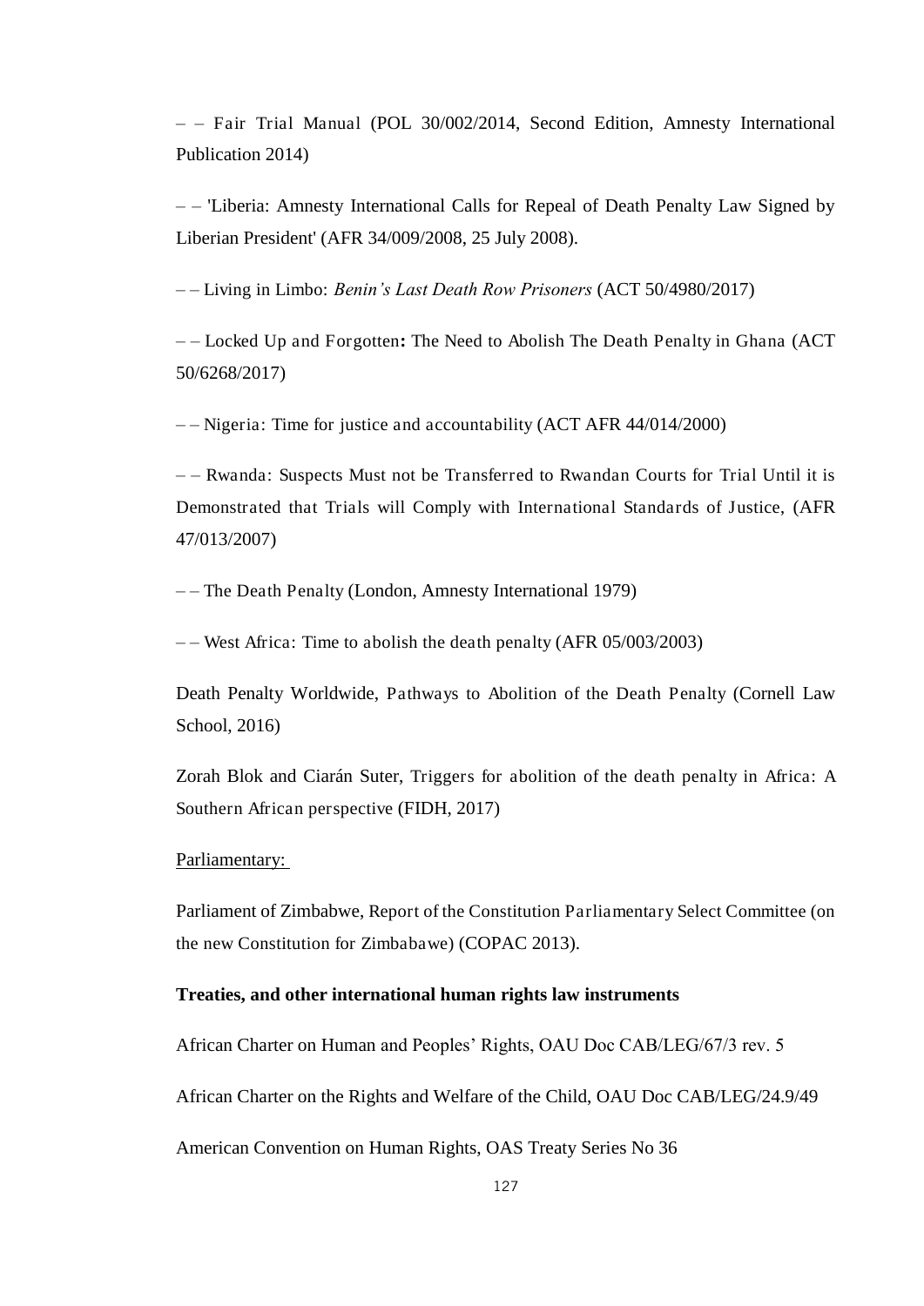– – Fair Trial Manual (POL 30/002/2014, Second Edition, Amnesty International Publication 2014)

– – 'Liberia: Amnesty International Calls for Repeal of Death Penalty Law Signed by Liberian President' (AFR 34/009/2008, 25 July 2008).

– – Living in Limbo: *Benin's Last Death Row Prisoners* (ACT 50/4980/2017)

– – Locked Up and Forgotten**:** The Need to Abolish The Death Penalty in Ghana (ACT 50/6268/2017)

– – Nigeria: Time for justice and accountability (ACT AFR 44/014/2000)

– – Rwanda: Suspects Must not be Transferred to Rwandan Courts for Trial Until it is Demonstrated that Trials will Comply with International Standards of Justice, (AFR 47/013/2007)

– – The Death Penalty (London, Amnesty International 1979)

– – West Africa: Time to abolish the death penalty (AFR 05/003/2003)

Death Penalty Worldwide, Pathways to Abolition of the Death Penalty (Cornell Law School, 2016)

Zorah Blok and Ciarán Suter, Triggers for abolition of the death penalty in Africa: A Southern African perspective (FIDH, 2017)

<u>Parliamentary:</u>

Parliament of Zimbabwe, Report of the Constitution Parliamentary Select Committee (on the new Constitution for Zimbabawe) (COPAC 2013).

**Treaties, and other international human rights law instruments**

African Charter on Human and Peoples' Rights, OAU Doc CAB/LEG/67/3 rev. 5

African Charter on the Rights and Welfare of the Child, OAU Doc CAB/LEG/24.9/49

American Convention on Human Rights, OAS Treaty Series No 36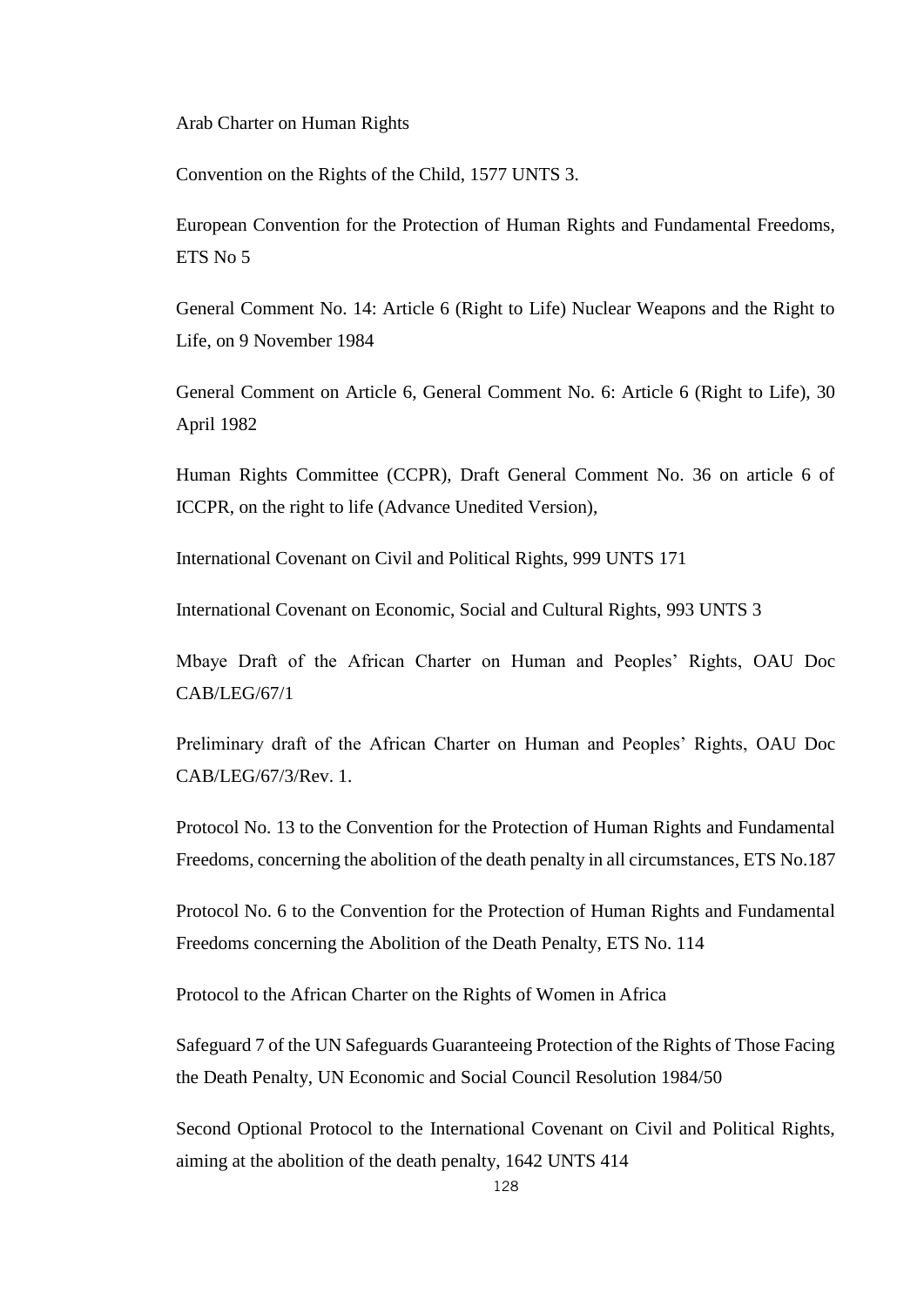Arab Charter on Human Rights

Convention on the Rights of the Child, 1577 UNTS 3.

European Convention for the Protection of Human Rights and Fundamental Freedoms, ETS No 5

General Comment No. 14: Article 6 (Right to Life) Nuclear Weapons and the Right to Life, on 9 November 1984

General Comment on Article 6, General Comment No. 6: Article 6 (Right to Life), 30 April 1982

Human Rights Committee (CCPR), Draft General Comment No. 36 on article 6 of ICCPR, on the right to life (Advance Unedited Version),

International Covenant on Civil and Political Rights, 999 UNTS 171

International Covenant on Economic, Social and Cultural Rights, 993 UNTS 3

Mbaye Draft of the African Charter on Human and Peoples' Rights, OAU Doc CAB/LEG/67/1

Preliminary draft of the African Charter on Human and Peoples' Rights, OAU Doc CAB/LEG/67/3/Rev. 1.

Protocol No. 13 to the Convention for the Protection of Human Rights and Fundamental Freedoms, concerning the abolition of the death penalty in all circumstances, ETS No.187

Protocol No. 6 to the Convention for the Protection of Human Rights and Fundamental Freedoms concerning the Abolition of the Death Penalty, ETS No. 114

Protocol to the African Charter on the Rights of Women in Africa

Safeguard 7 of the UN Safeguards Guaranteeing Protection of the Rights of Those Facing the Death Penalty, UN Economic and Social Council Resolution 1984/50

Second Optional Protocol to the International Covenant on Civil and Political Rights, aiming at the abolition of the death penalty, 1642 UNTS 414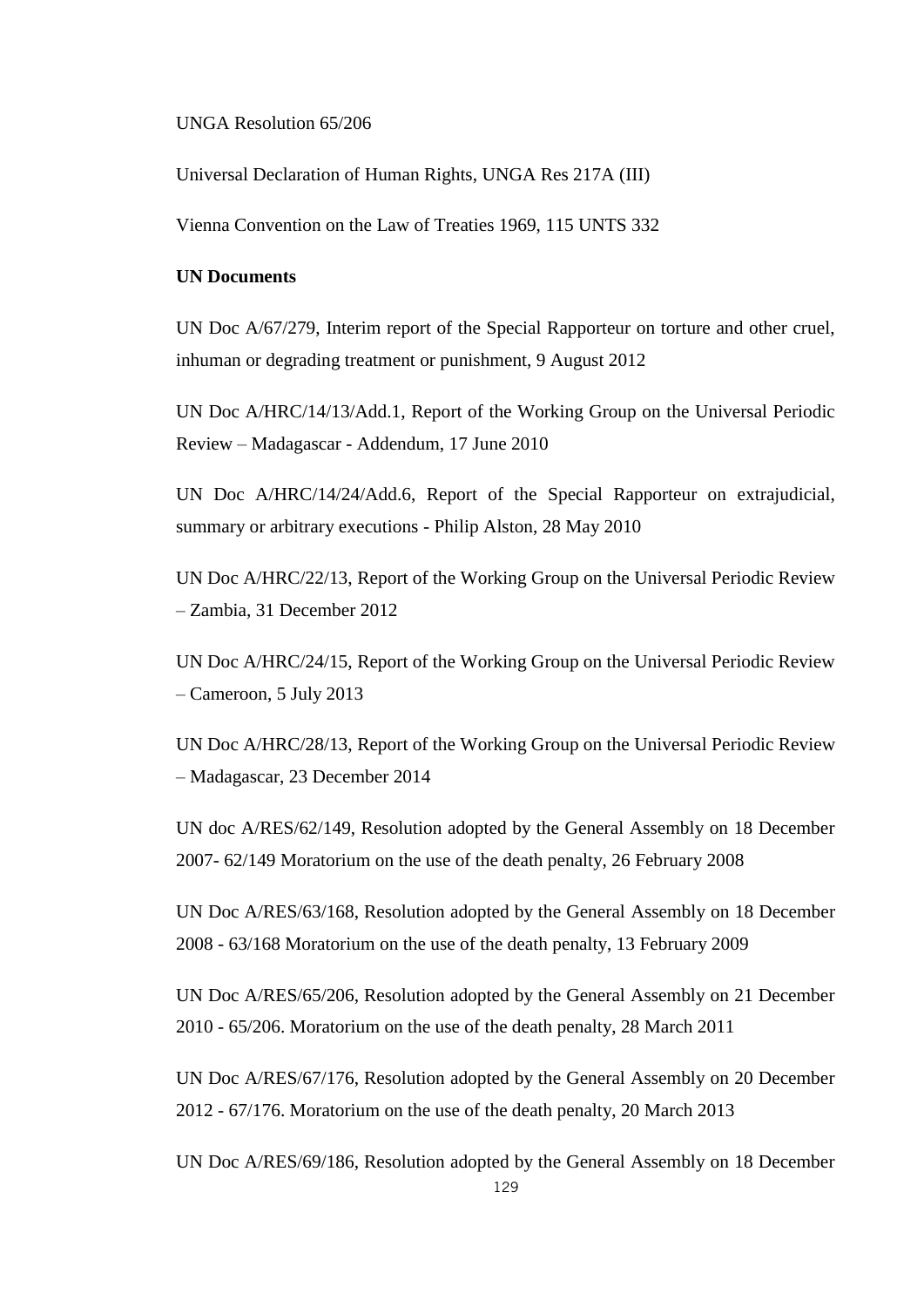UNGA Resolution 65/206

Universal Declaration of Human Rights, UNGA Res 217A (III)

Vienna Convention on the Law of Treaties 1969, 115 UNTS 332

**UN Documents**

UN Doc A/67/279, Interim report of the Special Rapporteur on torture and other cruel, inhuman or degrading treatment or punishment, 9 August 2012

UN Doc A/HRC/14/13/Add.1, Report of the Working Group on the Universal Periodic Review – Madagascar - Addendum, 17 June 2010

UN Doc A/HRC/14/24/Add.6, Report of the Special Rapporteur on extrajudicial, summary or arbitrary executions - Philip Alston, 28 May 2010

UN Doc A/HRC/22/13, Report of the Working Group on the Universal Periodic Review – Zambia, 31 December 2012

UN Doc A/HRC/24/15, Report of the Working Group on the Universal Periodic Review – Cameroon, 5 July 2013

UN Doc A/HRC/28/13, Report of the Working Group on the Universal Periodic Review – Madagascar, 23 December 2014

UN doc A/RES/62/149, Resolution adopted by the General Assembly on 18 December 2007- 62/149 Moratorium on the use of the death penalty, 26 February 2008

UN Doc A/RES/63/168, Resolution adopted by the General Assembly on 18 December 2008 - 63/168 Moratorium on the use of the death penalty, 13 February 2009

UN Doc A/RES/65/206, Resolution adopted by the General Assembly on 21 December 2010 - 65/206. Moratorium on the use of the death penalty, 28 March 2011

UN Doc A/RES/67/176, Resolution adopted by the General Assembly on 20 December 2012 - 67/176. Moratorium on the use of the death penalty, 20 March 2013

UN Doc A/RES/69/186, Resolution adopted by the General Assembly on 18 December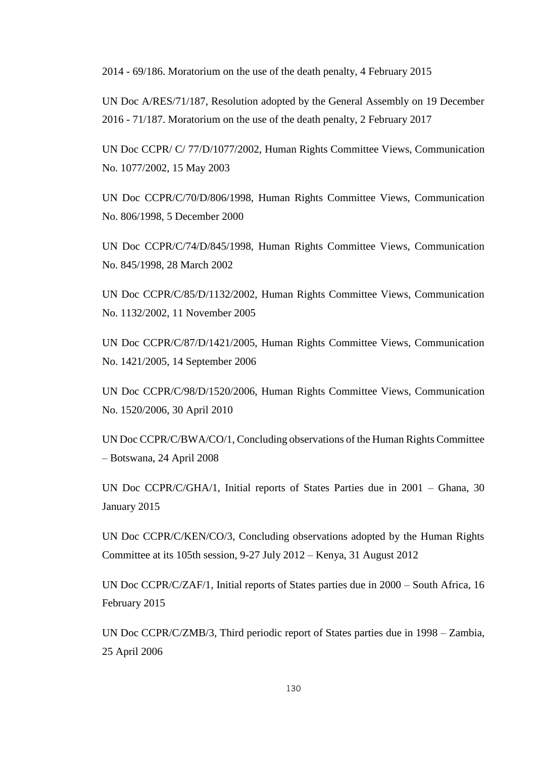2014 - 69/186. Moratorium on the use of the death penalty, 4 February 2015

UN Doc A/RES/71/187, Resolution adopted by the General Assembly on 19 December 2016 - 71/187. Moratorium on the use of the death penalty, 2 February 2017

UN Doc CCPR/ C/ 77/D/1077/2002, Human Rights Committee Views, Communication No. 1077/2002, 15 May 2003

UN Doc CCPR/C/70/D/806/1998, Human Rights Committee Views, Communication No. 806/1998, 5 December 2000

UN Doc CCPR/C/74/D/845/1998, Human Rights Committee Views, Communication No. 845/1998, 28 March 2002

UN Doc CCPR/C/85/D/1132/2002, Human Rights Committee Views, Communication No. 1132/2002, 11 November 2005

UN Doc CCPR/C/87/D/1421/2005, Human Rights Committee Views, Communication No. 1421/2005, 14 September 2006

UN Doc CCPR/C/98/D/1520/2006, Human Rights Committee Views, Communication No. 1520/2006, 30 April 2010

UN Doc CCPR/C/BWA/CO/1, Concluding observations of the Human Rights Committee – Botswana, 24 April 2008

UN Doc CCPR/C/GHA/1, Initial reports of States Parties due in 2001 – Ghana, 30 January 2015

UN Doc CCPR/C/KEN/CO/3, Concluding observations adopted by the Human Rights Committee at its 105th session, 9-27 July 2012 – Kenya, 31 August 2012

UN Doc CCPR/C/ZAF/1, Initial reports of States parties due in 2000 – South Africa, 16 February 2015

UN Doc CCPR/C/ZMB/3, Third periodic report of States parties due in 1998 – Zambia, 25 April 2006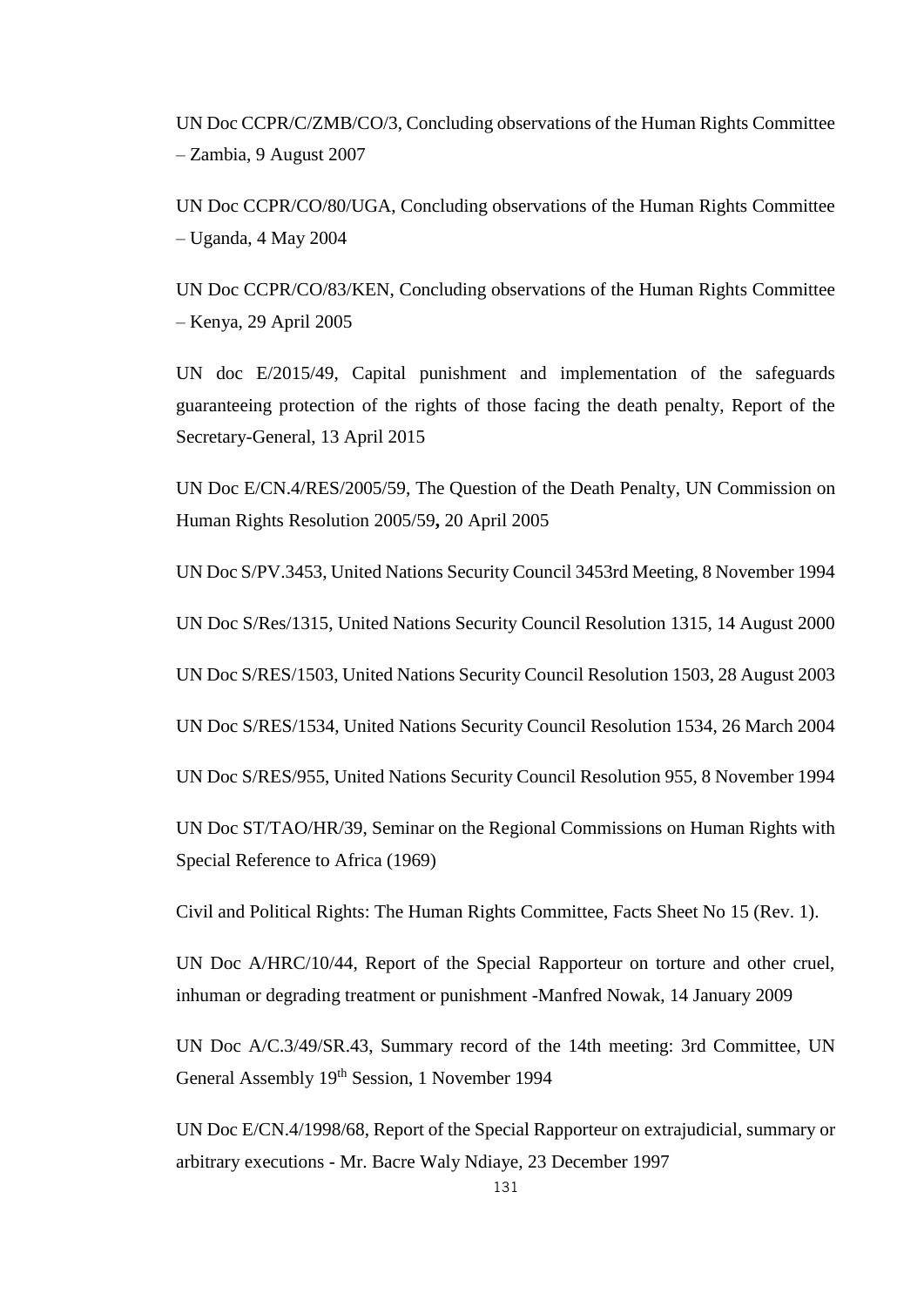UN Doc CCPR/C/ZMB/CO/3, Concluding observations of the Human Rights Committee – Zambia, 9 August 2007

UN Doc CCPR/CO/80/UGA, Concluding observations of the Human Rights Committee – Uganda, 4 May 2004

UN Doc CCPR/CO/83/KEN, Concluding observations of the Human Rights Committee – Kenya, 29 April 2005

UN doc E/2015/49, Capital punishment and implementation of the safeguards guaranteeing protection of the rights of those facing the death penalty, Report of the Secretary-General, 13 April 2015

UN Doc E/CN.4/RES/2005/59, The Question of the Death Penalty, UN Commission on Human Rights Resolution 2005/59**,** 20 April 2005

UN Doc S/PV.3453, United Nations Security Council 3453rd Meeting, 8 November 1994

UN Doc S/Res/1315, United Nations Security Council Resolution 1315, 14 August 2000

UN Doc S/RES/1503, United Nations Security Council Resolution 1503, 28 August 2003

UN Doc S/RES/1534, United Nations Security Council Resolution 1534, 26 March 2004

UN Doc S/RES/955, United Nations Security Council Resolution 955, 8 November 1994

UN Doc ST/TAO/HR/39, Seminar on the Regional Commissions on Human Rights with Special Reference to Africa (1969)

Civil and Political Rights: The Human Rights Committee, Facts Sheet No 15 (Rev. 1).

UN Doc A/HRC/10/44, Report of the Special Rapporteur on torture and other cruel, inhuman or degrading treatment or punishment -Manfred Nowak, 14 January 2009

UN Doc A/C.3/49/SR.43, Summary record of the 14th meeting: 3rd Committee, UN General Assembly 19th Session, 1 November 1994

UN Doc E/CN.4/1998/68, Report of the Special Rapporteur on extrajudicial, summary or arbitrary executions - Mr. Bacre Waly Ndiaye, 23 December 1997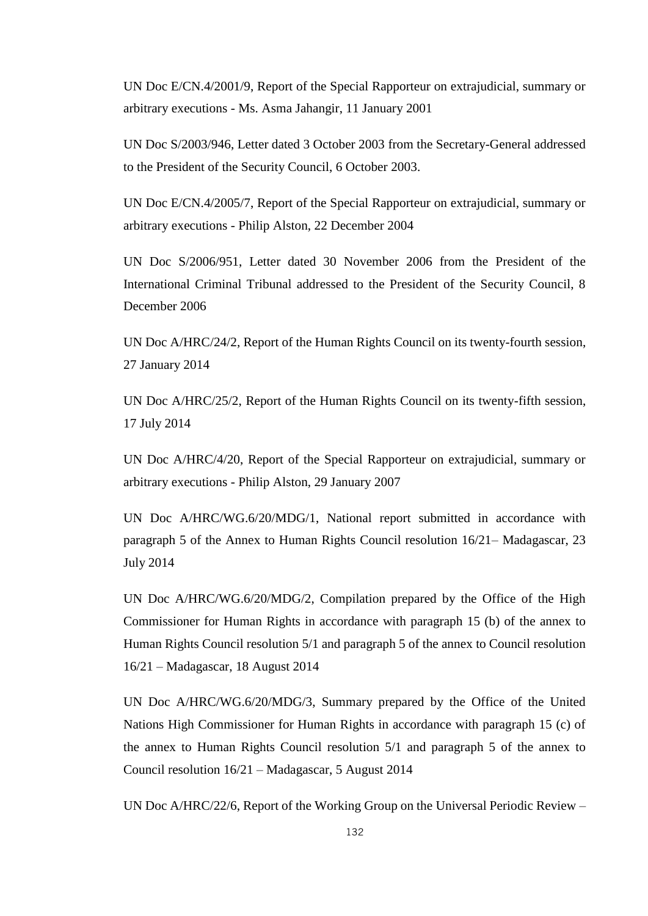UN Doc E/CN.4/2001/9, Report of the Special Rapporteur on extrajudicial, summary or arbitrary executions - Ms. Asma Jahangir, 11 January 2001

UN Doc S/2003/946, Letter dated 3 October 2003 from the Secretary-General addressed to the President of the Security Council, 6 October 2003.

UN Doc E/CN.4/2005/7, Report of the Special Rapporteur on extrajudicial, summary or arbitrary executions - Philip Alston, 22 December 2004

UN Doc S/2006/951, Letter dated 30 November 2006 from the President of the International Criminal Tribunal addressed to the President of the Security Council, 8 December 2006

UN Doc A/HRC/24/2, Report of the Human Rights Council on its twenty-fourth session, 27 January 2014

UN Doc A/HRC/25/2, Report of the Human Rights Council on its twenty-fifth session, 17 July 2014

UN Doc A/HRC/4/20, Report of the Special Rapporteur on extrajudicial, summary or arbitrary executions - Philip Alston, 29 January 2007

UN Doc A/HRC/WG.6/20/MDG/1, National report submitted in accordance with paragraph 5 of the Annex to Human Rights Council resolution 16/21– Madagascar, 23 July 2014

UN Doc A/HRC/WG.6/20/MDG/2, Compilation prepared by the Office of the High Commissioner for Human Rights in accordance with paragraph 15 (b) of the annex to Human Rights Council resolution 5/1 and paragraph 5 of the annex to Council resolution 16/21 – Madagascar, 18 August 2014

UN Doc A/HRC/WG.6/20/MDG/3, Summary prepared by the Office of the United Nations High Commissioner for Human Rights in accordance with paragraph 15 (c) of the annex to Human Rights Council resolution 5/1 and paragraph 5 of the annex to Council resolution 16/21 – Madagascar, 5 August 2014

UN Doc A/HRC/22/6, Report of the Working Group on the Universal Periodic Review –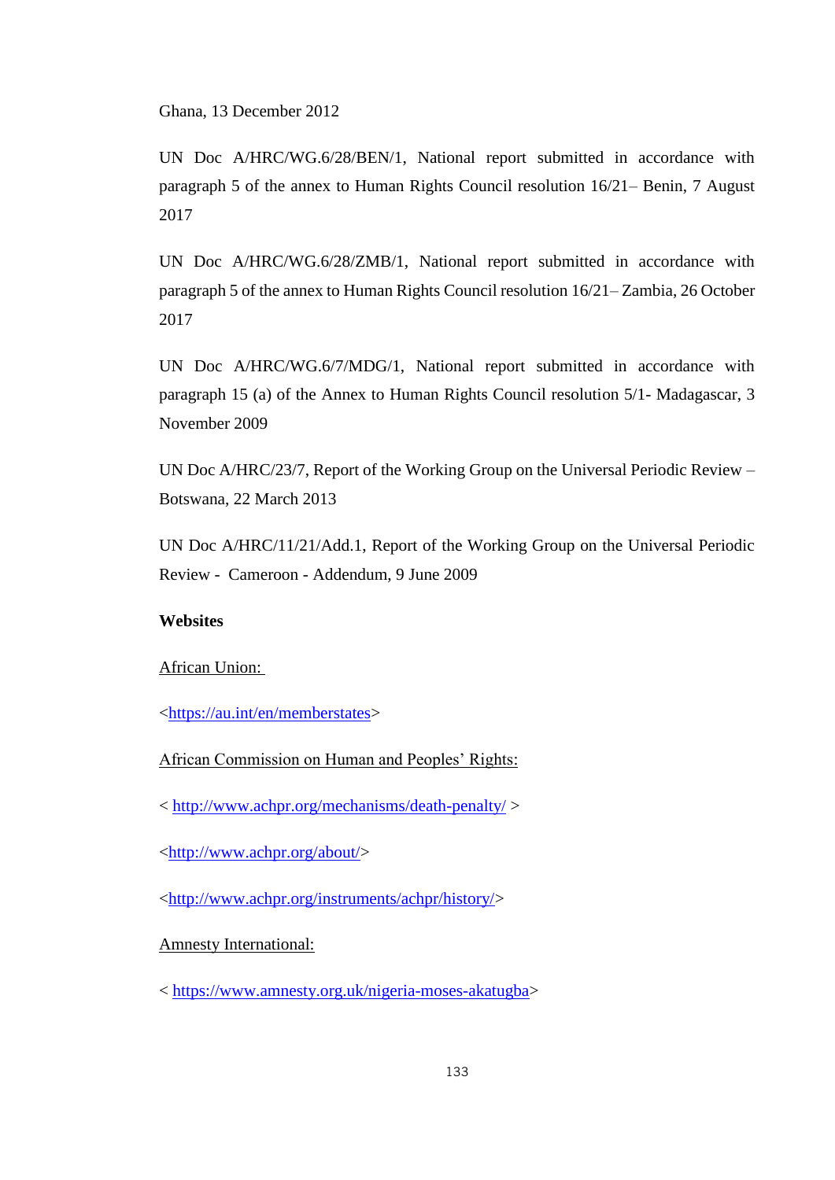Ghana, 13 December 2012

UN Doc A/HRC/WG.6/28/BEN/1, National report submitted in accordance with paragraph 5 of the annex to Human Rights Council resolution 16/21– Benin, 7 August 2017

UN Doc A/HRC/WG.6/28/ZMB/1, National report submitted in accordance with paragraph 5 of the annex to Human Rights Council resolution 16/21– Zambia, 26 October 2017

UN Doc A/HRC/WG.6/7/MDG/1, National report submitted in accordance with paragraph 15 (a) of the Annex to Human Rights Council resolution 5/1- Madagascar, 3 November 2009

UN Doc A/HRC/23/7, Report of the Working Group on the Universal Periodic Review – Botswana, 22 March 2013

UN Doc A/HRC/11/21/Add.1, Report of the Working Group on the Universal Periodic Review - Cameroon - Addendum, 9 June 2009

**Websites**

African Union:

<https://au.int/en/memberstates>

African Commission on Human and Peoples' Rights:

< http://www.achpr.org/mechanisms/death-penalty/ >

<http://www.achpr.org/about/>

<http://www.achpr.org/instruments/achpr/history/>

Amnesty International:

< https://www.amnesty.org.uk/nigeria-moses-akatugba>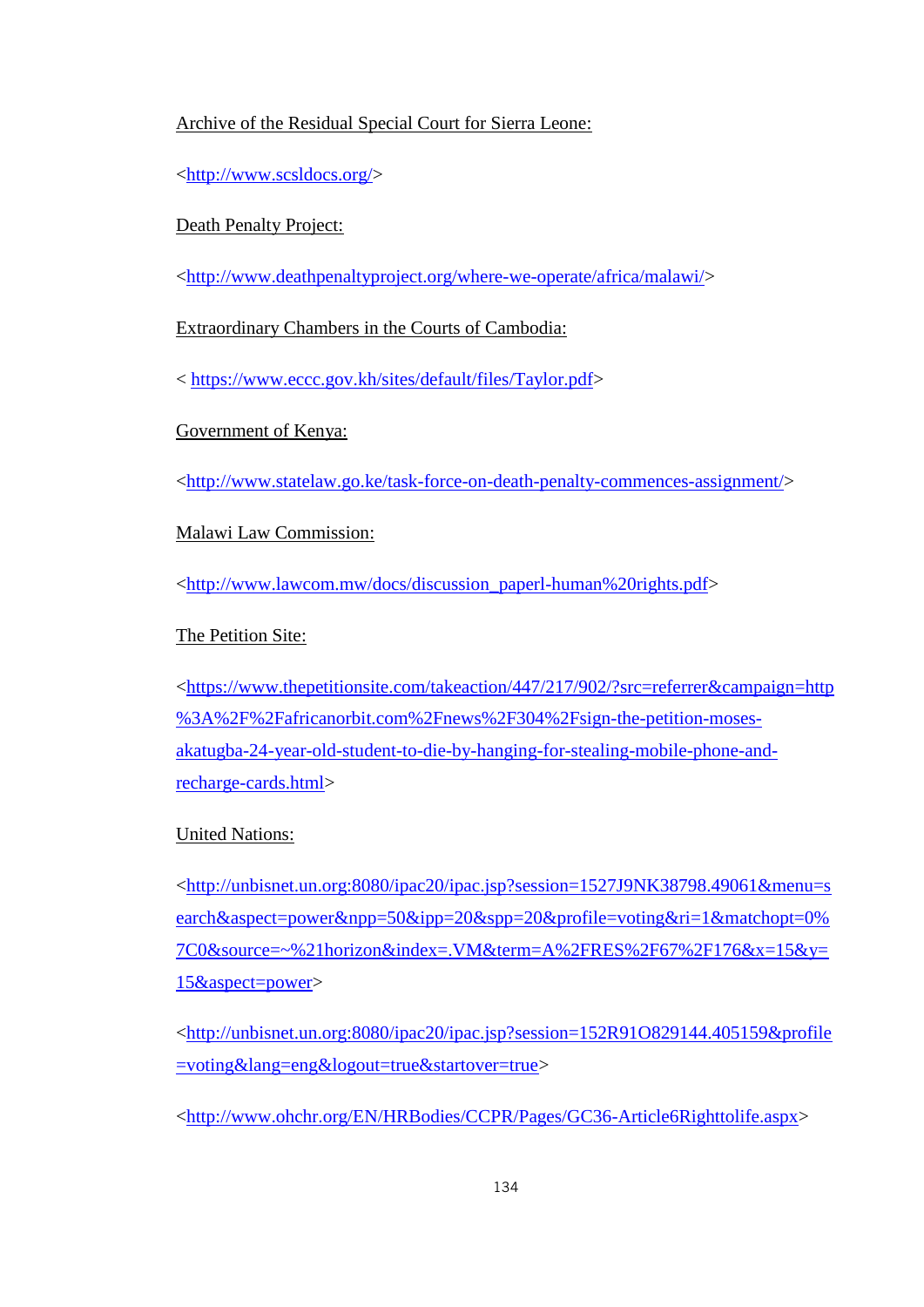Archive of the Residual Special Court for Sierra Leone:

<http://www.scsldocs.org/>

Death Penalty Project:

<http://www.deathpenaltyproject.org/where-we-operate/africa/malawi/>

Extraordinary Chambers in the Courts of Cambodia:

< https://www.eccc.gov.kh/sites/default/files/Taylor.pdf>

Government of Kenya:

<http://www.statelaw.go.ke/task-force-on-death-penalty-commences-assignment/>

Malawi Law Commission:

<http://www.lawcom.mw/docs/discussion_paperl-human%20rights.pdf>

The Petition Site:

<https://www.thepetitionsite.com/takeaction/447/217/902/?src=referrer&campaign=http%3A%2F%2Fafricanorbit.com%2Fnews%2F304%2Fsign-the-petition-moses-akatugba-24-year-old-student-to-die-by-hanging-for-stealing-mobile-phone-and-recharge-cards.html>

United Nations:

<http://unbisnet.un.org:8080/ipac20/ipac.jsp?session=1527J9NK38798.49061&menu=search&aspect=power&npp=50&ipp=20&spp=20&profile=voting&ri=1&matchopt=0%7C0&source=~%21horizon&index=.VM&term=A%2FRES%2F67%2F176&x=15&y=15&aspect=power>

<http://unbisnet.un.org:8080/ipac20/ipac.jsp?session=152R91O829144.405159&profile=voting&lang=eng&logout=true&startover=true>

<http://www.ohchr.org/EN/HRBodies/CCPR/Pages/GC36-Article6Righttolife.aspx>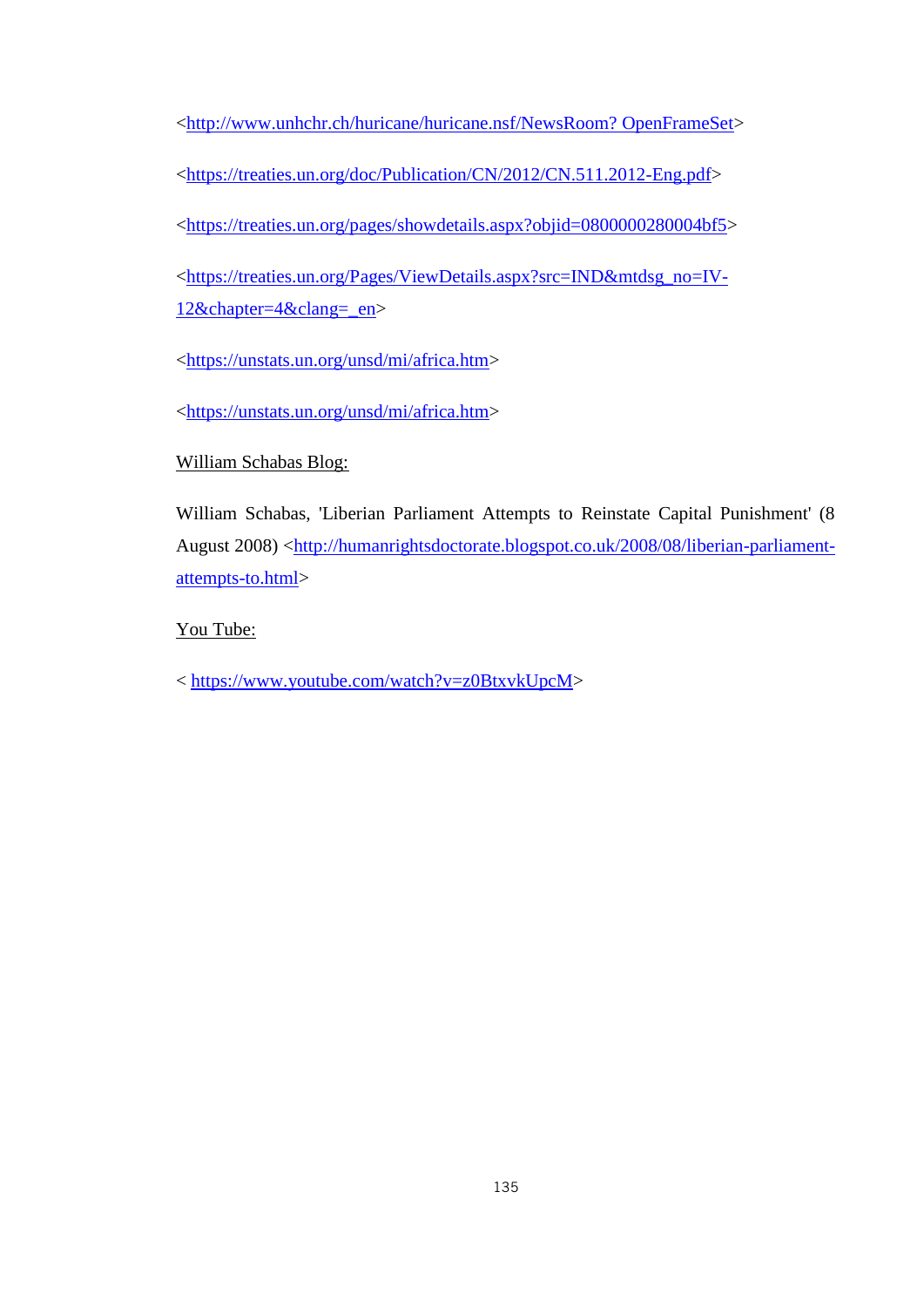<http://www.unhchr.ch/huricane/huricane.nsf/NewsRoom? OpenFrameSet>

<https://treaties.un.org/doc/Publication/CN/2012/CN.511.2012-Eng.pdf>

<https://treaties.un.org/pages/showdetails.aspx?objid=0800000280004bf5>

<https://treaties.un.org/Pages/ViewDetails.aspx?src=IND&mtdsg_no=IV-12&chapter=4&clang=_en>

<https://unstats.un.org/unsd/mi/africa.htm>

<https://unstats.un.org/unsd/mi/africa.htm>

William Schabas Blog:

William Schabas, 'Liberian Parliament Attempts to Reinstate Capital Punishment' (8 August 2008) <http://humanrightsdoctorate.blogspot.co.uk/2008/08/liberian-parliament-attempts-to.html>

You Tube:

< https://www.youtube.com/watch?v=z0BtxvkUpcM>